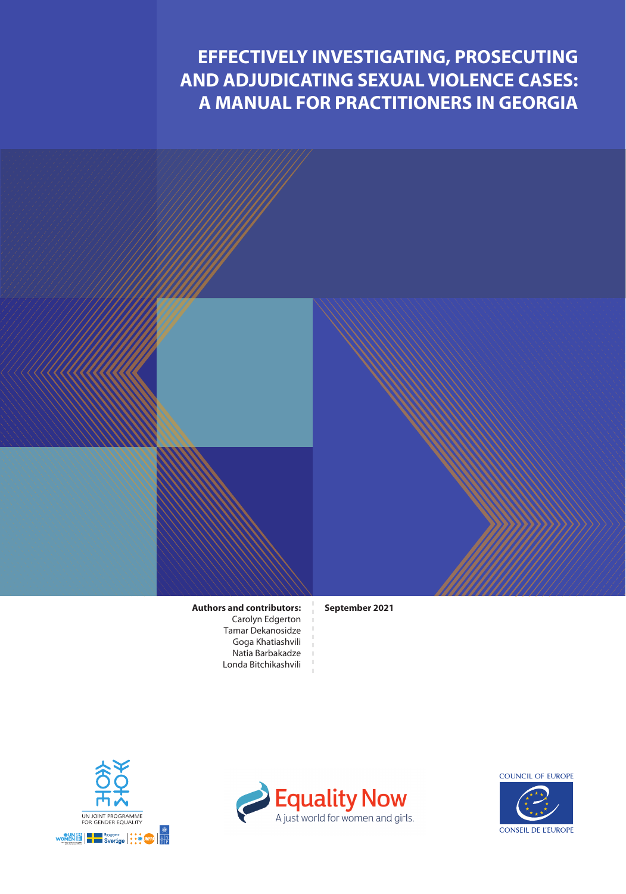# EFFECTIVELY INVESTIGATING, PROSECUTING AND ADJUDICATING SEXUAL VIOLENCE CASES: A MANUAL FOR PRACTITIONERS IN GEORGIA

**Authors and contributors:**
Carolyn Edgerton
Tamar Dekanosidze
Goga Khatiashvili
Natia Barbakadze
Londa Bitchikashvili

**September 2021**

UN JOINT PROGRAMME FOR GENDER EQUALITY

Equality Now
A just world for women and girls.

COUNCIL OF EUROPE
CONSEIL DE L'EUROPE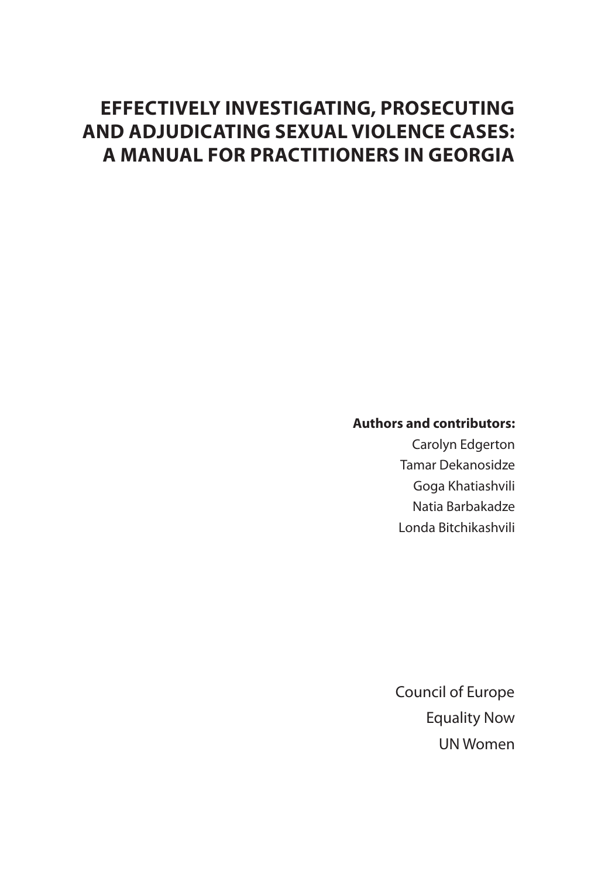# EFFECTIVELY INVESTIGATING, PROSECUTING AND ADJUDICATING SEXUAL VIOLENCE CASES: A MANUAL FOR PRACTITIONERS IN GEORGIA

**Authors and contributors:**

Carolyn Edgerton
Tamar Dekanosidze
Goga Khatiashvili
Natia Barbakadze
Londa Bitchikashvili

Council of Europe
Equality Now
UN Women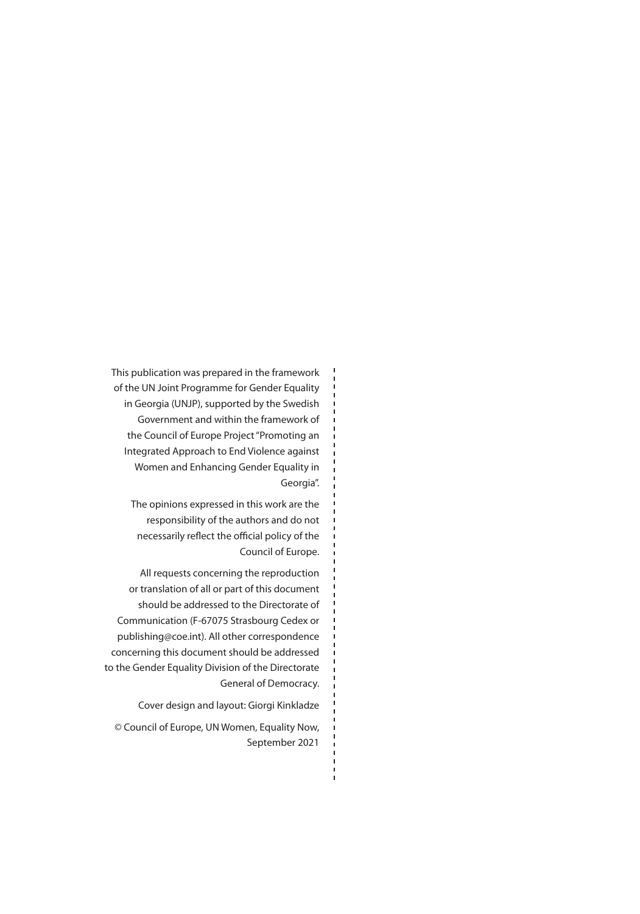This publication was prepared in the framework of the UN Joint Programme for Gender Equality in Georgia (UNJP), supported by the Swedish Government and within the framework of the Council of Europe Project "Promoting an Integrated Approach to End Violence against Women and Enhancing Gender Equality in Georgia".

The opinions expressed in this work are the responsibility of the authors and do not necessarily reflect the official policy of the Council of Europe.

All requests concerning the reproduction or translation of all or part of this document should be addressed to the Directorate of Communication (F-67075 Strasbourg Cedex or publishing@coe.int). All other correspondence concerning this document should be addressed to the Gender Equality Division of the Directorate General of Democracy.

Cover design and layout: Giorgi Kinkladze

© Council of Europe, UN Women, Equality Now, September 2021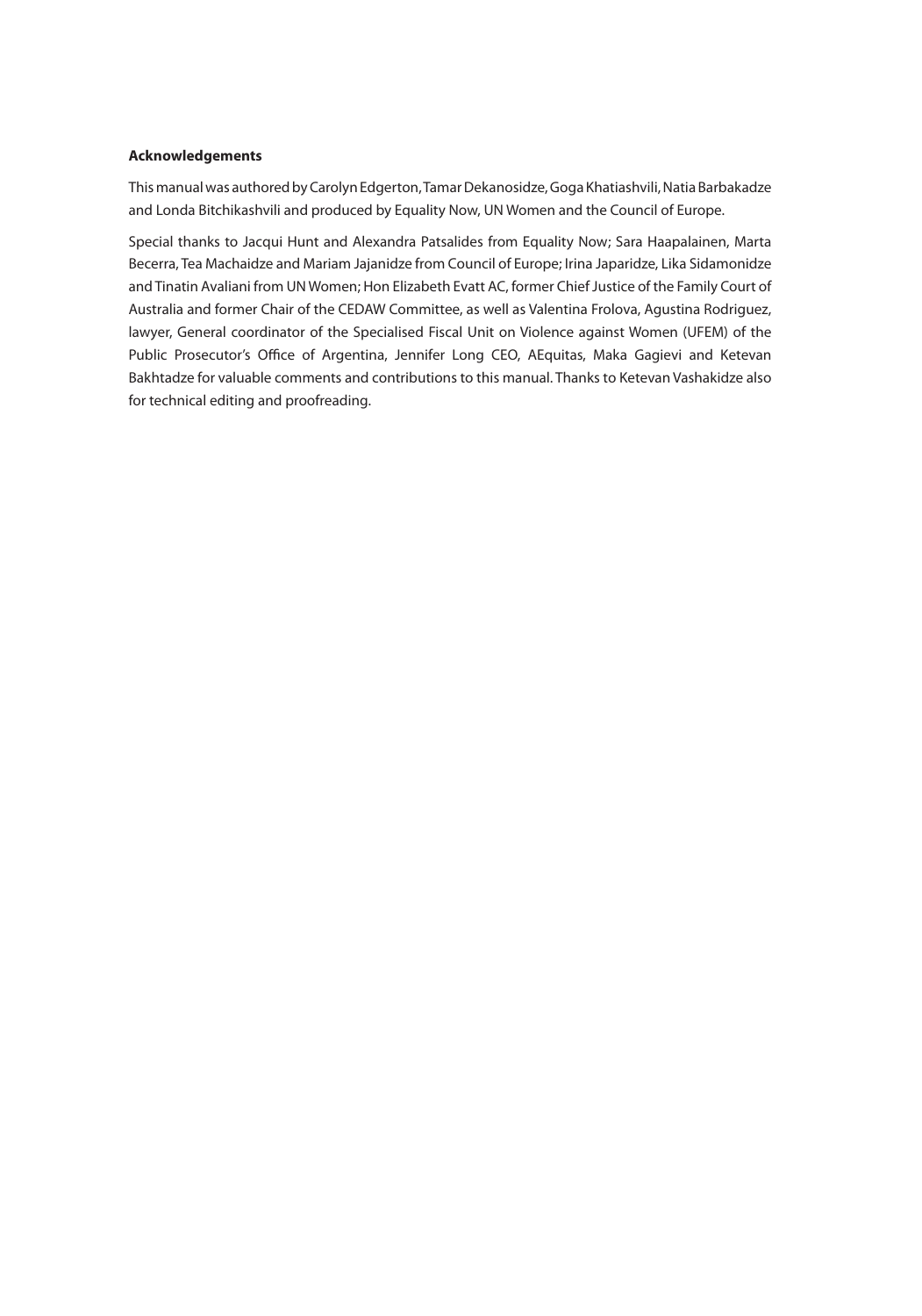**Acknowledgements**

This manual was authored by Carolyn Edgerton, Tamar Dekanosidze, Goga Khatiashvili, Natia Barbakadze and Londa Bitchikashvili and produced by Equality Now, UN Women and the Council of Europe.

Special thanks to Jacqui Hunt and Alexandra Patsalides from Equality Now; Sara Haapalainen, Marta Becerra, Tea Machaidze and Mariam Jajanidze from Council of Europe; Irina Japaridze, Lika Sidamonidze and Tinatin Avaliani from UN Women; Hon Elizabeth Evatt AC, former Chief Justice of the Family Court of Australia and former Chair of the CEDAW Committee, as well as Valentina Frolova, Agustina Rodriguez, lawyer, General coordinator of the Specialised Fiscal Unit on Violence against Women (UFEM) of the Public Prosecutor's Office of Argentina, Jennifer Long CEO, AEquitas, Maka Gagievi and Ketevan Bakhtadze for valuable comments and contributions to this manual. Thanks to Ketevan Vashakidze also for technical editing and proofreading.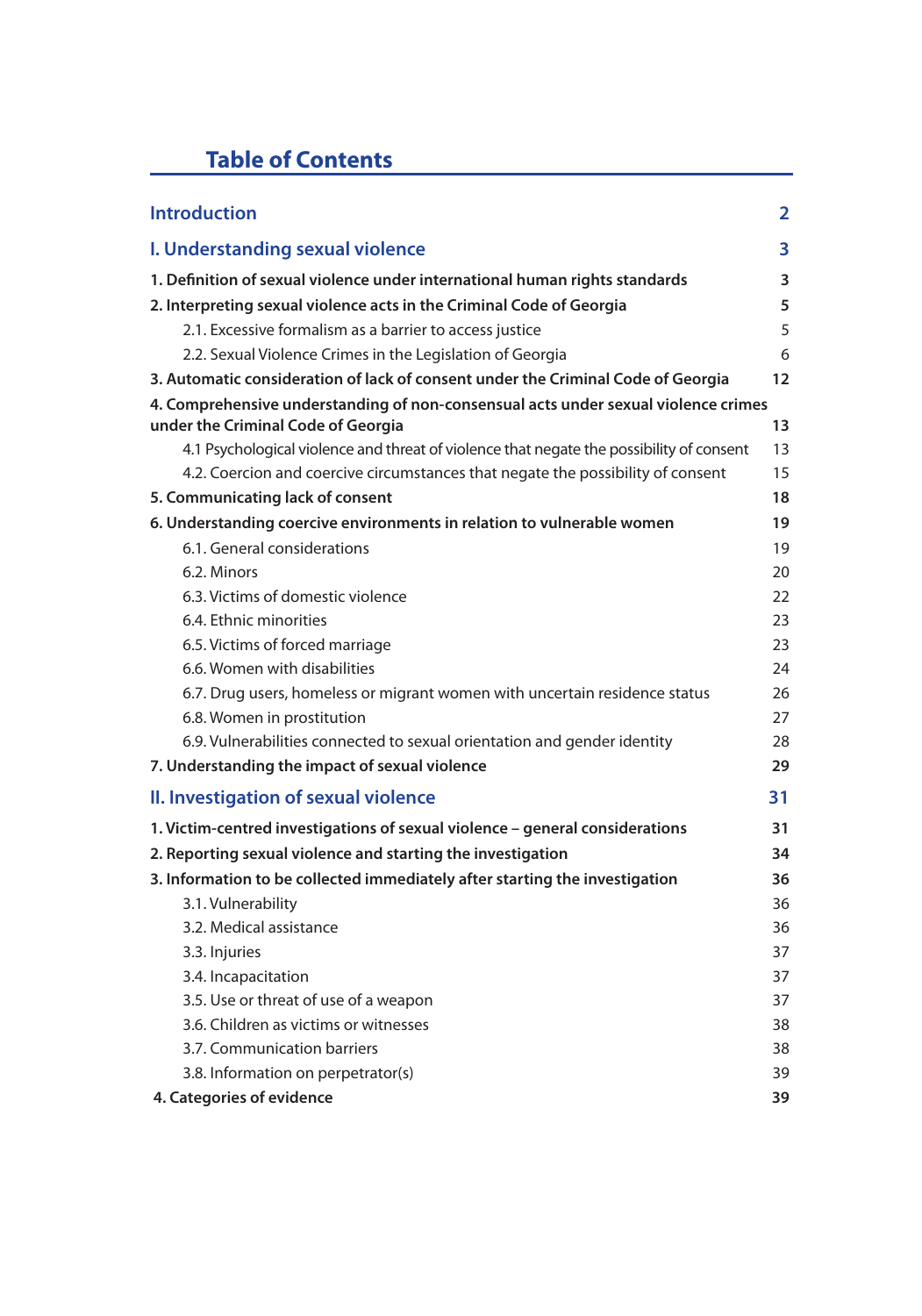# Table of Contents

| | |
|---|---|
| **Introduction** | **2** |
| **I. Understanding sexual violence** | **3** |
| **1. Definition of sexual violence under international human rights standards** | **3** |
| **2. Interpreting sexual violence acts in the Criminal Code of Georgia** | **5** |
| 2.1. Excessive formalism as a barrier to access justice | 5 |
| 2.2. Sexual Violence Crimes in the Legislation of Georgia | 6 |
| **3. Automatic consideration of lack of consent under the Criminal Code of Georgia** | **12** |
| **4. Comprehensive understanding of non-consensual acts under sexual violence crimes under the Criminal Code of Georgia** | **13** |
| 4.1 Psychological violence and threat of violence that negate the possibility of consent | 13 |
| 4.2. Coercion and coercive circumstances that negate the possibility of consent | 15 |
| **5. Communicating lack of consent** | **18** |
| **6. Understanding coercive environments in relation to vulnerable women** | **19** |
| 6.1. General considerations | 19 |
| 6.2. Minors | 20 |
| 6.3. Victims of domestic violence | 22 |
| 6.4. Ethnic minorities | 23 |
| 6.5. Victims of forced marriage | 23 |
| 6.6. Women with disabilities | 24 |
| 6.7. Drug users, homeless or migrant women with uncertain residence status | 26 |
| 6.8. Women in prostitution | 27 |
| 6.9. Vulnerabilities connected to sexual orientation and gender identity | 28 |
| **7. Understanding the impact of sexual violence** | **29** |
| **II. Investigation of sexual violence** | **31** |
| **1. Victim-centred investigations of sexual violence – general considerations** | **31** |
| **2. Reporting sexual violence and starting the investigation** | **34** |
| **3. Information to be collected immediately after starting the investigation** | **36** |
| 3.1. Vulnerability | 36 |
| 3.2. Medical assistance | 36 |
| 3.3. Injuries | 37 |
| 3.4. Incapacitation | 37 |
| 3.5. Use or threat of use of a weapon | 37 |
| 3.6. Children as victims or witnesses | 38 |
| 3.7. Communication barriers | 38 |
| 3.8. Information on perpetrator(s) | 39 |
| **4. Categories of evidence** | **39** |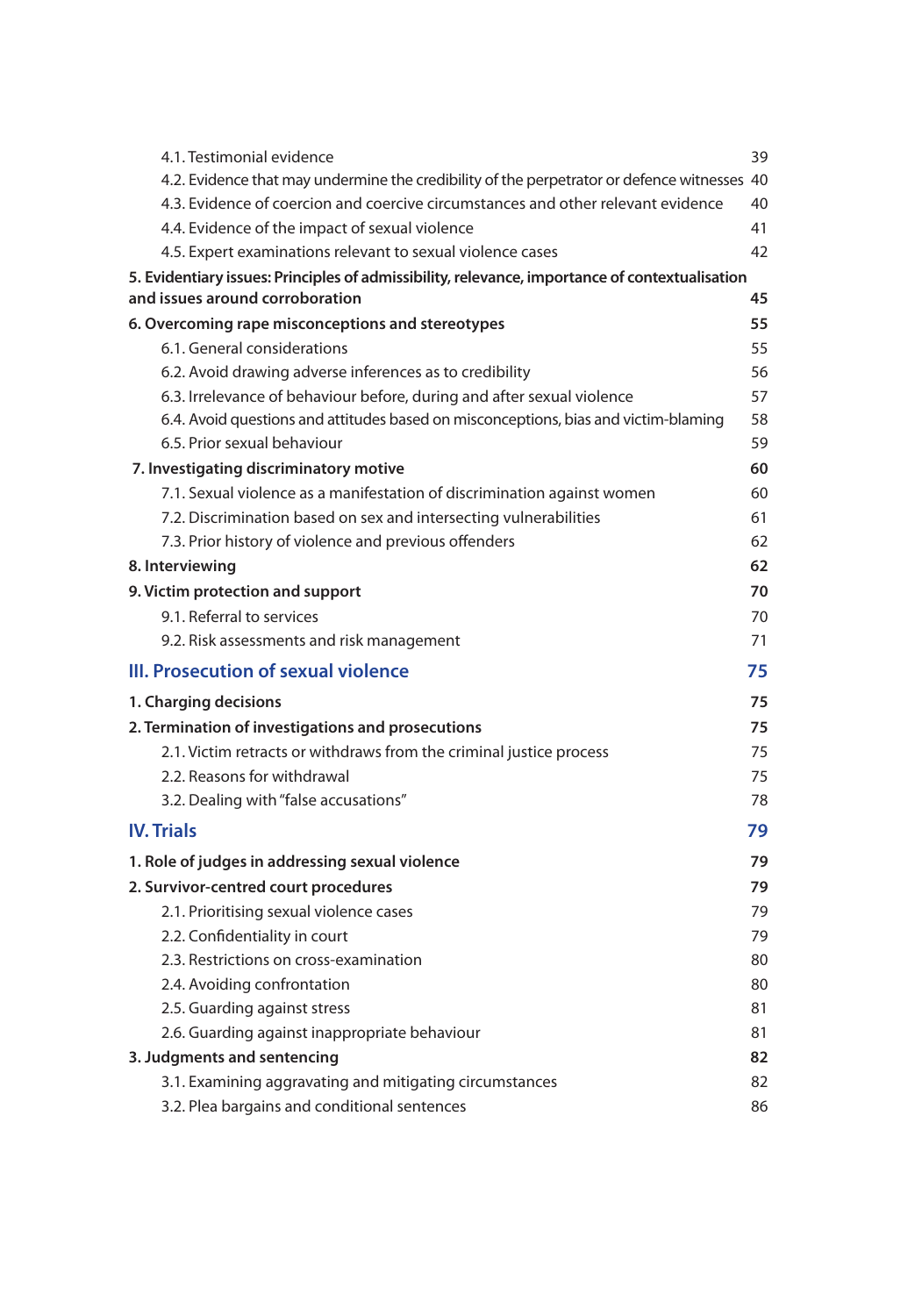4.1. Testimonial evidence 39

4.2. Evidence that may undermine the credibility of the perpetrator or defence witnesses 40

4.3. Evidence of coercion and coercive circumstances and other relevant evidence 40

4.4. Evidence of the impact of sexual violence 41

4.5. Expert examinations relevant to sexual violence cases 42

**5. Evidentiary issues: Principles of admissibility, relevance, importance of contextualisation and issues around corroboration 45**

**6. Overcoming rape misconceptions and stereotypes 55**

6.1. General considerations 55

6.2. Avoid drawing adverse inferences as to credibility 56

6.3. Irrelevance of behaviour before, during and after sexual violence 57

6.4. Avoid questions and attitudes based on misconceptions, bias and victim-blaming 58

6.5. Prior sexual behaviour 59

**7. Investigating discriminatory motive 60**

7.1. Sexual violence as a manifestation of discrimination against women 60

7.2. Discrimination based on sex and intersecting vulnerabilities 61

7.3. Prior history of violence and previous offenders 62

**8. Interviewing 62**

**9. Victim protection and support 70**

9.1. Referral to services 70

9.2. Risk assessments and risk management 71

## III. Prosecution of sexual violence 75

**1. Charging decisions 75**

**2. Termination of investigations and prosecutions 75**

2.1. Victim retracts or withdraws from the criminal justice process 75

2.2. Reasons for withdrawal 75

3.2. Dealing with "false accusations" 78

## IV. Trials 79

**1. Role of judges in addressing sexual violence 79**

**2. Survivor-centred court procedures 79**

2.1. Prioritising sexual violence cases 79

2.2. Confidentiality in court 79

2.3. Restrictions on cross-examination 80

2.4. Avoiding confrontation 80

2.5. Guarding against stress 81

2.6. Guarding against inappropriate behaviour 81

**3. Judgments and sentencing 82**

3.1. Examining aggravating and mitigating circumstances 82

3.2. Plea bargains and conditional sentences 86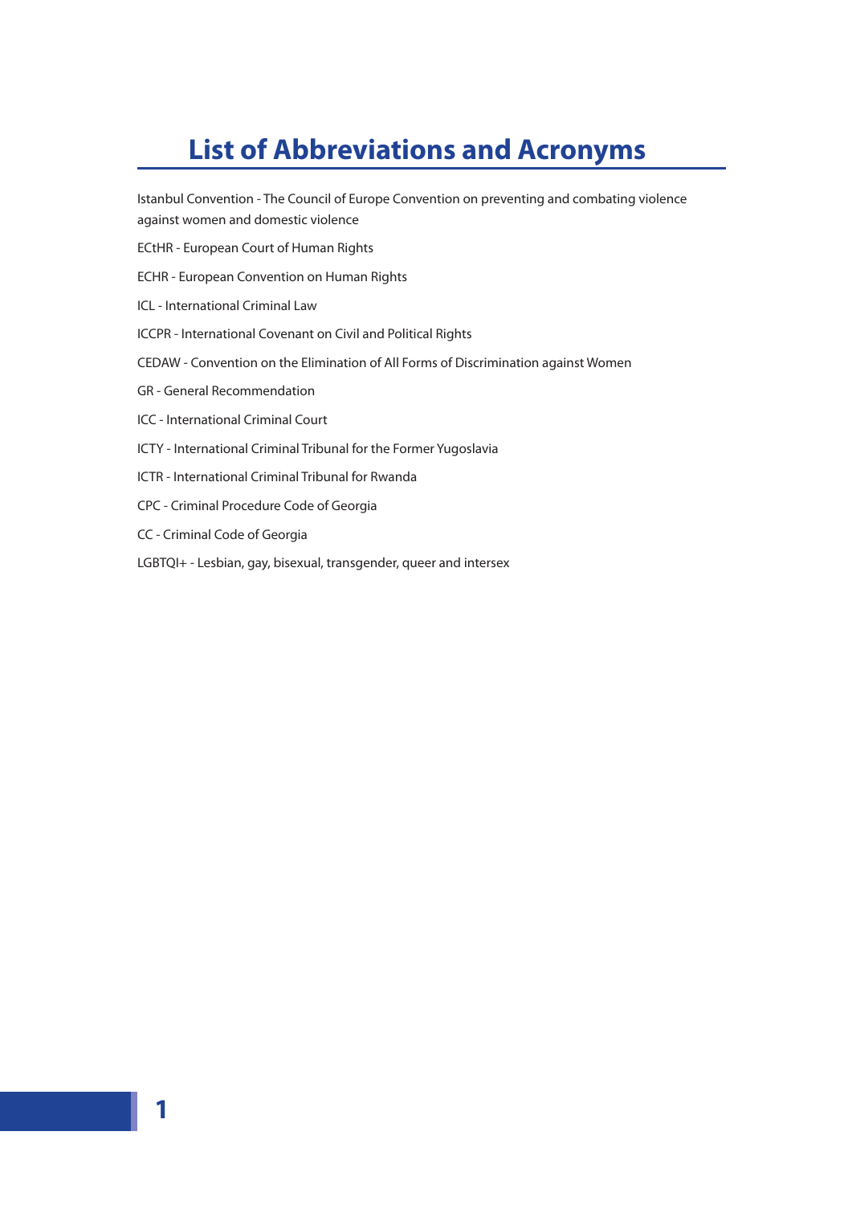# List of Abbreviations and Acronyms

Istanbul Convention - The Council of Europe Convention on preventing and combating violence against women and domestic violence

ECtHR - European Court of Human Rights

ECHR - European Convention on Human Rights

ICL - International Criminal Law

ICCPR - International Covenant on Civil and Political Rights

CEDAW - Convention on the Elimination of All Forms of Discrimination against Women

GR - General Recommendation

ICC - International Criminal Court

ICTY - International Criminal Tribunal for the Former Yugoslavia

ICTR - International Criminal Tribunal for Rwanda

CPC - Criminal Procedure Code of Georgia

CC - Criminal Code of Georgia

LGBTQI+ - Lesbian, gay, bisexual, transgender, queer and intersex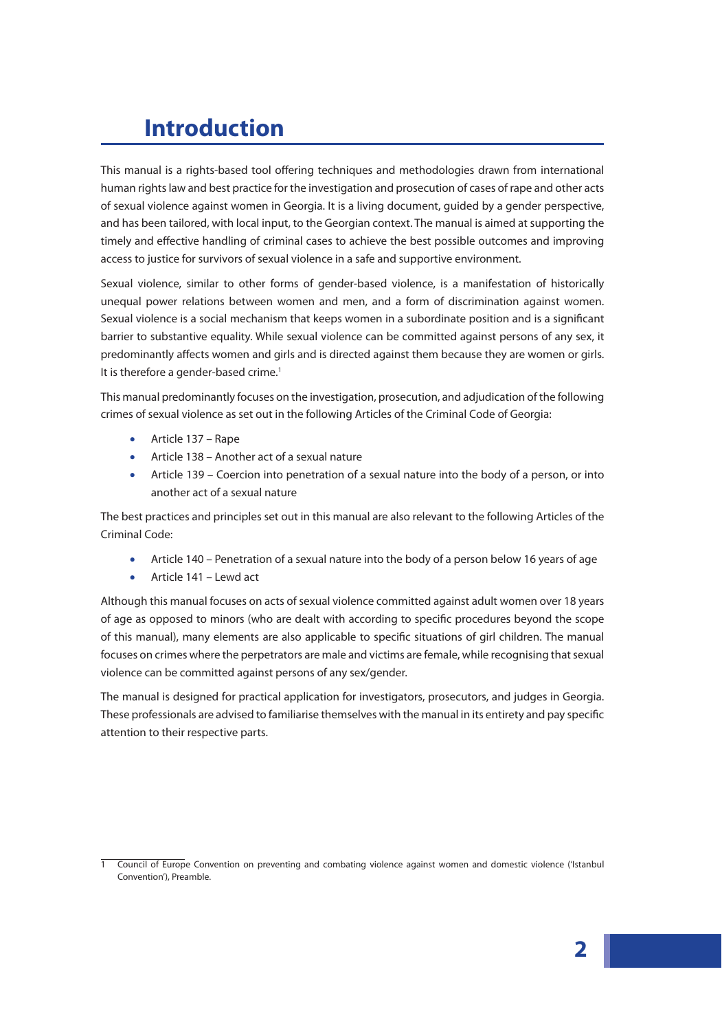# Introduction

This manual is a rights-based tool offering techniques and methodologies drawn from international human rights law and best practice for the investigation and prosecution of cases of rape and other acts of sexual violence against women in Georgia. It is a living document, guided by a gender perspective, and has been tailored, with local input, to the Georgian context. The manual is aimed at supporting the timely and effective handling of criminal cases to achieve the best possible outcomes and improving access to justice for survivors of sexual violence in a safe and supportive environment.

Sexual violence, similar to other forms of gender-based violence, is a manifestation of historically unequal power relations between women and men, and a form of discrimination against women. Sexual violence is a social mechanism that keeps women in a subordinate position and is a significant barrier to substantive equality. While sexual violence can be committed against persons of any sex, it predominantly affects women and girls and is directed against them because they are women or girls. It is therefore a gender-based crime.[1]

This manual predominantly focuses on the investigation, prosecution, and adjudication of the following crimes of sexual violence as set out in the following Articles of the Criminal Code of Georgia:

- Article 137 – Rape
- Article 138 – Another act of a sexual nature
- Article 139 – Coercion into penetration of a sexual nature into the body of a person, or into another act of a sexual nature

The best practices and principles set out in this manual are also relevant to the following Articles of the Criminal Code:

- Article 140 – Penetration of a sexual nature into the body of a person below 16 years of age
- Article 141 – Lewd act

Although this manual focuses on acts of sexual violence committed against adult women over 18 years of age as opposed to minors (who are dealt with according to specific procedures beyond the scope of this manual), many elements are also applicable to specific situations of girl children. The manual focuses on crimes where the perpetrators are male and victims are female, while recognising that sexual violence can be committed against persons of any sex/gender.

The manual is designed for practical application for investigators, prosecutors, and judges in Georgia. These professionals are advised to familiarise themselves with the manual in its entirety and pay specific attention to their respective parts.

---

1 Council of Europe Convention on preventing and combating violence against women and domestic violence ('Istanbul Convention'), Preamble.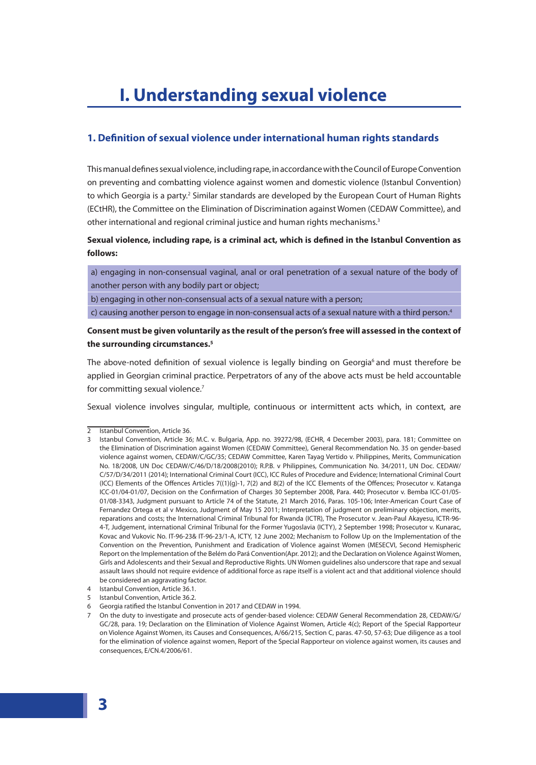# I. Understanding sexual violence

## 1. Definition of sexual violence under international human rights standards

This manual defines sexual violence, including rape, in accordance with the Council of Europe Convention on preventing and combatting violence against women and domestic violence (Istanbul Convention) to which Georgia is a party.[2] Similar standards are developed by the European Court of Human Rights (ECtHR), the Committee on the Elimination of Discrimination against Women (CEDAW Committee), and other international and regional criminal justice and human rights mechanisms.[3]

**Sexual violence, including rape, is a criminal act, which is defined in the Istanbul Convention as follows:**

a) engaging in non-consensual vaginal, anal or oral penetration of a sexual nature of the body of another person with any bodily part or object;

b) engaging in other non-consensual acts of a sexual nature with a person;

c) causing another person to engage in non-consensual acts of a sexual nature with a third person.[4]

**Consent must be given voluntarily as the result of the person's free will assessed in the context of the surrounding circumstances.[5]**

The above-noted definition of sexual violence is legally binding on Georgia[6] and must therefore be applied in Georgian criminal practice. Perpetrators of any of the above acts must be held accountable for committing sexual violence.[7]

Sexual violence involves singular, multiple, continuous or intermittent acts which, in context, are

---

2 Istanbul Convention, Article 36.

3 Istanbul Convention, Article 36; M.C. v. Bulgaria, App. no. 39272/98, (ECHR, 4 December 2003), para. 181; Committee on the Elimination of Discrimination against Women (CEDAW Committee), General Recommendation No. 35 on gender-based violence against women, CEDAW/C/GC/35; CEDAW Committee, Karen Tayag Vertido v. Philippines, Merits, Communication No. 18/2008, UN Doc CEDAW/C/46/D/18/2008(2010); R.P.B. v Philippines, Communication No. 34/2011, UN Doc. CEDAW/C/57/D/34/2011 (2014); International Criminal Court (ICC), ICC Rules of Procedure and Evidence; International Criminal Court (ICC) Elements of the Offences Articles 7((1)(g)-1, 7(2) and 8(2) of the ICC Elements of the Offences; Prosecutor v. Katanga ICC-01/04-01/07, Decision on the Confirmation of Charges 30 September 2008, Para. 440; Prosecutor v. Bemba ICC-01/05-01/08-3343, Judgment pursuant to Article 74 of the Statute, 21 March 2016, Paras. 105-106; Inter-American Court Case of Fernandez Ortega et al v Mexico, Judgment of May 15 2011; Interpretation of judgment on preliminary objection, merits, reparations and costs; the International Criminal Tribunal for Rwanda (ICTR), The Prosecutor v. Jean-Paul Akayesu, ICTR-96-4-T, Judgement, international Criminal Tribunal for the Former Yugoslavia (ICTY), 2 September 1998; Prosecutor v. Kunarac, Kovac and Vukovic No. IT-96-23& IT-96-23/1-A, ICTY, 12 June 2002; Mechanism to Follow Up on the Implementation of the Convention on the Prevention, Punishment and Eradication of Violence against Women (MESECVI, Second Hemispheric Report on the Implementation of the Belém do Pará Convention(Apr. 2012); and the Declaration on Violence Against Women, Girls and Adolescents and their Sexual and Reproductive Rights. UN Women guidelines also underscore that rape and sexual assault laws should not require evidence of additional force as rape itself is a violent act and that additional violence should be considered an aggravating factor.

4 Istanbul Convention, Article 36.1.

5 Istanbul Convention, Article 36.2.

6 Georgia ratified the Istanbul Convention in 2017 and CEDAW in 1994.

7 On the duty to investigate and prosecute acts of gender-based violence: CEDAW General Recommendation 28, CEDAW/G/GC/28, para. 19; Declaration on the Elimination of Violence Against Women, Article 4(c); Report of the Special Rapporteur on Violence Against Women, its Causes and Consequences, A/66/215, Section C, paras. 47-50, 57-63; Due diligence as a tool for the elimination of violence against women, Report of the Special Rapporteur on violence against women, its causes and consequences, E/CN.4/2006/61.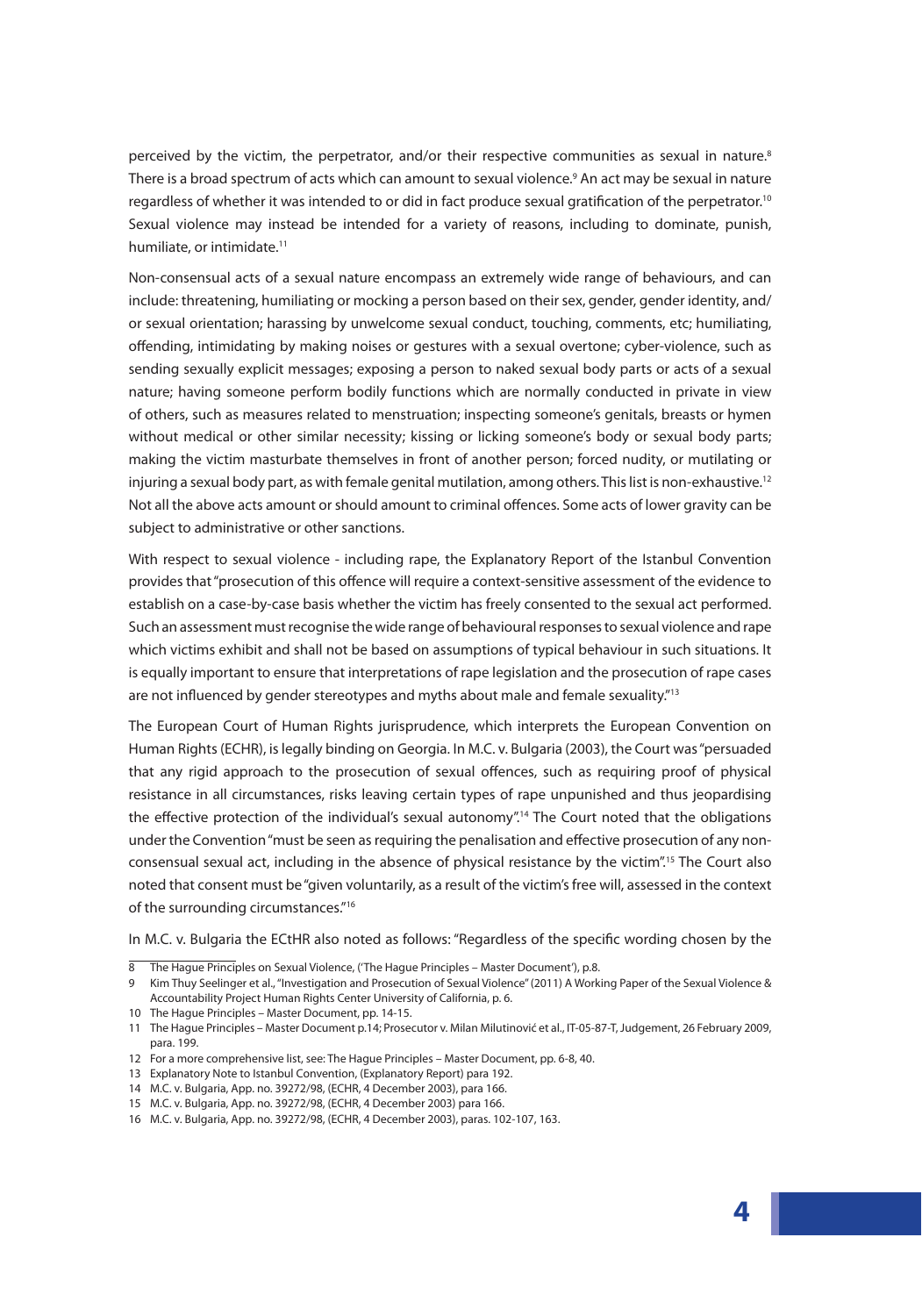perceived by the victim, the perpetrator, and/or their respective communities as sexual in nature.[8] There is a broad spectrum of acts which can amount to sexual violence.[9] An act may be sexual in nature regardless of whether it was intended to or did in fact produce sexual gratification of the perpetrator.[10] Sexual violence may instead be intended for a variety of reasons, including to dominate, punish, humiliate, or intimidate.[11]

Non-consensual acts of a sexual nature encompass an extremely wide range of behaviours, and can include: threatening, humiliating or mocking a person based on their sex, gender, gender identity, and/or sexual orientation; harassing by unwelcome sexual conduct, touching, comments, etc; humiliating, offending, intimidating by making noises or gestures with a sexual overtone; cyber-violence, such as sending sexually explicit messages; exposing a person to naked sexual body parts or acts of a sexual nature; having someone perform bodily functions which are normally conducted in private in view of others, such as measures related to menstruation; inspecting someone's genitals, breasts or hymen without medical or other similar necessity; kissing or licking someone's body or sexual body parts; making the victim masturbate themselves in front of another person; forced nudity, or mutilating or injuring a sexual body part, as with female genital mutilation, among others. This list is non-exhaustive.[12] Not all the above acts amount or should amount to criminal offences. Some acts of lower gravity can be subject to administrative or other sanctions.

With respect to sexual violence - including rape, the Explanatory Report of the Istanbul Convention provides that "prosecution of this offence will require a context-sensitive assessment of the evidence to establish on a case-by-case basis whether the victim has freely consented to the sexual act performed. Such an assessment must recognise the wide range of behavioural responses to sexual violence and rape which victims exhibit and shall not be based on assumptions of typical behaviour in such situations. It is equally important to ensure that interpretations of rape legislation and the prosecution of rape cases are not influenced by gender stereotypes and myths about male and female sexuality."[13]

The European Court of Human Rights jurisprudence, which interprets the European Convention on Human Rights (ECHR), is legally binding on Georgia. In M.C. v. Bulgaria (2003), the Court was "persuaded that any rigid approach to the prosecution of sexual offences, such as requiring proof of physical resistance in all circumstances, risks leaving certain types of rape unpunished and thus jeopardising the effective protection of the individual's sexual autonomy".[14] The Court noted that the obligations under the Convention "must be seen as requiring the penalisation and effective prosecution of any non-consensual sexual act, including in the absence of physical resistance by the victim".[15] The Court also noted that consent must be "given voluntarily, as a result of the victim's free will, assessed in the context of the surrounding circumstances."[16]

In M.C. v. Bulgaria the ECtHR also noted as follows: "Regardless of the specific wording chosen by the

---

8 The Hague Principles on Sexual Violence, ('The Hague Principles – Master Document'), p.8.

9 Kim Thuy Seelinger et al., "Investigation and Prosecution of Sexual Violence" (2011) A Working Paper of the Sexual Violence & Accountability Project Human Rights Center University of California, p. 6.

10 The Hague Principles – Master Document, pp. 14-15.

11 The Hague Principles – Master Document p.14; Prosecutor v. Milan Milutinović et al., IT-05-87-T, Judgement, 26 February 2009, para. 199.

12 For a more comprehensive list, see: The Hague Principles – Master Document, pp. 6-8, 40.

13 Explanatory Note to Istanbul Convention, (Explanatory Report) para 192.

14 M.C. v. Bulgaria, App. no. 39272/98, (ECHR, 4 December 2003), para 166.

15 M.C. v. Bulgaria, App. no. 39272/98, (ECHR, 4 December 2003) para 166.

16 M.C. v. Bulgaria, App. no. 39272/98, (ECHR, 4 December 2003), paras. 102-107, 163.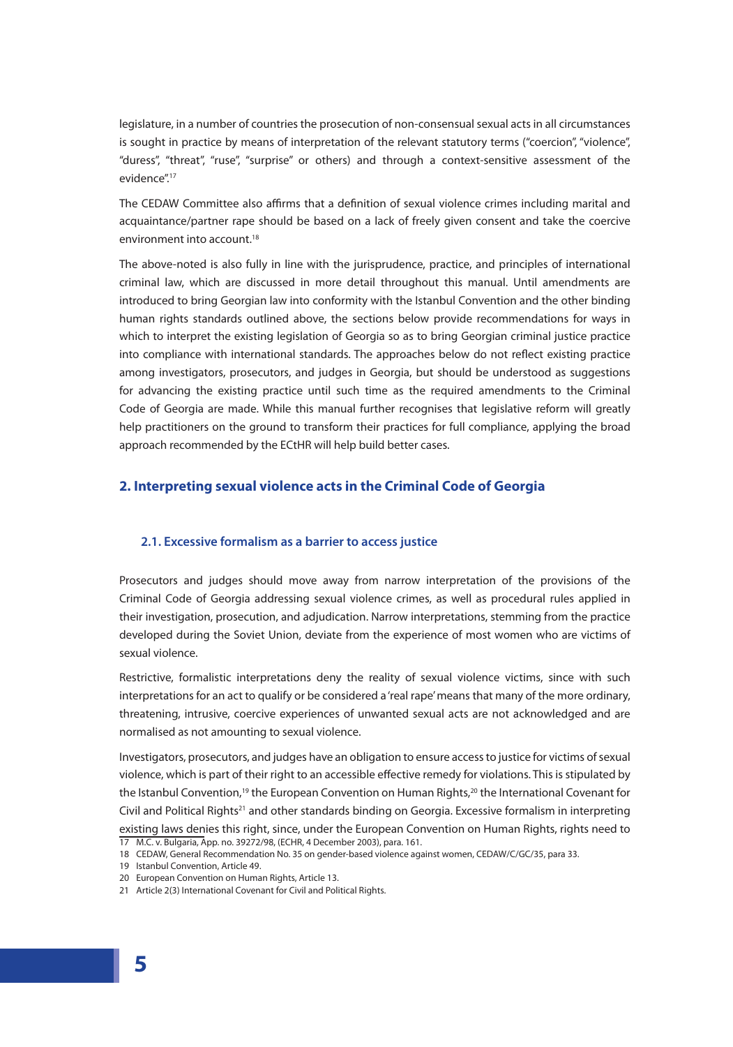legislature, in a number of countries the prosecution of non-consensual sexual acts in all circumstances is sought in practice by means of interpretation of the relevant statutory terms ("coercion", "violence", "duress", "threat", "ruse", "surprise" or others) and through a context-sensitive assessment of the evidence".[17]

The CEDAW Committee also affirms that a definition of sexual violence crimes including marital and acquaintance/partner rape should be based on a lack of freely given consent and take the coercive environment into account.[18]

The above-noted is also fully in line with the jurisprudence, practice, and principles of international criminal law, which are discussed in more detail throughout this manual. Until amendments are introduced to bring Georgian law into conformity with the Istanbul Convention and the other binding human rights standards outlined above, the sections below provide recommendations for ways in which to interpret the existing legislation of Georgia so as to bring Georgian criminal justice practice into compliance with international standards. The approaches below do not reflect existing practice among investigators, prosecutors, and judges in Georgia, but should be understood as suggestions for advancing the existing practice until such time as the required amendments to the Criminal Code of Georgia are made. While this manual further recognises that legislative reform will greatly help practitioners on the ground to transform their practices for full compliance, applying the broad approach recommended by the ECtHR will help build better cases.

## 2. Interpreting sexual violence acts in the Criminal Code of Georgia

### 2.1. Excessive formalism as a barrier to access justice

Prosecutors and judges should move away from narrow interpretation of the provisions of the Criminal Code of Georgia addressing sexual violence crimes, as well as procedural rules applied in their investigation, prosecution, and adjudication. Narrow interpretations, stemming from the practice developed during the Soviet Union, deviate from the experience of most women who are victims of sexual violence.

Restrictive, formalistic interpretations deny the reality of sexual violence victims, since with such interpretations for an act to qualify or be considered a 'real rape' means that many of the more ordinary, threatening, intrusive, coercive experiences of unwanted sexual acts are not acknowledged and are normalised as not amounting to sexual violence.

Investigators, prosecutors, and judges have an obligation to ensure access to justice for victims of sexual violence, which is part of their right to an accessible effective remedy for violations. This is stipulated by the Istanbul Convention,[19] the European Convention on Human Rights,[20] the International Covenant for Civil and Political Rights[21] and other standards binding on Georgia. Excessive formalism in interpreting existing laws denies this right, since, under the European Convention on Human Rights, rights need to

17 M.C. v. Bulgaria, App. no. 39272/98, (ECHR, 4 December 2003), para. 161.

18 CEDAW, General Recommendation No. 35 on gender-based violence against women, CEDAW/C/GC/35, para 33.

19 Istanbul Convention, Article 49.

20 European Convention on Human Rights, Article 13.

21 Article 2(3) International Covenant for Civil and Political Rights.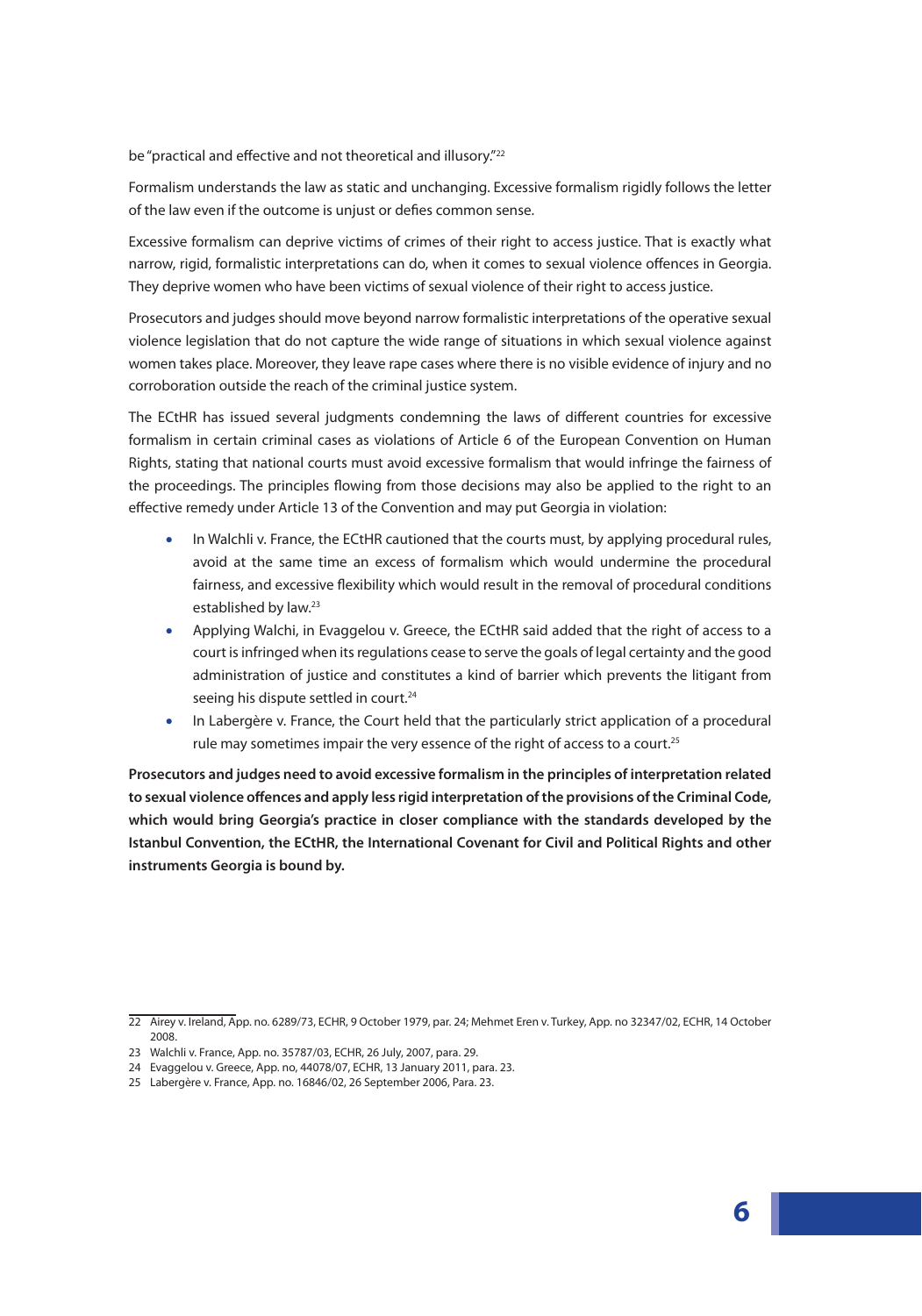be "practical and effective and not theoretical and illusory."[22]

Formalism understands the law as static and unchanging. Excessive formalism rigidly follows the letter of the law even if the outcome is unjust or defies common sense.

Excessive formalism can deprive victims of crimes of their right to access justice. That is exactly what narrow, rigid, formalistic interpretations can do, when it comes to sexual violence offences in Georgia. They deprive women who have been victims of sexual violence of their right to access justice.

Prosecutors and judges should move beyond narrow formalistic interpretations of the operative sexual violence legislation that do not capture the wide range of situations in which sexual violence against women takes place. Moreover, they leave rape cases where there is no visible evidence of injury and no corroboration outside the reach of the criminal justice system.

The ECtHR has issued several judgments condemning the laws of different countries for excessive formalism in certain criminal cases as violations of Article 6 of the European Convention on Human Rights, stating that national courts must avoid excessive formalism that would infringe the fairness of the proceedings. The principles flowing from those decisions may also be applied to the right to an effective remedy under Article 13 of the Convention and may put Georgia in violation:

- In Walchli v. France, the ECtHR cautioned that the courts must, by applying procedural rules, avoid at the same time an excess of formalism which would undermine the procedural fairness, and excessive flexibility which would result in the removal of procedural conditions established by law.[23]
- Applying Walchi, in Evaggelou v. Greece, the ECtHR said added that the right of access to a court is infringed when its regulations cease to serve the goals of legal certainty and the good administration of justice and constitutes a kind of barrier which prevents the litigant from seeing his dispute settled in court.[24]
- In Labergère v. France, the Court held that the particularly strict application of a procedural rule may sometimes impair the very essence of the right of access to a court.[25]

**Prosecutors and judges need to avoid excessive formalism in the principles of interpretation related to sexual violence offences and apply less rigid interpretation of the provisions of the Criminal Code, which would bring Georgia's practice in closer compliance with the standards developed by the Istanbul Convention, the ECtHR, the International Covenant for Civil and Political Rights and other instruments Georgia is bound by.**

---

22 Airey v. Ireland, App. no. 6289/73, ECHR, 9 October 1979, par. 24; Mehmet Eren v. Turkey, App. no 32347/02, ECHR, 14 October 2008.

23 Walchli v. France, App. no. 35787/03, ECHR, 26 July, 2007, para. 29.

24 Evaggelou v. Greece, App. no, 44078/07, ECHR, 13 January 2011, para. 23.

25 Labergère v. France, App. no. 16846/02, 26 September 2006, Para. 23.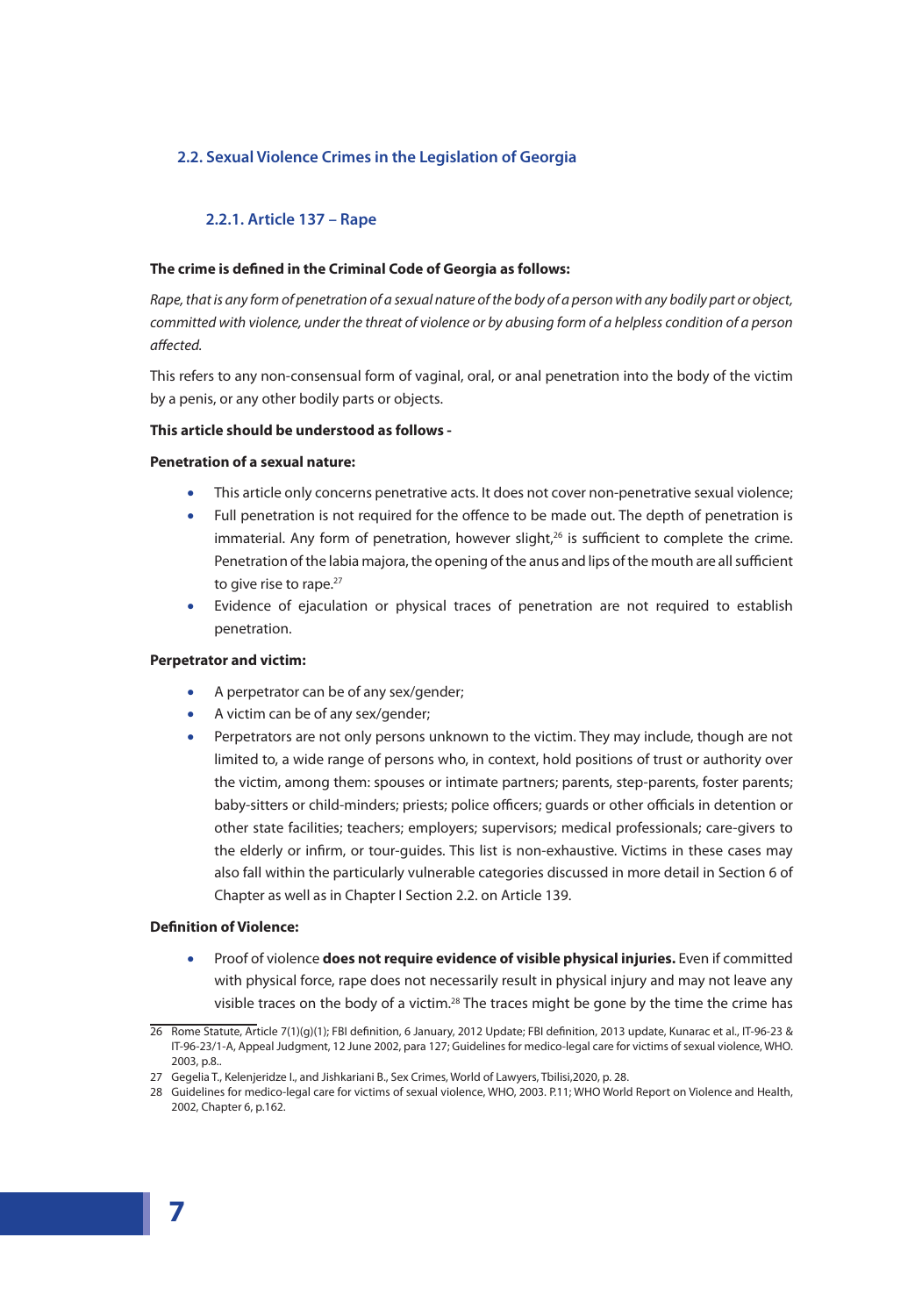## 2.2. Sexual Violence Crimes in the Legislation of Georgia

### 2.2.1. Article 137 – Rape

**The crime is defined in the Criminal Code of Georgia as follows:**

*Rape, that is any form of penetration of a sexual nature of the body of a person with any bodily part or object, committed with violence, under the threat of violence or by abusing form of a helpless condition of a person affected.*

This refers to any non-consensual form of vaginal, oral, or anal penetration into the body of the victim by a penis, or any other bodily parts or objects.

**This article should be understood as follows -**

**Penetration of a sexual nature:**

- This article only concerns penetrative acts. It does not cover non-penetrative sexual violence;
- Full penetration is not required for the offence to be made out. The depth of penetration is immaterial. Any form of penetration, however slight,[26] is sufficient to complete the crime. Penetration of the labia majora, the opening of the anus and lips of the mouth are all sufficient to give rise to rape.[27]
- Evidence of ejaculation or physical traces of penetration are not required to establish penetration.

**Perpetrator and victim:**

- A perpetrator can be of any sex/gender;
- A victim can be of any sex/gender;
- Perpetrators are not only persons unknown to the victim. They may include, though are not limited to, a wide range of persons who, in context, hold positions of trust or authority over the victim, among them: spouses or intimate partners; parents, step-parents, foster parents; baby-sitters or child-minders; priests; police officers; guards or other officials in detention or other state facilities; teachers; employers; supervisors; medical professionals; care-givers to the elderly or infirm, or tour-guides. This list is non-exhaustive. Victims in these cases may also fall within the particularly vulnerable categories discussed in more detail in Section 6 of Chapter as well as in Chapter I Section 2.2. on Article 139.

**Definition of Violence:**

- Proof of violence **does not require evidence of visible physical injuries.** Even if committed with physical force, rape does not necessarily result in physical injury and may not leave any visible traces on the body of a victim.[28] The traces might be gone by the time the crime has

---

26 Rome Statute, Article 7(1)(g)(1); FBI definition, 6 January, 2012 Update; FBI definition, 2013 update, Kunarac et al., IT-96-23 & IT-96-23/1-A, Appeal Judgment, 12 June 2002, para 127; Guidelines for medico-legal care for victims of sexual violence, WHO. 2003, p.8..

27 Gegelia T., Kelenjeridze I., and Jishkariani B., Sex Crimes, World of Lawyers, Tbilisi,2020, p. 28.

28 Guidelines for medico-legal care for victims of sexual violence, WHO, 2003. P.11; WHO World Report on Violence and Health, 2002, Chapter 6, p.162.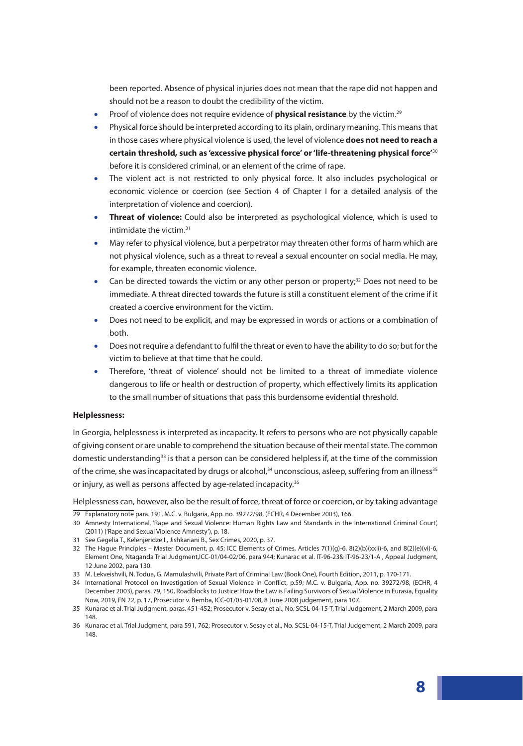been reported. Absence of physical injuries does not mean that the rape did not happen and should not be a reason to doubt the credibility of the victim.

- Proof of violence does not require evidence of **physical resistance** by the victim.[29]
- Physical force should be interpreted according to its plain, ordinary meaning. This means that in those cases where physical violence is used, the level of violence **does not need to reach a certain threshold, such as 'excessive physical force' or 'life-threatening physical force'**[30] before it is considered criminal, or an element of the crime of rape.
- The violent act is not restricted to only physical force. It also includes psychological or economic violence or coercion (see Section 4 of Chapter I for a detailed analysis of the interpretation of violence and coercion).
- **Threat of violence:** Could also be interpreted as psychological violence, which is used to intimidate the victim.[31]
- May refer to physical violence, but a perpetrator may threaten other forms of harm which are not physical violence, such as a threat to reveal a sexual encounter on social media. He may, for example, threaten economic violence.
- Can be directed towards the victim or any other person or property;[32] Does not need to be immediate. A threat directed towards the future is still a constituent element of the crime if it created a coercive environment for the victim.
- Does not need to be explicit, and may be expressed in words or actions or a combination of both.
- Does not require a defendant to fulfil the threat or even to have the ability to do so; but for the victim to believe at that time that he could.
- Therefore, 'threat of violence' should not be limited to a threat of immediate violence dangerous to life or health or destruction of property, which effectively limits its application to the small number of situations that pass this burdensome evidential threshold.

**Helplessness:**

In Georgia, helplessness is interpreted as incapacity. It refers to persons who are not physically capable of giving consent or are unable to comprehend the situation because of their mental state. The common domestic understanding[33] is that a person can be considered helpless if, at the time of the commission of the crime, she was incapacitated by drugs or alcohol,[34] unconscious, asleep, suffering from an illness[35] or injury, as well as persons affected by age-related incapacity.[36]

Helplessness can, however, also be the result of force, threat of force or coercion, or by taking advantage

---

29 Explanatory note para. 191, M.C. v. Bulgaria, App. no. 39272/98, (ECHR, 4 December 2003), 166.

30 Amnesty International, 'Rape and Sexual Violence: Human Rights Law and Standards in the International Criminal Court', (2011) ('Rape and Sexual Violence Amnesty'), p. 18.

31 See Gegelia T., Kelenjeridze I., Jishkariani B., Sex Crimes, 2020, p. 37.

32 The Hague Principles – Master Document, p. 45; ICC Elements of Crimes, Articles 7(1)(g)-6, 8(2)(b)(xxii)-6, and 8(2)(e)(vi)-6, Element One, Ntaganda Trial Judgment,ICC-01/04-02/06, para 944; Kunarac et al. IT-96-23& IT-96-23/1-A , Appeal Judgment, 12 June 2002, para 130.

33 M. Lekveishvili, N. Todua, G. Mamulashvili, Private Part of Criminal Law (Book One), Fourth Edition, 2011, p. 170-171.

34 International Protocol on Investigation of Sexual Violence in Conflict, p.59; M.C. v. Bulgaria, App. no. 39272/98, (ECHR, 4 December 2003), paras. 79, 150, Roadblocks to Justice: How the Law is Failing Survivors of Sexual Violence in Eurasia, Equality Now, 2019, FN 22, p. 17, Prosecutor v. Bemba, ICC-01/05-01/08, 8 June 2008 judgement, para 107.

35 Kunarac et al. Trial Judgment, paras. 451-452; Prosecutor v. Sesay et al., No. SCSL-04-15-T, Trial Judgement, 2 March 2009, para 148.

36 Kunarac et al. Trial Judgment, para 591, 762; Prosecutor v. Sesay et al., No. SCSL-04-15-T, Trial Judgement, 2 March 2009, para 148.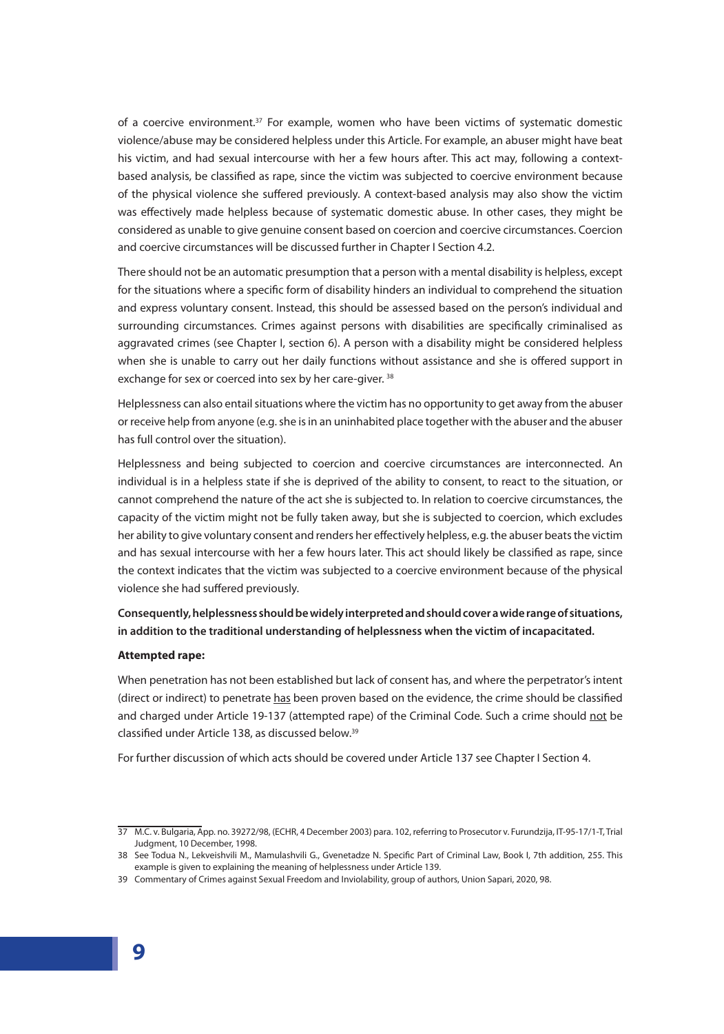of a coercive environment.[37] For example, women who have been victims of systematic domestic violence/abuse may be considered helpless under this Article. For example, an abuser might have beat his victim, and had sexual intercourse with her a few hours after. This act may, following a context-based analysis, be classified as rape, since the victim was subjected to coercive environment because of the physical violence she suffered previously. A context-based analysis may also show the victim was effectively made helpless because of systematic domestic abuse. In other cases, they might be considered as unable to give genuine consent based on coercion and coercive circumstances. Coercion and coercive circumstances will be discussed further in Chapter I Section 4.2.

There should not be an automatic presumption that a person with a mental disability is helpless, except for the situations where a specific form of disability hinders an individual to comprehend the situation and express voluntary consent. Instead, this should be assessed based on the person's individual and surrounding circumstances. Crimes against persons with disabilities are specifically criminalised as aggravated crimes (see Chapter I, section 6). A person with a disability might be considered helpless when she is unable to carry out her daily functions without assistance and she is offered support in exchange for sex or coerced into sex by her care-giver.[38]

Helplessness can also entail situations where the victim has no opportunity to get away from the abuser or receive help from anyone (e.g. she is in an uninhabited place together with the abuser and the abuser has full control over the situation).

Helplessness and being subjected to coercion and coercive circumstances are interconnected. An individual is in a helpless state if she is deprived of the ability to consent, to react to the situation, or cannot comprehend the nature of the act she is subjected to. In relation to coercive circumstances, the capacity of the victim might not be fully taken away, but she is subjected to coercion, which excludes her ability to give voluntary consent and renders her effectively helpless, e.g. the abuser beats the victim and has sexual intercourse with her a few hours later. This act should likely be classified as rape, since the context indicates that the victim was subjected to a coercive environment because of the physical violence she had suffered previously.

**Consequently, helplessness should be widely interpreted and should cover a wide range of situations, in addition to the traditional understanding of helplessness when the victim of incapacitated.**

**Attempted rape:**

When penetration has not been established but lack of consent has, and where the perpetrator's intent (direct or indirect) to penetrate has been proven based on the evidence, the crime should be classified and charged under Article 19-137 (attempted rape) of the Criminal Code. Such a crime should not be classified under Article 138, as discussed below.[39]

For further discussion of which acts should be covered under Article 137 see Chapter I Section 4.

---

37 M.C. v. Bulgaria, App. no. 39272/98, (ECHR, 4 December 2003) para. 102, referring to Prosecutor v. Furundzija, IT-95-17/1-T, Trial Judgment, 10 December, 1998.

38 See Todua N., Lekveishvili M., Mamulashvili G., Gvenetadze N. Specific Part of Criminal Law, Book I, 7th addition, 255. This example is given to explaining the meaning of helplessness under Article 139.

39 Commentary of Crimes against Sexual Freedom and Inviolability, group of authors, Union Sapari, 2020, 98.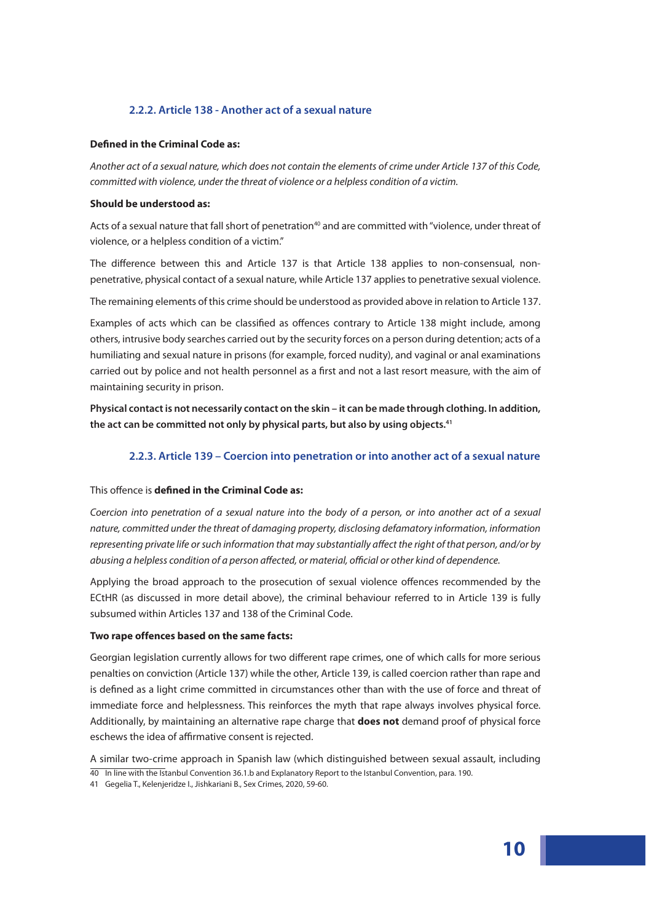### 2.2.2. Article 138 - Another act of a sexual nature

**Defined in the Criminal Code as:**

*Another act of a sexual nature, which does not contain the elements of crime under Article 137 of this Code, committed with violence, under the threat of violence or a helpless condition of a victim.*

**Should be understood as:**

Acts of a sexual nature that fall short of penetration[40] and are committed with "violence, under threat of violence, or a helpless condition of a victim."

The difference between this and Article 137 is that Article 138 applies to non-consensual, non-penetrative, physical contact of a sexual nature, while Article 137 applies to penetrative sexual violence.

The remaining elements of this crime should be understood as provided above in relation to Article 137.

Examples of acts which can be classified as offences contrary to Article 138 might include, among others, intrusive body searches carried out by the security forces on a person during detention; acts of a humiliating and sexual nature in prisons (for example, forced nudity), and vaginal or anal examinations carried out by police and not health personnel as a first and not a last resort measure, with the aim of maintaining security in prison.

**Physical contact is not necessarily contact on the skin – it can be made through clothing. In addition, the act can be committed not only by physical parts, but also by using objects.**[41]

### 2.2.3. Article 139 – Coercion into penetration or into another act of a sexual nature

This offence is **defined in the Criminal Code as:**

*Coercion into penetration of a sexual nature into the body of a person, or into another act of a sexual nature, committed under the threat of damaging property, disclosing defamatory information, information representing private life or such information that may substantially affect the right of that person, and/or by abusing a helpless condition of a person affected, or material, official or other kind of dependence.*

Applying the broad approach to the prosecution of sexual violence offences recommended by the ECtHR (as discussed in more detail above), the criminal behaviour referred to in Article 139 is fully subsumed within Articles 137 and 138 of the Criminal Code.

**Two rape offences based on the same facts:**

Georgian legislation currently allows for two different rape crimes, one of which calls for more serious penalties on conviction (Article 137) while the other, Article 139, is called coercion rather than rape and is defined as a light crime committed in circumstances other than with the use of force and threat of immediate force and helplessness. This reinforces the myth that rape always involves physical force. Additionally, by maintaining an alternative rape charge that **does not** demand proof of physical force eschews the idea of affirmative consent is rejected.

A similar two-crime approach in Spanish law (which distinguished between sexual assault, including

---

40 In line with the Istanbul Convention 36.1.b and Explanatory Report to the Istanbul Convention, para. 190.

41 Gegelia T., Kelenjeridze I., Jishkariani B., Sex Crimes, 2020, 59-60.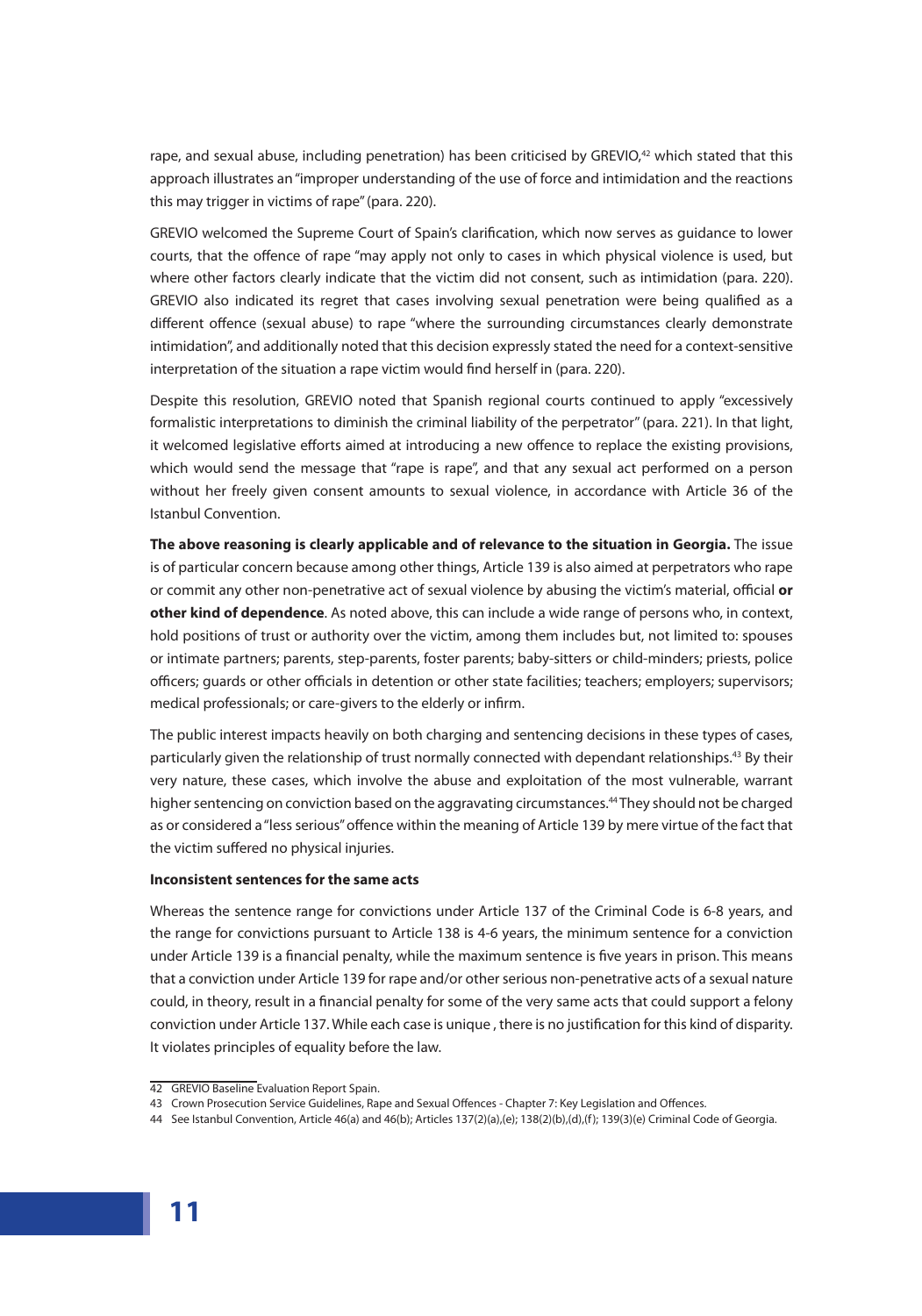rape, and sexual abuse, including penetration) has been criticised by GREVIO,[42] which stated that this approach illustrates an "improper understanding of the use of force and intimidation and the reactions this may trigger in victims of rape" (para. 220).

GREVIO welcomed the Supreme Court of Spain's clarification, which now serves as guidance to lower courts, that the offence of rape "may apply not only to cases in which physical violence is used, but where other factors clearly indicate that the victim did not consent, such as intimidation (para. 220). GREVIO also indicated its regret that cases involving sexual penetration were being qualified as a different offence (sexual abuse) to rape "where the surrounding circumstances clearly demonstrate intimidation", and additionally noted that this decision expressly stated the need for a context-sensitive interpretation of the situation a rape victim would find herself in (para. 220).

Despite this resolution, GREVIO noted that Spanish regional courts continued to apply "excessively formalistic interpretations to diminish the criminal liability of the perpetrator" (para. 221). In that light, it welcomed legislative efforts aimed at introducing a new offence to replace the existing provisions, which would send the message that "rape is rape", and that any sexual act performed on a person without her freely given consent amounts to sexual violence, in accordance with Article 36 of the Istanbul Convention.

**The above reasoning is clearly applicable and of relevance to the situation in Georgia.** The issue is of particular concern because among other things, Article 139 is also aimed at perpetrators who rape or commit any other non-penetrative act of sexual violence by abusing the victim's material, official **or other kind of dependence**. As noted above, this can include a wide range of persons who, in context, hold positions of trust or authority over the victim, among them includes but, not limited to: spouses or intimate partners; parents, step-parents, foster parents; baby-sitters or child-minders; priests, police officers; guards or other officials in detention or other state facilities; teachers; employers; supervisors; medical professionals; or care-givers to the elderly or infirm.

The public interest impacts heavily on both charging and sentencing decisions in these types of cases, particularly given the relationship of trust normally connected with dependant relationships.[43] By their very nature, these cases, which involve the abuse and exploitation of the most vulnerable, warrant higher sentencing on conviction based on the aggravating circumstances.[44] They should not be charged as or considered a "less serious" offence within the meaning of Article 139 by mere virtue of the fact that the victim suffered no physical injuries.

**Inconsistent sentences for the same acts**

Whereas the sentence range for convictions under Article 137 of the Criminal Code is 6-8 years, and the range for convictions pursuant to Article 138 is 4-6 years, the minimum sentence for a conviction under Article 139 is a financial penalty, while the maximum sentence is five years in prison. This means that a conviction under Article 139 for rape and/or other serious non-penetrative acts of a sexual nature could, in theory, result in a financial penalty for some of the very same acts that could support a felony conviction under Article 137. While each case is unique , there is no justification for this kind of disparity. It violates principles of equality before the law.

---

42 GREVIO Baseline Evaluation Report Spain.

43 Crown Prosecution Service Guidelines, Rape and Sexual Offences - Chapter 7: Key Legislation and Offences.

44 See Istanbul Convention, Article 46(a) and 46(b); Articles 137(2)(a),(e); 138(2)(b),(d),(f); 139(3)(e) Criminal Code of Georgia.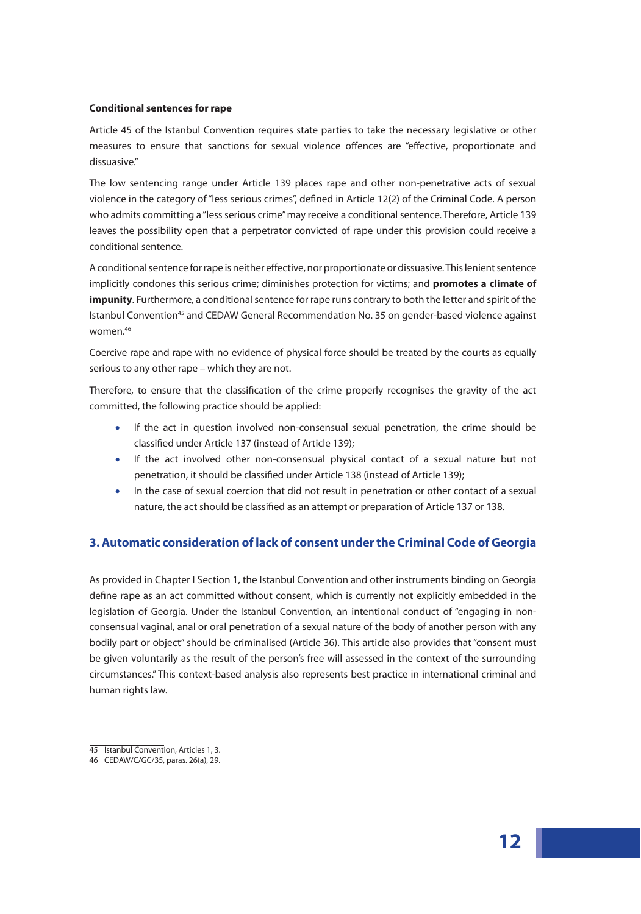**Conditional sentences for rape**

Article 45 of the Istanbul Convention requires state parties to take the necessary legislative or other measures to ensure that sanctions for sexual violence offences are "effective, proportionate and dissuasive."

The low sentencing range under Article 139 places rape and other non-penetrative acts of sexual violence in the category of "less serious crimes", defined in Article 12(2) of the Criminal Code. A person who admits committing a "less serious crime" may receive a conditional sentence. Therefore, Article 139 leaves the possibility open that a perpetrator convicted of rape under this provision could receive a conditional sentence.

A conditional sentence for rape is neither effective, nor proportionate or dissuasive. This lenient sentence implicitly condones this serious crime; diminishes protection for victims; and **promotes a climate of impunity**. Furthermore, a conditional sentence for rape runs contrary to both the letter and spirit of the Istanbul Convention[45] and CEDAW General Recommendation No. 35 on gender-based violence against women.[46]

Coercive rape and rape with no evidence of physical force should be treated by the courts as equally serious to any other rape – which they are not.

Therefore, to ensure that the classification of the crime properly recognises the gravity of the act committed, the following practice should be applied:

- If the act in question involved non-consensual sexual penetration, the crime should be classified under Article 137 (instead of Article 139);
- If the act involved other non-consensual physical contact of a sexual nature but not penetration, it should be classified under Article 138 (instead of Article 139);
- In the case of sexual coercion that did not result in penetration or other contact of a sexual nature, the act should be classified as an attempt or preparation of Article 137 or 138.

## 3. Automatic consideration of lack of consent under the Criminal Code of Georgia

As provided in Chapter I Section 1, the Istanbul Convention and other instruments binding on Georgia define rape as an act committed without consent, which is currently not explicitly embedded in the legislation of Georgia. Under the Istanbul Convention, an intentional conduct of "engaging in non-consensual vaginal, anal or oral penetration of a sexual nature of the body of another person with any bodily part or object" should be criminalised (Article 36). This article also provides that "consent must be given voluntarily as the result of the person's free will assessed in the context of the surrounding circumstances." This context-based analysis also represents best practice in international criminal and human rights law.

---

45 Istanbul Convention, Articles 1, 3.

46 CEDAW/C/GC/35, paras. 26(a), 29.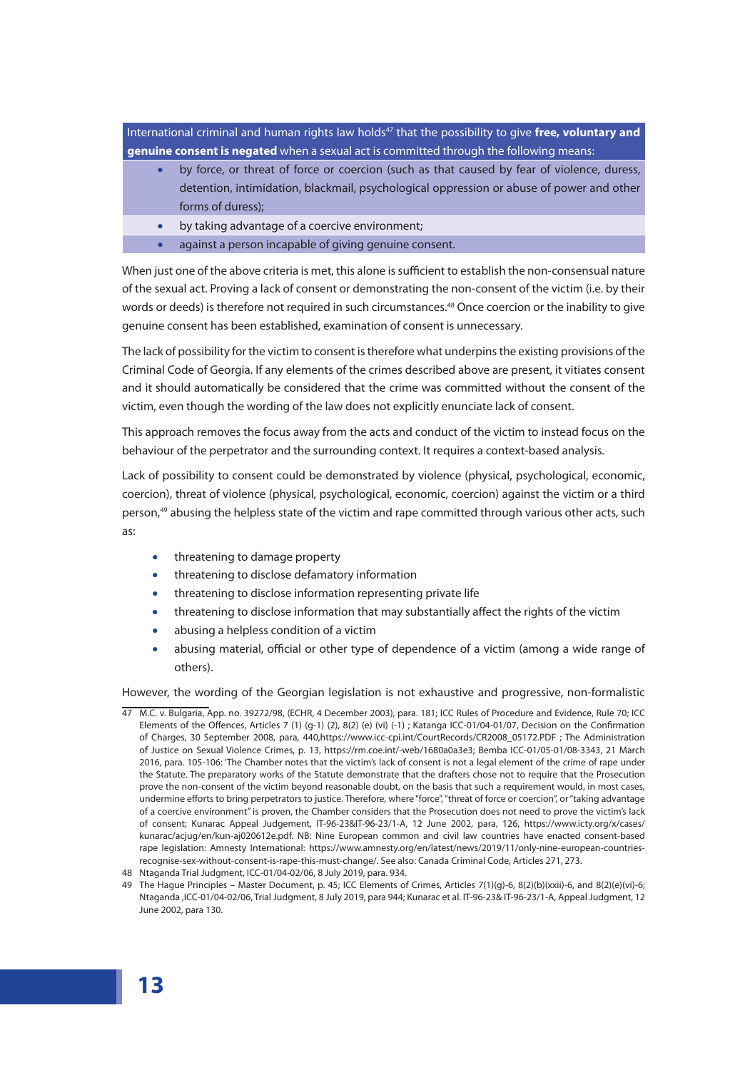International criminal and human rights law holds[47] that the possibility to give **free, voluntary and genuine consent is negated** when a sexual act is committed through the following means:

- by force, or threat of force or coercion (such as that caused by fear of violence, duress, detention, intimidation, blackmail, psychological oppression or abuse of power and other forms of duress);
- by taking advantage of a coercive environment;
- against a person incapable of giving genuine consent.

When just one of the above criteria is met, this alone is sufficient to establish the non-consensual nature of the sexual act. Proving a lack of consent or demonstrating the non-consent of the victim (i.e. by their words or deeds) is therefore not required in such circumstances.[48] Once coercion or the inability to give genuine consent has been established, examination of consent is unnecessary.

The lack of possibility for the victim to consent is therefore what underpins the existing provisions of the Criminal Code of Georgia. If any elements of the crimes described above are present, it vitiates consent and it should automatically be considered that the crime was committed without the consent of the victim, even though the wording of the law does not explicitly enunciate lack of consent.

This approach removes the focus away from the acts and conduct of the victim to instead focus on the behaviour of the perpetrator and the surrounding context. It requires a context-based analysis.

Lack of possibility to consent could be demonstrated by violence (physical, psychological, economic, coercion), threat of violence (physical, psychological, economic, coercion) against the victim or a third person,[49] abusing the helpless state of the victim and rape committed through various other acts, such as:

- threatening to damage property
- threatening to disclose defamatory information
- threatening to disclose information representing private life
- threatening to disclose information that may substantially affect the rights of the victim
- abusing a helpless condition of a victim
- abusing material, official or other type of dependence of a victim (among a wide range of others).

However, the wording of the Georgian legislation is not exhaustive and progressive, non-formalistic

---

47 M.C. v. Bulgaria, App. no. 39272/98, (ECHR, 4 December 2003), para. 181; ICC Rules of Procedure and Evidence, Rule 70; ICC Elements of the Offences, Articles 7 (1) (g-1) (2), 8(2) (e) (vi) (-1) ; Katanga ICC-01/04-01/07, Decision on the Confirmation of Charges, 30 September 2008, para, 440,https://www.icc-cpi.int/CourtRecords/CR2008_05172.PDF ; The Administration of Justice on Sexual Violence Crimes, p. 13, https://rm.coe.int/-web/1680a0a3e3; Bemba ICC-01/05-01/08-3343, 21 March 2016, para. 105-106: 'The Chamber notes that the victim's lack of consent is not a legal element of the crime of rape under the Statute. The preparatory works of the Statute demonstrate that the drafters chose not to require that the Prosecution prove the non-consent of the victim beyond reasonable doubt, on the basis that such a requirement would, in most cases, undermine efforts to bring perpetrators to justice. Therefore, where "force", "threat of force or coercion", or "taking advantage of a coercive environment" is proven, the Chamber considers that the Prosecution does not need to prove the victim's lack of consent; Kunarac Appeal Judgement, IT-96-23&IT-96-23/1-A, 12 June 2002, para, 126, https://www.icty.org/x/cases/kunarac/acjug/en/kun-aj020612e.pdf. NB: Nine European common and civil law countries have enacted consent-based rape legislation: Amnesty International: https://www.amnesty.org/en/latest/news/2019/11/only-nine-european-countries-recognise-sex-without-consent-is-rape-this-must-change/. See also: Canada Criminal Code, Articles 271, 273.

48 Ntaganda Trial Judgment, ICC-01/04-02/06, 8 July 2019, para. 934.

49 The Hague Principles – Master Document, p. 45; ICC Elements of Crimes, Articles 7(1)(g)-6, 8(2)(b)(xxii)-6, and 8(2)(e)(vi)-6; Ntaganda ,ICC-01/04-02/06, Trial Judgment, 8 July 2019, para 944; Kunarac et al. IT-96-23& IT-96-23/1-A, Appeal Judgment, 12 June 2002, para 130.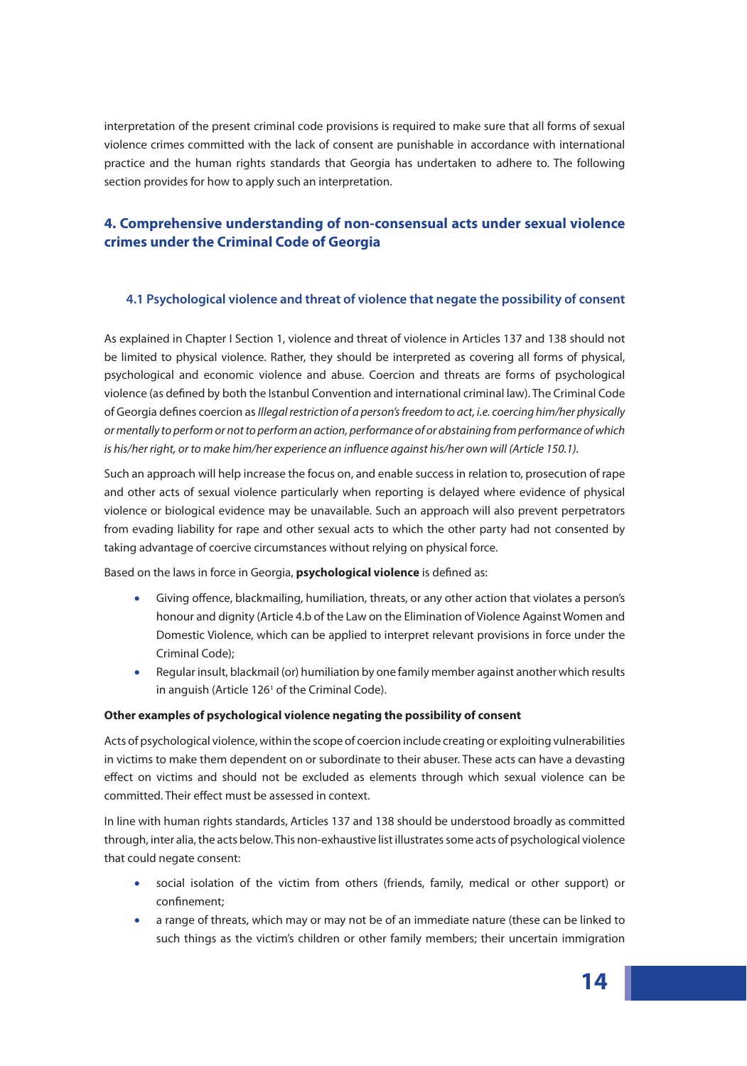interpretation of the present criminal code provisions is required to make sure that all forms of sexual violence crimes committed with the lack of consent are punishable in accordance with international practice and the human rights standards that Georgia has undertaken to adhere to. The following section provides for how to apply such an interpretation.

## 4. Comprehensive understanding of non-consensual acts under sexual violence crimes under the Criminal Code of Georgia

### 4.1 Psychological violence and threat of violence that negate the possibility of consent

As explained in Chapter I Section 1, violence and threat of violence in Articles 137 and 138 should not be limited to physical violence. Rather, they should be interpreted as covering all forms of physical, psychological and economic violence and abuse. Coercion and threats are forms of psychological violence (as defined by both the Istanbul Convention and international criminal law). The Criminal Code of Georgia defines coercion as *Illegal restriction of a person's freedom to act, i.e. coercing him/her physically or mentally to perform or not to perform an action, performance of or abstaining from performance of which is his/her right, or to make him/her experience an influence against his/her own will (Article 150.1).*

Such an approach will help increase the focus on, and enable success in relation to, prosecution of rape and other acts of sexual violence particularly when reporting is delayed where evidence of physical violence or biological evidence may be unavailable. Such an approach will also prevent perpetrators from evading liability for rape and other sexual acts to which the other party had not consented by taking advantage of coercive circumstances without relying on physical force.

Based on the laws in force in Georgia, **psychological violence** is defined as:

- Giving offence, blackmailing, humiliation, threats, or any other action that violates a person's honour and dignity (Article 4.b of the Law on the Elimination of Violence Against Women and Domestic Violence, which can be applied to interpret relevant provisions in force under the Criminal Code);
- Regular insult, blackmail (or) humiliation by one family member against another which results in anguish (Article 126[1] of the Criminal Code).

**Other examples of psychological violence negating the possibility of consent**

Acts of psychological violence, within the scope of coercion include creating or exploiting vulnerabilities in victims to make them dependent on or subordinate to their abuser. These acts can have a devasting effect on victims and should not be excluded as elements through which sexual violence can be committed. Their effect must be assessed in context.

In line with human rights standards, Articles 137 and 138 should be understood broadly as committed through, inter alia, the acts below. This non-exhaustive list illustrates some acts of psychological violence that could negate consent:

- social isolation of the victim from others (friends, family, medical or other support) or confinement;
- a range of threats, which may or may not be of an immediate nature (these can be linked to such things as the victim's children or other family members; their uncertain immigration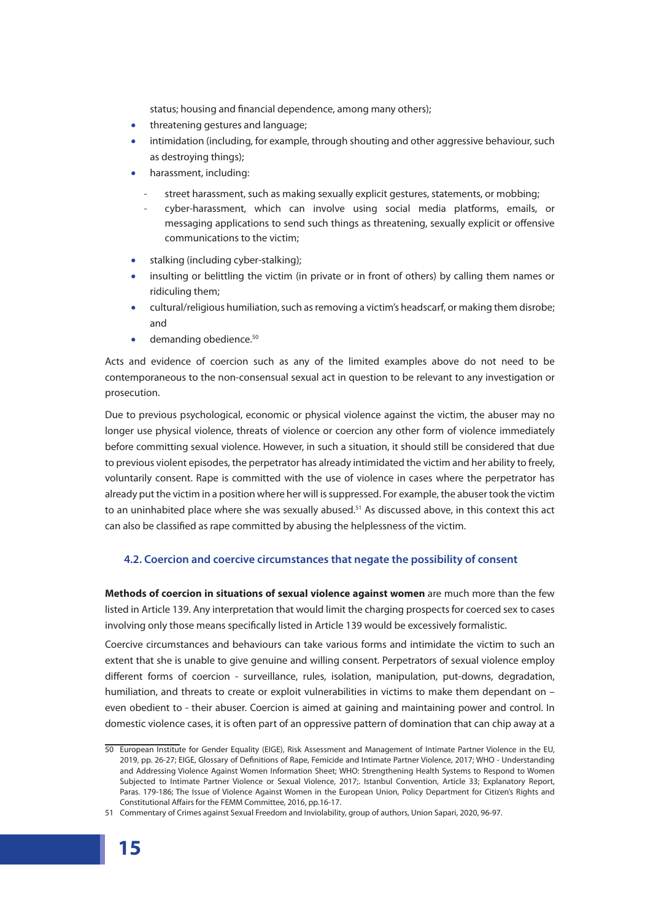status; housing and financial dependence, among many others);

- threatening gestures and language;
- intimidation (including, for example, through shouting and other aggressive behaviour, such as destroying things);
- harassment, including:
  - street harassment, such as making sexually explicit gestures, statements, or mobbing;
  - cyber-harassment, which can involve using social media platforms, emails, or messaging applications to send such things as threatening, sexually explicit or offensive communications to the victim;
- stalking (including cyber-stalking);
- insulting or belittling the victim (in private or in front of others) by calling them names or ridiculing them;
- cultural/religious humiliation, such as removing a victim's headscarf, or making them disrobe; and
- demanding obedience.[50]

Acts and evidence of coercion such as any of the limited examples above do not need to be contemporaneous to the non-consensual sexual act in question to be relevant to any investigation or prosecution.

Due to previous psychological, economic or physical violence against the victim, the abuser may no longer use physical violence, threats of violence or coercion any other form of violence immediately before committing sexual violence. However, in such a situation, it should still be considered that due to previous violent episodes, the perpetrator has already intimidated the victim and her ability to freely, voluntarily consent. Rape is committed with the use of violence in cases where the perpetrator has already put the victim in a position where her will is suppressed. For example, the abuser took the victim to an uninhabited place where she was sexually abused.[51] As discussed above, in this context this act can also be classified as rape committed by abusing the helplessness of the victim.

### 4.2. Coercion and coercive circumstances that negate the possibility of consent

**Methods of coercion in situations of sexual violence against women** are much more than the few listed in Article 139. Any interpretation that would limit the charging prospects for coerced sex to cases involving only those means specifically listed in Article 139 would be excessively formalistic.

Coercive circumstances and behaviours can take various forms and intimidate the victim to such an extent that she is unable to give genuine and willing consent. Perpetrators of sexual violence employ different forms of coercion - surveillance, rules, isolation, manipulation, put-downs, degradation, humiliation, and threats to create or exploit vulnerabilities in victims to make them dependant on – even obedient to - their abuser. Coercion is aimed at gaining and maintaining power and control. In domestic violence cases, it is often part of an oppressive pattern of domination that can chip away at a

---

50 European Institute for Gender Equality (EIGE), Risk Assessment and Management of Intimate Partner Violence in the EU, 2019, pp. 26-27; EIGE, Glossary of Definitions of Rape, Femicide and Intimate Partner Violence, 2017; WHO - Understanding and Addressing Violence Against Women Information Sheet; WHO: Strengthening Health Systems to Respond to Women Subjected to Intimate Partner Violence or Sexual Violence, 2017;. Istanbul Convention, Article 33; Explanatory Report, Paras. 179-186; The Issue of Violence Against Women in the European Union, Policy Department for Citizen's Rights and Constitutional Affairs for the FEMM Committee, 2016, pp.16-17.

51 Commentary of Crimes against Sexual Freedom and Inviolability, group of authors, Union Sapari, 2020, 96-97.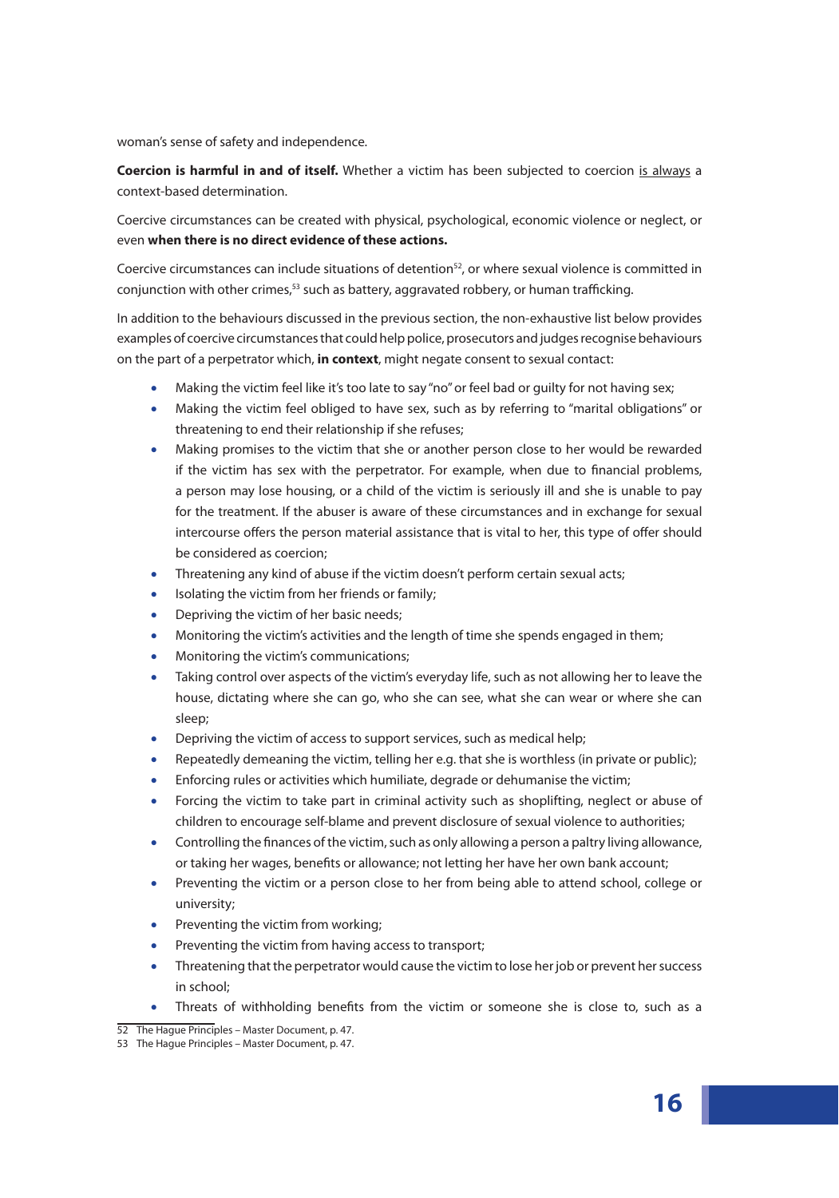woman's sense of safety and independence.

**Coercion is harmful in and of itself.** Whether a victim has been subjected to coercion is always a context-based determination.

Coercive circumstances can be created with physical, psychological, economic violence or neglect, or even **when there is no direct evidence of these actions.**

Coercive circumstances can include situations of detention[52], or where sexual violence is committed in conjunction with other crimes,[53] such as battery, aggravated robbery, or human trafficking.

In addition to the behaviours discussed in the previous section, the non-exhaustive list below provides examples of coercive circumstances that could help police, prosecutors and judges recognise behaviours on the part of a perpetrator which, **in context**, might negate consent to sexual contact:

- Making the victim feel like it's too late to say "no" or feel bad or guilty for not having sex;
- Making the victim feel obliged to have sex, such as by referring to "marital obligations" or threatening to end their relationship if she refuses;
- Making promises to the victim that she or another person close to her would be rewarded if the victim has sex with the perpetrator. For example, when due to financial problems, a person may lose housing, or a child of the victim is seriously ill and she is unable to pay for the treatment. If the abuser is aware of these circumstances and in exchange for sexual intercourse offers the person material assistance that is vital to her, this type of offer should be considered as coercion;
- Threatening any kind of abuse if the victim doesn't perform certain sexual acts;
- Isolating the victim from her friends or family;
- Depriving the victim of her basic needs;
- Monitoring the victim's activities and the length of time she spends engaged in them;
- Monitoring the victim's communications;
- Taking control over aspects of the victim's everyday life, such as not allowing her to leave the house, dictating where she can go, who she can see, what she can wear or where she can sleep;
- Depriving the victim of access to support services, such as medical help;
- Repeatedly demeaning the victim, telling her e.g. that she is worthless (in private or public);
- Enforcing rules or activities which humiliate, degrade or dehumanise the victim;
- Forcing the victim to take part in criminal activity such as shoplifting, neglect or abuse of children to encourage self-blame and prevent disclosure of sexual violence to authorities;
- Controlling the finances of the victim, such as only allowing a person a paltry living allowance, or taking her wages, benefits or allowance; not letting her have her own bank account;
- Preventing the victim or a person close to her from being able to attend school, college or university;
- Preventing the victim from working;
- Preventing the victim from having access to transport;
- Threatening that the perpetrator would cause the victim to lose her job or prevent her success in school;
- Threats of withholding benefits from the victim or someone she is close to, such as a

52 The Hague Principles – Master Document, p. 47.

53 The Hague Principles – Master Document, p. 47.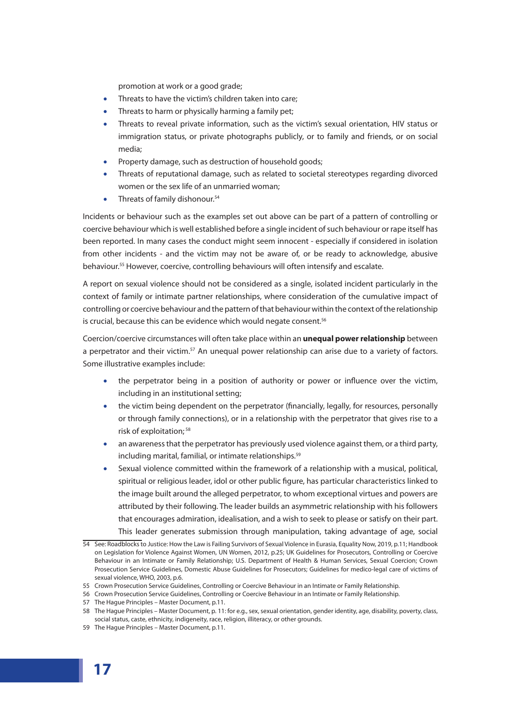promotion at work or a good grade;

- Threats to have the victim's children taken into care;
- Threats to harm or physically harming a family pet;
- Threats to reveal private information, such as the victim's sexual orientation, HIV status or immigration status, or private photographs publicly, or to family and friends, or on social media;
- Property damage, such as destruction of household goods;
- Threats of reputational damage, such as related to societal stereotypes regarding divorced women or the sex life of an unmarried woman;
- Threats of family dishonour.[54]

Incidents or behaviour such as the examples set out above can be part of a pattern of controlling or coercive behaviour which is well established before a single incident of such behaviour or rape itself has been reported. In many cases the conduct might seem innocent - especially if considered in isolation from other incidents - and the victim may not be aware of, or be ready to acknowledge, abusive behaviour.[55] However, coercive, controlling behaviours will often intensify and escalate.

A report on sexual violence should not be considered as a single, isolated incident particularly in the context of family or intimate partner relationships, where consideration of the cumulative impact of controlling or coercive behaviour and the pattern of that behaviour within the context of the relationship is crucial, because this can be evidence which would negate consent.[56]

Coercion/coercive circumstances will often take place within an **unequal power relationship** between a perpetrator and their victim.[57] An unequal power relationship can arise due to a variety of factors. Some illustrative examples include:

- the perpetrator being in a position of authority or power or influence over the victim, including in an institutional setting;
- the victim being dependent on the perpetrator (financially, legally, for resources, personally or through family connections), or in a relationship with the perpetrator that gives rise to a risk of exploitation;[58]
- an awareness that the perpetrator has previously used violence against them, or a third party, including marital, familial, or intimate relationships.[59]
- Sexual violence committed within the framework of a relationship with a musical, political, spiritual or religious leader, idol or other public figure, has particular characteristics linked to the image built around the alleged perpetrator, to whom exceptional virtues and powers are attributed by their following. The leader builds an asymmetric relationship with his followers that encourages admiration, idealisation, and a wish to seek to please or satisfy on their part. This leader generates submission through manipulation, taking advantage of age, social

---

54 See: Roadblocks to Justice: How the Law is Failing Survivors of Sexual Violence in Eurasia, Equality Now, 2019, p.11; Handbook on Legislation for Violence Against Women, UN Women, 2012, p.25; UK Guidelines for Prosecutors, Controlling or Coercive Behaviour in an Intimate or Family Relationship; U.S. Department of Health & Human Services, Sexual Coercion; Crown Prosecution Service Guidelines, Domestic Abuse Guidelines for Prosecutors; Guidelines for medico-legal care of victims of sexual violence, WHO, 2003, p.6.

55 Crown Prosecution Service Guidelines, Controlling or Coercive Behaviour in an Intimate or Family Relationship.

56 Crown Prosecution Service Guidelines, Controlling or Coercive Behaviour in an Intimate or Family Relationship.

57 The Hague Principles – Master Document, p.11.

58 The Hague Principles – Master Document, p. 11: for e.g., sex, sexual orientation, gender identity, age, disability, poverty, class, social status, caste, ethnicity, indigeneity, race, religion, illiteracy, or other grounds.

59 The Hague Principles – Master Document, p.11.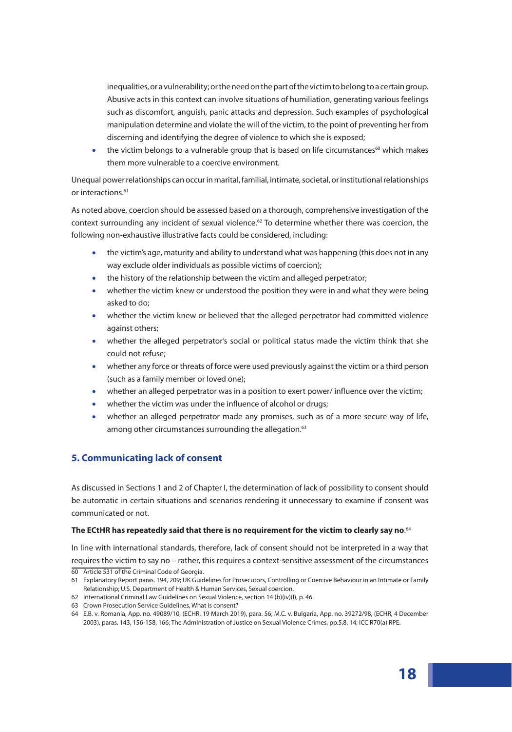inequalities, or a vulnerability; or the need on the part of the victim to belong to a certain group. Abusive acts in this context can involve situations of humiliation, generating various feelings such as discomfort, anguish, panic attacks and depression. Such examples of psychological manipulation determine and violate the will of the victim, to the point of preventing her from discerning and identifying the degree of violence to which she is exposed;

- the victim belongs to a vulnerable group that is based on life circumstances[60] which makes them more vulnerable to a coercive environment.

Unequal power relationships can occur in marital, familial, intimate, societal, or institutional relationships or interactions.[61]

As noted above, coercion should be assessed based on a thorough, comprehensive investigation of the context surrounding any incident of sexual violence.[62] To determine whether there was coercion, the following non-exhaustive illustrative facts could be considered, including:

- the victim's age, maturity and ability to understand what was happening (this does not in any way exclude older individuals as possible victims of coercion);
- the history of the relationship between the victim and alleged perpetrator;
- whether the victim knew or understood the position they were in and what they were being asked to do;
- whether the victim knew or believed that the alleged perpetrator had committed violence against others;
- whether the alleged perpetrator's social or political status made the victim think that she could not refuse;
- whether any force or threats of force were used previously against the victim or a third person (such as a family member or loved one);
- whether an alleged perpetrator was in a position to exert power/ influence over the victim;
- whether the victim was under the influence of alcohol or drugs;
- whether an alleged perpetrator made any promises, such as of a more secure way of life, among other circumstances surrounding the allegation.[63]

## 5. Communicating lack of consent

As discussed in Sections 1 and 2 of Chapter I, the determination of lack of possibility to consent should be automatic in certain situations and scenarios rendering it unnecessary to examine if consent was communicated or not.

**The ECtHR has repeatedly said that there is no requirement for the victim to clearly say no**.[64]

In line with international standards, therefore, lack of consent should not be interpreted in a way that requires the victim to say no – rather, this requires a context-sensitive assessment of the circumstances

60 Article 531 of the Criminal Code of Georgia.

61 Explanatory Report paras. 194, 209; UK Guidelines for Prosecutors, Controlling or Coercive Behaviour in an Intimate or Family Relationship; U.S. Department of Health & Human Services, Sexual coercion.

62 International Criminal Law Guidelines on Sexual Violence, section 14 (b)(iv)(I), p. 46.

63 Crown Prosecution Service Guidelines, What is consent?

64 E.B. v. Romania, App. no. 49089/10, (ECHR, 19 March 2019), para. 56; M.C. v. Bulgaria, App. no. 39272/98, (ECHR, 4 December 2003), paras. 143, 156-158, 166; The Administration of Justice on Sexual Violence Crimes, pp.5,8, 14; ICC R70(a) RPE.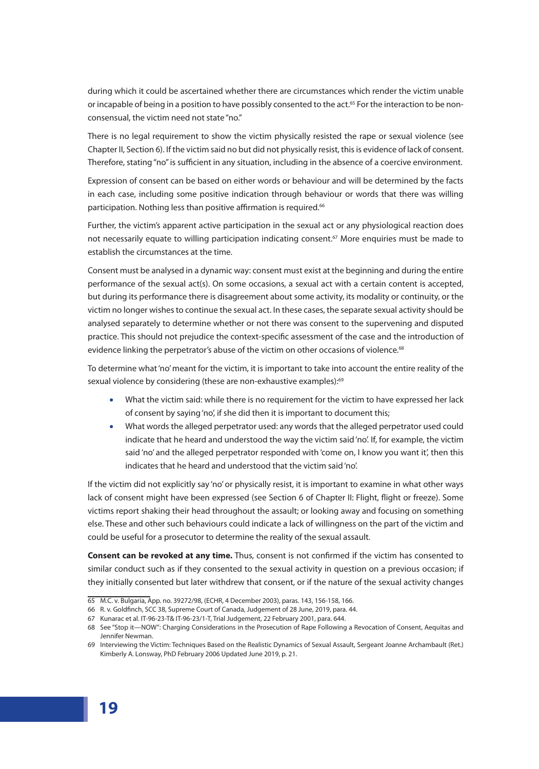during which it could be ascertained whether there are circumstances which render the victim unable or incapable of being in a position to have possibly consented to the act.[65] For the interaction to be non-consensual, the victim need not state "no."

There is no legal requirement to show the victim physically resisted the rape or sexual violence (see Chapter II, Section 6). If the victim said no but did not physically resist, this is evidence of lack of consent. Therefore, stating "no" is sufficient in any situation, including in the absence of a coercive environment.

Expression of consent can be based on either words or behaviour and will be determined by the facts in each case, including some positive indication through behaviour or words that there was willing participation. Nothing less than positive affirmation is required.[66]

Further, the victim's apparent active participation in the sexual act or any physiological reaction does not necessarily equate to willing participation indicating consent.[67] More enquiries must be made to establish the circumstances at the time.

Consent must be analysed in a dynamic way: consent must exist at the beginning and during the entire performance of the sexual act(s). On some occasions, a sexual act with a certain content is accepted, but during its performance there is disagreement about some activity, its modality or continuity, or the victim no longer wishes to continue the sexual act. In these cases, the separate sexual activity should be analysed separately to determine whether or not there was consent to the supervening and disputed practice. This should not prejudice the context-specific assessment of the case and the introduction of evidence linking the perpetrator's abuse of the victim on other occasions of violence.[68]

To determine what 'no' meant for the victim, it is important to take into account the entire reality of the sexual violence by considering (these are non-exhaustive examples):[69]

- What the victim said: while there is no requirement for the victim to have expressed her lack of consent by saying 'no', if she did then it is important to document this;
- What words the alleged perpetrator used: any words that the alleged perpetrator used could indicate that he heard and understood the way the victim said 'no'. If, for example, the victim said 'no' and the alleged perpetrator responded with 'come on, I know you want it', then this indicates that he heard and understood that the victim said 'no'.

If the victim did not explicitly say 'no' or physically resist, it is important to examine in what other ways lack of consent might have been expressed (see Section 6 of Chapter II: Flight, flight or freeze). Some victims report shaking their head throughout the assault; or looking away and focusing on something else. These and other such behaviours could indicate a lack of willingness on the part of the victim and could be useful for a prosecutor to determine the reality of the sexual assault.

**Consent can be revoked at any time.** Thus, consent is not confirmed if the victim has consented to similar conduct such as if they consented to the sexual activity in question on a previous occasion; if they initially consented but later withdrew that consent, or if the nature of the sexual activity changes

---

65 M.C. v. Bulgaria, App. no. 39272/98, (ECHR, 4 December 2003), paras. 143, 156-158, 166.

66 R. v. Goldfinch, SCC 38, Supreme Court of Canada, Judgement of 28 June, 2019, para. 44.

67 Kunarac et al. IT-96-23-T& IT-96-23/1-T, Trial Judgement, 22 February 2001, para. 644.

68 See "Stop it—NOW": Charging Considerations in the Prosecution of Rape Following a Revocation of Consent, Aequitas and Jennifer Newman.

69 Interviewing the Victim: Techniques Based on the Realistic Dynamics of Sexual Assault, Sergeant Joanne Archambault (Ret.) Kimberly A. Lonsway, PhD February 2006 Updated June 2019, p. 21.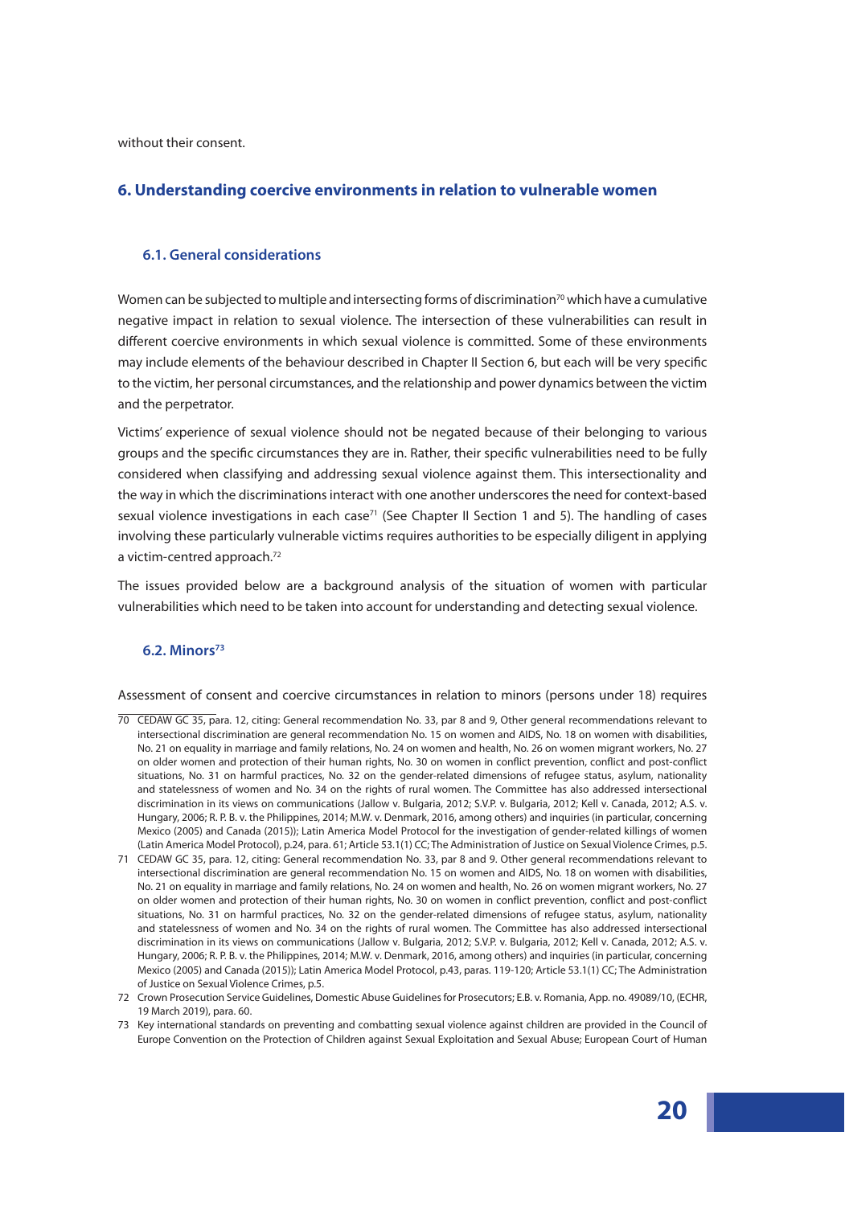without their consent.

## 6. Understanding coercive environments in relation to vulnerable women

### 6.1. General considerations

Women can be subjected to multiple and intersecting forms of discrimination[70] which have a cumulative negative impact in relation to sexual violence. The intersection of these vulnerabilities can result in different coercive environments in which sexual violence is committed. Some of these environments may include elements of the behaviour described in Chapter II Section 6, but each will be very specific to the victim, her personal circumstances, and the relationship and power dynamics between the victim and the perpetrator.

Victims' experience of sexual violence should not be negated because of their belonging to various groups and the specific circumstances they are in. Rather, their specific vulnerabilities need to be fully considered when classifying and addressing sexual violence against them. This intersectionality and the way in which the discriminations interact with one another underscores the need for context-based sexual violence investigations in each case[71] (See Chapter II Section 1 and 5). The handling of cases involving these particularly vulnerable victims requires authorities to be especially diligent in applying a victim-centred approach.[72]

The issues provided below are a background analysis of the situation of women with particular vulnerabilities which need to be taken into account for understanding and detecting sexual violence.

### 6.2. Minors[73]

Assessment of consent and coercive circumstances in relation to minors (persons under 18) requires

---

70 CEDAW GC 35, para. 12, citing: General recommendation No. 33, par 8 and 9, Other general recommendations relevant to intersectional discrimination are general recommendation No. 15 on women and AIDS, No. 18 on women with disabilities, No. 21 on equality in marriage and family relations, No. 24 on women and health, No. 26 on women migrant workers, No. 27 on older women and protection of their human rights, No. 30 on women in conflict prevention, conflict and post-conflict situations, No. 31 on harmful practices, No. 32 on the gender-related dimensions of refugee status, asylum, nationality and statelessness of women and No. 34 on the rights of rural women. The Committee has also addressed intersectional discrimination in its views on communications (Jallow v. Bulgaria, 2012; S.V.P. v. Bulgaria, 2012; Kell v. Canada, 2012; A.S. v. Hungary, 2006; R. P. B. v. the Philippines, 2014; M.W. v. Denmark, 2016, among others) and inquiries (in particular, concerning Mexico (2005) and Canada (2015)); Latin America Model Protocol for the investigation of gender-related killings of women (Latin America Model Protocol), p.24, para. 61; Article 53.1(1) CC; The Administration of Justice on Sexual Violence Crimes, p.5.

71 CEDAW GC 35, para. 12, citing: General recommendation No. 33, par 8 and 9. Other general recommendations relevant to intersectional discrimination are general recommendation No. 15 on women and AIDS, No. 18 on women with disabilities, No. 21 on equality in marriage and family relations, No. 24 on women and health, No. 26 on women migrant workers, No. 27 on older women and protection of their human rights, No. 30 on women in conflict prevention, conflict and post-conflict situations, No. 31 on harmful practices, No. 32 on the gender-related dimensions of refugee status, asylum, nationality and statelessness of women and No. 34 on the rights of rural women. The Committee has also addressed intersectional discrimination in its views on communications (Jallow v. Bulgaria, 2012; S.V.P. v. Bulgaria, 2012; Kell v. Canada, 2012; A.S. v. Hungary, 2006; R. P. B. v. the Philippines, 2014; M.W. v. Denmark, 2016, among others) and inquiries (in particular, concerning Mexico (2005) and Canada (2015)); Latin America Model Protocol, p.43, paras. 119-120; Article 53.1(1) CC; The Administration of Justice on Sexual Violence Crimes, p.5.

72 Crown Prosecution Service Guidelines, Domestic Abuse Guidelines for Prosecutors; E.B. v. Romania, App. no. 49089/10, (ECHR, 19 March 2019), para. 60.

73 Key international standards on preventing and combatting sexual violence against children are provided in the Council of Europe Convention on the Protection of Children against Sexual Exploitation and Sexual Abuse; European Court of Human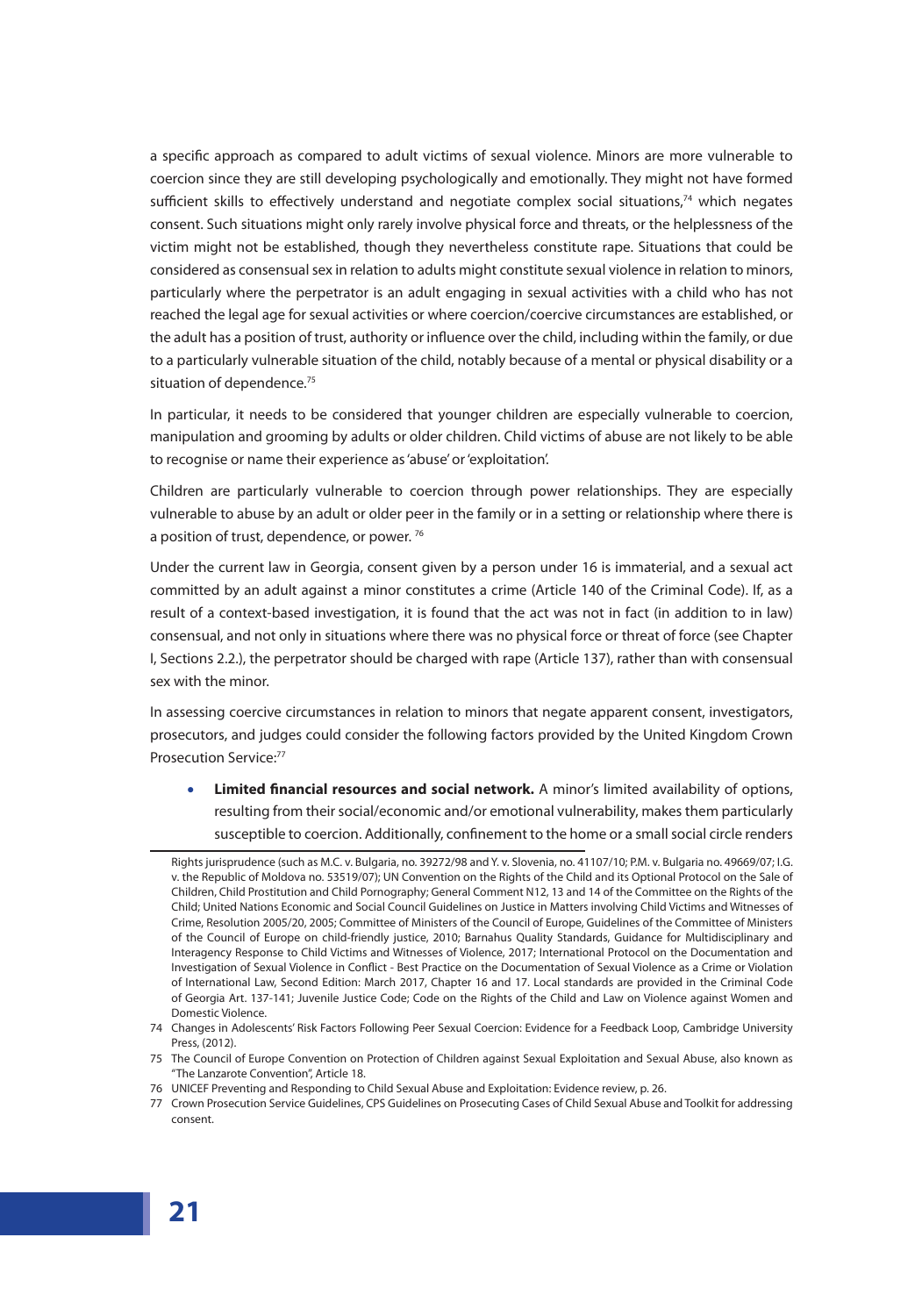a specific approach as compared to adult victims of sexual violence. Minors are more vulnerable to coercion since they are still developing psychologically and emotionally. They might not have formed sufficient skills to effectively understand and negotiate complex social situations,[74] which negates consent. Such situations might only rarely involve physical force and threats, or the helplessness of the victim might not be established, though they nevertheless constitute rape. Situations that could be considered as consensual sex in relation to adults might constitute sexual violence in relation to minors, particularly where the perpetrator is an adult engaging in sexual activities with a child who has not reached the legal age for sexual activities or where coercion/coercive circumstances are established, or the adult has a position of trust, authority or influence over the child, including within the family, or due to a particularly vulnerable situation of the child, notably because of a mental or physical disability or a situation of dependence.[75]

In particular, it needs to be considered that younger children are especially vulnerable to coercion, manipulation and grooming by adults or older children. Child victims of abuse are not likely to be able to recognise or name their experience as 'abuse' or 'exploitation'.

Children are particularly vulnerable to coercion through power relationships. They are especially vulnerable to abuse by an adult or older peer in the family or in a setting or relationship where there is a position of trust, dependence, or power. [76]

Under the current law in Georgia, consent given by a person under 16 is immaterial, and a sexual act committed by an adult against a minor constitutes a crime (Article 140 of the Criminal Code). If, as a result of a context-based investigation, it is found that the act was not in fact (in addition to in law) consensual, and not only in situations where there was no physical force or threat of force (see Chapter I, Sections 2.2.), the perpetrator should be charged with rape (Article 137), rather than with consensual sex with the minor.

In assessing coercive circumstances in relation to minors that negate apparent consent, investigators, prosecutors, and judges could consider the following factors provided by the United Kingdom Crown Prosecution Service:[77]

- **Limited financial resources and social network.** A minor's limited availability of options, resulting from their social/economic and/or emotional vulnerability, makes them particularly susceptible to coercion. Additionally, confinement to the home or a small social circle renders

---

Rights jurisprudence (such as M.C. v. Bulgaria, no. 39272/98 and Y. v. Slovenia, no. 41107/10; P.M. v. Bulgaria no. 49669/07; I.G. v. the Republic of Moldova no. 53519/07); UN Convention on the Rights of the Child and its Optional Protocol on the Sale of Children, Child Prostitution and Child Pornography; General Comment N12, 13 and 14 of the Committee on the Rights of the Child; United Nations Economic and Social Council Guidelines on Justice in Matters involving Child Victims and Witnesses of Crime, Resolution 2005/20, 2005; Committee of Ministers of the Council of Europe, Guidelines of the Committee of Ministers of the Council of Europe on child-friendly justice, 2010; Barnahus Quality Standards, Guidance for Multidisciplinary and Interagency Response to Child Victims and Witnesses of Violence, 2017; International Protocol on the Documentation and Investigation of Sexual Violence in Conflict - Best Practice on the Documentation of Sexual Violence as a Crime or Violation of International Law, Second Edition: March 2017, Chapter 16 and 17. Local standards are provided in the Criminal Code of Georgia Art. 137-141; Juvenile Justice Code; Code on the Rights of the Child and Law on Violence against Women and Domestic Violence.

74 Changes in Adolescents' Risk Factors Following Peer Sexual Coercion: Evidence for a Feedback Loop, Cambridge University Press, (2012).

75 The Council of Europe Convention on Protection of Children against Sexual Exploitation and Sexual Abuse, also known as "The Lanzarote Convention", Article 18.

76 UNICEF Preventing and Responding to Child Sexual Abuse and Exploitation: Evidence review, p. 26.

77 Crown Prosecution Service Guidelines, CPS Guidelines on Prosecuting Cases of Child Sexual Abuse and Toolkit for addressing consent.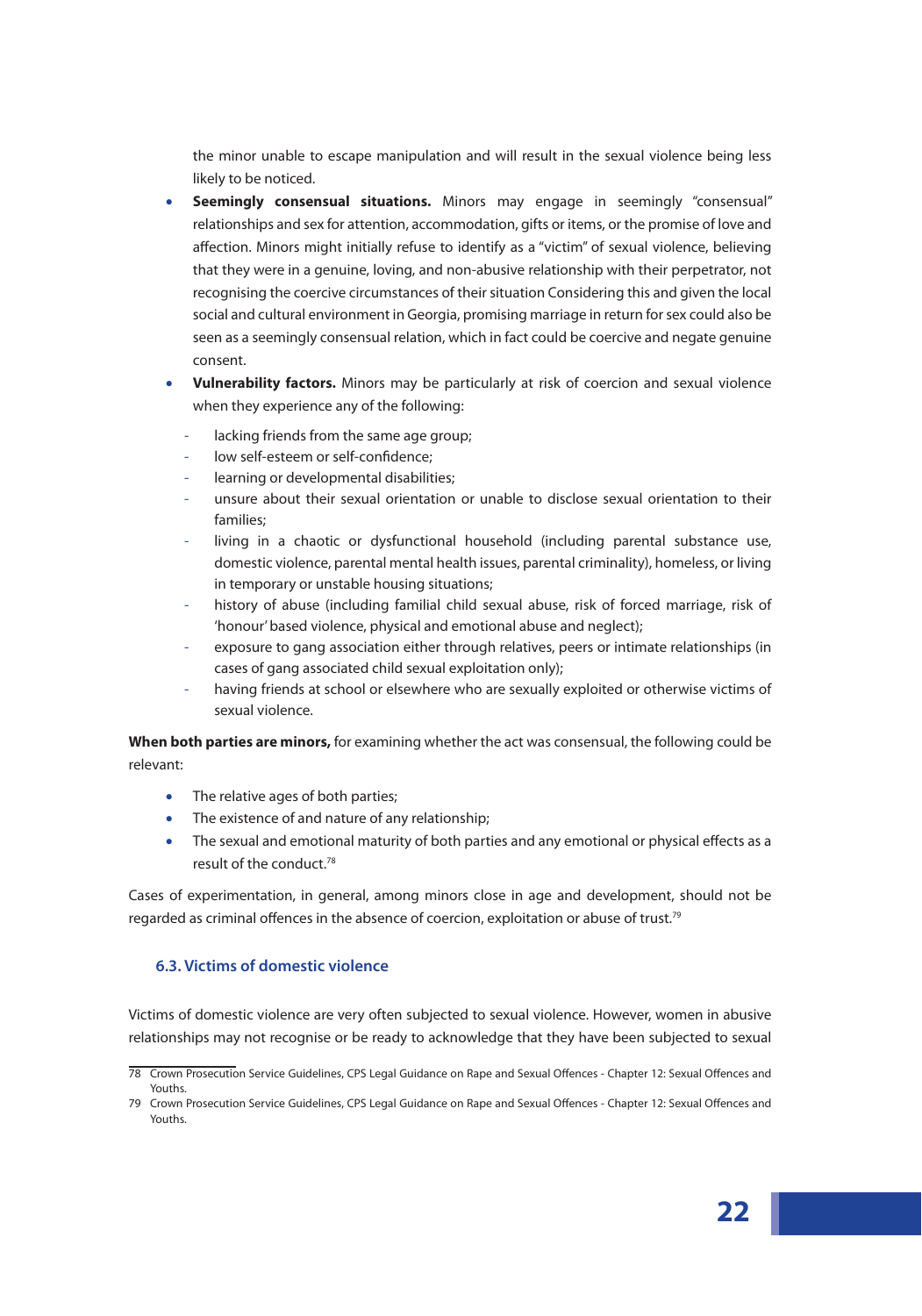the minor unable to escape manipulation and will result in the sexual violence being less likely to be noticed.

- **Seemingly consensual situations.** Minors may engage in seemingly "consensual" relationships and sex for attention, accommodation, gifts or items, or the promise of love and affection. Minors might initially refuse to identify as a "victim" of sexual violence, believing that they were in a genuine, loving, and non-abusive relationship with their perpetrator, not recognising the coercive circumstances of their situation Considering this and given the local social and cultural environment in Georgia, promising marriage in return for sex could also be seen as a seemingly consensual relation, which in fact could be coercive and negate genuine consent.
- **Vulnerability factors.** Minors may be particularly at risk of coercion and sexual violence when they experience any of the following:
  - lacking friends from the same age group;
  - low self-esteem or self-confidence;
  - learning or developmental disabilities;
  - unsure about their sexual orientation or unable to disclose sexual orientation to their families;
  - living in a chaotic or dysfunctional household (including parental substance use, domestic violence, parental mental health issues, parental criminality), homeless, or living in temporary or unstable housing situations;
  - history of abuse (including familial child sexual abuse, risk of forced marriage, risk of 'honour' based violence, physical and emotional abuse and neglect);
  - exposure to gang association either through relatives, peers or intimate relationships (in cases of gang associated child sexual exploitation only);
  - having friends at school or elsewhere who are sexually exploited or otherwise victims of sexual violence.

**When both parties are minors,** for examining whether the act was consensual, the following could be relevant:

- The relative ages of both parties;
- The existence of and nature of any relationship;
- The sexual and emotional maturity of both parties and any emotional or physical effects as a result of the conduct.[78]

Cases of experimentation, in general, among minors close in age and development, should not be regarded as criminal offences in the absence of coercion, exploitation or abuse of trust.[79]

### 6.3. Victims of domestic violence

Victims of domestic violence are very often subjected to sexual violence. However, women in abusive relationships may not recognise or be ready to acknowledge that they have been subjected to sexual

[78] Crown Prosecution Service Guidelines, CPS Legal Guidance on Rape and Sexual Offences - Chapter 12: Sexual Offences and Youths.

[79] Crown Prosecution Service Guidelines, CPS Legal Guidance on Rape and Sexual Offences - Chapter 12: Sexual Offences and Youths.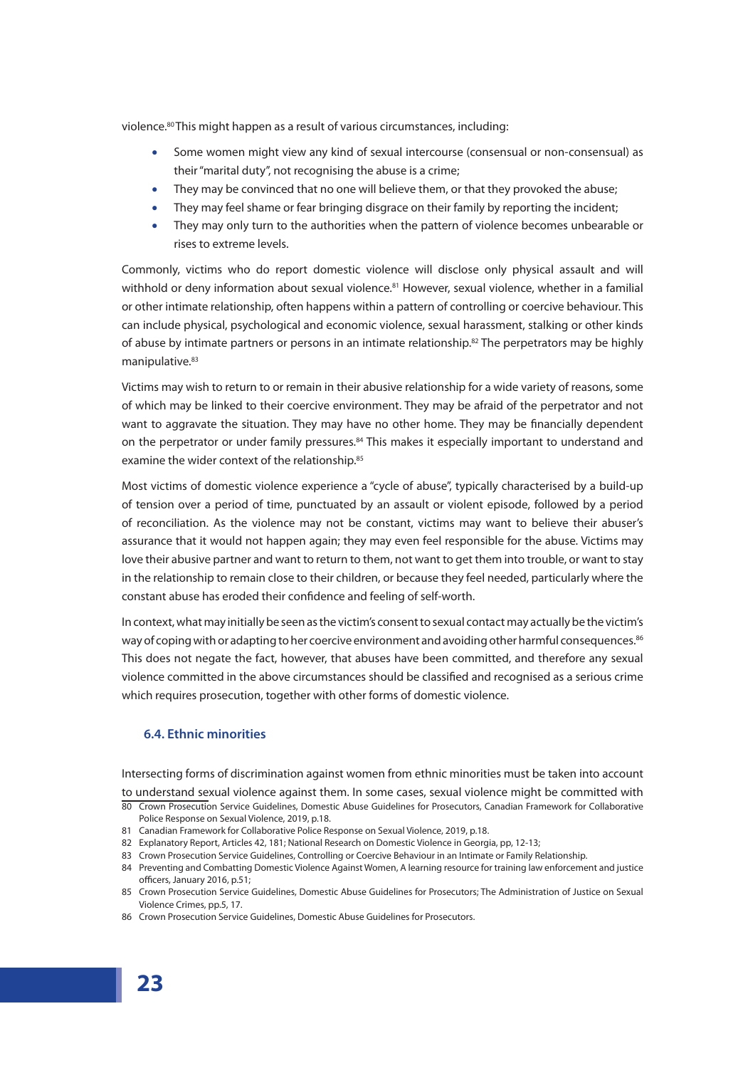violence.[80] This might happen as a result of various circumstances, including:

- Some women might view any kind of sexual intercourse (consensual or non-consensual) as their "marital duty", not recognising the abuse is a crime;
- They may be convinced that no one will believe them, or that they provoked the abuse;
- They may feel shame or fear bringing disgrace on their family by reporting the incident;
- They may only turn to the authorities when the pattern of violence becomes unbearable or rises to extreme levels.

Commonly, victims who do report domestic violence will disclose only physical assault and will withhold or deny information about sexual violence.[81] However, sexual violence, whether in a familial or other intimate relationship, often happens within a pattern of controlling or coercive behaviour. This can include physical, psychological and economic violence, sexual harassment, stalking or other kinds of abuse by intimate partners or persons in an intimate relationship.[82] The perpetrators may be highly manipulative.[83]

Victims may wish to return to or remain in their abusive relationship for a wide variety of reasons, some of which may be linked to their coercive environment. They may be afraid of the perpetrator and not want to aggravate the situation. They may have no other home. They may be financially dependent on the perpetrator or under family pressures.[84] This makes it especially important to understand and examine the wider context of the relationship.[85]

Most victims of domestic violence experience a "cycle of abuse", typically characterised by a build-up of tension over a period of time, punctuated by an assault or violent episode, followed by a period of reconciliation. As the violence may not be constant, victims may want to believe their abuser's assurance that it would not happen again; they may even feel responsible for the abuse. Victims may love their abusive partner and want to return to them, not want to get them into trouble, or want to stay in the relationship to remain close to their children, or because they feel needed, particularly where the constant abuse has eroded their confidence and feeling of self-worth.

In context, what may initially be seen as the victim's consent to sexual contact may actually be the victim's way of coping with or adapting to her coercive environment and avoiding other harmful consequences.[86] This does not negate the fact, however, that abuses have been committed, and therefore any sexual violence committed in the above circumstances should be classified and recognised as a serious crime which requires prosecution, together with other forms of domestic violence.

### 6.4. Ethnic minorities

Intersecting forms of discrimination against women from ethnic minorities must be taken into account to understand sexual violence against them. In some cases, sexual violence might be committed with

80 Crown Prosecution Service Guidelines, Domestic Abuse Guidelines for Prosecutors, Canadian Framework for Collaborative Police Response on Sexual Violence, 2019, p.18.

81 Canadian Framework for Collaborative Police Response on Sexual Violence, 2019, p.18.

82 Explanatory Report, Articles 42, 181; National Research on Domestic Violence in Georgia, pp, 12-13;

83 Crown Prosecution Service Guidelines, Controlling or Coercive Behaviour in an Intimate or Family Relationship.

84 Preventing and Combatting Domestic Violence Against Women, A learning resource for training law enforcement and justice officers, January 2016, p.51;

85 Crown Prosecution Service Guidelines, Domestic Abuse Guidelines for Prosecutors; The Administration of Justice on Sexual Violence Crimes, pp.5, 17.

86 Crown Prosecution Service Guidelines, Domestic Abuse Guidelines for Prosecutors.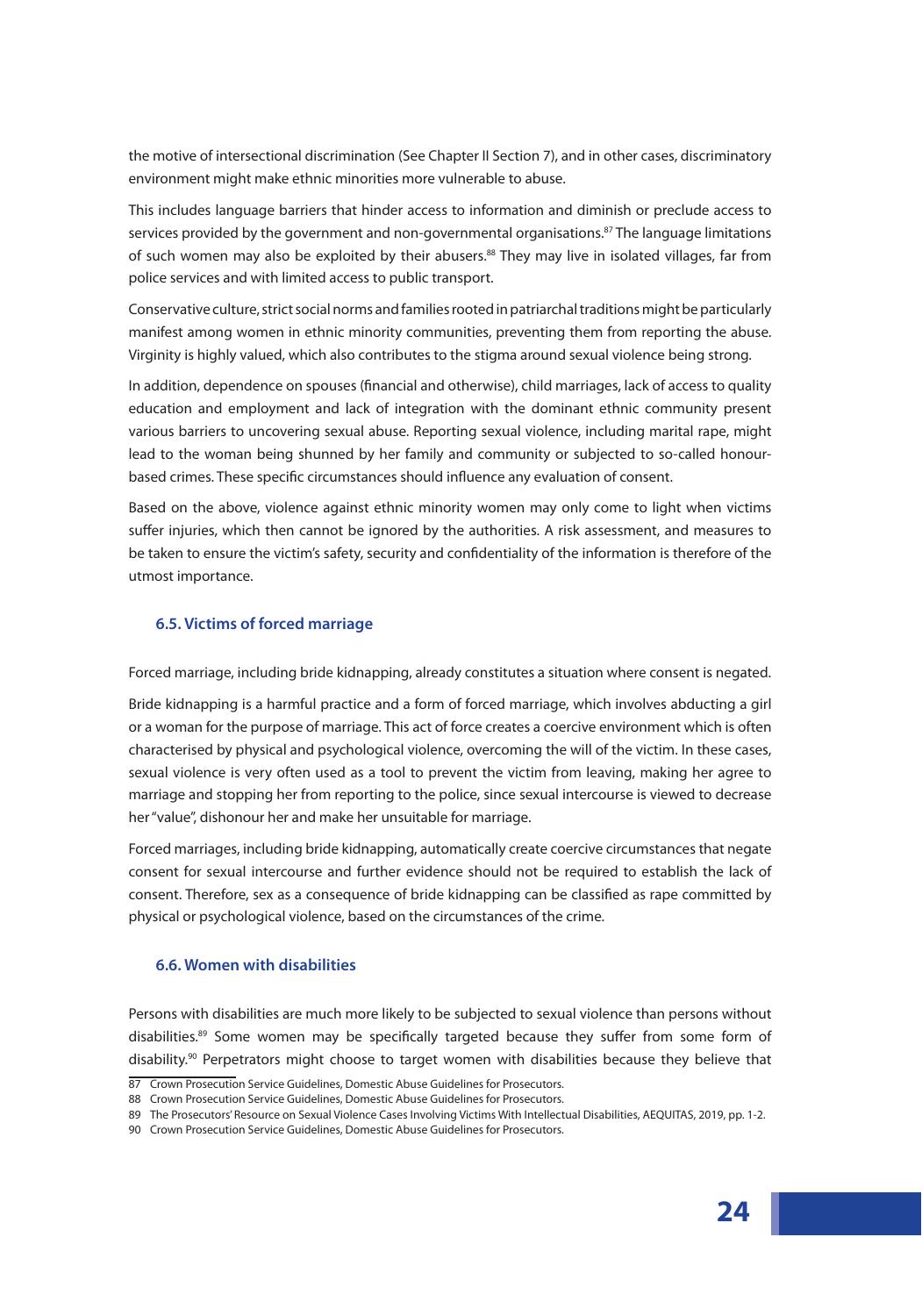the motive of intersectional discrimination (See Chapter II Section 7), and in other cases, discriminatory environment might make ethnic minorities more vulnerable to abuse.

This includes language barriers that hinder access to information and diminish or preclude access to services provided by the government and non-governmental organisations.[87] The language limitations of such women may also be exploited by their abusers.[88] They may live in isolated villages, far from police services and with limited access to public transport.

Conservative culture, strict social norms and families rooted in patriarchal traditions might be particularly manifest among women in ethnic minority communities, preventing them from reporting the abuse. Virginity is highly valued, which also contributes to the stigma around sexual violence being strong.

In addition, dependence on spouses (financial and otherwise), child marriages, lack of access to quality education and employment and lack of integration with the dominant ethnic community present various barriers to uncovering sexual abuse. Reporting sexual violence, including marital rape, might lead to the woman being shunned by her family and community or subjected to so-called honour-based crimes. These specific circumstances should influence any evaluation of consent.

Based on the above, violence against ethnic minority women may only come to light when victims suffer injuries, which then cannot be ignored by the authorities. A risk assessment, and measures to be taken to ensure the victim's safety, security and confidentiality of the information is therefore of the utmost importance.

### 6.5. Victims of forced marriage

Forced marriage, including bride kidnapping, already constitutes a situation where consent is negated.

Bride kidnapping is a harmful practice and a form of forced marriage, which involves abducting a girl or a woman for the purpose of marriage. This act of force creates a coercive environment which is often characterised by physical and psychological violence, overcoming the will of the victim. In these cases, sexual violence is very often used as a tool to prevent the victim from leaving, making her agree to marriage and stopping her from reporting to the police, since sexual intercourse is viewed to decrease her "value", dishonour her and make her unsuitable for marriage.

Forced marriages, including bride kidnapping, automatically create coercive circumstances that negate consent for sexual intercourse and further evidence should not be required to establish the lack of consent. Therefore, sex as a consequence of bride kidnapping can be classified as rape committed by physical or psychological violence, based on the circumstances of the crime.

### 6.6. Women with disabilities

Persons with disabilities are much more likely to be subjected to sexual violence than persons without disabilities.[89] Some women may be specifically targeted because they suffer from some form of disability.[90] Perpetrators might choose to target women with disabilities because they believe that

---

87 Crown Prosecution Service Guidelines, Domestic Abuse Guidelines for Prosecutors.

88 Crown Prosecution Service Guidelines, Domestic Abuse Guidelines for Prosecutors.

89 The Prosecutors' Resource on Sexual Violence Cases Involving Victims With Intellectual Disabilities, AEQUITAS, 2019, pp. 1-2.

90 Crown Prosecution Service Guidelines, Domestic Abuse Guidelines for Prosecutors.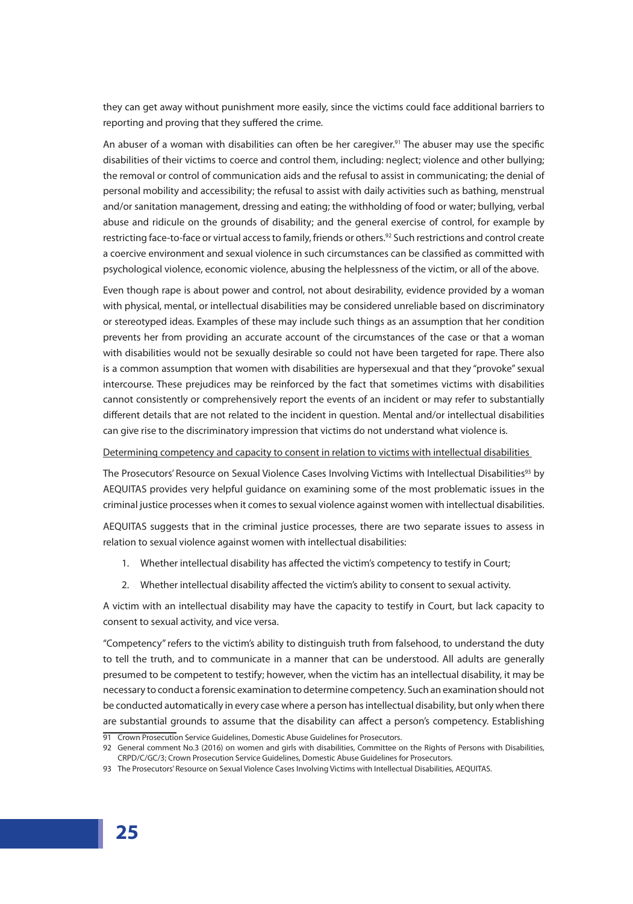they can get away without punishment more easily, since the victims could face additional barriers to reporting and proving that they suffered the crime.

An abuser of a woman with disabilities can often be her caregiver.[91] The abuser may use the specific disabilities of their victims to coerce and control them, including: neglect; violence and other bullying; the removal or control of communication aids and the refusal to assist in communicating; the denial of personal mobility and accessibility; the refusal to assist with daily activities such as bathing, menstrual and/or sanitation management, dressing and eating; the withholding of food or water; bullying, verbal abuse and ridicule on the grounds of disability; and the general exercise of control, for example by restricting face-to-face or virtual access to family, friends or others.[92] Such restrictions and control create a coercive environment and sexual violence in such circumstances can be classified as committed with psychological violence, economic violence, abusing the helplessness of the victim, or all of the above.

Even though rape is about power and control, not about desirability, evidence provided by a woman with physical, mental, or intellectual disabilities may be considered unreliable based on discriminatory or stereotyped ideas. Examples of these may include such things as an assumption that her condition prevents her from providing an accurate account of the circumstances of the case or that a woman with disabilities would not be sexually desirable so could not have been targeted for rape. There also is a common assumption that women with disabilities are hypersexual and that they "provoke" sexual intercourse. These prejudices may be reinforced by the fact that sometimes victims with disabilities cannot consistently or comprehensively report the events of an incident or may refer to substantially different details that are not related to the incident in question. Mental and/or intellectual disabilities can give rise to the discriminatory impression that victims do not understand what violence is.

<u>Determining competency and capacity to consent in relation to victims with intellectual disabilities</u>

The Prosecutors' Resource on Sexual Violence Cases Involving Victims with Intellectual Disabilities[93] by AEQUITAS provides very helpful guidance on examining some of the most problematic issues in the criminal justice processes when it comes to sexual violence against women with intellectual disabilities.

AEQUITAS suggests that in the criminal justice processes, there are two separate issues to assess in relation to sexual violence against women with intellectual disabilities:

1. Whether intellectual disability has affected the victim's competency to testify in Court;
2. Whether intellectual disability affected the victim's ability to consent to sexual activity.

A victim with an intellectual disability may have the capacity to testify in Court, but lack capacity to consent to sexual activity, and vice versa.

"Competency" refers to the victim's ability to distinguish truth from falsehood, to understand the duty to tell the truth, and to communicate in a manner that can be understood. All adults are generally presumed to be competent to testify; however, when the victim has an intellectual disability, it may be necessary to conduct a forensic examination to determine competency. Such an examination should not be conducted automatically in every case where a person has intellectual disability, but only when there are substantial grounds to assume that the disability can affect a person's competency. Establishing

91 Crown Prosecution Service Guidelines, Domestic Abuse Guidelines for Prosecutors.

92 General comment No.3 (2016) on women and girls with disabilities, Committee on the Rights of Persons with Disabilities, CRPD/C/GC/3; Crown Prosecution Service Guidelines, Domestic Abuse Guidelines for Prosecutors.

93 The Prosecutors' Resource on Sexual Violence Cases Involving Victims with Intellectual Disabilities, AEQUITAS.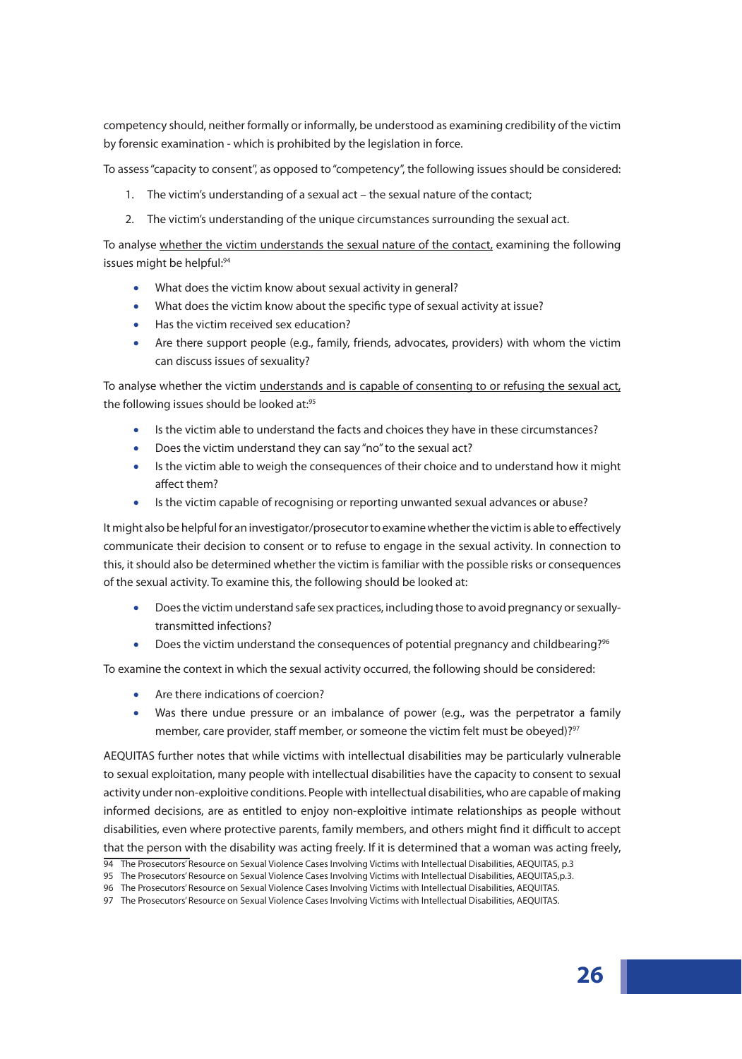competency should, neither formally or informally, be understood as examining credibility of the victim by forensic examination - which is prohibited by the legislation in force.

To assess "capacity to consent", as opposed to "competency", the following issues should be considered:

1. The victim's understanding of a sexual act – the sexual nature of the contact;
2. The victim's understanding of the unique circumstances surrounding the sexual act.

To analyse whether the victim understands the sexual nature of the contact, examining the following issues might be helpful:[94]

- What does the victim know about sexual activity in general?
- What does the victim know about the specific type of sexual activity at issue?
- Has the victim received sex education?
- Are there support people (e.g., family, friends, advocates, providers) with whom the victim can discuss issues of sexuality?

To analyse whether the victim understands and is capable of consenting to or refusing the sexual act, the following issues should be looked at:[95]

- Is the victim able to understand the facts and choices they have in these circumstances?
- Does the victim understand they can say "no" to the sexual act?
- Is the victim able to weigh the consequences of their choice and to understand how it might affect them?
- Is the victim capable of recognising or reporting unwanted sexual advances or abuse?

It might also be helpful for an investigator/prosecutor to examine whether the victim is able to effectively communicate their decision to consent or to refuse to engage in the sexual activity. In connection to this, it should also be determined whether the victim is familiar with the possible risks or consequences of the sexual activity. To examine this, the following should be looked at:

- Does the victim understand safe sex practices, including those to avoid pregnancy or sexually-transmitted infections?
- Does the victim understand the consequences of potential pregnancy and childbearing?[96]

To examine the context in which the sexual activity occurred, the following should be considered:

- Are there indications of coercion?
- Was there undue pressure or an imbalance of power (e.g., was the perpetrator a family member, care provider, staff member, or someone the victim felt must be obeyed)?[97]

AEQUITAS further notes that while victims with intellectual disabilities may be particularly vulnerable to sexual exploitation, many people with intellectual disabilities have the capacity to consent to sexual activity under non-exploitive conditions. People with intellectual disabilities, who are capable of making informed decisions, are as entitled to enjoy non-exploitive intimate relationships as people without disabilities, even where protective parents, family members, and others might find it difficult to accept that the person with the disability was acting freely. If it is determined that a woman was acting freely,

94 The Prosecutors' Resource on Sexual Violence Cases Involving Victims with Intellectual Disabilities, AEQUITAS, p.3

95 The Prosecutors' Resource on Sexual Violence Cases Involving Victims with Intellectual Disabilities, AEQUITAS,p.3.

96 The Prosecutors' Resource on Sexual Violence Cases Involving Victims with Intellectual Disabilities, AEQUITAS.

97 The Prosecutors' Resource on Sexual Violence Cases Involving Victims with Intellectual Disabilities, AEQUITAS.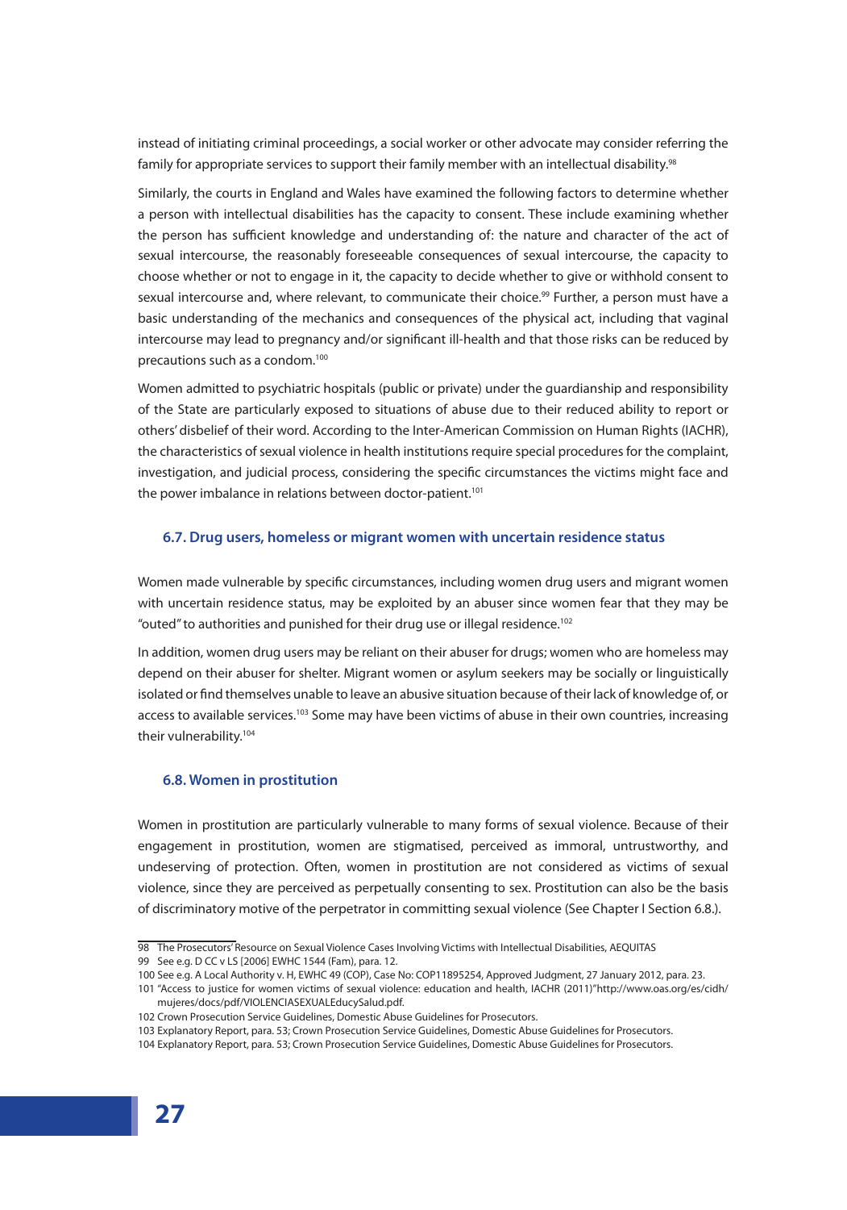instead of initiating criminal proceedings, a social worker or other advocate may consider referring the family for appropriate services to support their family member with an intellectual disability.[98]

Similarly, the courts in England and Wales have examined the following factors to determine whether a person with intellectual disabilities has the capacity to consent. These include examining whether the person has sufficient knowledge and understanding of: the nature and character of the act of sexual intercourse, the reasonably foreseeable consequences of sexual intercourse, the capacity to choose whether or not to engage in it, the capacity to decide whether to give or withhold consent to sexual intercourse and, where relevant, to communicate their choice.[99] Further, a person must have a basic understanding of the mechanics and consequences of the physical act, including that vaginal intercourse may lead to pregnancy and/or significant ill-health and that those risks can be reduced by precautions such as a condom.[100]

Women admitted to psychiatric hospitals (public or private) under the guardianship and responsibility of the State are particularly exposed to situations of abuse due to their reduced ability to report or others' disbelief of their word. According to the Inter-American Commission on Human Rights (IACHR), the characteristics of sexual violence in health institutions require special procedures for the complaint, investigation, and judicial process, considering the specific circumstances the victims might face and the power imbalance in relations between doctor-patient.[101]

### 6.7. Drug users, homeless or migrant women with uncertain residence status

Women made vulnerable by specific circumstances, including women drug users and migrant women with uncertain residence status, may be exploited by an abuser since women fear that they may be "outed" to authorities and punished for their drug use or illegal residence.[102]

In addition, women drug users may be reliant on their abuser for drugs; women who are homeless may depend on their abuser for shelter. Migrant women or asylum seekers may be socially or linguistically isolated or find themselves unable to leave an abusive situation because of their lack of knowledge of, or access to available services.[103] Some may have been victims of abuse in their own countries, increasing their vulnerability.[104]

### 6.8. Women in prostitution

Women in prostitution are particularly vulnerable to many forms of sexual violence. Because of their engagement in prostitution, women are stigmatised, perceived as immoral, untrustworthy, and undeserving of protection. Often, women in prostitution are not considered as victims of sexual violence, since they are perceived as perpetually consenting to sex. Prostitution can also be the basis of discriminatory motive of the perpetrator in committing sexual violence (See Chapter I Section 6.8.).

---

98 The Prosecutors' Resource on Sexual Violence Cases Involving Victims with Intellectual Disabilities, AEQUITAS

99 See e.g. D CC v LS [2006] EWHC 1544 (Fam), para. 12.

100 See e.g. A Local Authority v. H, EWHC 49 (COP), Case No: COP11895254, Approved Judgment, 27 January 2012, para. 23.

101 "Access to justice for women victims of sexual violence: education and health, IACHR (2011)"http://www.oas.org/es/cidh/mujeres/docs/pdf/VIOLENCIASEXUALEducySalud.pdf.

102 Crown Prosecution Service Guidelines, Domestic Abuse Guidelines for Prosecutors.

103 Explanatory Report, para. 53; Crown Prosecution Service Guidelines, Domestic Abuse Guidelines for Prosecutors.

104 Explanatory Report, para. 53; Crown Prosecution Service Guidelines, Domestic Abuse Guidelines for Prosecutors.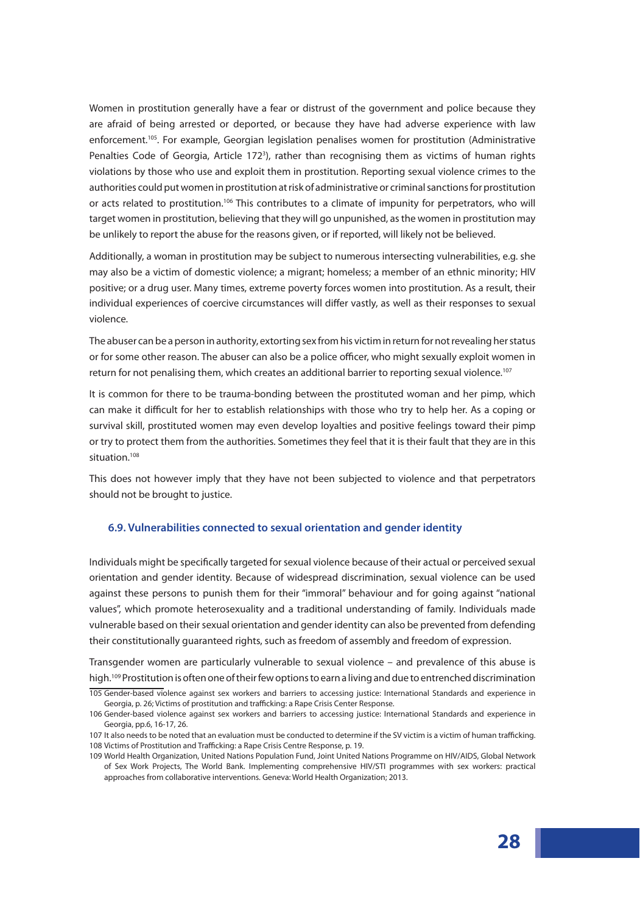Women in prostitution generally have a fear or distrust of the government and police because they are afraid of being arrested or deported, or because they have had adverse experience with law enforcement.[105]. For example, Georgian legislation penalises women for prostitution (Administrative Penalties Code of Georgia, Article 172[3]), rather than recognising them as victims of human rights violations by those who use and exploit them in prostitution. Reporting sexual violence crimes to the authorities could put women in prostitution at risk of administrative or criminal sanctions for prostitution or acts related to prostitution.[106] This contributes to a climate of impunity for perpetrators, who will target women in prostitution, believing that they will go unpunished, as the women in prostitution may be unlikely to report the abuse for the reasons given, or if reported, will likely not be believed.

Additionally, a woman in prostitution may be subject to numerous intersecting vulnerabilities, e.g. she may also be a victim of domestic violence; a migrant; homeless; a member of an ethnic minority; HIV positive; or a drug user. Many times, extreme poverty forces women into prostitution. As a result, their individual experiences of coercive circumstances will differ vastly, as well as their responses to sexual violence.

The abuser can be a person in authority, extorting sex from his victim in return for not revealing her status or for some other reason. The abuser can also be a police officer, who might sexually exploit women in return for not penalising them, which creates an additional barrier to reporting sexual violence.[107]

It is common for there to be trauma-bonding between the prostituted woman and her pimp, which can make it difficult for her to establish relationships with those who try to help her. As a coping or survival skill, prostituted women may even develop loyalties and positive feelings toward their pimp or try to protect them from the authorities. Sometimes they feel that it is their fault that they are in this situation.[108]

This does not however imply that they have not been subjected to violence and that perpetrators should not be brought to justice.

### 6.9. Vulnerabilities connected to sexual orientation and gender identity

Individuals might be specifically targeted for sexual violence because of their actual or perceived sexual orientation and gender identity. Because of widespread discrimination, sexual violence can be used against these persons to punish them for their "immoral" behaviour and for going against "national values", which promote heterosexuality and a traditional understanding of family. Individuals made vulnerable based on their sexual orientation and gender identity can also be prevented from defending their constitutionally guaranteed rights, such as freedom of assembly and freedom of expression.

Transgender women are particularly vulnerable to sexual violence – and prevalence of this abuse is high.[109] Prostitution is often one of their few options to earn a living and due to entrenched discrimination

---

105 Gender-based violence against sex workers and barriers to accessing justice: International Standards and experience in Georgia, p. 26; Victims of prostitution and trafficking: a Rape Crisis Center Response.

106 Gender-based violence against sex workers and barriers to accessing justice: International Standards and experience in Georgia, pp.6, 16-17, 26.

107 It also needs to be noted that an evaluation must be conducted to determine if the SV victim is a victim of human trafficking.

108 Victims of Prostitution and Trafficking: a Rape Crisis Centre Response, p. 19.

109 World Health Organization, United Nations Population Fund, Joint United Nations Programme on HIV/AIDS, Global Network of Sex Work Projects, The World Bank. Implementing comprehensive HIV/STI programmes with sex workers: practical approaches from collaborative interventions. Geneva: World Health Organization; 2013.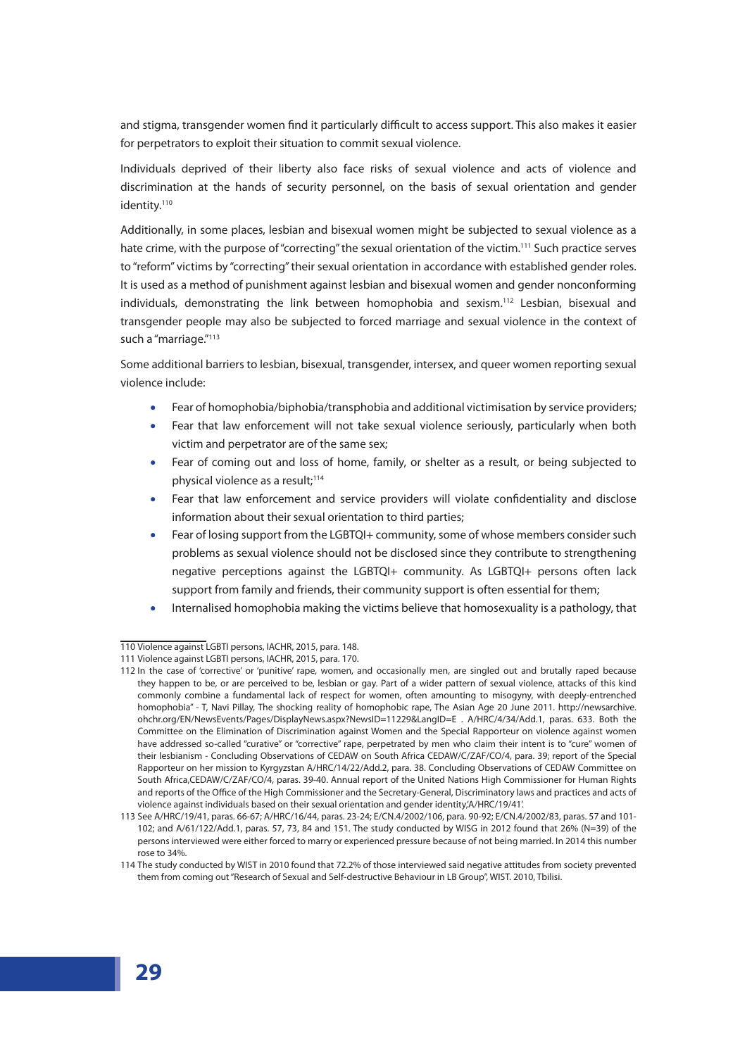and stigma, transgender women find it particularly difficult to access support. This also makes it easier for perpetrators to exploit their situation to commit sexual violence.

Individuals deprived of their liberty also face risks of sexual violence and acts of violence and discrimination at the hands of security personnel, on the basis of sexual orientation and gender identity.[110]

Additionally, in some places, lesbian and bisexual women might be subjected to sexual violence as a hate crime, with the purpose of "correcting" the sexual orientation of the victim.[111] Such practice serves to "reform" victims by "correcting" their sexual orientation in accordance with established gender roles. It is used as a method of punishment against lesbian and bisexual women and gender nonconforming individuals, demonstrating the link between homophobia and sexism.[112] Lesbian, bisexual and transgender people may also be subjected to forced marriage and sexual violence in the context of such a "marriage."[113]

Some additional barriers to lesbian, bisexual, transgender, intersex, and queer women reporting sexual violence include:

- Fear of homophobia/biphobia/transphobia and additional victimisation by service providers;
- Fear that law enforcement will not take sexual violence seriously, particularly when both victim and perpetrator are of the same sex;
- Fear of coming out and loss of home, family, or shelter as a result, or being subjected to physical violence as a result;[114]
- Fear that law enforcement and service providers will violate confidentiality and disclose information about their sexual orientation to third parties;
- Fear of losing support from the LGBTQI+ community, some of whose members consider such problems as sexual violence should not be disclosed since they contribute to strengthening negative perceptions against the LGBTQI+ community. As LGBTQI+ persons often lack support from family and friends, their community support is often essential for them;
- Internalised homophobia making the victims believe that homosexuality is a pathology, that

---

110 Violence against LGBTI persons, IACHR, 2015, para. 148.

111 Violence against LGBTI persons, IACHR, 2015, para. 170.

112 In the case of 'corrective' or 'punitive' rape, women, and occasionally men, are singled out and brutally raped because they happen to be, or are perceived to be, lesbian or gay. Part of a wider pattern of sexual violence, attacks of this kind commonly combine a fundamental lack of respect for women, often amounting to misogyny, with deeply-entrenched homophobia" - T, Navi Pillay, The shocking reality of homophobic rape, The Asian Age 20 June 2011. http://newsarchive.ohchr.org/EN/NewsEvents/Pages/DisplayNews.aspx?NewsID=11229&LangID=E . A/HRC/4/34/Add.1, paras. 633. Both the Committee on the Elimination of Discrimination against Women and the Special Rapporteur on violence against women have addressed so-called "curative" or "corrective" rape, perpetrated by men who claim their intent is to "cure" women of their lesbianism - Concluding Observations of CEDAW on South Africa CEDAW/C/ZAF/CO/4, para. 39; report of the Special Rapporteur on her mission to Kyrgyzstan A/HRC/14/22/Add.2, para. 38. Concluding Observations of CEDAW Committee on South Africa,CEDAW/C/ZAF/CO/4, paras. 39-40. Annual report of the United Nations High Commissioner for Human Rights and reports of the Office of the High Commissioner and the Secretary-General, Discriminatory laws and practices and acts of violence against individuals based on their sexual orientation and gender identity,'A/HRC/19/41'.

113 See A/HRC/19/41, paras. 66-67; A/HRC/16/44, paras. 23-24; E/CN.4/2002/106, para. 90-92; E/CN.4/2002/83, paras. 57 and 101-102; and A/61/122/Add.1, paras. 57, 73, 84 and 151. The study conducted by WISG in 2012 found that 26% (N=39) of the persons interviewed were either forced to marry or experienced pressure because of not being married. In 2014 this number rose to 34%.

114 The study conducted by WIST in 2010 found that 72.2% of those interviewed said negative attitudes from society prevented them from coming out "Research of Sexual and Self-destructive Behaviour in LB Group", WIST. 2010, Tbilisi.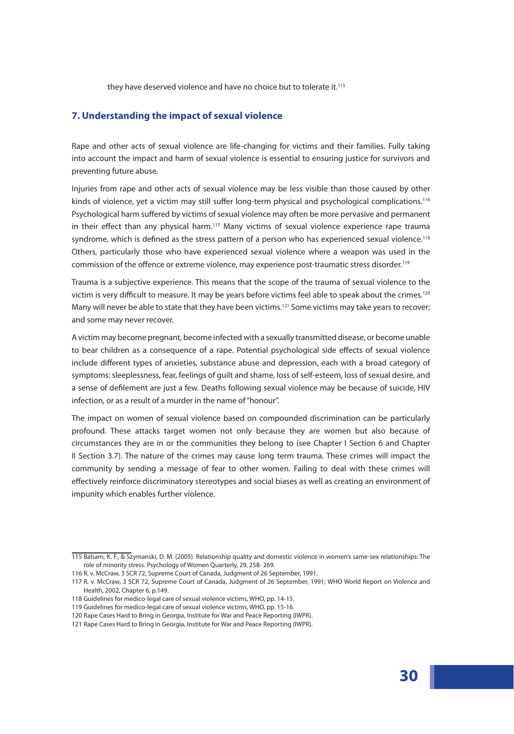they have deserved violence and have no choice but to tolerate it.[115]

## 7. Understanding the impact of sexual violence

Rape and other acts of sexual violence are life-changing for victims and their families. Fully taking into account the impact and harm of sexual violence is essential to ensuring justice for survivors and preventing future abuse.

Injuries from rape and other acts of sexual violence may be less visible than those caused by other kinds of violence, yet a victim may still suffer long-term physical and psychological complications.[116] Psychological harm suffered by victims of sexual violence may often be more pervasive and permanent in their effect than any physical harm.[117] Many victims of sexual violence experience rape trauma syndrome, which is defined as the stress pattern of a person who has experienced sexual violence.[118] Others, particularly those who have experienced sexual violence where a weapon was used in the commission of the offence or extreme violence, may experience post-traumatic stress disorder.[119]

Trauma is a subjective experience. This means that the scope of the trauma of sexual violence to the victim is very difficult to measure. It may be years before victims feel able to speak about the crimes.[120] Many will never be able to state that they have been victims.[121] Some victims may take years to recover; and some may never recover.

A victim may become pregnant, become infected with a sexually transmitted disease, or become unable to bear children as a consequence of a rape. Potential psychological side effects of sexual violence include different types of anxieties, substance abuse and depression, each with a broad category of symptoms: sleeplessness, fear, feelings of guilt and shame, loss of self-esteem, loss of sexual desire, and a sense of defilement are just a few. Deaths following sexual violence may be because of suicide, HIV infection, or as a result of a murder in the name of "honour".

The impact on women of sexual violence based on compounded discrimination can be particularly profound. These attacks target women not only because they are women but also because of circumstances they are in or the communities they belong to (see Chapter I Section 6 and Chapter II Section 3.7). The nature of the crimes may cause long term trauma. These crimes will impact the community by sending a message of fear to other women. Failing to deal with these crimes will effectively reinforce discriminatory stereotypes and social biases as well as creating an environment of impunity which enables further violence.

---

115 Balsam, K. F., & Szymanski, D. M. (2005). Relationship quality and domestic violence in women's same-sex relationships: The role of minority stress. Psychology of Women Quarterly, 29, 258- 269.

116 R. v. McCraw, 3 SCR 72, Supreme Court of Canada, Judgment of 26 September, 1991.

117 R. v. McCraw, 3 SCR 72, Supreme Court of Canada, Judgment of 26 September, 1991; WHO World Report on Violence and Health, 2002, Chapter 6, p.149.

118 Guidelines for medico-legal care of sexual violence victims, WHO, pp. 14-15.

119 Guidelines for medico-legal care of sexual violence victims, WHO, pp. 15-16.

120 Rape Cases Hard to Bring in Georgia, Institute for War and Peace Reporting (IWPR).

121 Rape Cases Hard to Bring in Georgia, Institute for War and Peace Reporting (IWPR).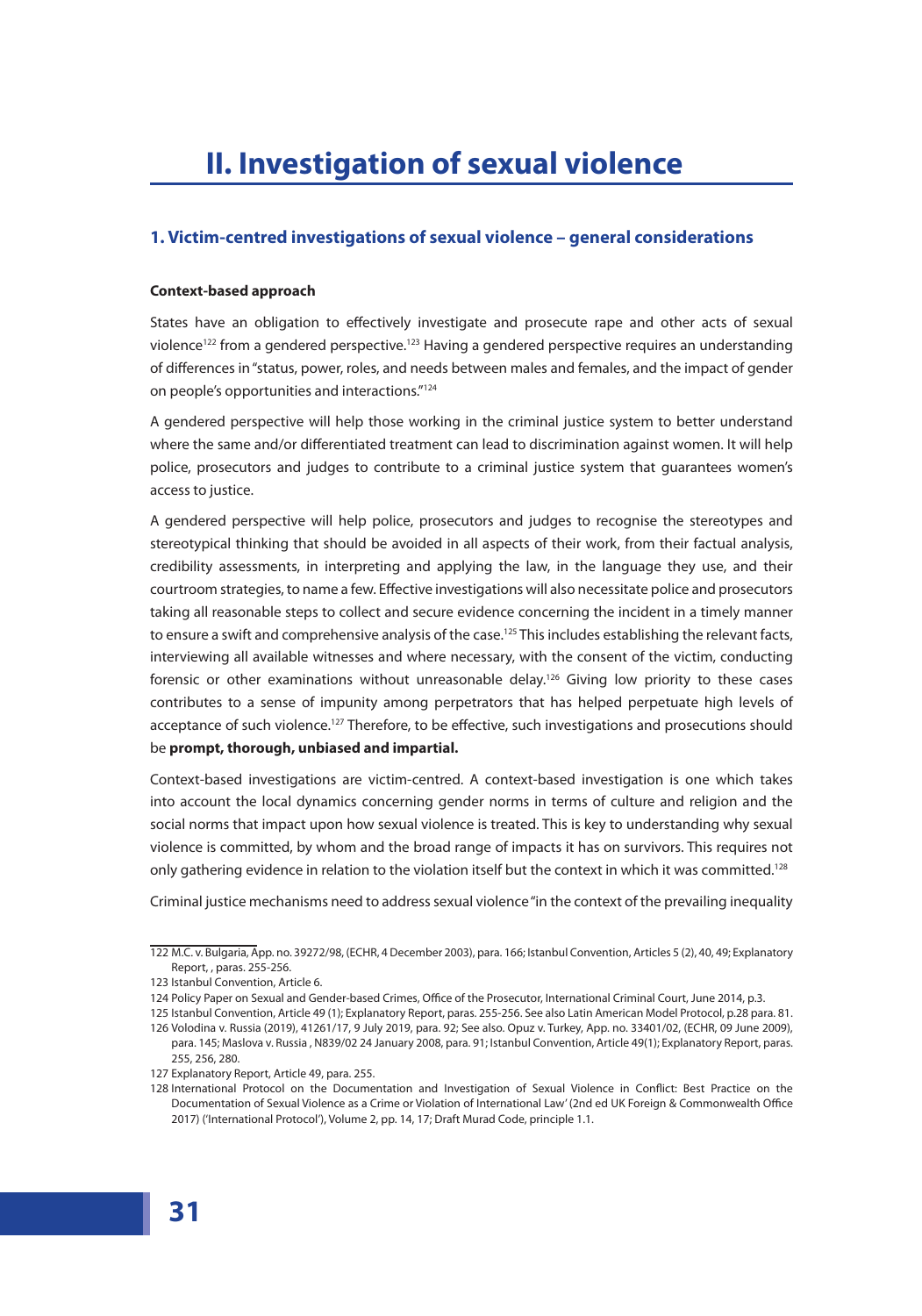# II. Investigation of sexual violence

## 1. Victim-centred investigations of sexual violence – general considerations

**Context-based approach**

States have an obligation to effectively investigate and prosecute rape and other acts of sexual violence[122] from a gendered perspective.[123] Having a gendered perspective requires an understanding of differences in "status, power, roles, and needs between males and females, and the impact of gender on people's opportunities and interactions."[124]

A gendered perspective will help those working in the criminal justice system to better understand where the same and/or differentiated treatment can lead to discrimination against women. It will help police, prosecutors and judges to contribute to a criminal justice system that guarantees women's access to justice.

A gendered perspective will help police, prosecutors and judges to recognise the stereotypes and stereotypical thinking that should be avoided in all aspects of their work, from their factual analysis, credibility assessments, in interpreting and applying the law, in the language they use, and their courtroom strategies, to name a few. Effective investigations will also necessitate police and prosecutors taking all reasonable steps to collect and secure evidence concerning the incident in a timely manner to ensure a swift and comprehensive analysis of the case.[125] This includes establishing the relevant facts, interviewing all available witnesses and where necessary, with the consent of the victim, conducting forensic or other examinations without unreasonable delay.[126] Giving low priority to these cases contributes to a sense of impunity among perpetrators that has helped perpetuate high levels of acceptance of such violence.[127] Therefore, to be effective, such investigations and prosecutions should be **prompt, thorough, unbiased and impartial.**

Context-based investigations are victim-centred. A context-based investigation is one which takes into account the local dynamics concerning gender norms in terms of culture and religion and the social norms that impact upon how sexual violence is treated. This is key to understanding why sexual violence is committed, by whom and the broad range of impacts it has on survivors. This requires not only gathering evidence in relation to the violation itself but the context in which it was committed.[128]

Criminal justice mechanisms need to address sexual violence "in the context of the prevailing inequality

---

122 M.C. v. Bulgaria, App. no. 39272/98, (ECHR, 4 December 2003), para. 166; Istanbul Convention, Articles 5 (2), 40, 49; Explanatory Report, , paras. 255-256.

123 Istanbul Convention, Article 6.

124 Policy Paper on Sexual and Gender-based Crimes, Office of the Prosecutor, International Criminal Court, June 2014, p.3.

125 Istanbul Convention, Article 49 (1); Explanatory Report, paras. 255-256. See also Latin American Model Protocol, p.28 para. 81.

126 Volodina v. Russia (2019), 41261/17, 9 July 2019, para. 92; See also. Opuz v. Turkey, App. no. 33401/02, (ECHR, 09 June 2009), para. 145; Maslova v. Russia , N839/02 24 January 2008, para. 91; Istanbul Convention, Article 49(1); Explanatory Report, paras. 255, 256, 280.

127 Explanatory Report, Article 49, para. 255.

128 International Protocol on the Documentation and Investigation of Sexual Violence in Conflict: Best Practice on the Documentation of Sexual Violence as a Crime or Violation of International Law' (2nd ed UK Foreign & Commonwealth Office 2017) ('International Protocol'), Volume 2, pp. 14, 17; Draft Murad Code, principle 1.1.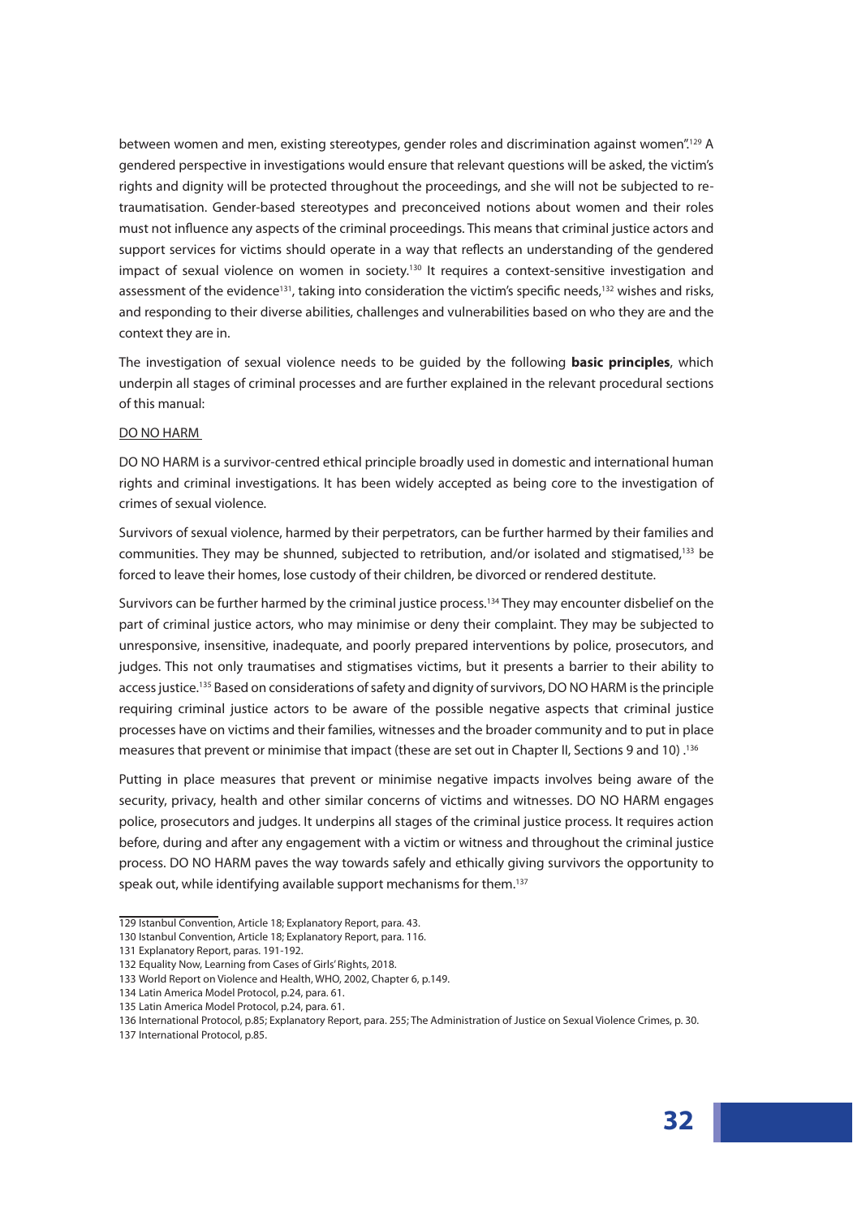between women and men, existing stereotypes, gender roles and discrimination against women".[129] A gendered perspective in investigations would ensure that relevant questions will be asked, the victim's rights and dignity will be protected throughout the proceedings, and she will not be subjected to re-traumatisation. Gender-based stereotypes and preconceived notions about women and their roles must not influence any aspects of the criminal proceedings. This means that criminal justice actors and support services for victims should operate in a way that reflects an understanding of the gendered impact of sexual violence on women in society.[130] It requires a context-sensitive investigation and assessment of the evidence[131], taking into consideration the victim's specific needs,[132] wishes and risks, and responding to their diverse abilities, challenges and vulnerabilities based on who they are and the context they are in.

The investigation of sexual violence needs to be guided by the following **basic principles**, which underpin all stages of criminal processes and are further explained in the relevant procedural sections of this manual:

DO NO HARM

DO NO HARM is a survivor-centred ethical principle broadly used in domestic and international human rights and criminal investigations. It has been widely accepted as being core to the investigation of crimes of sexual violence.

Survivors of sexual violence, harmed by their perpetrators, can be further harmed by their families and communities. They may be shunned, subjected to retribution, and/or isolated and stigmatised,[133] be forced to leave their homes, lose custody of their children, be divorced or rendered destitute.

Survivors can be further harmed by the criminal justice process.[134] They may encounter disbelief on the part of criminal justice actors, who may minimise or deny their complaint. They may be subjected to unresponsive, insensitive, inadequate, and poorly prepared interventions by police, prosecutors, and judges. This not only traumatises and stigmatises victims, but it presents a barrier to their ability to access justice.[135] Based on considerations of safety and dignity of survivors, DO NO HARM is the principle requiring criminal justice actors to be aware of the possible negative aspects that criminal justice processes have on victims and their families, witnesses and the broader community and to put in place measures that prevent or minimise that impact (these are set out in Chapter II, Sections 9 and 10) .[136]

Putting in place measures that prevent or minimise negative impacts involves being aware of the security, privacy, health and other similar concerns of victims and witnesses. DO NO HARM engages police, prosecutors and judges. It underpins all stages of the criminal justice process. It requires action before, during and after any engagement with a victim or witness and throughout the criminal justice process. DO NO HARM paves the way towards safely and ethically giving survivors the opportunity to speak out, while identifying available support mechanisms for them.[137]

129 Istanbul Convention, Article 18; Explanatory Report, para. 43.
130 Istanbul Convention, Article 18; Explanatory Report, para. 116.
131 Explanatory Report, paras. 191-192.
132 Equality Now, Learning from Cases of Girls' Rights, 2018.
133 World Report on Violence and Health, WHO, 2002, Chapter 6, p.149.
134 Latin America Model Protocol, p.24, para. 61.
135 Latin America Model Protocol, p.24, para. 61.
136 International Protocol, p.85; Explanatory Report, para. 255; The Administration of Justice on Sexual Violence Crimes, p. 30.
137 International Protocol, p.85.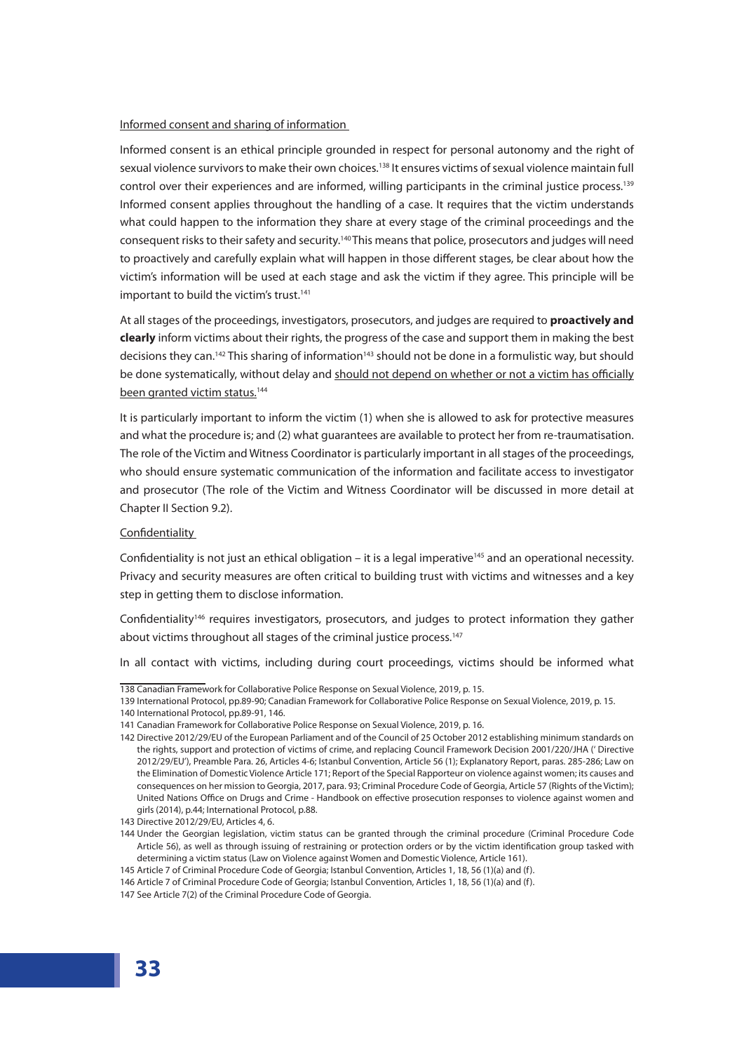<u>Informed consent and sharing of information</u>

Informed consent is an ethical principle grounded in respect for personal autonomy and the right of sexual violence survivors to make their own choices.[138] It ensures victims of sexual violence maintain full control over their experiences and are informed, willing participants in the criminal justice process.[139] Informed consent applies throughout the handling of a case. It requires that the victim understands what could happen to the information they share at every stage of the criminal proceedings and the consequent risks to their safety and security.[140] This means that police, prosecutors and judges will need to proactively and carefully explain what will happen in those different stages, be clear about how the victim's information will be used at each stage and ask the victim if they agree. This principle will be important to build the victim's trust.[141]

At all stages of the proceedings, investigators, prosecutors, and judges are required to **proactively and clearly** inform victims about their rights, the progress of the case and support them in making the best decisions they can.[142] This sharing of information[143] should not be done in a formulistic way, but should be done systematically, without delay and <u>should not depend on whether or not a victim has officially been granted victim status.</u>[144]

It is particularly important to inform the victim (1) when she is allowed to ask for protective measures and what the procedure is; and (2) what guarantees are available to protect her from re-traumatisation. The role of the Victim and Witness Coordinator is particularly important in all stages of the proceedings, who should ensure systematic communication of the information and facilitate access to investigator and prosecutor (The role of the Victim and Witness Coordinator will be discussed in more detail at Chapter II Section 9.2).

<u>Confidentiality</u>

Confidentiality is not just an ethical obligation – it is a legal imperative[145] and an operational necessity. Privacy and security measures are often critical to building trust with victims and witnesses and a key step in getting them to disclose information.

Confidentiality[146] requires investigators, prosecutors, and judges to protect information they gather about victims throughout all stages of the criminal justice process.[147]

In all contact with victims, including during court proceedings, victims should be informed what

---

138 Canadian Framework for Collaborative Police Response on Sexual Violence, 2019, p. 15.

139 International Protocol, pp.89-90; Canadian Framework for Collaborative Police Response on Sexual Violence, 2019, p. 15.

140 International Protocol, pp.89-91, 146.

141 Canadian Framework for Collaborative Police Response on Sexual Violence, 2019, p. 16.

142 Directive 2012/29/EU of the European Parliament and of the Council of 25 October 2012 establishing minimum standards on the rights, support and protection of victims of crime, and replacing Council Framework Decision 2001/220/JHA (' Directive 2012/29/EU'), Preamble Para. 26, Articles 4-6; Istanbul Convention, Article 56 (1); Explanatory Report, paras. 285-286; Law on the Elimination of Domestic Violence Article 171; Report of the Special Rapporteur on violence against women; its causes and consequences on her mission to Georgia, 2017, para. 93; Criminal Procedure Code of Georgia, Article 57 (Rights of the Victim); United Nations Office on Drugs and Crime - Handbook on effective prosecution responses to violence against women and girls (2014), p.44; International Protocol, p.88.

143 Directive 2012/29/EU, Articles 4, 6.

144 Under the Georgian legislation, victim status can be granted through the criminal procedure (Criminal Procedure Code Article 56), as well as through issuing of restraining or protection orders or by the victim identification group tasked with determining a victim status (Law on Violence against Women and Domestic Violence, Article 161).

145 Article 7 of Criminal Procedure Code of Georgia; Istanbul Convention, Articles 1, 18, 56 (1)(a) and (f).

146 Article 7 of Criminal Procedure Code of Georgia; Istanbul Convention, Articles 1, 18, 56 (1)(a) and (f).

147 See Article 7(2) of the Criminal Procedure Code of Georgia.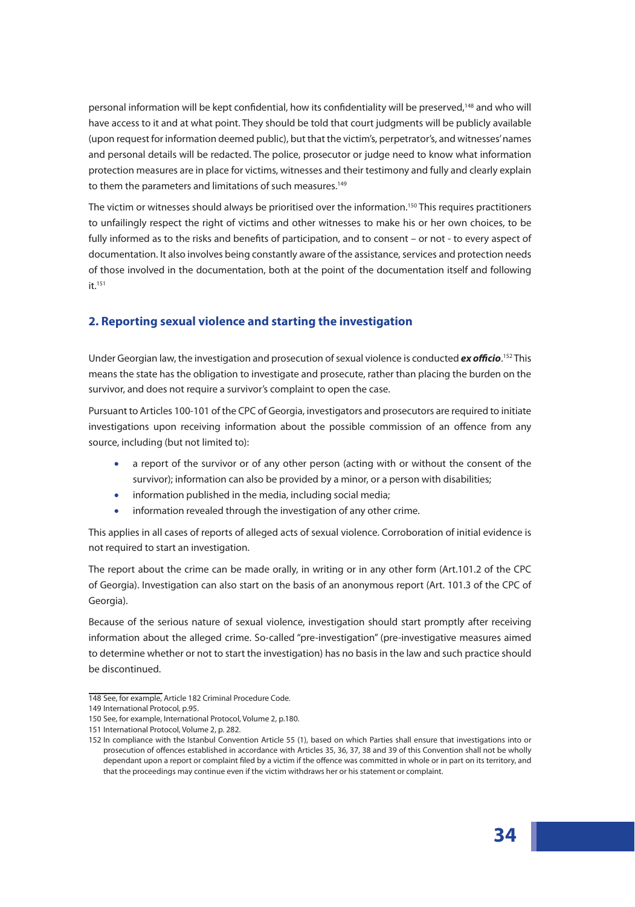personal information will be kept confidential, how its confidentiality will be preserved,[148] and who will have access to it and at what point. They should be told that court judgments will be publicly available (upon request for information deemed public), but that the victim's, perpetrator's, and witnesses' names and personal details will be redacted. The police, prosecutor or judge need to know what information protection measures are in place for victims, witnesses and their testimony and fully and clearly explain to them the parameters and limitations of such measures.[149]

The victim or witnesses should always be prioritised over the information.[150] This requires practitioners to unfailingly respect the right of victims and other witnesses to make his or her own choices, to be fully informed as to the risks and benefits of participation, and to consent – or not - to every aspect of documentation. It also involves being constantly aware of the assistance, services and protection needs of those involved in the documentation, both at the point of the documentation itself and following it.[151]

## 2. Reporting sexual violence and starting the investigation

Under Georgian law, the investigation and prosecution of sexual violence is conducted ***ex officio***.[152] This means the state has the obligation to investigate and prosecute, rather than placing the burden on the survivor, and does not require a survivor's complaint to open the case.

Pursuant to Articles 100-101 of the CPC of Georgia, investigators and prosecutors are required to initiate investigations upon receiving information about the possible commission of an offence from any source, including (but not limited to):

- a report of the survivor or of any other person (acting with or without the consent of the survivor); information can also be provided by a minor, or a person with disabilities;
- information published in the media, including social media;
- information revealed through the investigation of any other crime.

This applies in all cases of reports of alleged acts of sexual violence. Corroboration of initial evidence is not required to start an investigation.

The report about the crime can be made orally, in writing or in any other form (Art.101.2 of the CPC of Georgia). Investigation can also start on the basis of an anonymous report (Art. 101.3 of the CPC of Georgia).

Because of the serious nature of sexual violence, investigation should start promptly after receiving information about the alleged crime. So-called "pre-investigation" (pre-investigative measures aimed to determine whether or not to start the investigation) has no basis in the law and such practice should be discontinued.

148 See, for example, Article 182 Criminal Procedure Code.

149 International Protocol, p.95.

150 See, for example, International Protocol, Volume 2, p.180.

151 International Protocol, Volume 2, p. 282.

152 In compliance with the Istanbul Convention Article 55 (1), based on which Parties shall ensure that investigations into or prosecution of offences established in accordance with Articles 35, 36, 37, 38 and 39 of this Convention shall not be wholly dependant upon a report or complaint filed by a victim if the offence was committed in whole or in part on its territory, and that the proceedings may continue even if the victim withdraws her or his statement or complaint.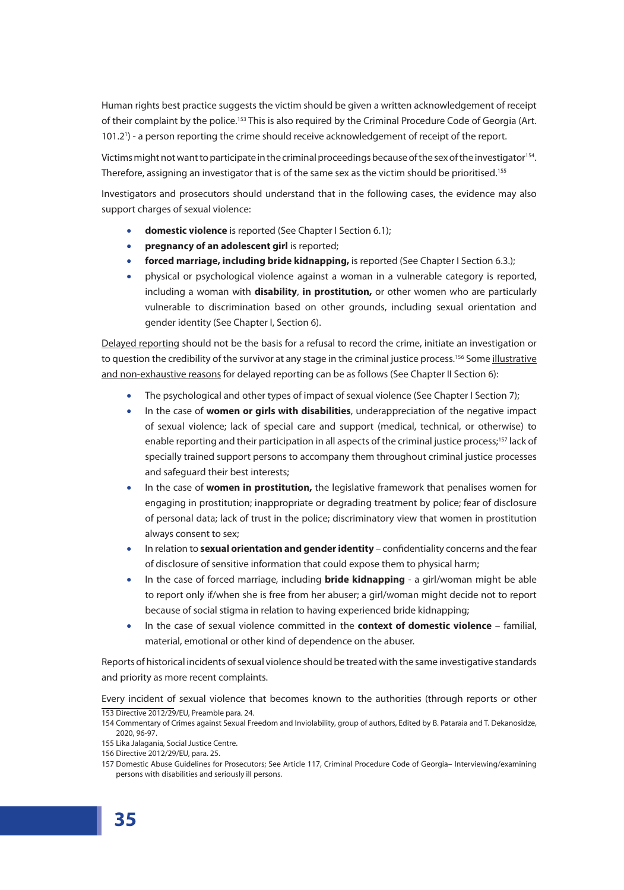Human rights best practice suggests the victim should be given a written acknowledgement of receipt of their complaint by the police.[153] This is also required by the Criminal Procedure Code of Georgia (Art. 101.2[1]) - a person reporting the crime should receive acknowledgement of receipt of the report.

Victims might not want to participate in the criminal proceedings because of the sex of the investigator[154]. Therefore, assigning an investigator that is of the same sex as the victim should be prioritised.[155]

Investigators and prosecutors should understand that in the following cases, the evidence may also support charges of sexual violence:

- **domestic violence** is reported (See Chapter I Section 6.1);
- **pregnancy of an adolescent girl** is reported;
- **forced marriage, including bride kidnapping,** is reported (See Chapter I Section 6.3.);
- physical or psychological violence against a woman in a vulnerable category is reported, including a woman with **disability**, **in prostitution,** or other women who are particularly vulnerable to discrimination based on other grounds, including sexual orientation and gender identity (See Chapter I, Section 6).

Delayed reporting should not be the basis for a refusal to record the crime, initiate an investigation or to question the credibility of the survivor at any stage in the criminal justice process.[156] Some illustrative and non-exhaustive reasons for delayed reporting can be as follows (See Chapter II Section 6):

- The psychological and other types of impact of sexual violence (See Chapter I Section 7);
- In the case of **women or girls with disabilities**, underappreciation of the negative impact of sexual violence; lack of special care and support (medical, technical, or otherwise) to enable reporting and their participation in all aspects of the criminal justice process;[157] lack of specially trained support persons to accompany them throughout criminal justice processes and safeguard their best interests;
- In the case of **women in prostitution,** the legislative framework that penalises women for engaging in prostitution; inappropriate or degrading treatment by police; fear of disclosure of personal data; lack of trust in the police; discriminatory view that women in prostitution always consent to sex;
- In relation to **sexual orientation and gender identity** – confidentiality concerns and the fear of disclosure of sensitive information that could expose them to physical harm;
- In the case of forced marriage, including **bride kidnapping** - a girl/woman might be able to report only if/when she is free from her abuser; a girl/woman might decide not to report because of social stigma in relation to having experienced bride kidnapping;
- In the case of sexual violence committed in the **context of domestic violence** – familial, material, emotional or other kind of dependence on the abuser.

Reports of historical incidents of sexual violence should be treated with the same investigative standards and priority as more recent complaints.

Every incident of sexual violence that becomes known to the authorities (through reports or other

153 Directive 2012/29/EU, Preamble para. 24.

154 Commentary of Crimes against Sexual Freedom and Inviolability, group of authors, Edited by B. Pataraia and T. Dekanosidze, 2020, 96-97.

155 Lika Jalagania, Social Justice Centre.

156 Directive 2012/29/EU, para. 25.

157 Domestic Abuse Guidelines for Prosecutors; See Article 117, Criminal Procedure Code of Georgia– Interviewing/examining persons with disabilities and seriously ill persons.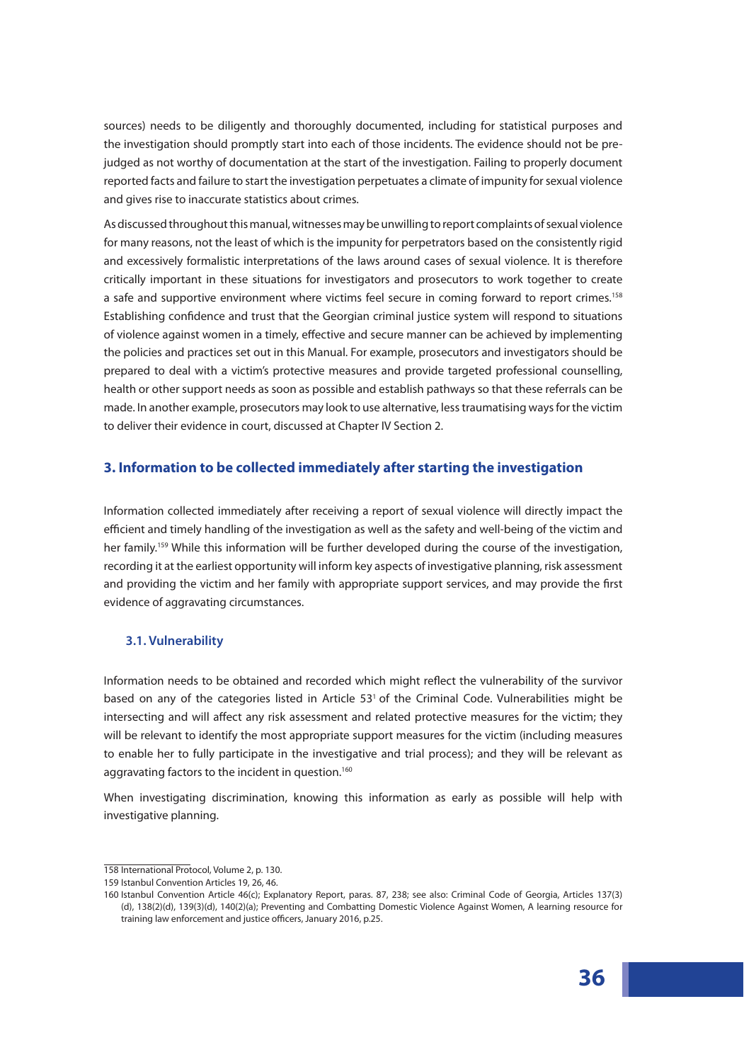sources) needs to be diligently and thoroughly documented, including for statistical purposes and the investigation should promptly start into each of those incidents. The evidence should not be pre-judged as not worthy of documentation at the start of the investigation. Failing to properly document reported facts and failure to start the investigation perpetuates a climate of impunity for sexual violence and gives rise to inaccurate statistics about crimes.

As discussed throughout this manual, witnesses may be unwilling to report complaints of sexual violence for many reasons, not the least of which is the impunity for perpetrators based on the consistently rigid and excessively formalistic interpretations of the laws around cases of sexual violence. It is therefore critically important in these situations for investigators and prosecutors to work together to create a safe and supportive environment where victims feel secure in coming forward to report crimes.[158] Establishing confidence and trust that the Georgian criminal justice system will respond to situations of violence against women in a timely, effective and secure manner can be achieved by implementing the policies and practices set out in this Manual. For example, prosecutors and investigators should be prepared to deal with a victim's protective measures and provide targeted professional counselling, health or other support needs as soon as possible and establish pathways so that these referrals can be made. In another example, prosecutors may look to use alternative, less traumatising ways for the victim to deliver their evidence in court, discussed at Chapter IV Section 2.

## 3. Information to be collected immediately after starting the investigation

Information collected immediately after receiving a report of sexual violence will directly impact the efficient and timely handling of the investigation as well as the safety and well-being of the victim and her family.[159] While this information will be further developed during the course of the investigation, recording it at the earliest opportunity will inform key aspects of investigative planning, risk assessment and providing the victim and her family with appropriate support services, and may provide the first evidence of aggravating circumstances.

### 3.1. Vulnerability

Information needs to be obtained and recorded which might reflect the vulnerability of the survivor based on any of the categories listed in Article 53[1] of the Criminal Code. Vulnerabilities might be intersecting and will affect any risk assessment and related protective measures for the victim; they will be relevant to identify the most appropriate support measures for the victim (including measures to enable her to fully participate in the investigative and trial process); and they will be relevant as aggravating factors to the incident in question.[160]

When investigating discrimination, knowing this information as early as possible will help with investigative planning.

---

158 International Protocol, Volume 2, p. 130.

159 Istanbul Convention Articles 19, 26, 46.

160 Istanbul Convention Article 46(c); Explanatory Report, paras. 87, 238; see also: Criminal Code of Georgia, Articles 137(3)(d), 138(2)(d), 139(3)(d), 140(2)(a); Preventing and Combatting Domestic Violence Against Women, A learning resource for training law enforcement and justice officers, January 2016, p.25.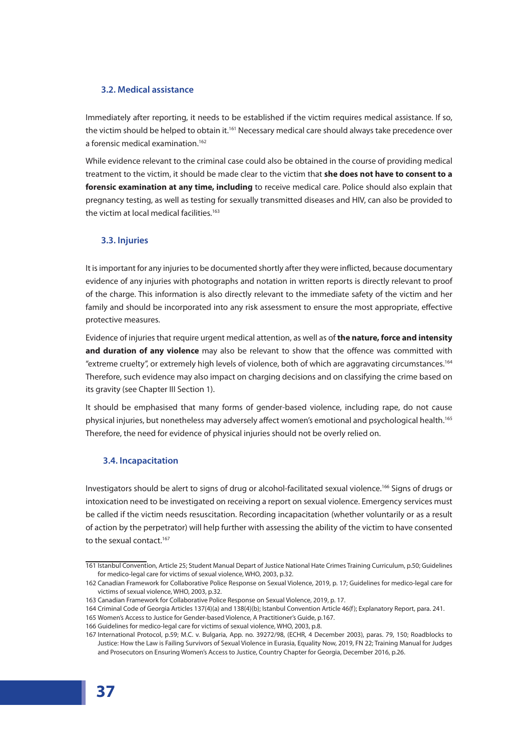### 3.2. Medical assistance

Immediately after reporting, it needs to be established if the victim requires medical assistance. If so, the victim should be helped to obtain it.[161] Necessary medical care should always take precedence over a forensic medical examination.[162]

While evidence relevant to the criminal case could also be obtained in the course of providing medical treatment to the victim, it should be made clear to the victim that **she does not have to consent to a forensic examination at any time, including** to receive medical care. Police should also explain that pregnancy testing, as well as testing for sexually transmitted diseases and HIV, can also be provided to the victim at local medical facilities.[163]

### 3.3. Injuries

It is important for any injuries to be documented shortly after they were inflicted, because documentary evidence of any injuries with photographs and notation in written reports is directly relevant to proof of the charge. This information is also directly relevant to the immediate safety of the victim and her family and should be incorporated into any risk assessment to ensure the most appropriate, effective protective measures.

Evidence of injuries that require urgent medical attention, as well as of **the nature, force and intensity and duration of any violence** may also be relevant to show that the offence was committed with "extreme cruelty", or extremely high levels of violence, both of which are aggravating circumstances.[164] Therefore, such evidence may also impact on charging decisions and on classifying the crime based on its gravity (see Chapter III Section 1).

It should be emphasised that many forms of gender-based violence, including rape, do not cause physical injuries, but nonetheless may adversely affect women's emotional and psychological health.[165] Therefore, the need for evidence of physical injuries should not be overly relied on.

### 3.4. Incapacitation

Investigators should be alert to signs of drug or alcohol-facilitated sexual violence.[166] Signs of drugs or intoxication need to be investigated on receiving a report on sexual violence. Emergency services must be called if the victim needs resuscitation. Recording incapacitation (whether voluntarily or as a result of action by the perpetrator) will help further with assessing the ability of the victim to have consented to the sexual contact.[167]

---

161 Istanbul Convention, Article 25; Student Manual Depart of Justice National Hate Crimes Training Curriculum, p.50; Guidelines for medico-legal care for victims of sexual violence, WHO, 2003, p.32.

162 Canadian Framework for Collaborative Police Response on Sexual Violence, 2019, p. 17; Guidelines for medico-legal care for victims of sexual violence, WHO, 2003, p.32.

163 Canadian Framework for Collaborative Police Response on Sexual Violence, 2019, p. 17.

164 Criminal Code of Georgia Articles 137(4)(a) and 138(4)(b); Istanbul Convention Article 46(f); Explanatory Report, para. 241.

165 Women's Access to Justice for Gender-based Violence, A Practitioner's Guide, p.167.

166 Guidelines for medico-legal care for victims of sexual violence, WHO, 2003, p.8.

167 International Protocol, p.59; M.C. v. Bulgaria, App. no. 39272/98, (ECHR, 4 December 2003), paras. 79, 150; Roadblocks to Justice: How the Law is Failing Survivors of Sexual Violence in Eurasia, Equality Now, 2019, FN 22; Training Manual for Judges and Prosecutors on Ensuring Women's Access to Justice, Country Chapter for Georgia, December 2016, p.26.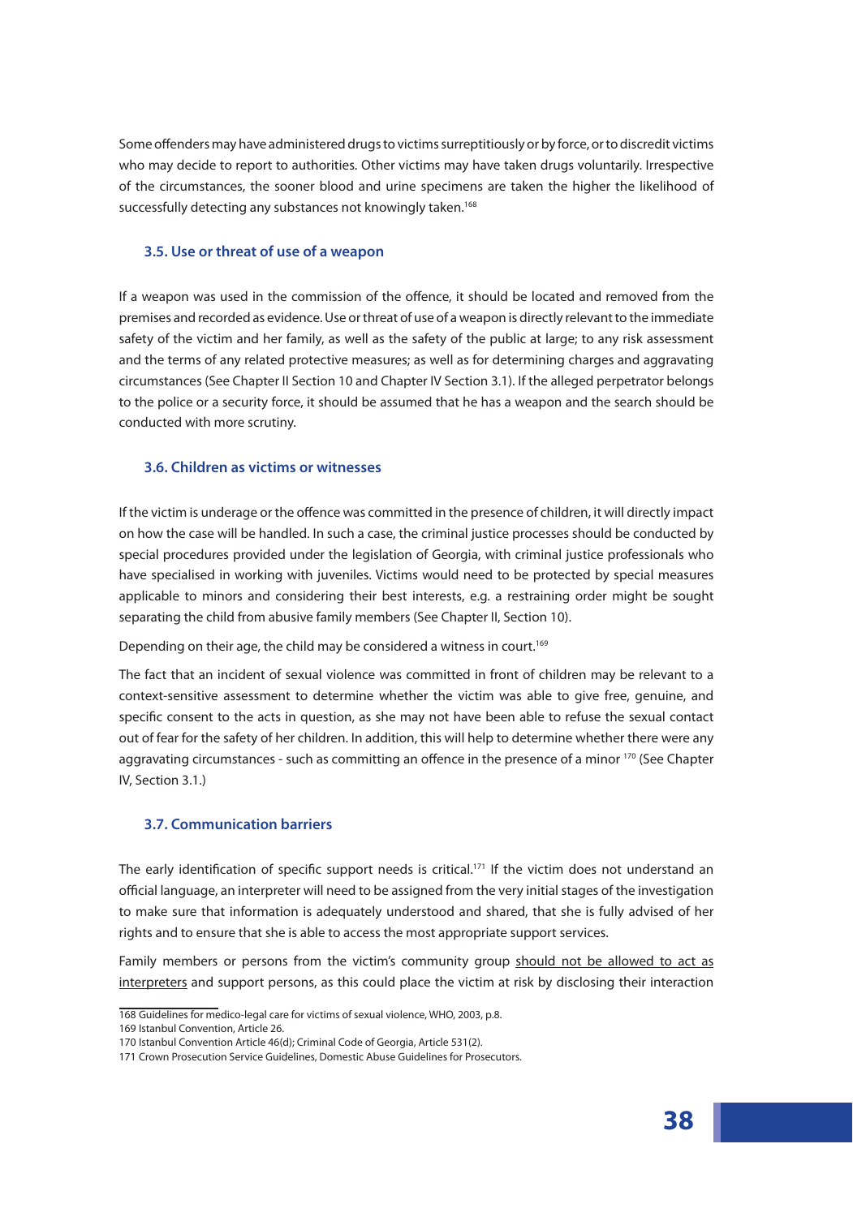Some offenders may have administered drugs to victims surreptitiously or by force, or to discredit victims who may decide to report to authorities. Other victims may have taken drugs voluntarily. Irrespective of the circumstances, the sooner blood and urine specimens are taken the higher the likelihood of successfully detecting any substances not knowingly taken.[168]

### 3.5. Use or threat of use of a weapon

If a weapon was used in the commission of the offence, it should be located and removed from the premises and recorded as evidence. Use or threat of use of a weapon is directly relevant to the immediate safety of the victim and her family, as well as the safety of the public at large; to any risk assessment and the terms of any related protective measures; as well as for determining charges and aggravating circumstances (See Chapter II Section 10 and Chapter IV Section 3.1). If the alleged perpetrator belongs to the police or a security force, it should be assumed that he has a weapon and the search should be conducted with more scrutiny.

### 3.6. Children as victims or witnesses

If the victim is underage or the offence was committed in the presence of children, it will directly impact on how the case will be handled. In such a case, the criminal justice processes should be conducted by special procedures provided under the legislation of Georgia, with criminal justice professionals who have specialised in working with juveniles. Victims would need to be protected by special measures applicable to minors and considering their best interests, e.g. a restraining order might be sought separating the child from abusive family members (See Chapter II, Section 10).

Depending on their age, the child may be considered a witness in court.[169]

The fact that an incident of sexual violence was committed in front of children may be relevant to a context-sensitive assessment to determine whether the victim was able to give free, genuine, and specific consent to the acts in question, as she may not have been able to refuse the sexual contact out of fear for the safety of her children. In addition, this will help to determine whether there were any aggravating circumstances - such as committing an offence in the presence of a minor [170] (See Chapter IV, Section 3.1.)

### 3.7. Communication barriers

The early identification of specific support needs is critical.[171] If the victim does not understand an official language, an interpreter will need to be assigned from the very initial stages of the investigation to make sure that information is adequately understood and shared, that she is fully advised of her rights and to ensure that she is able to access the most appropriate support services.

Family members or persons from the victim's community group should not be allowed to act as interpreters and support persons, as this could place the victim at risk by disclosing their interaction

---

168 Guidelines for medico-legal care for victims of sexual violence, WHO, 2003, p.8.

169 Istanbul Convention, Article 26.

170 Istanbul Convention Article 46(d); Criminal Code of Georgia, Article 531(2).

171 Crown Prosecution Service Guidelines, Domestic Abuse Guidelines for Prosecutors.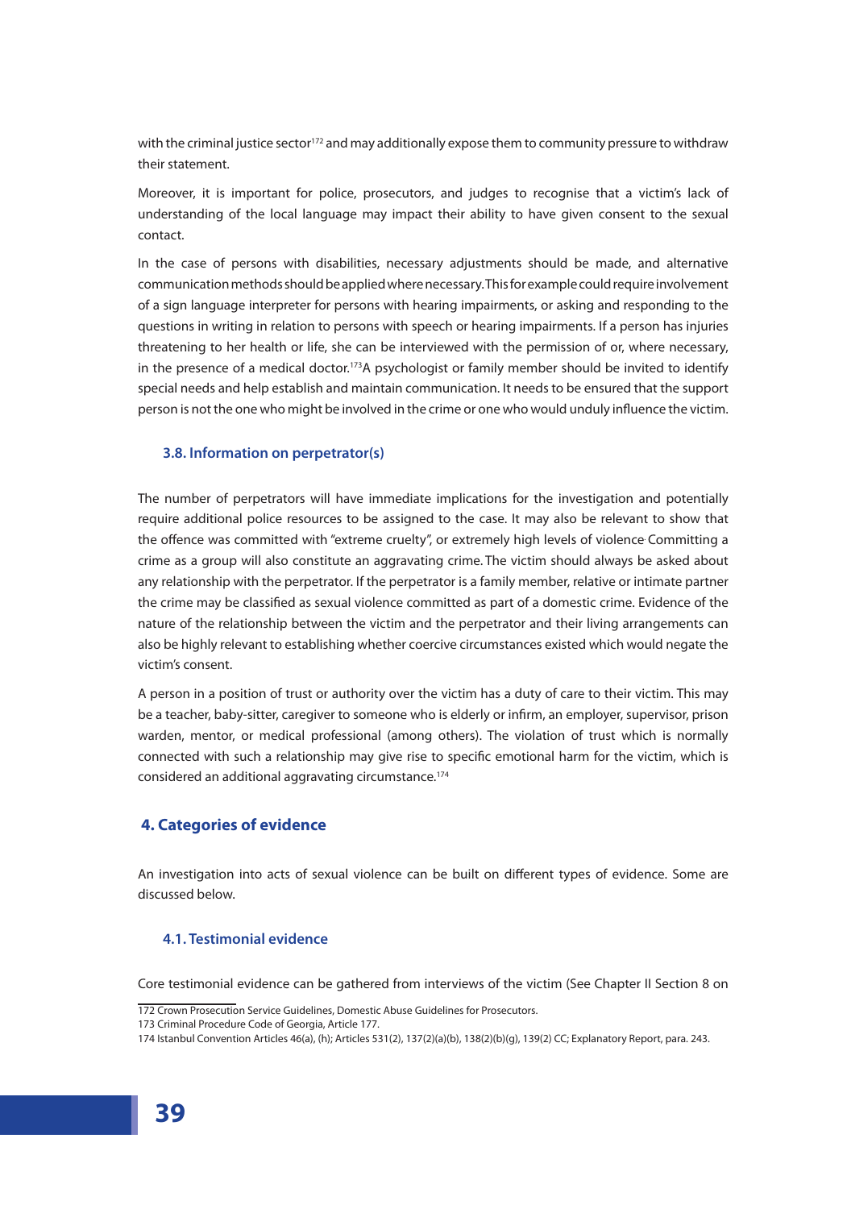with the criminal justice sector[172] and may additionally expose them to community pressure to withdraw their statement.

Moreover, it is important for police, prosecutors, and judges to recognise that a victim's lack of understanding of the local language may impact their ability to have given consent to the sexual contact.

In the case of persons with disabilities, necessary adjustments should be made, and alternative communication methods should be applied where necessary. This for example could require involvement of a sign language interpreter for persons with hearing impairments, or asking and responding to the questions in writing in relation to persons with speech or hearing impairments. If a person has injuries threatening to her health or life, she can be interviewed with the permission of or, where necessary, in the presence of a medical doctor.[173] A psychologist or family member should be invited to identify special needs and help establish and maintain communication. It needs to be ensured that the support person is not the one who might be involved in the crime or one who would unduly influence the victim.

### 3.8. Information on perpetrator(s)

The number of perpetrators will have immediate implications for the investigation and potentially require additional police resources to be assigned to the case. It may also be relevant to show that the offence was committed with "extreme cruelty", or extremely high levels of violence. Committing a crime as a group will also constitute an aggravating crime. The victim should always be asked about any relationship with the perpetrator. If the perpetrator is a family member, relative or intimate partner the crime may be classified as sexual violence committed as part of a domestic crime. Evidence of the nature of the relationship between the victim and the perpetrator and their living arrangements can also be highly relevant to establishing whether coercive circumstances existed which would negate the victim's consent.

A person in a position of trust or authority over the victim has a duty of care to their victim. This may be a teacher, baby-sitter, caregiver to someone who is elderly or infirm, an employer, supervisor, prison warden, mentor, or medical professional (among others). The violation of trust which is normally connected with such a relationship may give rise to specific emotional harm for the victim, which is considered an additional aggravating circumstance.[174]

## 4. Categories of evidence

An investigation into acts of sexual violence can be built on different types of evidence. Some are discussed below.

### 4.1. Testimonial evidence

Core testimonial evidence can be gathered from interviews of the victim (See Chapter II Section 8 on

---

172 Crown Prosecution Service Guidelines, Domestic Abuse Guidelines for Prosecutors.

173 Criminal Procedure Code of Georgia, Article 177.

174 Istanbul Convention Articles 46(a), (h); Articles 531(2), 137(2)(a)(b), 138(2)(b)(g), 139(2) CC; Explanatory Report, para. 243.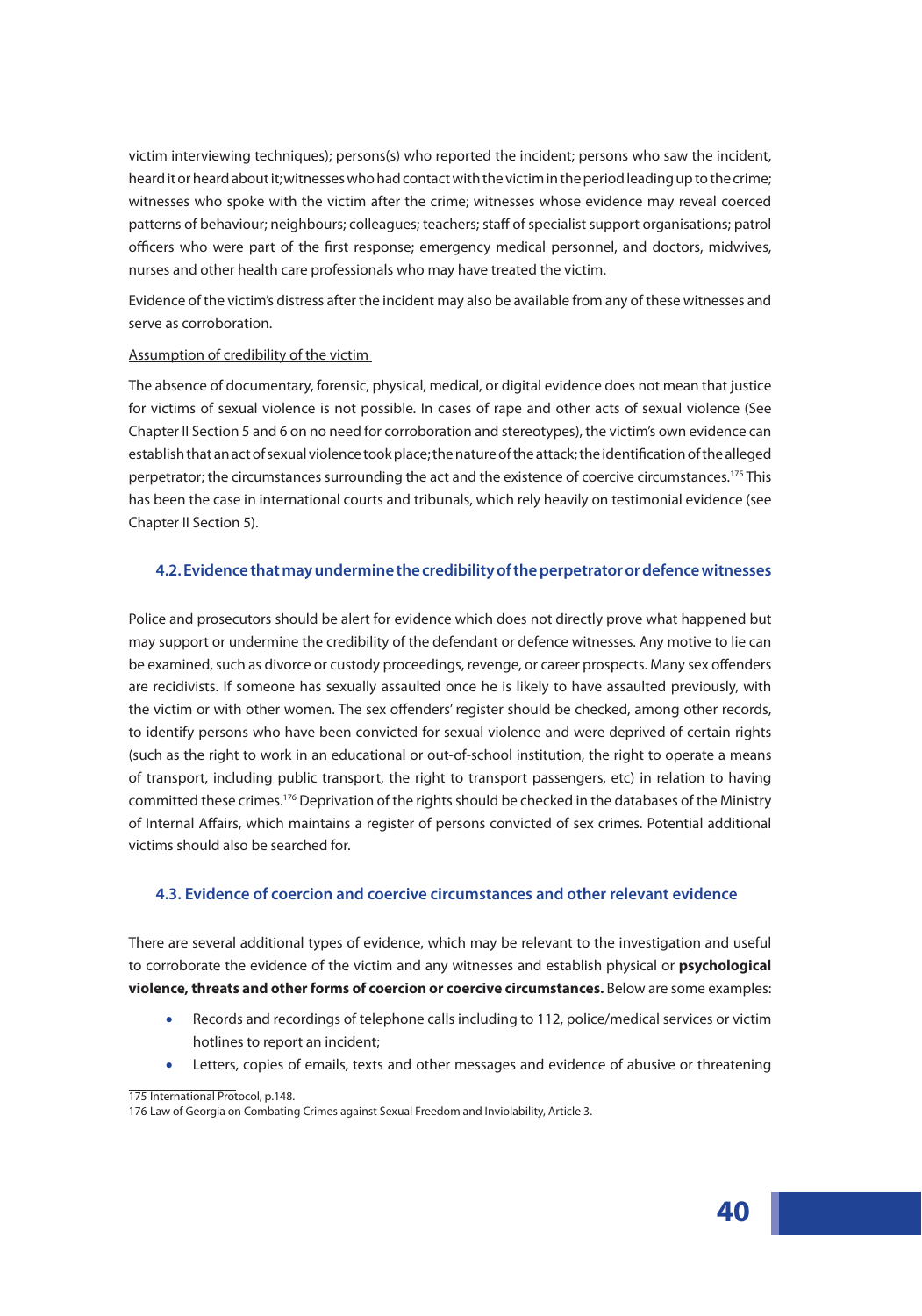victim interviewing techniques); persons(s) who reported the incident; persons who saw the incident, heard it or heard about it; witnesses who had contact with the victim in the period leading up to the crime; witnesses who spoke with the victim after the crime; witnesses whose evidence may reveal coerced patterns of behaviour; neighbours; colleagues; teachers; staff of specialist support organisations; patrol officers who were part of the first response; emergency medical personnel, and doctors, midwives, nurses and other health care professionals who may have treated the victim.

Evidence of the victim's distress after the incident may also be available from any of these witnesses and serve as corroboration.

<u>Assumption of credibility of the victim</u>

The absence of documentary, forensic, physical, medical, or digital evidence does not mean that justice for victims of sexual violence is not possible. In cases of rape and other acts of sexual violence (See Chapter II Section 5 and 6 on no need for corroboration and stereotypes), the victim's own evidence can establish that an act of sexual violence took place; the nature of the attack; the identification of the alleged perpetrator; the circumstances surrounding the act and the existence of coercive circumstances.[175] This has been the case in international courts and tribunals, which rely heavily on testimonial evidence (see Chapter II Section 5).

### 4.2. Evidence that may undermine the credibility of the perpetrator or defence witnesses

Police and prosecutors should be alert for evidence which does not directly prove what happened but may support or undermine the credibility of the defendant or defence witnesses. Any motive to lie can be examined, such as divorce or custody proceedings, revenge, or career prospects. Many sex offenders are recidivists. If someone has sexually assaulted once he is likely to have assaulted previously, with the victim or with other women. The sex offenders' register should be checked, among other records, to identify persons who have been convicted for sexual violence and were deprived of certain rights (such as the right to work in an educational or out-of-school institution, the right to operate a means of transport, including public transport, the right to transport passengers, etc) in relation to having committed these crimes.[176] Deprivation of the rights should be checked in the databases of the Ministry of Internal Affairs, which maintains a register of persons convicted of sex crimes. Potential additional victims should also be searched for.

### 4.3. Evidence of coercion and coercive circumstances and other relevant evidence

There are several additional types of evidence, which may be relevant to the investigation and useful to corroborate the evidence of the victim and any witnesses and establish physical or **psychological violence, threats and other forms of coercion or coercive circumstances.** Below are some examples:

- Records and recordings of telephone calls including to 112, police/medical services or victim hotlines to report an incident;
- Letters, copies of emails, texts and other messages and evidence of abusive or threatening

175 International Protocol, p.148.

176 Law of Georgia on Combating Crimes against Sexual Freedom and Inviolability, Article 3.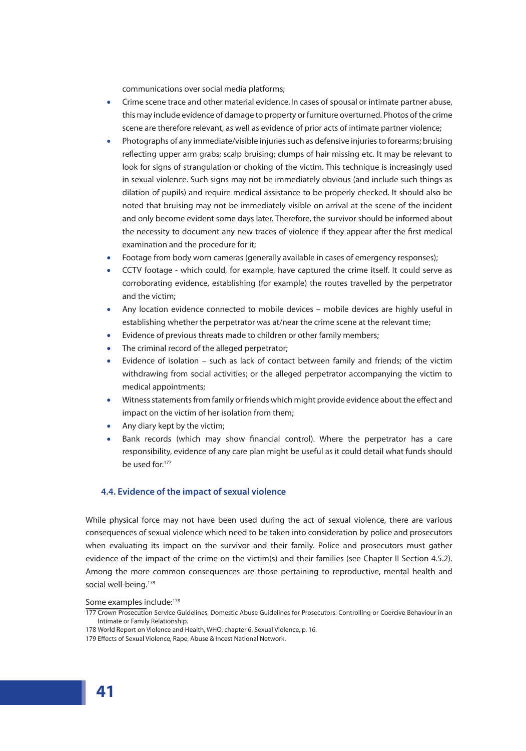communications over social media platforms;

- Crime scene trace and other material evidence. In cases of spousal or intimate partner abuse, this may include evidence of damage to property or furniture overturned. Photos of the crime scene are therefore relevant, as well as evidence of prior acts of intimate partner violence;
- Photographs of any immediate/visible injuries such as defensive injuries to forearms; bruising reflecting upper arm grabs; scalp bruising; clumps of hair missing etc. It may be relevant to look for signs of strangulation or choking of the victim. This technique is increasingly used in sexual violence. Such signs may not be immediately obvious (and include such things as dilation of pupils) and require medical assistance to be properly checked. It should also be noted that bruising may not be immediately visible on arrival at the scene of the incident and only become evident some days later. Therefore, the survivor should be informed about the necessity to document any new traces of violence if they appear after the first medical examination and the procedure for it;
- Footage from body worn cameras (generally available in cases of emergency responses);
- CCTV footage - which could, for example, have captured the crime itself. It could serve as corroborating evidence, establishing (for example) the routes travelled by the perpetrator and the victim;
- Any location evidence connected to mobile devices – mobile devices are highly useful in establishing whether the perpetrator was at/near the crime scene at the relevant time;
- Evidence of previous threats made to children or other family members;
- The criminal record of the alleged perpetrator;
- Evidence of isolation – such as lack of contact between family and friends; of the victim withdrawing from social activities; or the alleged perpetrator accompanying the victim to medical appointments;
- Witness statements from family or friends which might provide evidence about the effect and impact on the victim of her isolation from them;
- Any diary kept by the victim;
- Bank records (which may show financial control). Where the perpetrator has a care responsibility, evidence of any care plan might be useful as it could detail what funds should be used for.[177]

### 4.4. Evidence of the impact of sexual violence

While physical force may not have been used during the act of sexual violence, there are various consequences of sexual violence which need to be taken into consideration by police and prosecutors when evaluating its impact on the survivor and their family. Police and prosecutors must gather evidence of the impact of the crime on the victim(s) and their families (see Chapter II Section 4.5.2). Among the more common consequences are those pertaining to reproductive, mental health and social well-being.[178]

Some examples include:[179]

---

177 Crown Prosecution Service Guidelines, Domestic Abuse Guidelines for Prosecutors: Controlling or Coercive Behaviour in an Intimate or Family Relationship.

178 World Report on Violence and Health, WHO, chapter 6, Sexual Violence, p. 16.

179 Effects of Sexual Violence, Rape, Abuse & Incest National Network.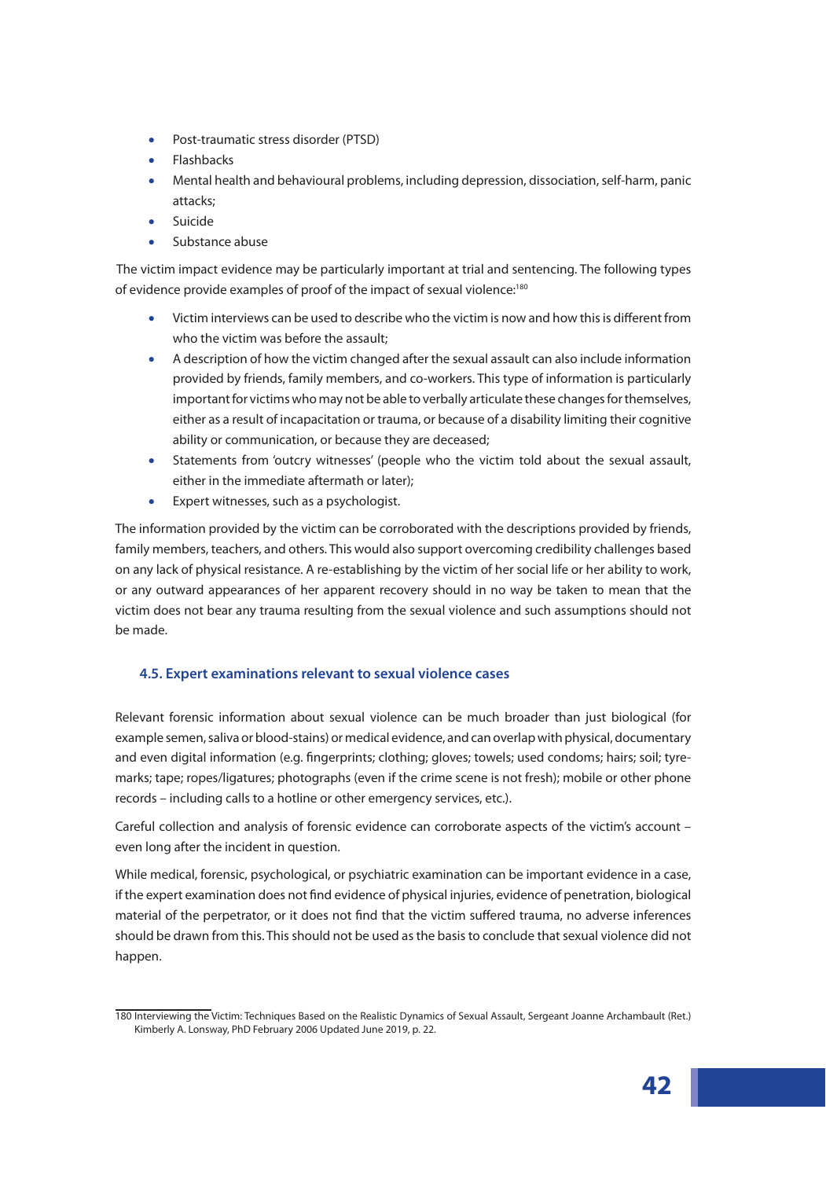- Post-traumatic stress disorder (PTSD)
- Flashbacks
- Mental health and behavioural problems, including depression, dissociation, self-harm, panic attacks;
- Suicide
- Substance abuse

The victim impact evidence may be particularly important at trial and sentencing. The following types of evidence provide examples of proof of the impact of sexual violence:[180]

- Victim interviews can be used to describe who the victim is now and how this is different from who the victim was before the assault;
- A description of how the victim changed after the sexual assault can also include information provided by friends, family members, and co-workers. This type of information is particularly important for victims who may not be able to verbally articulate these changes for themselves, either as a result of incapacitation or trauma, or because of a disability limiting their cognitive ability or communication, or because they are deceased;
- Statements from 'outcry witnesses' (people who the victim told about the sexual assault, either in the immediate aftermath or later);
- Expert witnesses, such as a psychologist.

The information provided by the victim can be corroborated with the descriptions provided by friends, family members, teachers, and others. This would also support overcoming credibility challenges based on any lack of physical resistance. A re-establishing by the victim of her social life or her ability to work, or any outward appearances of her apparent recovery should in no way be taken to mean that the victim does not bear any trauma resulting from the sexual violence and such assumptions should not be made.

### 4.5. Expert examinations relevant to sexual violence cases

Relevant forensic information about sexual violence can be much broader than just biological (for example semen, saliva or blood-stains) or medical evidence, and can overlap with physical, documentary and even digital information (e.g. fingerprints; clothing; gloves; towels; used condoms; hairs; soil; tyre-marks; tape; ropes/ligatures; photographs (even if the crime scene is not fresh); mobile or other phone records – including calls to a hotline or other emergency services, etc.).

Careful collection and analysis of forensic evidence can corroborate aspects of the victim's account – even long after the incident in question.

While medical, forensic, psychological, or psychiatric examination can be important evidence in a case, if the expert examination does not find evidence of physical injuries, evidence of penetration, biological material of the perpetrator, or it does not find that the victim suffered trauma, no adverse inferences should be drawn from this. This should not be used as the basis to conclude that sexual violence did not happen.

---

180 Interviewing the Victim: Techniques Based on the Realistic Dynamics of Sexual Assault, Sergeant Joanne Archambault (Ret.) Kimberly A. Lonsway, PhD February 2006 Updated June 2019, p. 22.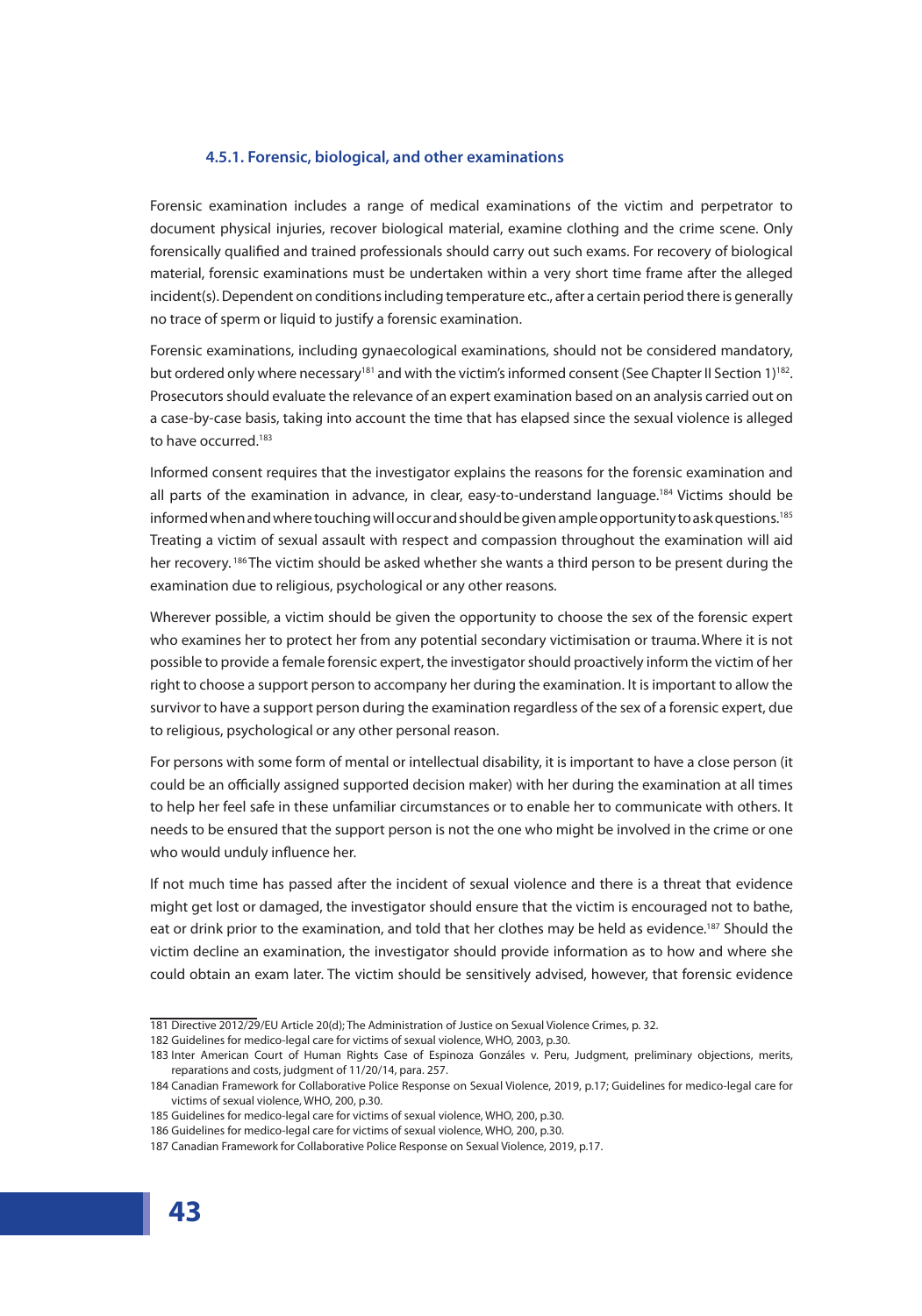#### 4.5.1. Forensic, biological, and other examinations

Forensic examination includes a range of medical examinations of the victim and perpetrator to document physical injuries, recover biological material, examine clothing and the crime scene. Only forensically qualified and trained professionals should carry out such exams. For recovery of biological material, forensic examinations must be undertaken within a very short time frame after the alleged incident(s). Dependent on conditions including temperature etc., after a certain period there is generally no trace of sperm or liquid to justify a forensic examination.

Forensic examinations, including gynaecological examinations, should not be considered mandatory, but ordered only where necessary[181] and with the victim's informed consent (See Chapter II Section 1)[182]. Prosecutors should evaluate the relevance of an expert examination based on an analysis carried out on a case-by-case basis, taking into account the time that has elapsed since the sexual violence is alleged to have occurred.[183]

Informed consent requires that the investigator explains the reasons for the forensic examination and all parts of the examination in advance, in clear, easy-to-understand language.[184] Victims should be informed when and where touching will occur and should be given ample opportunity to ask questions.[185] Treating a victim of sexual assault with respect and compassion throughout the examination will aid her recovery. [186] The victim should be asked whether she wants a third person to be present during the examination due to religious, psychological or any other reasons.

Wherever possible, a victim should be given the opportunity to choose the sex of the forensic expert who examines her to protect her from any potential secondary victimisation or trauma. Where it is not possible to provide a female forensic expert, the investigator should proactively inform the victim of her right to choose a support person to accompany her during the examination. It is important to allow the survivor to have a support person during the examination regardless of the sex of a forensic expert, due to religious, psychological or any other personal reason.

For persons with some form of mental or intellectual disability, it is important to have a close person (it could be an officially assigned supported decision maker) with her during the examination at all times to help her feel safe in these unfamiliar circumstances or to enable her to communicate with others. It needs to be ensured that the support person is not the one who might be involved in the crime or one who would unduly influence her.

If not much time has passed after the incident of sexual violence and there is a threat that evidence might get lost or damaged, the investigator should ensure that the victim is encouraged not to bathe, eat or drink prior to the examination, and told that her clothes may be held as evidence.[187] Should the victim decline an examination, the investigator should provide information as to how and where she could obtain an exam later. The victim should be sensitively advised, however, that forensic evidence

---

181 Directive 2012/29/EU Article 20(d); The Administration of Justice on Sexual Violence Crimes, p. 32.

182 Guidelines for medico-legal care for victims of sexual violence, WHO, 2003, p.30.

183 Inter American Court of Human Rights Case of Espinoza Gonzáles v. Peru, Judgment, preliminary objections, merits, reparations and costs, judgment of 11/20/14, para. 257.

184 Canadian Framework for Collaborative Police Response on Sexual Violence, 2019, p.17; Guidelines for medico-legal care for victims of sexual violence, WHO, 200, p.30.

185 Guidelines for medico-legal care for victims of sexual violence, WHO, 200, p.30.

186 Guidelines for medico-legal care for victims of sexual violence, WHO, 200, p.30.

187 Canadian Framework for Collaborative Police Response on Sexual Violence, 2019, p.17.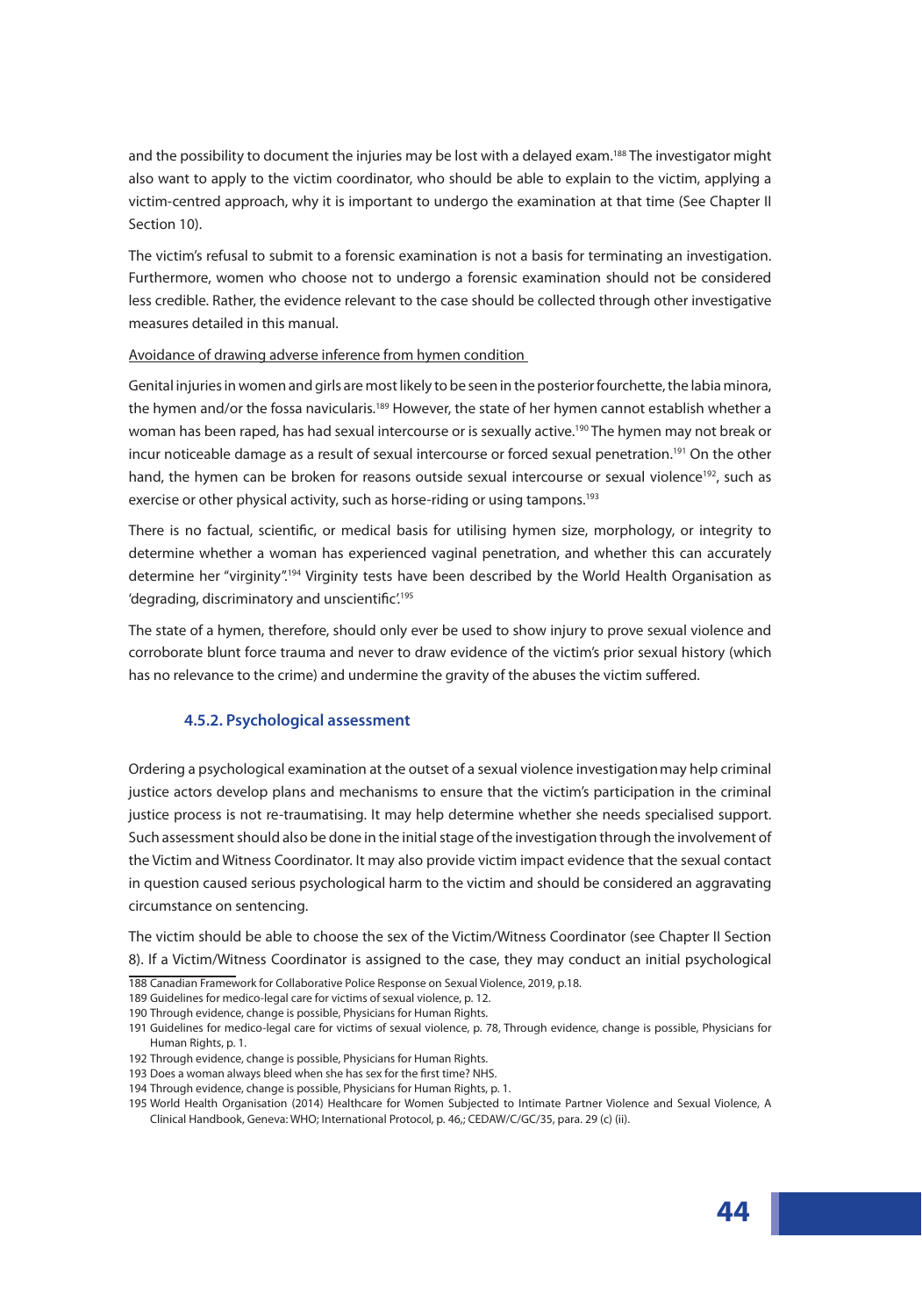and the possibility to document the injuries may be lost with a delayed exam.[188] The investigator might also want to apply to the victim coordinator, who should be able to explain to the victim, applying a victim-centred approach, why it is important to undergo the examination at that time (See Chapter II Section 10).

The victim's refusal to submit to a forensic examination is not a basis for terminating an investigation. Furthermore, women who choose not to undergo a forensic examination should not be considered less credible. Rather, the evidence relevant to the case should be collected through other investigative measures detailed in this manual.

Avoidance of drawing adverse inference from hymen condition

Genital injuries in women and girls are most likely to be seen in the posterior fourchette, the labia minora, the hymen and/or the fossa navicularis.[189] However, the state of her hymen cannot establish whether a woman has been raped, has had sexual intercourse or is sexually active.[190] The hymen may not break or incur noticeable damage as a result of sexual intercourse or forced sexual penetration.[191] On the other hand, the hymen can be broken for reasons outside sexual intercourse or sexual violence[192], such as exercise or other physical activity, such as horse-riding or using tampons.[193]

There is no factual, scientific, or medical basis for utilising hymen size, morphology, or integrity to determine whether a woman has experienced vaginal penetration, and whether this can accurately determine her "virginity".[194] Virginity tests have been described by the World Health Organisation as 'degrading, discriminatory and unscientific'.[195]

The state of a hymen, therefore, should only ever be used to show injury to prove sexual violence and corroborate blunt force trauma and never to draw evidence of the victim's prior sexual history (which has no relevance to the crime) and undermine the gravity of the abuses the victim suffered.

### 4.5.2. Psychological assessment

Ordering a psychological examination at the outset of a sexual violence investigation may help criminal justice actors develop plans and mechanisms to ensure that the victim's participation in the criminal justice process is not re-traumatising. It may help determine whether she needs specialised support. Such assessment should also be done in the initial stage of the investigation through the involvement of the Victim and Witness Coordinator. It may also provide victim impact evidence that the sexual contact in question caused serious psychological harm to the victim and should be considered an aggravating circumstance on sentencing.

The victim should be able to choose the sex of the Victim/Witness Coordinator (see Chapter II Section 8). If a Victim/Witness Coordinator is assigned to the case, they may conduct an initial psychological

---

188 Canadian Framework for Collaborative Police Response on Sexual Violence, 2019, p.18.

189 Guidelines for medico-legal care for victims of sexual violence, p. 12.

190 Through evidence, change is possible, Physicians for Human Rights.

191 Guidelines for medico-legal care for victims of sexual violence, p. 78, Through evidence, change is possible, Physicians for Human Rights, p. 1.

192 Through evidence, change is possible, Physicians for Human Rights.

193 Does a woman always bleed when she has sex for the first time? NHS.

194 Through evidence, change is possible, Physicians for Human Rights, p. 1.

195 World Health Organisation (2014) Healthcare for Women Subjected to Intimate Partner Violence and Sexual Violence, A Clinical Handbook, Geneva: WHO; International Protocol, p. 46,; CEDAW/C/GC/35, para. 29 (c) (ii).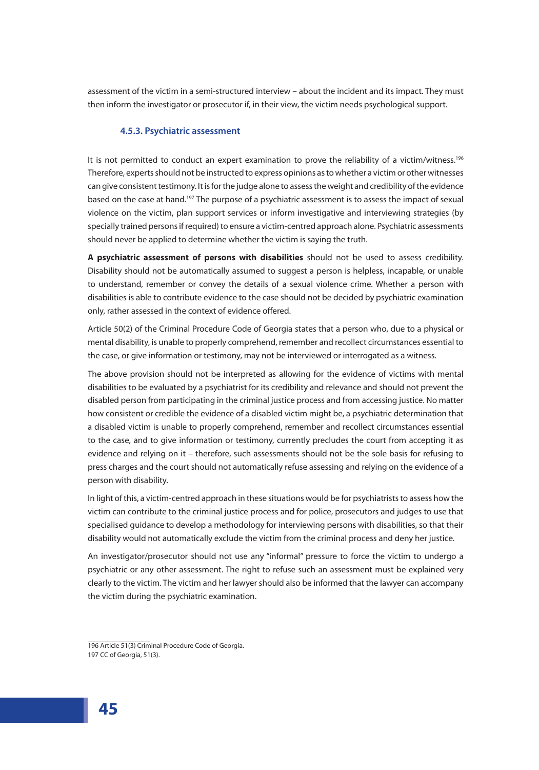assessment of the victim in a semi-structured interview – about the incident and its impact. They must then inform the investigator or prosecutor if, in their view, the victim needs psychological support.

### 4.5.3. Psychiatric assessment

It is not permitted to conduct an expert examination to prove the reliability of a victim/witness.[196] Therefore, experts should not be instructed to express opinions as to whether a victim or other witnesses can give consistent testimony. It is for the judge alone to assess the weight and credibility of the evidence based on the case at hand.[197] The purpose of a psychiatric assessment is to assess the impact of sexual violence on the victim, plan support services or inform investigative and interviewing strategies (by specially trained persons if required) to ensure a victim-centred approach alone. Psychiatric assessments should never be applied to determine whether the victim is saying the truth.

**A psychiatric assessment of persons with disabilities** should not be used to assess credibility. Disability should not be automatically assumed to suggest a person is helpless, incapable, or unable to understand, remember or convey the details of a sexual violence crime. Whether a person with disabilities is able to contribute evidence to the case should not be decided by psychiatric examination only, rather assessed in the context of evidence offered.

Article 50(2) of the Criminal Procedure Code of Georgia states that a person who, due to a physical or mental disability, is unable to properly comprehend, remember and recollect circumstances essential to the case, or give information or testimony, may not be interviewed or interrogated as a witness.

The above provision should not be interpreted as allowing for the evidence of victims with mental disabilities to be evaluated by a psychiatrist for its credibility and relevance and should not prevent the disabled person from participating in the criminal justice process and from accessing justice. No matter how consistent or credible the evidence of a disabled victim might be, a psychiatric determination that a disabled victim is unable to properly comprehend, remember and recollect circumstances essential to the case, and to give information or testimony, currently precludes the court from accepting it as evidence and relying on it – therefore, such assessments should not be the sole basis for refusing to press charges and the court should not automatically refuse assessing and relying on the evidence of a person with disability.

In light of this, a victim-centred approach in these situations would be for psychiatrists to assess how the victim can contribute to the criminal justice process and for police, prosecutors and judges to use that specialised guidance to develop a methodology for interviewing persons with disabilities, so that their disability would not automatically exclude the victim from the criminal process and deny her justice.

An investigator/prosecutor should not use any "informal" pressure to force the victim to undergo a psychiatric or any other assessment. The right to refuse such an assessment must be explained very clearly to the victim. The victim and her lawyer should also be informed that the lawyer can accompany the victim during the psychiatric examination.

---

196 Article 51(3) Criminal Procedure Code of Georgia.

197 CC of Georgia, 51(3).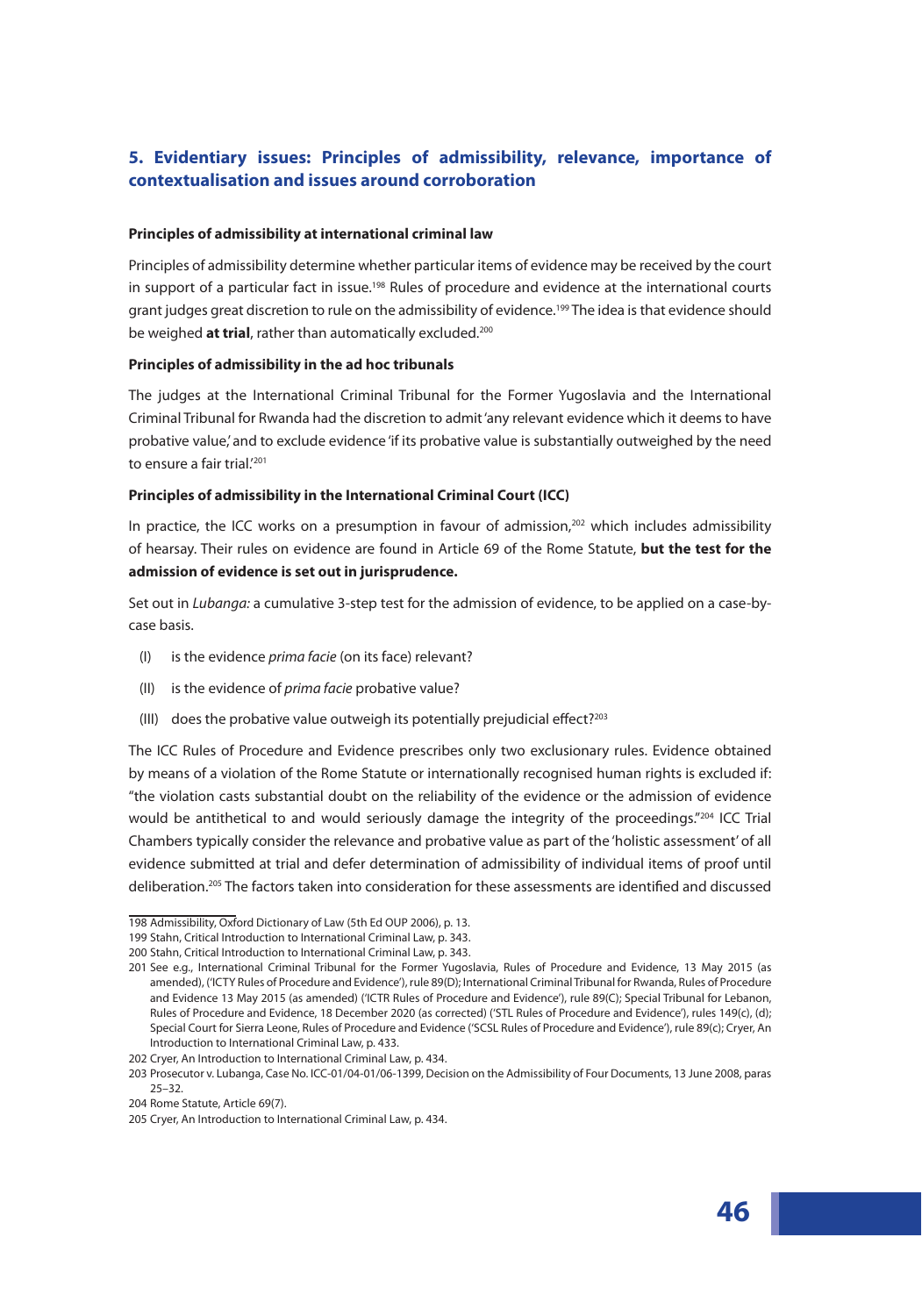## 5. Evidentiary issues: Principles of admissibility, relevance, importance of contextualisation and issues around corroboration

**Principles of admissibility at international criminal law**

Principles of admissibility determine whether particular items of evidence may be received by the court in support of a particular fact in issue.[198] Rules of procedure and evidence at the international courts grant judges great discretion to rule on the admissibility of evidence.[199] The idea is that evidence should be weighed **at trial**, rather than automatically excluded.[200]

**Principles of admissibility in the ad hoc tribunals**

The judges at the International Criminal Tribunal for the Former Yugoslavia and the International Criminal Tribunal for Rwanda had the discretion to admit 'any relevant evidence which it deems to have probative value,' and to exclude evidence 'if its probative value is substantially outweighed by the need to ensure a fair trial.'[201]

**Principles of admissibility in the International Criminal Court (ICC)**

In practice, the ICC works on a presumption in favour of admission,[202] which includes admissibility of hearsay. Their rules on evidence are found in Article 69 of the Rome Statute, **but the test for the admission of evidence is set out in jurisprudence.**

Set out in *Lubanga:* a cumulative 3-step test for the admission of evidence, to be applied on a case-by-case basis.

(I) is the evidence *prima facie* (on its face) relevant?

(II) is the evidence of *prima facie* probative value?

(III) does the probative value outweigh its potentially prejudicial effect?[203]

The ICC Rules of Procedure and Evidence prescribes only two exclusionary rules. Evidence obtained by means of a violation of the Rome Statute or internationally recognised human rights is excluded if: "the violation casts substantial doubt on the reliability of the evidence or the admission of evidence would be antithetical to and would seriously damage the integrity of the proceedings."[204] ICC Trial Chambers typically consider the relevance and probative value as part of the 'holistic assessment' of all evidence submitted at trial and defer determination of admissibility of individual items of proof until deliberation.[205] The factors taken into consideration for these assessments are identified and discussed

---

198 Admissibility, Oxford Dictionary of Law (5th Ed OUP 2006), p. 13.

199 Stahn, Critical Introduction to International Criminal Law, p. 343.

200 Stahn, Critical Introduction to International Criminal Law, p. 343.

201 See e.g., International Criminal Tribunal for the Former Yugoslavia, Rules of Procedure and Evidence, 13 May 2015 (as amended), ('ICTY Rules of Procedure and Evidence'), rule 89(D); International Criminal Tribunal for Rwanda, Rules of Procedure and Evidence 13 May 2015 (as amended) ('ICTR Rules of Procedure and Evidence'), rule 89(C); Special Tribunal for Lebanon, Rules of Procedure and Evidence, 18 December 2020 (as corrected) ('STL Rules of Procedure and Evidence'), rules 149(c), (d); Special Court for Sierra Leone, Rules of Procedure and Evidence ('SCSL Rules of Procedure and Evidence'), rule 89(c); Cryer, An Introduction to International Criminal Law, p. 433.

202 Cryer, An Introduction to International Criminal Law, p. 434.

203 Prosecutor v. Lubanga, Case No. ICC-01/04-01/06-1399, Decision on the Admissibility of Four Documents, 13 June 2008, paras 25–32.

204 Rome Statute, Article 69(7).

205 Cryer, An Introduction to International Criminal Law, p. 434.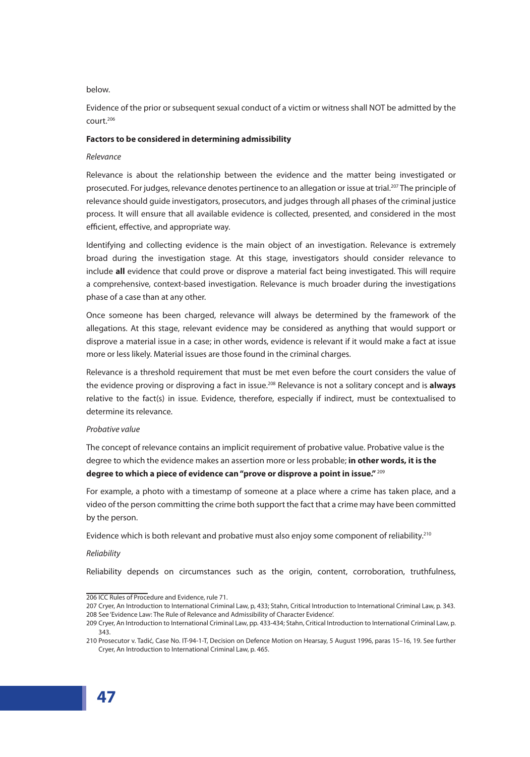below.

Evidence of the prior or subsequent sexual conduct of a victim or witness shall NOT be admitted by the court.[206]

**Factors to be considered in determining admissibility**

*Relevance*

Relevance is about the relationship between the evidence and the matter being investigated or prosecuted. For judges, relevance denotes pertinence to an allegation or issue at trial.[207] The principle of relevance should guide investigators, prosecutors, and judges through all phases of the criminal justice process. It will ensure that all available evidence is collected, presented, and considered in the most efficient, effective, and appropriate way.

Identifying and collecting evidence is the main object of an investigation. Relevance is extremely broad during the investigation stage. At this stage, investigators should consider relevance to include **all** evidence that could prove or disprove a material fact being investigated. This will require a comprehensive, context-based investigation. Relevance is much broader during the investigations phase of a case than at any other.

Once someone has been charged, relevance will always be determined by the framework of the allegations. At this stage, relevant evidence may be considered as anything that would support or disprove a material issue in a case; in other words, evidence is relevant if it would make a fact at issue more or less likely. Material issues are those found in the criminal charges.

Relevance is a threshold requirement that must be met even before the court considers the value of the evidence proving or disproving a fact in issue.[208] Relevance is not a solitary concept and is **always** relative to the fact(s) in issue. Evidence, therefore, especially if indirect, must be contextualised to determine its relevance.

*Probative value*

The concept of relevance contains an implicit requirement of probative value. Probative value is the degree to which the evidence makes an assertion more or less probable; **in other words, it is the degree to which a piece of evidence can "prove or disprove a point in issue."** [209]

For example, a photo with a timestamp of someone at a place where a crime has taken place, and a video of the person committing the crime both support the fact that a crime may have been committed by the person.

Evidence which is both relevant and probative must also enjoy some component of reliability.[210]

*Reliability*

Reliability depends on circumstances such as the origin, content, corroboration, truthfulness,

---

206 ICC Rules of Procedure and Evidence, rule 71.

207 Cryer, An Introduction to International Criminal Law, p, 433; Stahn, Critical Introduction to International Criminal Law, p. 343.

208 See 'Evidence Law: The Rule of Relevance and Admissibility of Character Evidence'.

209 Cryer, An Introduction to International Criminal Law, pp. 433-434; Stahn, Critical Introduction to International Criminal Law, p. 343.

210 Prosecutor v. Tadić, Case No. IT-94-1-T, Decision on Defence Motion on Hearsay, 5 August 1996, paras 15–16, 19. See further Cryer, An Introduction to International Criminal Law, p. 465.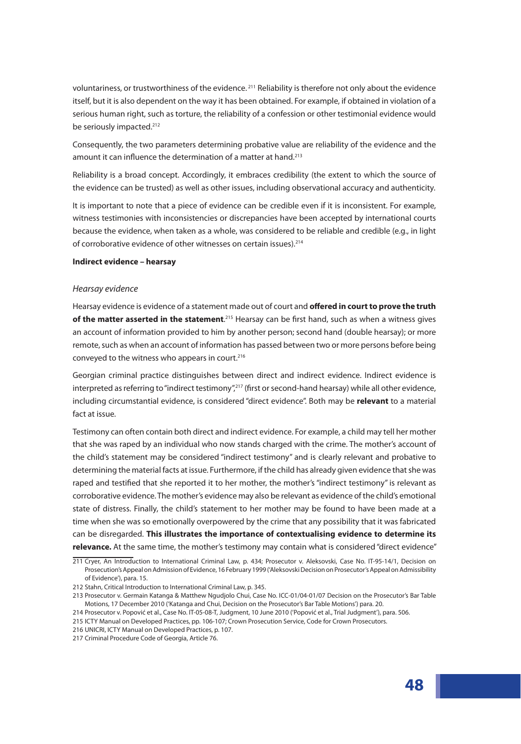voluntariness, or trustworthiness of the evidence. [211] Reliability is therefore not only about the evidence itself, but it is also dependent on the way it has been obtained. For example, if obtained in violation of a serious human right, such as torture, the reliability of a confession or other testimonial evidence would be seriously impacted.[212]

Consequently, the two parameters determining probative value are reliability of the evidence and the amount it can influence the determination of a matter at hand.[213]

Reliability is a broad concept. Accordingly, it embraces credibility (the extent to which the source of the evidence can be trusted) as well as other issues, including observational accuracy and authenticity.

It is important to note that a piece of evidence can be credible even if it is inconsistent. For example, witness testimonies with inconsistencies or discrepancies have been accepted by international courts because the evidence, when taken as a whole, was considered to be reliable and credible (e.g., in light of corroborative evidence of other witnesses on certain issues).[214]

**Indirect evidence – hearsay**

*Hearsay evidence*

Hearsay evidence is evidence of a statement made out of court and **offered in court to prove the truth of the matter asserted in the statement**.[215] Hearsay can be first hand, such as when a witness gives an account of information provided to him by another person; second hand (double hearsay); or more remote, such as when an account of information has passed between two or more persons before being conveyed to the witness who appears in court.[216]

Georgian criminal practice distinguishes between direct and indirect evidence. Indirect evidence is interpreted as referring to "indirect testimony",[217] (first or second-hand hearsay) while all other evidence, including circumstantial evidence, is considered "direct evidence". Both may be **relevant** to a material fact at issue.

Testimony can often contain both direct and indirect evidence. For example, a child may tell her mother that she was raped by an individual who now stands charged with the crime. The mother's account of the child's statement may be considered "indirect testimony" and is clearly relevant and probative to determining the material facts at issue. Furthermore, if the child has already given evidence that she was raped and testified that she reported it to her mother, the mother's "indirect testimony" is relevant as corroborative evidence. The mother's evidence may also be relevant as evidence of the child's emotional state of distress. Finally, the child's statement to her mother may be found to have been made at a time when she was so emotionally overpowered by the crime that any possibility that it was fabricated can be disregarded. **This illustrates the importance of contextualising evidence to determine its relevance.** At the same time, the mother's testimony may contain what is considered "direct evidence"

---

211 Cryer, An Introduction to International Criminal Law, p. 434; Prosecutor v. Aleksovski, Case No. IT-95-14/1, Decision on Prosecution's Appeal on Admission of Evidence, 16 February 1999 ('Aleksovski Decision on Prosecutor's Appeal on Admissibility of Evidence'), para. 15.

212 Stahn, Critical Introduction to International Criminal Law, p. 345.

213 Prosecutor v. Germain Katanga & Matthew Ngudjolo Chui, Case No. ICC-01/04-01/07 Decision on the Prosecutor's Bar Table Motions, 17 December 2010 ('Katanga and Chui, Decision on the Prosecutor's Bar Table Motions') para. 20.

214 Prosecutor v. Popović et al., Case No. IT-05-08-T, Judgment, 10 June 2010 ('Popović et al., Trial Judgment'), para. 506.

215 ICTY Manual on Developed Practices, pp. 106-107; Crown Prosecution Service, Code for Crown Prosecutors.

216 UNICRI, ICTY Manual on Developed Practices, p. 107.

217 Criminal Procedure Code of Georgia, Article 76.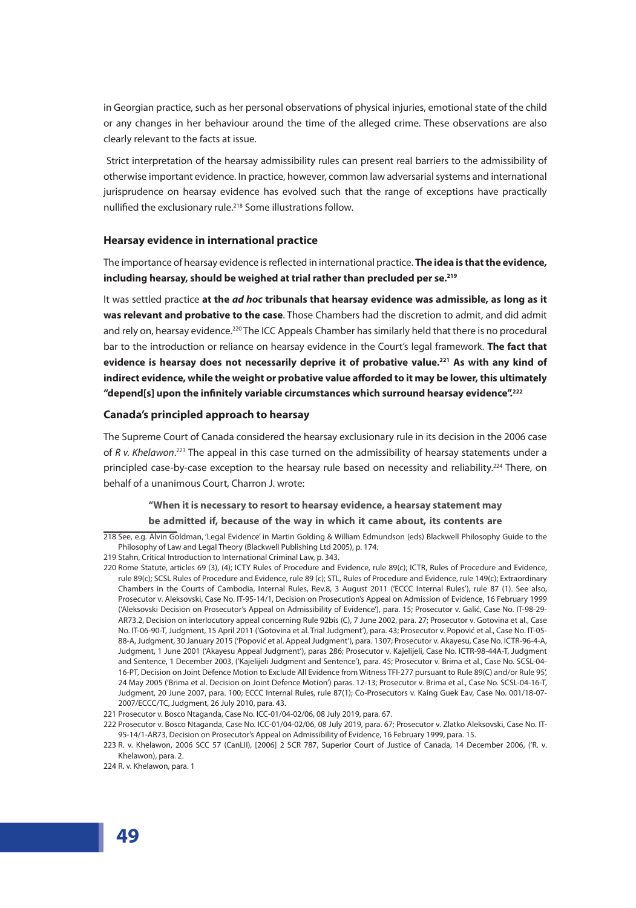in Georgian practice, such as her personal observations of physical injuries, emotional state of the child or any changes in her behaviour around the time of the alleged crime. These observations are also clearly relevant to the facts at issue.

Strict interpretation of the hearsay admissibility rules can present real barriers to the admissibility of otherwise important evidence. In practice, however, common law adversarial systems and international jurisprudence on hearsay evidence has evolved such that the range of exceptions have practically nullified the exclusionary rule.[218] Some illustrations follow.

### Hearsay evidence in international practice

The importance of hearsay evidence is reflected in international practice. **The idea is that the evidence, including hearsay, should be weighed at trial rather than precluded per se.[219]**

It was settled practice **at the *ad hoc* tribunals that hearsay evidence was admissible, as long as it was relevant and probative to the case**. Those Chambers had the discretion to admit, and did admit and rely on, hearsay evidence.[220] The ICC Appeals Chamber has similarly held that there is no procedural bar to the introduction or reliance on hearsay evidence in the Court's legal framework. **The fact that evidence is hearsay does not necessarily deprive it of probative value.[221] As with any kind of indirect evidence, while the weight or probative value afforded to it may be lower, this ultimately "depend[s] upon the infinitely variable circumstances which surround hearsay evidence".[222]**

### Canada's principled approach to hearsay

The Supreme Court of Canada considered the hearsay exclusionary rule in its decision in the 2006 case of *R v. Khelawon*.[223] The appeal in this case turned on the admissibility of hearsay statements under a principled case-by-case exception to the hearsay rule based on necessity and reliability.[224] There, on behalf of a unanimous Court, Charron J. wrote:

> **"When it is necessary to resort to hearsay evidence, a hearsay statement may be admitted if, because of the way in which it came about, its contents are**

---

218 See, e.g. Alvin Goldman, 'Legal Evidence' in Martin Golding & William Edmundson (eds) Blackwell Philosophy Guide to the Philosophy of Law and Legal Theory (Blackwell Publishing Ltd 2005), p. 174.

219 Stahn, Critical Introduction to International Criminal Law, p. 343.

220 Rome Statute, articles 69 (3), (4); ICTY Rules of Procedure and Evidence, rule 89(c); ICTR, Rules of Procedure and Evidence, rule 89(c); SCSL Rules of Procedure and Evidence, rule 89 (c); STL, Rules of Procedure and Evidence, rule 149(c); Extraordinary Chambers in the Courts of Cambodia, Internal Rules, Rev.8, 3 August 2011 ('ECCC Internal Rules'), rule 87 (1). See also, Prosecutor v. Aleksovski, Case No. IT-95-14/1, Decision on Prosecution's Appeal on Admission of Evidence, 16 February 1999 ('Aleksovski Decision on Prosecutor's Appeal on Admissibility of Evidence'), para. 15; Prosecutor v. Galić, Case No. IT-98-29-AR73.2, Decision on interlocutory appeal concerning Rule 92bis (C), 7 June 2002, para. 27; Prosecutor v. Gotovina et al., Case No. IT-06-90-T, Judgment, 15 April 2011 ('Gotovina et al. Trial Judgment'), para. 43; Prosecutor v. Popović et al., Case No. IT-05-88-A, Judgment, 30 January 2015 ('Popović et al. Appeal Judgment'), para. 1307; Prosecutor v. Akayesu, Case No. ICTR-96-4-A, Judgment, 1 June 2001 ('Akayesu Appeal Judgment'), paras 286; Prosecutor v. Kajelijeli, Case No. ICTR-98-44A-T, Judgment and Sentence, 1 December 2003, ('Kajelijeli Judgment and Sentence'), para. 45; Prosecutor v. Brima et al., Case No. SCSL-04-16-PT, Decision on Joint Defence Motion to Exclude All Evidence from Witness TFI-277 pursuant to Rule 89(C) and/or Rule 95', 24 May 2005 ('Brima et al. Decision on Joint Defence Motion') paras. 12-13; Prosecutor v. Brima et al., Case No. SCSL-04-16-T, Judgment, 20 June 2007, para. 100; ECCC Internal Rules, rule 87(1); Co-Prosecutors v. Kaing Guek Eav, Case No. 001/18-07-2007/ECCC/TC, Judgment, 26 July 2010, para. 43.

221 Prosecutor v. Bosco Ntaganda, Case No. ICC-01/04-02/06, 08 July 2019, para. 67.

222 Prosecutor v. Bosco Ntaganda, Case No. ICC-01/04-02/06, 08 July 2019, para. 67; Prosecutor v. Zlatko Aleksovski, Case No. IT-95-14/1-AR73, Decision on Prosecutor's Appeal on Admissibility of Evidence, 16 February 1999, para. 15.

223 R. v. Khelawon, 2006 SCC 57 (CanLII), [2006] 2 SCR 787, Superior Court of Justice of Canada, 14 December 2006, ('R. v. Khelawon), para. 2.

224 R. v. Khelawon, para. 1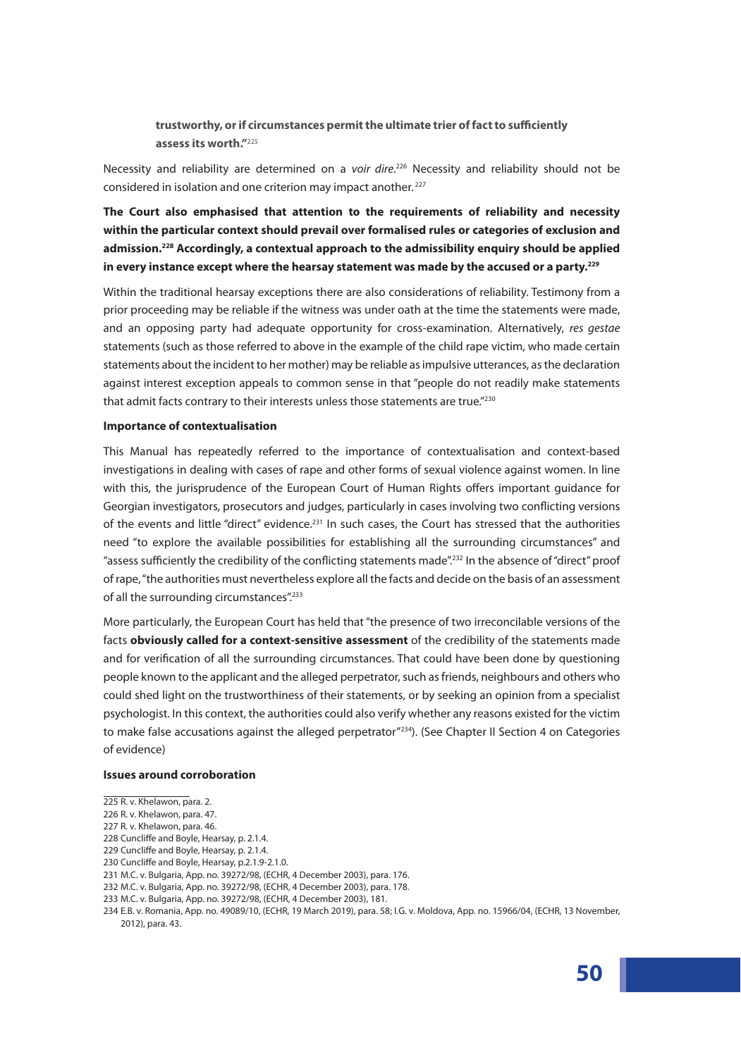**trustworthy, or if circumstances permit the ultimate trier of fact to sufficiently assess its worth."**[225]

Necessity and reliability are determined on a *voir dire*.[226] Necessity and reliability should not be considered in isolation and one criterion may impact another.[227]

**The Court also emphasised that attention to the requirements of reliability and necessity within the particular context should prevail over formalised rules or categories of exclusion and admission.[228] Accordingly, a contextual approach to the admissibility enquiry should be applied in every instance except where the hearsay statement was made by the accused or a party.[229]**

Within the traditional hearsay exceptions there are also considerations of reliability. Testimony from a prior proceeding may be reliable if the witness was under oath at the time the statements were made, and an opposing party had adequate opportunity for cross-examination. Alternatively, *res gestae* statements (such as those referred to above in the example of the child rape victim, who made certain statements about the incident to her mother) may be reliable as impulsive utterances, as the declaration against interest exception appeals to common sense in that "people do not readily make statements that admit facts contrary to their interests unless those statements are true."[230]

**Importance of contextualisation**

This Manual has repeatedly referred to the importance of contextualisation and context-based investigations in dealing with cases of rape and other forms of sexual violence against women. In line with this, the jurisprudence of the European Court of Human Rights offers important guidance for Georgian investigators, prosecutors and judges, particularly in cases involving two conflicting versions of the events and little "direct" evidence.[231] In such cases, the Court has stressed that the authorities need "to explore the available possibilities for establishing all the surrounding circumstances" and "assess sufficiently the credibility of the conflicting statements made".[232] In the absence of "direct" proof of rape, "the authorities must nevertheless explore all the facts and decide on the basis of an assessment of all the surrounding circumstances".[233]

More particularly, the European Court has held that "the presence of two irreconcilable versions of the facts **obviously called for a context-sensitive assessment** of the credibility of the statements made and for verification of all the surrounding circumstances. That could have been done by questioning people known to the applicant and the alleged perpetrator, such as friends, neighbours and others who could shed light on the trustworthiness of their statements, or by seeking an opinion from a specialist psychologist. In this context, the authorities could also verify whether any reasons existed for the victim to make false accusations against the alleged perpetrator"[234]). (See Chapter II Section 4 on Categories of evidence)

**Issues around corroboration**

---

225 R. v. Khelawon, para. 2.

226 R. v. Khelawon, para. 47.

227 R. v. Khelawon, para. 46.

228 Cuncliffe and Boyle, Hearsay, p. 2.1.4.

229 Cuncliffe and Boyle, Hearsay, p. 2.1.4.

230 Cuncliffe and Boyle, Hearsay, p.2.1.9-2.1.0.

231 M.C. v. Bulgaria, App. no. 39272/98, (ECHR, 4 December 2003), para. 176.

232 M.C. v. Bulgaria, App. no. 39272/98, (ECHR, 4 December 2003), para. 178.

233 M.C. v. Bulgaria, App. no. 39272/98, (ECHR, 4 December 2003), 181.

234 E.B. v. Romania, App. no. 49089/10, (ECHR, 19 March 2019), para. 58; I.G. v. Moldova, App. no. 15966/04, (ECHR, 13 November, 2012), para. 43.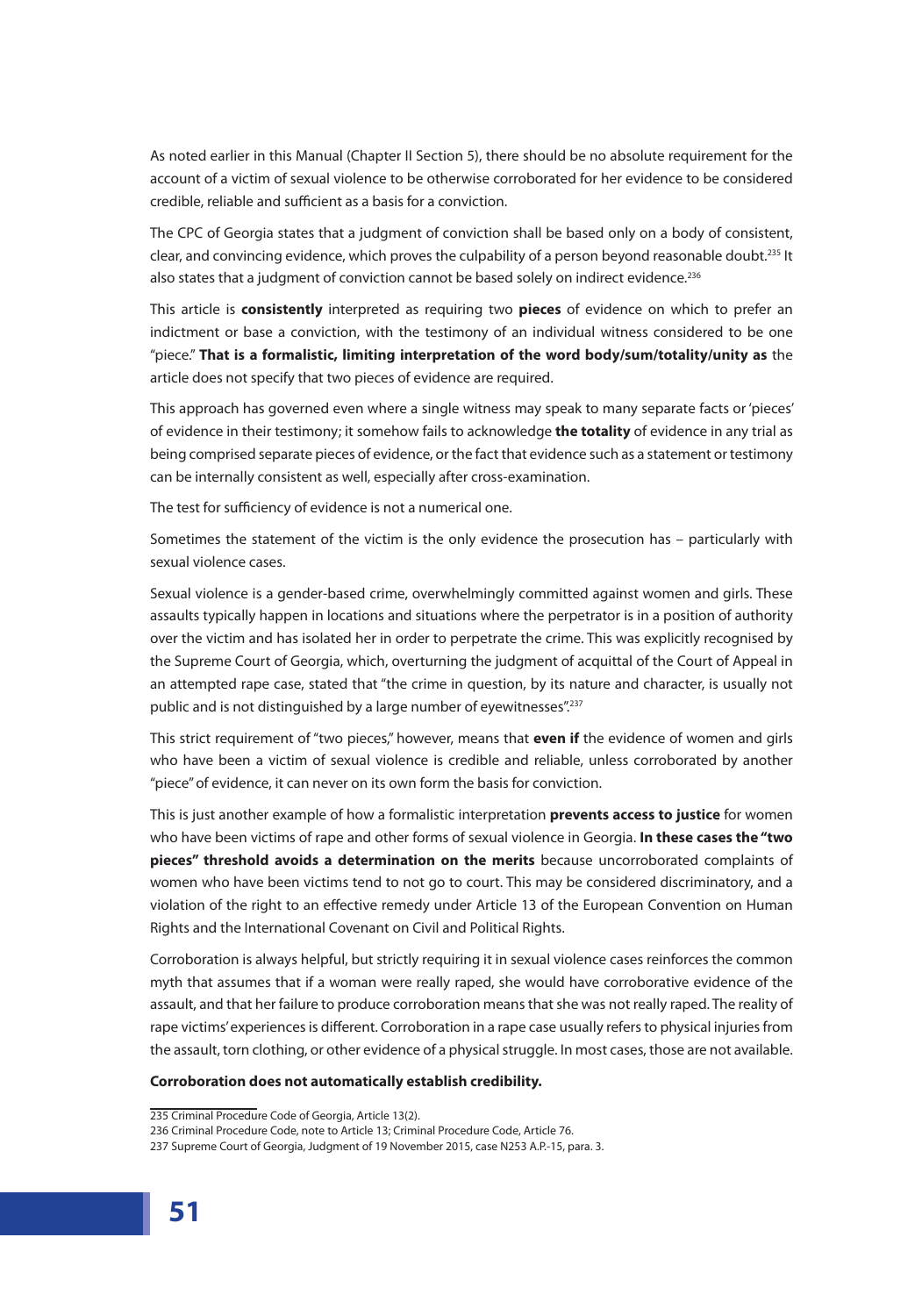As noted earlier in this Manual (Chapter II Section 5), there should be no absolute requirement for the account of a victim of sexual violence to be otherwise corroborated for her evidence to be considered credible, reliable and sufficient as a basis for a conviction.

The CPC of Georgia states that a judgment of conviction shall be based only on a body of consistent, clear, and convincing evidence, which proves the culpability of a person beyond reasonable doubt.[235] It also states that a judgment of conviction cannot be based solely on indirect evidence.[236]

This article is **consistently** interpreted as requiring two **pieces** of evidence on which to prefer an indictment or base a conviction, with the testimony of an individual witness considered to be one "piece." **That is a formalistic, limiting interpretation of the word body/sum/totality/unity as** the article does not specify that two pieces of evidence are required.

This approach has governed even where a single witness may speak to many separate facts or 'pieces' of evidence in their testimony; it somehow fails to acknowledge **the totality** of evidence in any trial as being comprised separate pieces of evidence, or the fact that evidence such as a statement or testimony can be internally consistent as well, especially after cross-examination.

The test for sufficiency of evidence is not a numerical one.

Sometimes the statement of the victim is the only evidence the prosecution has – particularly with sexual violence cases.

Sexual violence is a gender-based crime, overwhelmingly committed against women and girls. These assaults typically happen in locations and situations where the perpetrator is in a position of authority over the victim and has isolated her in order to perpetrate the crime. This was explicitly recognised by the Supreme Court of Georgia, which, overturning the judgment of acquittal of the Court of Appeal in an attempted rape case, stated that "the crime in question, by its nature and character, is usually not public and is not distinguished by a large number of eyewitnesses".[237]

This strict requirement of "two pieces," however, means that **even if** the evidence of women and girls who have been a victim of sexual violence is credible and reliable, unless corroborated by another "piece" of evidence, it can never on its own form the basis for conviction.

This is just another example of how a formalistic interpretation **prevents access to justice** for women who have been victims of rape and other forms of sexual violence in Georgia. **In these cases the "two pieces" threshold avoids a determination on the merits** because uncorroborated complaints of women who have been victims tend to not go to court. This may be considered discriminatory, and a violation of the right to an effective remedy under Article 13 of the European Convention on Human Rights and the International Covenant on Civil and Political Rights.

Corroboration is always helpful, but strictly requiring it in sexual violence cases reinforces the common myth that assumes that if a woman were really raped, she would have corroborative evidence of the assault, and that her failure to produce corroboration means that she was not really raped. The reality of rape victims' experiences is different. Corroboration in a rape case usually refers to physical injuries from the assault, torn clothing, or other evidence of a physical struggle. In most cases, those are not available.

**Corroboration does not automatically establish credibility.**

---

235 Criminal Procedure Code of Georgia, Article 13(2).

236 Criminal Procedure Code, note to Article 13; Criminal Procedure Code, Article 76.

237 Supreme Court of Georgia, Judgment of 19 November 2015, case N253 A.P.-15, para. 3.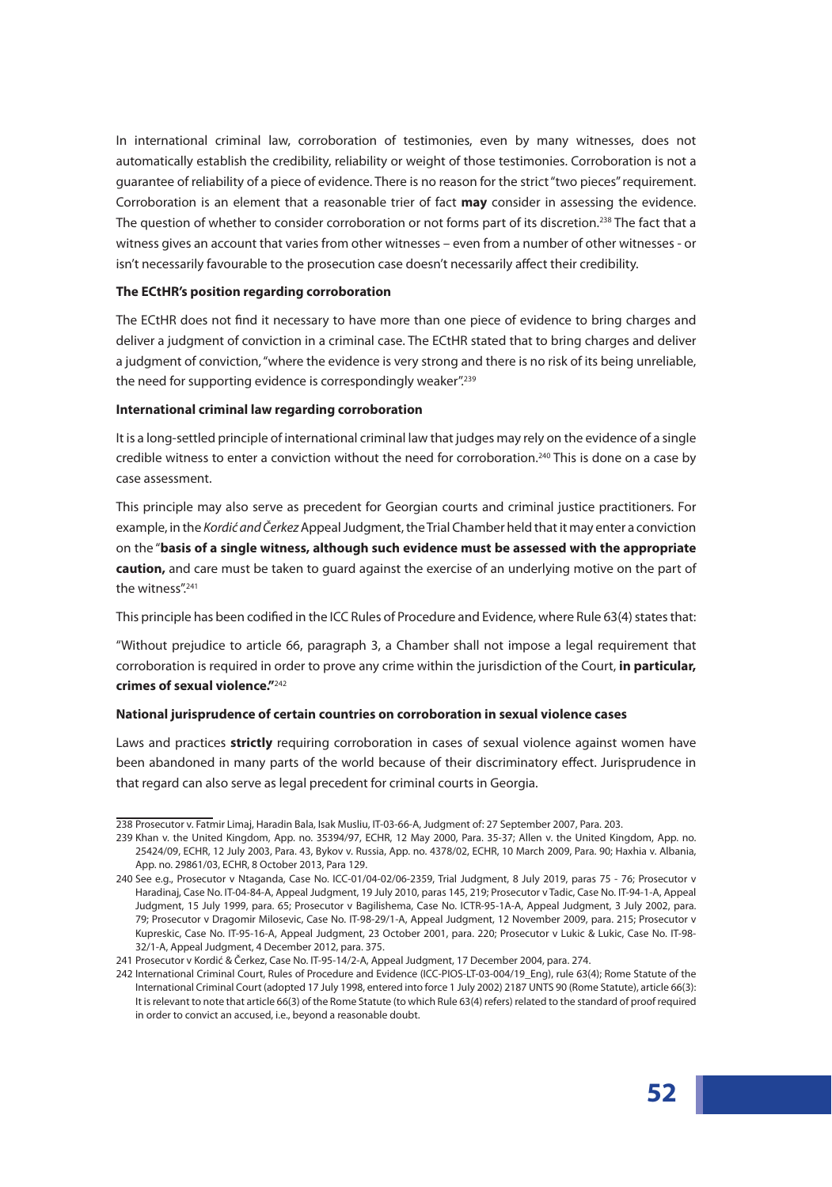In international criminal law, corroboration of testimonies, even by many witnesses, does not automatically establish the credibility, reliability or weight of those testimonies. Corroboration is not a guarantee of reliability of a piece of evidence. There is no reason for the strict "two pieces" requirement. Corroboration is an element that a reasonable trier of fact **may** consider in assessing the evidence. The question of whether to consider corroboration or not forms part of its discretion.[238] The fact that a witness gives an account that varies from other witnesses – even from a number of other witnesses - or isn't necessarily favourable to the prosecution case doesn't necessarily affect their credibility.

**The ECtHR's position regarding corroboration**

The ECtHR does not find it necessary to have more than one piece of evidence to bring charges and deliver a judgment of conviction in a criminal case. The ECtHR stated that to bring charges and deliver a judgment of conviction, "where the evidence is very strong and there is no risk of its being unreliable, the need for supporting evidence is correspondingly weaker".[239]

**International criminal law regarding corroboration**

It is a long-settled principle of international criminal law that judges may rely on the evidence of a single credible witness to enter a conviction without the need for corroboration.[240] This is done on a case by case assessment.

This principle may also serve as precedent for Georgian courts and criminal justice practitioners. For example, in the *Kordić and Čerkez* Appeal Judgment, the Trial Chamber held that it may enter a conviction on the "**basis of a single witness, although such evidence must be assessed with the appropriate caution,** and care must be taken to guard against the exercise of an underlying motive on the part of the witness".[241]

This principle has been codified in the ICC Rules of Procedure and Evidence, where Rule 63(4) states that:

"Without prejudice to article 66, paragraph 3, a Chamber shall not impose a legal requirement that corroboration is required in order to prove any crime within the jurisdiction of the Court, **in particular, crimes of sexual violence."**[242]

**National jurisprudence of certain countries on corroboration in sexual violence cases**

Laws and practices **strictly** requiring corroboration in cases of sexual violence against women have been abandoned in many parts of the world because of their discriminatory effect. Jurisprudence in that regard can also serve as legal precedent for criminal courts in Georgia.

---

238 Prosecutor v. Fatmir Limaj, Haradin Bala, Isak Musliu, IT-03-66-A, Judgment of: 27 September 2007, Para. 203.

239 Khan v. the United Kingdom, App. no. 35394/97, ECHR, 12 May 2000, Para. 35-37; Allen v. the United Kingdom, App. no. 25424/09, ECHR, 12 July 2003, Para. 43, Bykov v. Russia, App. no. 4378/02, ECHR, 10 March 2009, Para. 90; Haxhia v. Albania, App. no. 29861/03, ECHR, 8 October 2013, Para 129.

240 See e.g., Prosecutor v Ntaganda, Case No. ICC-01/04-02/06-2359, Trial Judgment, 8 July 2019, paras 75 - 76; Prosecutor v Haradinaj, Case No. IT-04-84-A, Appeal Judgment, 19 July 2010, paras 145, 219; Prosecutor v Tadic, Case No. IT-94-1-A, Appeal Judgment, 15 July 1999, para. 65; Prosecutor v Bagilishema, Case No. ICTR-95-1A-A, Appeal Judgment, 3 July 2002, para. 79; Prosecutor v Dragomir Milosevic, Case No. IT-98-29/1-A, Appeal Judgment, 12 November 2009, para. 215; Prosecutor v Kupreskic, Case No. IT-95-16-A, Appeal Judgment, 23 October 2001, para. 220; Prosecutor v Lukic & Lukic, Case No. IT-98-32/1-A, Appeal Judgment, 4 December 2012, para. 375.

241 Prosecutor v Kordić & Čerkez, Case No. IT-95-14/2-A, Appeal Judgment, 17 December 2004, para. 274.

242 International Criminal Court, Rules of Procedure and Evidence (ICC-PIOS-LT-03-004/19_Eng), rule 63(4); Rome Statute of the International Criminal Court (adopted 17 July 1998, entered into force 1 July 2002) 2187 UNTS 90 (Rome Statute), article 66(3): It is relevant to note that article 66(3) of the Rome Statute (to which Rule 63(4) refers) related to the standard of proof required in order to convict an accused, i.e., beyond a reasonable doubt.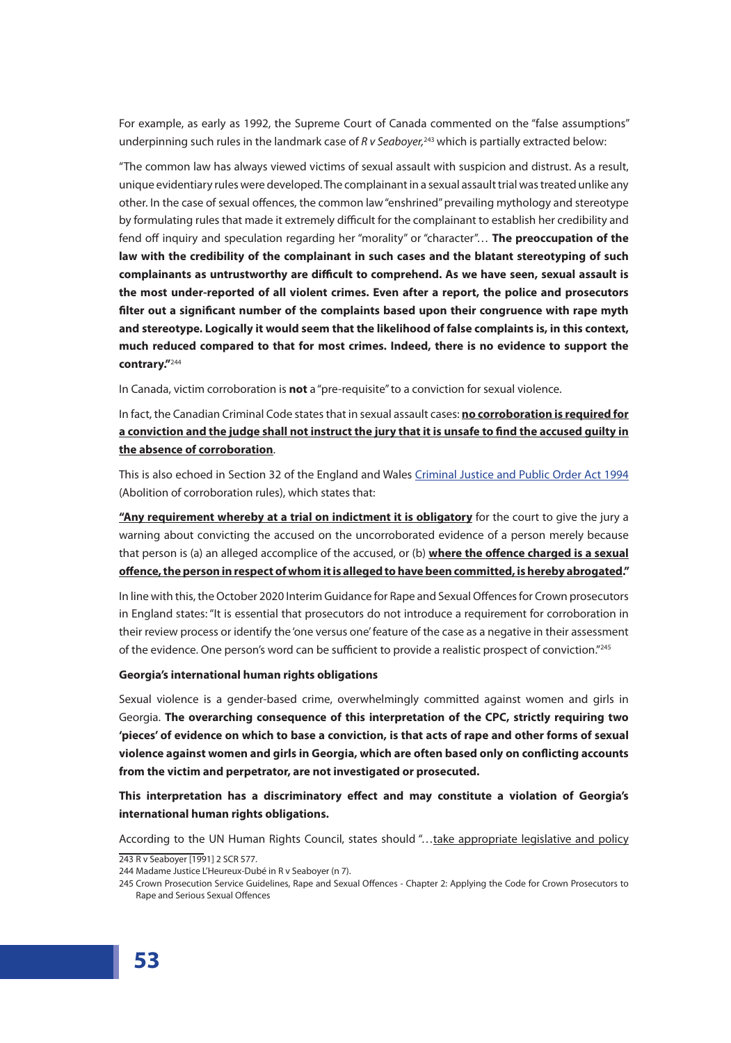For example, as early as 1992, the Supreme Court of Canada commented on the "false assumptions" underpinning such rules in the landmark case of *R v Seaboyer*,[243] which is partially extracted below:

"The common law has always viewed victims of sexual assault with suspicion and distrust. As a result, unique evidentiary rules were developed. The complainant in a sexual assault trial was treated unlike any other. In the case of sexual offences, the common law "enshrined" prevailing mythology and stereotype by formulating rules that made it extremely difficult for the complainant to establish her credibility and fend off inquiry and speculation regarding her "morality" or "character"… **The preoccupation of the law with the credibility of the complainant in such cases and the blatant stereotyping of such complainants as untrustworthy are difficult to comprehend. As we have seen, sexual assault is the most under-reported of all violent crimes. Even after a report, the police and prosecutors filter out a significant number of the complaints based upon their congruence with rape myth and stereotype. Logically it would seem that the likelihood of false complaints is, in this context, much reduced compared to that for most crimes. Indeed, there is no evidence to support the contrary."**[244]

In Canada, victim corroboration is **not** a "pre-requisite" to a conviction for sexual violence.

In fact, the Canadian Criminal Code states that in sexual assault cases: **no corroboration is required for a conviction and the judge shall not instruct the jury that it is unsafe to find the accused guilty in the absence of corroboration**.

This is also echoed in Section 32 of the England and Wales Criminal Justice and Public Order Act 1994 (Abolition of corroboration rules), which states that:

**"Any requirement whereby at a trial on indictment it is obligatory** for the court to give the jury a warning about convicting the accused on the uncorroborated evidence of a person merely because that person is (a) an alleged accomplice of the accused, or (b) **where the offence charged is a sexual offence, the person in respect of whom it is alleged to have been committed, is hereby abrogated."**

In line with this, the October 2020 Interim Guidance for Rape and Sexual Offences for Crown prosecutors in England states: "It is essential that prosecutors do not introduce a requirement for corroboration in their review process or identify the 'one versus one' feature of the case as a negative in their assessment of the evidence. One person's word can be sufficient to provide a realistic prospect of conviction."[245]

**Georgia's international human rights obligations**

Sexual violence is a gender-based crime, overwhelmingly committed against women and girls in Georgia. **The overarching consequence of this interpretation of the CPC, strictly requiring two 'pieces' of evidence on which to base a conviction, is that acts of rape and other forms of sexual violence against women and girls in Georgia, which are often based only on conflicting accounts from the victim and perpetrator, are not investigated or prosecuted.**

**This interpretation has a discriminatory effect and may constitute a violation of Georgia's international human rights obligations.**

According to the UN Human Rights Council, states should "…take appropriate legislative and policy

243 R v Seaboyer [1991] 2 SCR 577.

244 Madame Justice L'Heureux-Dubé in R v Seaboyer (n 7).

245 Crown Prosecution Service Guidelines, Rape and Sexual Offences - Chapter 2: Applying the Code for Crown Prosecutors to Rape and Serious Sexual Offences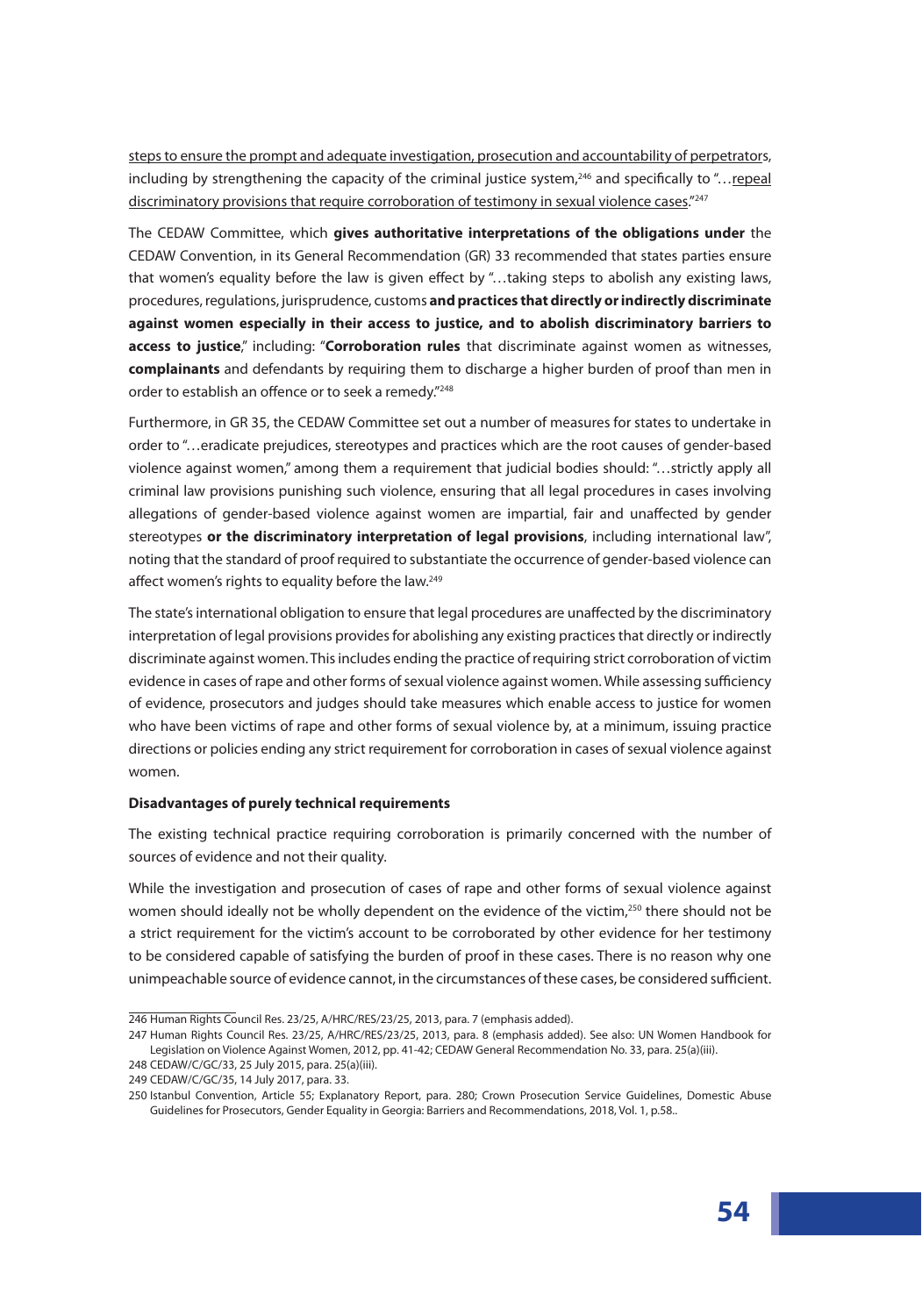steps to ensure the prompt and adequate investigation, prosecution and accountability of perpetrators, including by strengthening the capacity of the criminal justice system,[246] and specifically to "…repeal discriminatory provisions that require corroboration of testimony in sexual violence cases."[247]

The CEDAW Committee, which **gives authoritative interpretations of the obligations under** the CEDAW Convention, in its General Recommendation (GR) 33 recommended that states parties ensure that women's equality before the law is given effect by "…taking steps to abolish any existing laws, procedures, regulations, jurisprudence, customs **and practices that directly or indirectly discriminate against women especially in their access to justice, and to abolish discriminatory barriers to access to justice**," including: "**Corroboration rules** that discriminate against women as witnesses, **complainants** and defendants by requiring them to discharge a higher burden of proof than men in order to establish an offence or to seek a remedy."[248]

Furthermore, in GR 35, the CEDAW Committee set out a number of measures for states to undertake in order to "…eradicate prejudices, stereotypes and practices which are the root causes of gender-based violence against women," among them a requirement that judicial bodies should: "…strictly apply all criminal law provisions punishing such violence, ensuring that all legal procedures in cases involving allegations of gender-based violence against women are impartial, fair and unaffected by gender stereotypes **or the discriminatory interpretation of legal provisions**, including international law", noting that the standard of proof required to substantiate the occurrence of gender-based violence can affect women's rights to equality before the law.[249]

The state's international obligation to ensure that legal procedures are unaffected by the discriminatory interpretation of legal provisions provides for abolishing any existing practices that directly or indirectly discriminate against women. This includes ending the practice of requiring strict corroboration of victim evidence in cases of rape and other forms of sexual violence against women. While assessing sufficiency of evidence, prosecutors and judges should take measures which enable access to justice for women who have been victims of rape and other forms of sexual violence by, at a minimum, issuing practice directions or policies ending any strict requirement for corroboration in cases of sexual violence against women.

**Disadvantages of purely technical requirements**

The existing technical practice requiring corroboration is primarily concerned with the number of sources of evidence and not their quality.

While the investigation and prosecution of cases of rape and other forms of sexual violence against women should ideally not be wholly dependent on the evidence of the victim,[250] there should not be a strict requirement for the victim's account to be corroborated by other evidence for her testimony to be considered capable of satisfying the burden of proof in these cases. There is no reason why one unimpeachable source of evidence cannot, in the circumstances of these cases, be considered sufficient.

---

246 Human Rights Council Res. 23/25, A/HRC/RES/23/25, 2013, para. 7 (emphasis added).

247 Human Rights Council Res. 23/25, A/HRC/RES/23/25, 2013, para. 8 (emphasis added). See also: UN Women Handbook for Legislation on Violence Against Women, 2012, pp. 41-42; CEDAW General Recommendation No. 33, para. 25(a)(iii).

248 CEDAW/C/GC/33, 25 July 2015, para. 25(a)(iii).

249 CEDAW/C/GC/35, 14 July 2017, para. 33.

250 Istanbul Convention, Article 55; Explanatory Report, para. 280; Crown Prosecution Service Guidelines, Domestic Abuse Guidelines for Prosecutors, Gender Equality in Georgia: Barriers and Recommendations, 2018, Vol. 1, p.58..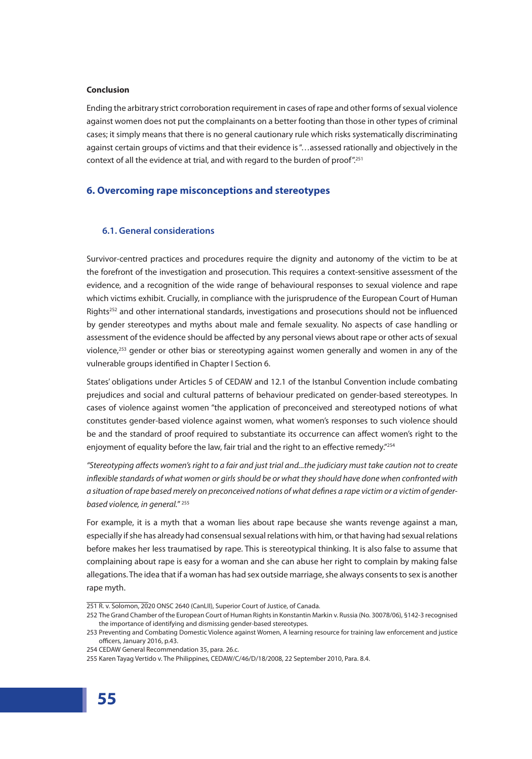**Conclusion**

Ending the arbitrary strict corroboration requirement in cases of rape and other forms of sexual violence against women does not put the complainants on a better footing than those in other types of criminal cases; it simply means that there is no general cautionary rule which risks systematically discriminating against certain groups of victims and that their evidence is "…assessed rationally and objectively in the context of all the evidence at trial, and with regard to the burden of proof".[251]

## 6. Overcoming rape misconceptions and stereotypes

### 6.1. General considerations

Survivor-centred practices and procedures require the dignity and autonomy of the victim to be at the forefront of the investigation and prosecution. This requires a context-sensitive assessment of the evidence, and a recognition of the wide range of behavioural responses to sexual violence and rape which victims exhibit. Crucially, in compliance with the jurisprudence of the European Court of Human Rights[252] and other international standards, investigations and prosecutions should not be influenced by gender stereotypes and myths about male and female sexuality. No aspects of case handling or assessment of the evidence should be affected by any personal views about rape or other acts of sexual violence,[253] gender or other bias or stereotyping against women generally and women in any of the vulnerable groups identified in Chapter I Section 6.

States' obligations under Articles 5 of CEDAW and 12.1 of the Istanbul Convention include combating prejudices and social and cultural patterns of behaviour predicated on gender-based stereotypes. In cases of violence against women "the application of preconceived and stereotyped notions of what constitutes gender-based violence against women, what women's responses to such violence should be and the standard of proof required to substantiate its occurrence can affect women's right to the enjoyment of equality before the law, fair trial and the right to an effective remedy."[254]

*"Stereotyping affects women's right to a fair and just trial and...the judiciary must take caution not to create inflexible standards of what women or girls should be or what they should have done when confronted with a situation of rape based merely on preconceived notions of what defines a rape victim or a victim of gender-based violence, in general."* [255]

For example, it is a myth that a woman lies about rape because she wants revenge against a man, especially if she has already had consensual sexual relations with him, or that having had sexual relations before makes her less traumatised by rape. This is stereotypical thinking. It is also false to assume that complaining about rape is easy for a woman and she can abuse her right to complain by making false allegations. The idea that if a woman has had sex outside marriage, she always consents to sex is another rape myth.

---

251 R. v. Solomon, 2020 ONSC 2640 (CanLII), Superior Court of Justice, of Canada.

252 The Grand Chamber of the European Court of Human Rights in Konstantin Markin v. Russia (No. 30078/06), §142-3 recognised the importance of identifying and dismissing gender-based stereotypes.

253 Preventing and Combating Domestic Violence against Women, A learning resource for training law enforcement and justice officers, January 2016, p.43.

254 CEDAW General Recommendation 35, para. 26.c.

255 Karen Tayag Vertido v. The Philippines, CEDAW/C/46/D/18/2008, 22 September 2010, Para. 8.4.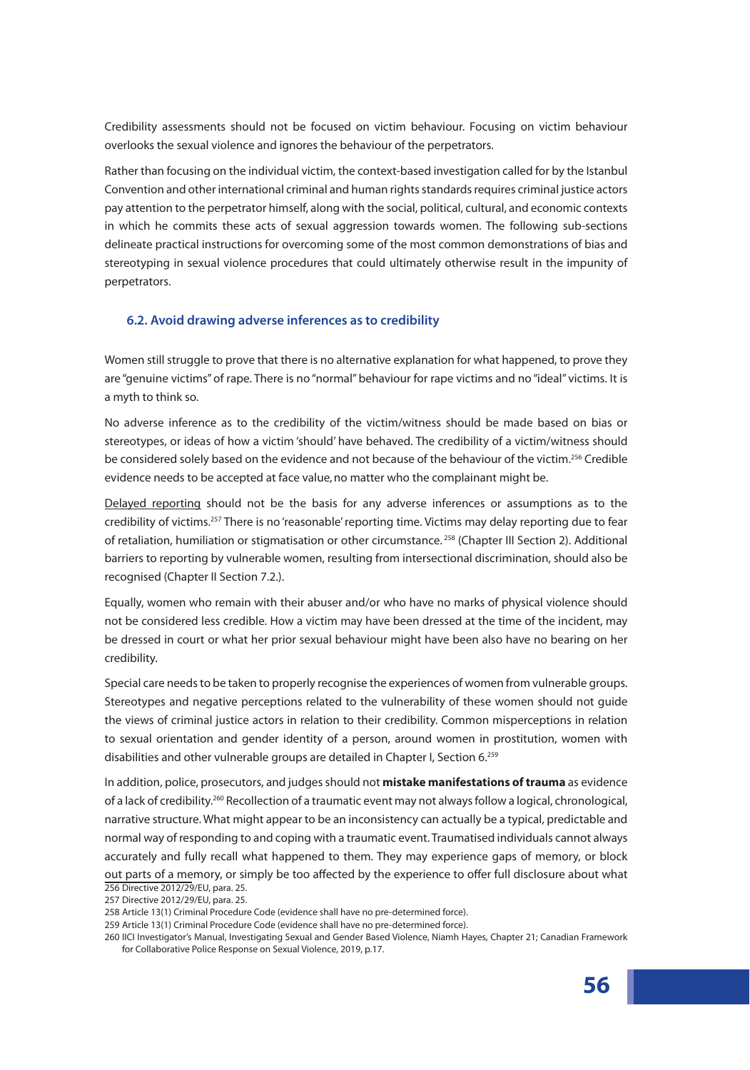Credibility assessments should not be focused on victim behaviour. Focusing on victim behaviour overlooks the sexual violence and ignores the behaviour of the perpetrators.

Rather than focusing on the individual victim, the context-based investigation called for by the Istanbul Convention and other international criminal and human rights standards requires criminal justice actors pay attention to the perpetrator himself, along with the social, political, cultural, and economic contexts in which he commits these acts of sexual aggression towards women. The following sub-sections delineate practical instructions for overcoming some of the most common demonstrations of bias and stereotyping in sexual violence procedures that could ultimately otherwise result in the impunity of perpetrators.

### 6.2. Avoid drawing adverse inferences as to credibility

Women still struggle to prove that there is no alternative explanation for what happened, to prove they are "genuine victims" of rape. There is no "normal" behaviour for rape victims and no "ideal" victims. It is a myth to think so.

No adverse inference as to the credibility of the victim/witness should be made based on bias or stereotypes, or ideas of how a victim 'should' have behaved. The credibility of a victim/witness should be considered solely based on the evidence and not because of the behaviour of the victim.[256] Credible evidence needs to be accepted at face value, no matter who the complainant might be.

Delayed reporting should not be the basis for any adverse inferences or assumptions as to the credibility of victims.[257] There is no 'reasonable' reporting time. Victims may delay reporting due to fear of retaliation, humiliation or stigmatisation or other circumstance.[258] (Chapter III Section 2). Additional barriers to reporting by vulnerable women, resulting from intersectional discrimination, should also be recognised (Chapter II Section 7.2.).

Equally, women who remain with their abuser and/or who have no marks of physical violence should not be considered less credible. How a victim may have been dressed at the time of the incident, may be dressed in court or what her prior sexual behaviour might have been also have no bearing on her credibility.

Special care needs to be taken to properly recognise the experiences of women from vulnerable groups. Stereotypes and negative perceptions related to the vulnerability of these women should not guide the views of criminal justice actors in relation to their credibility. Common misperceptions in relation to sexual orientation and gender identity of a person, around women in prostitution, women with disabilities and other vulnerable groups are detailed in Chapter I, Section 6.[259]

In addition, police, prosecutors, and judges should not **mistake manifestations of trauma** as evidence of a lack of credibility.[260] Recollection of a traumatic event may not always follow a logical, chronological, narrative structure. What might appear to be an inconsistency can actually be a typical, predictable and normal way of responding to and coping with a traumatic event. Traumatised individuals cannot always accurately and fully recall what happened to them. They may experience gaps of memory, or block out parts of a memory, or simply be too affected by the experience to offer full disclosure about what

256 Directive 2012/29/EU, para. 25.

257 Directive 2012/29/EU, para. 25.

258 Article 13(1) Criminal Procedure Code (evidence shall have no pre-determined force).

259 Article 13(1) Criminal Procedure Code (evidence shall have no pre-determined force).

260 IICI Investigator's Manual, Investigating Sexual and Gender Based Violence, Niamh Hayes, Chapter 21; Canadian Framework for Collaborative Police Response on Sexual Violence, 2019, p.17.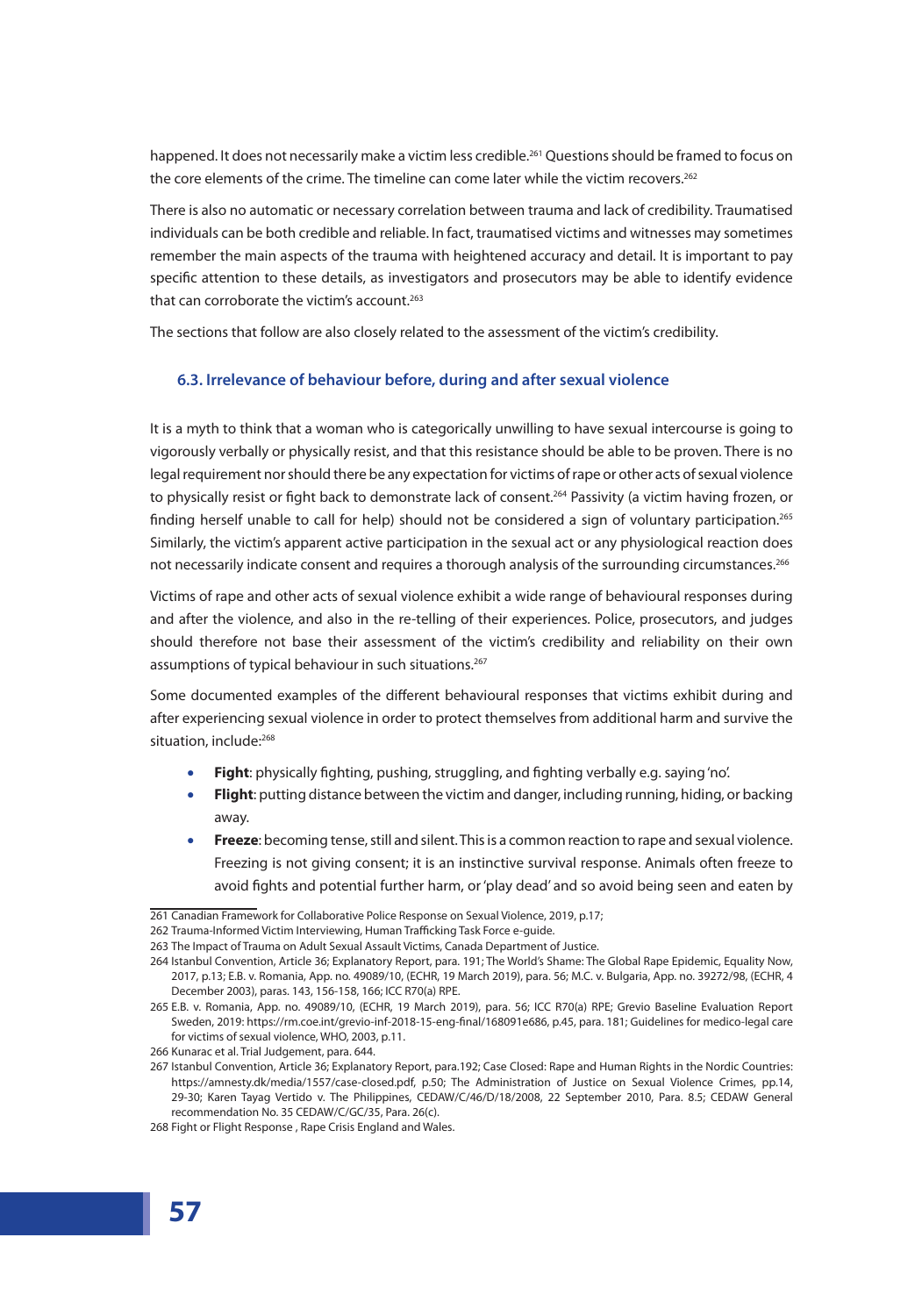happened. It does not necessarily make a victim less credible.[261] Questions should be framed to focus on the core elements of the crime. The timeline can come later while the victim recovers.[262]

There is also no automatic or necessary correlation between trauma and lack of credibility. Traumatised individuals can be both credible and reliable. In fact, traumatised victims and witnesses may sometimes remember the main aspects of the trauma with heightened accuracy and detail. It is important to pay specific attention to these details, as investigators and prosecutors may be able to identify evidence that can corroborate the victim's account.[263]

The sections that follow are also closely related to the assessment of the victim's credibility.

### 6.3. Irrelevance of behaviour before, during and after sexual violence

It is a myth to think that a woman who is categorically unwilling to have sexual intercourse is going to vigorously verbally or physically resist, and that this resistance should be able to be proven. There is no legal requirement nor should there be any expectation for victims of rape or other acts of sexual violence to physically resist or fight back to demonstrate lack of consent.[264] Passivity (a victim having frozen, or finding herself unable to call for help) should not be considered a sign of voluntary participation.[265] Similarly, the victim's apparent active participation in the sexual act or any physiological reaction does not necessarily indicate consent and requires a thorough analysis of the surrounding circumstances.[266]

Victims of rape and other acts of sexual violence exhibit a wide range of behavioural responses during and after the violence, and also in the re-telling of their experiences. Police, prosecutors, and judges should therefore not base their assessment of the victim's credibility and reliability on their own assumptions of typical behaviour in such situations.[267]

Some documented examples of the different behavioural responses that victims exhibit during and after experiencing sexual violence in order to protect themselves from additional harm and survive the situation, include:[268]

- **Fight**: physically fighting, pushing, struggling, and fighting verbally e.g. saying 'no'.
- **Flight**: putting distance between the victim and danger, including running, hiding, or backing away.
- **Freeze**: becoming tense, still and silent. This is a common reaction to rape and sexual violence. Freezing is not giving consent; it is an instinctive survival response. Animals often freeze to avoid fights and potential further harm, or 'play dead' and so avoid being seen and eaten by

---

261 Canadian Framework for Collaborative Police Response on Sexual Violence, 2019, p.17;

262 Trauma-Informed Victim Interviewing, Human Trafficking Task Force e-guide.

263 The Impact of Trauma on Adult Sexual Assault Victims, Canada Department of Justice.

264 Istanbul Convention, Article 36; Explanatory Report, para. 191; The World's Shame: The Global Rape Epidemic, Equality Now, 2017, p.13; E.B. v. Romania, App. no. 49089/10, (ECHR, 19 March 2019), para. 56; M.C. v. Bulgaria, App. no. 39272/98, (ECHR, 4 December 2003), paras. 143, 156-158, 166; ICC R70(a) RPE.

265 E.B. v. Romania, App. no. 49089/10, (ECHR, 19 March 2019), para. 56; ICC R70(a) RPE; Grevio Baseline Evaluation Report Sweden, 2019: https://rm.coe.int/grevio-inf-2018-15-eng-final/168091e686, p.45, para. 181; Guidelines for medico-legal care for victims of sexual violence, WHO, 2003, p.11.

266 Kunarac et al. Trial Judgement, para. 644.

267 Istanbul Convention, Article 36; Explanatory Report, para.192; Case Closed: Rape and Human Rights in the Nordic Countries: https://amnesty.dk/media/1557/case-closed.pdf, p.50; The Administration of Justice on Sexual Violence Crimes, pp.14, 29-30; Karen Tayag Vertido v. The Philippines, CEDAW/C/46/D/18/2008, 22 September 2010, Para. 8.5; CEDAW General recommendation No. 35 CEDAW/C/GC/35, Para. 26(c).

268 Fight or Flight Response , Rape Crisis England and Wales.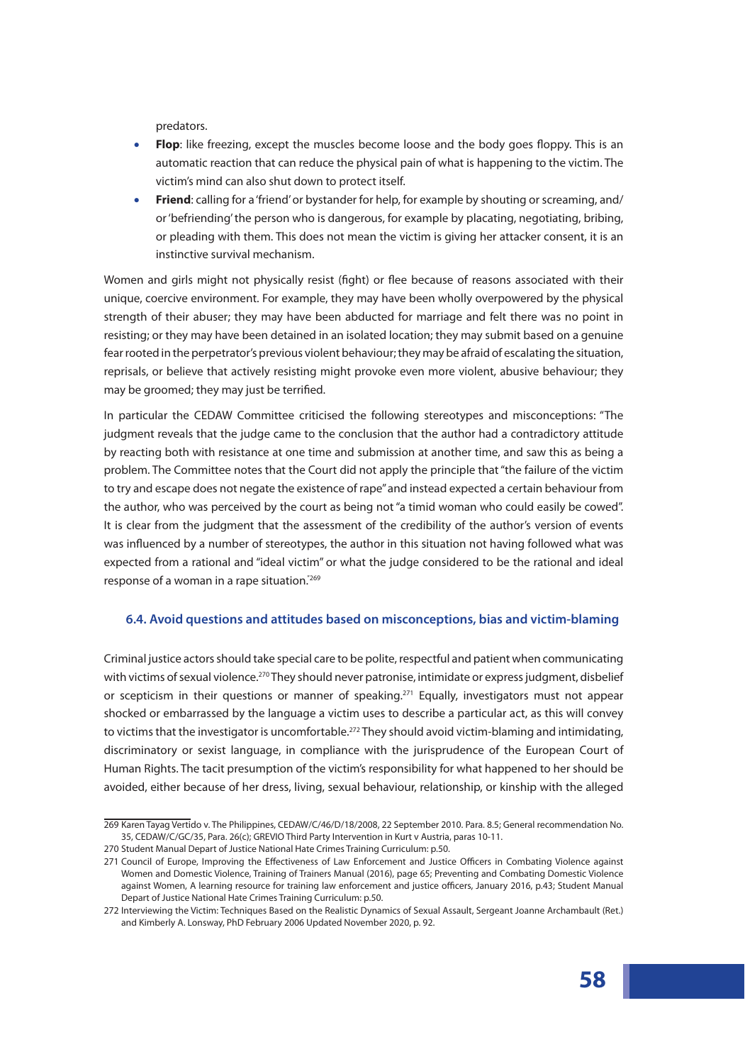predators.

- **Flop**: like freezing, except the muscles become loose and the body goes floppy. This is an automatic reaction that can reduce the physical pain of what is happening to the victim. The victim's mind can also shut down to protect itself.
- **Friend**: calling for a 'friend' or bystander for help, for example by shouting or screaming, and/or 'befriending' the person who is dangerous, for example by placating, negotiating, bribing, or pleading with them. This does not mean the victim is giving her attacker consent, it is an instinctive survival mechanism.

Women and girls might not physically resist (fight) or flee because of reasons associated with their unique, coercive environment. For example, they may have been wholly overpowered by the physical strength of their abuser; they may have been abducted for marriage and felt there was no point in resisting; or they may have been detained in an isolated location; they may submit based on a genuine fear rooted in the perpetrator's previous violent behaviour; they may be afraid of escalating the situation, reprisals, or believe that actively resisting might provoke even more violent, abusive behaviour; they may be groomed; they may just be terrified.

In particular the CEDAW Committee criticised the following stereotypes and misconceptions: "The judgment reveals that the judge came to the conclusion that the author had a contradictory attitude by reacting both with resistance at one time and submission at another time, and saw this as being a problem. The Committee notes that the Court did not apply the principle that "the failure of the victim to try and escape does not negate the existence of rape" and instead expected a certain behaviour from the author, who was perceived by the court as being not "a timid woman who could easily be cowed". It is clear from the judgment that the assessment of the credibility of the author's version of events was influenced by a number of stereotypes, the author in this situation not having followed what was expected from a rational and "ideal victim" or what the judge considered to be the rational and ideal response of a woman in a rape situation."[269]

### 6.4. Avoid questions and attitudes based on misconceptions, bias and victim-blaming

Criminal justice actors should take special care to be polite, respectful and patient when communicating with victims of sexual violence.[270] They should never patronise, intimidate or express judgment, disbelief or scepticism in their questions or manner of speaking.[271] Equally, investigators must not appear shocked or embarrassed by the language a victim uses to describe a particular act, as this will convey to victims that the investigator is uncomfortable.[272] They should avoid victim-blaming and intimidating, discriminatory or sexist language, in compliance with the jurisprudence of the European Court of Human Rights. The tacit presumption of the victim's responsibility for what happened to her should be avoided, either because of her dress, living, sexual behaviour, relationship, or kinship with the alleged

269 Karen Tayag Vertido v. The Philippines, CEDAW/C/46/D/18/2008, 22 September 2010. Para. 8.5; General recommendation No. 35, CEDAW/C/GC/35, Para. 26(c); GREVIO Third Party Intervention in Kurt v Austria, paras 10-11.

270 Student Manual Depart of Justice National Hate Crimes Training Curriculum: p.50.

271 Council of Europe, Improving the Effectiveness of Law Enforcement and Justice Officers in Combating Violence against Women and Domestic Violence, Training of Trainers Manual (2016), page 65; Preventing and Combating Domestic Violence against Women, A learning resource for training law enforcement and justice officers, January 2016, p.43; Student Manual Depart of Justice National Hate Crimes Training Curriculum: p.50.

272 Interviewing the Victim: Techniques Based on the Realistic Dynamics of Sexual Assault, Sergeant Joanne Archambault (Ret.) and Kimberly A. Lonsway, PhD February 2006 Updated November 2020, p. 92.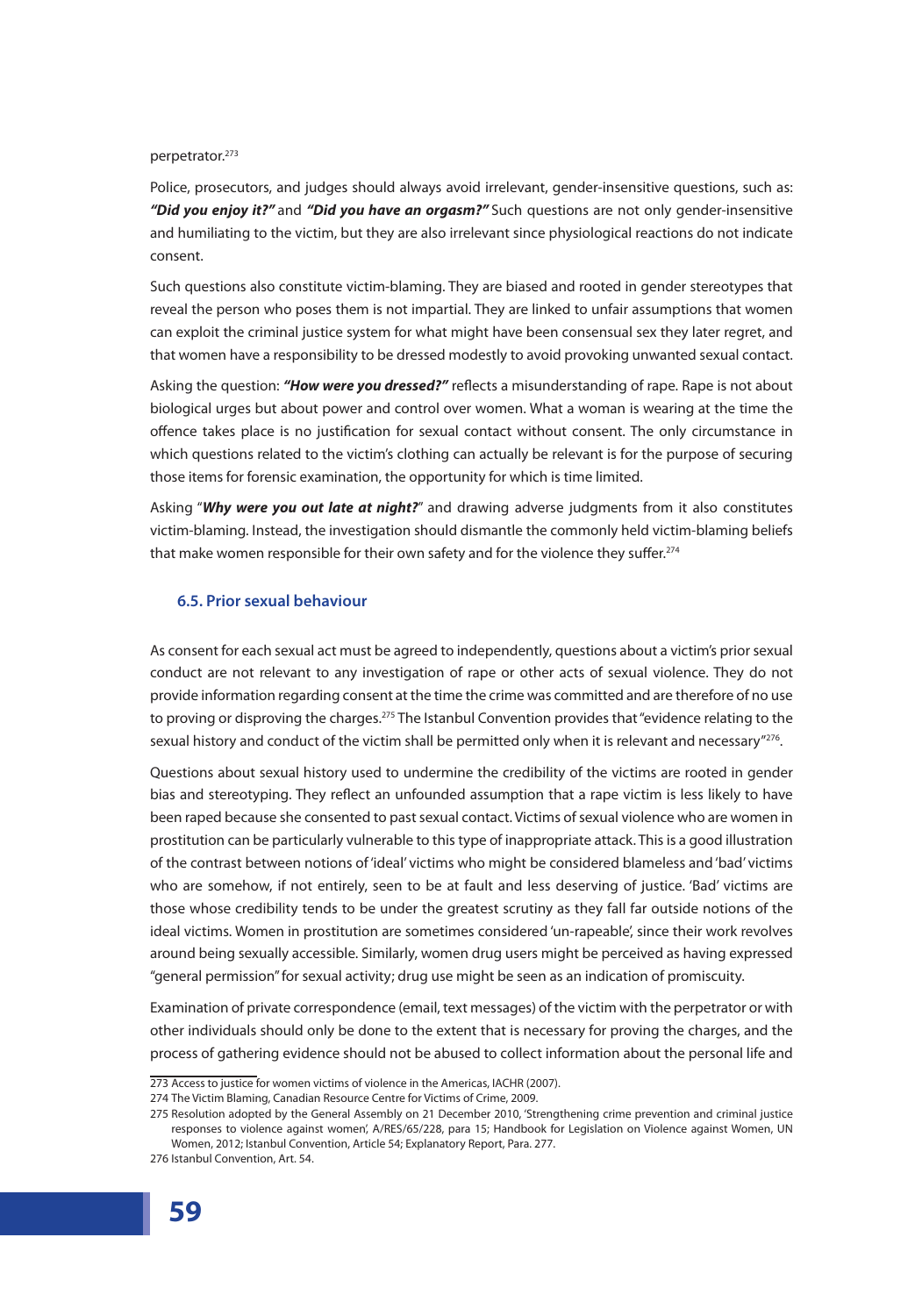perpetrator.[273]

Police, prosecutors, and judges should always avoid irrelevant, gender-insensitive questions, such as: ***"Did you enjoy it?"*** and ***"Did you have an orgasm?"*** Such questions are not only gender-insensitive and humiliating to the victim, but they are also irrelevant since physiological reactions do not indicate consent.

Such questions also constitute victim-blaming. They are biased and rooted in gender stereotypes that reveal the person who poses them is not impartial. They are linked to unfair assumptions that women can exploit the criminal justice system for what might have been consensual sex they later regret, and that women have a responsibility to be dressed modestly to avoid provoking unwanted sexual contact.

Asking the question: ***"How were you dressed?"*** reflects a misunderstanding of rape. Rape is not about biological urges but about power and control over women. What a woman is wearing at the time the offence takes place is no justification for sexual contact without consent. The only circumstance in which questions related to the victim's clothing can actually be relevant is for the purpose of securing those items for forensic examination, the opportunity for which is time limited.

Asking "***Why were you out late at night?***" and drawing adverse judgments from it also constitutes victim-blaming. Instead, the investigation should dismantle the commonly held victim-blaming beliefs that make women responsible for their own safety and for the violence they suffer.[274]

### 6.5. Prior sexual behaviour

As consent for each sexual act must be agreed to independently, questions about a victim's prior sexual conduct are not relevant to any investigation of rape or other acts of sexual violence. They do not provide information regarding consent at the time the crime was committed and are therefore of no use to proving or disproving the charges.[275] The Istanbul Convention provides that "evidence relating to the sexual history and conduct of the victim shall be permitted only when it is relevant and necessary"[276].

Questions about sexual history used to undermine the credibility of the victims are rooted in gender bias and stereotyping. They reflect an unfounded assumption that a rape victim is less likely to have been raped because she consented to past sexual contact. Victims of sexual violence who are women in prostitution can be particularly vulnerable to this type of inappropriate attack. This is a good illustration of the contrast between notions of 'ideal' victims who might be considered blameless and 'bad' victims who are somehow, if not entirely, seen to be at fault and less deserving of justice. 'Bad' victims are those whose credibility tends to be under the greatest scrutiny as they fall far outside notions of the ideal victims. Women in prostitution are sometimes considered 'un-rapeable', since their work revolves around being sexually accessible. Similarly, women drug users might be perceived as having expressed "general permission" for sexual activity; drug use might be seen as an indication of promiscuity.

Examination of private correspondence (email, text messages) of the victim with the perpetrator or with other individuals should only be done to the extent that is necessary for proving the charges, and the process of gathering evidence should not be abused to collect information about the personal life and

---

273 Access to justice for women victims of violence in the Americas, IACHR (2007).

274 The Victim Blaming, Canadian Resource Centre for Victims of Crime, 2009.

275 Resolution adopted by the General Assembly on 21 December 2010, 'Strengthening crime prevention and criminal justice responses to violence against women', A/RES/65/228, para 15; Handbook for Legislation on Violence against Women, UN Women, 2012; Istanbul Convention, Article 54; Explanatory Report, Para. 277.

276 Istanbul Convention, Art. 54.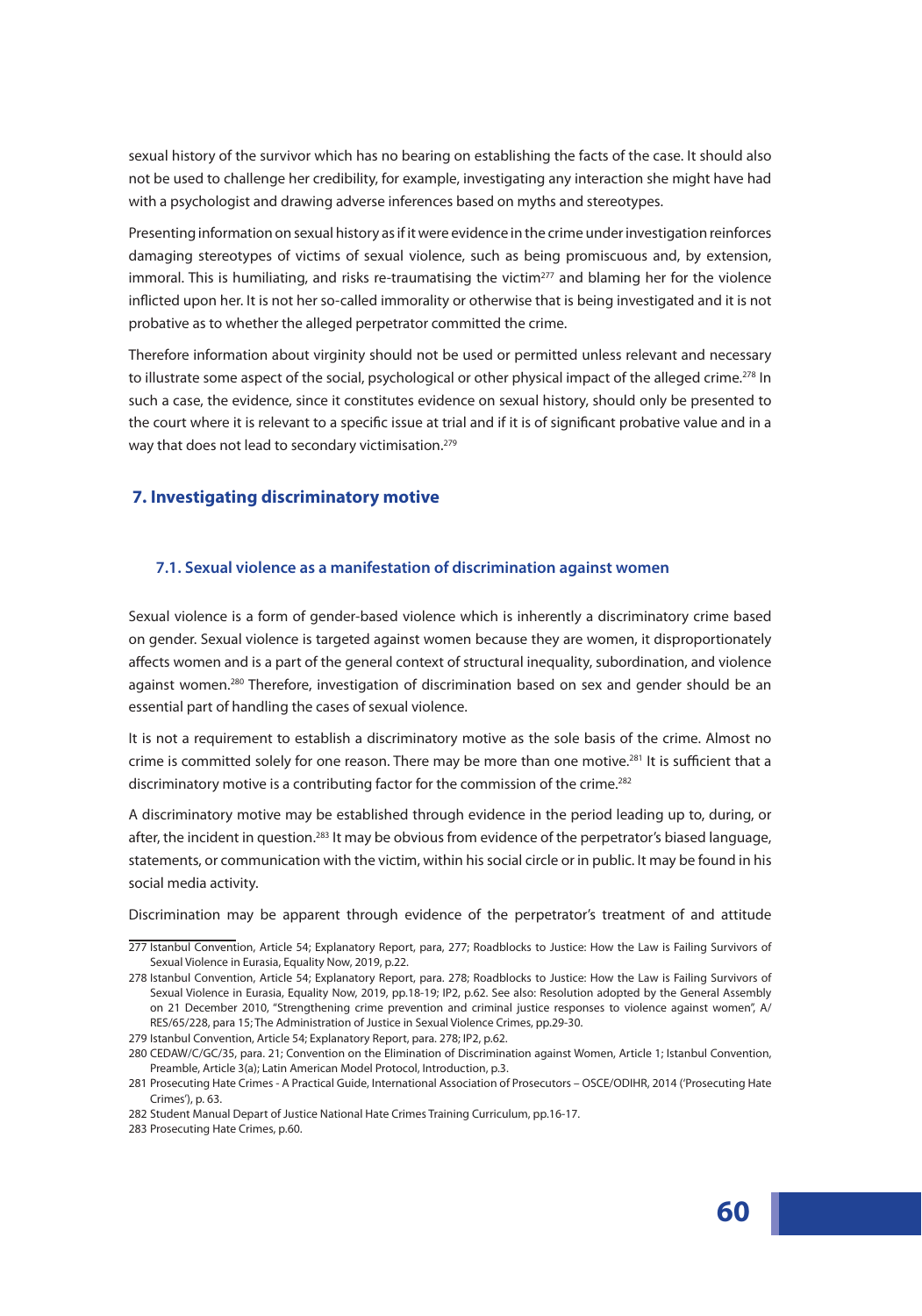sexual history of the survivor which has no bearing on establishing the facts of the case. It should also not be used to challenge her credibility, for example, investigating any interaction she might have had with a psychologist and drawing adverse inferences based on myths and stereotypes.

Presenting information on sexual history as if it were evidence in the crime under investigation reinforces damaging stereotypes of victims of sexual violence, such as being promiscuous and, by extension, immoral. This is humiliating, and risks re-traumatising the victim[277] and blaming her for the violence inflicted upon her. It is not her so-called immorality or otherwise that is being investigated and it is not probative as to whether the alleged perpetrator committed the crime.

Therefore information about virginity should not be used or permitted unless relevant and necessary to illustrate some aspect of the social, psychological or other physical impact of the alleged crime.[278] In such a case, the evidence, since it constitutes evidence on sexual history, should only be presented to the court where it is relevant to a specific issue at trial and if it is of significant probative value and in a way that does not lead to secondary victimisation.[279]

## 7. Investigating discriminatory motive

### 7.1. Sexual violence as a manifestation of discrimination against women

Sexual violence is a form of gender-based violence which is inherently a discriminatory crime based on gender. Sexual violence is targeted against women because they are women, it disproportionately affects women and is a part of the general context of structural inequality, subordination, and violence against women.[280] Therefore, investigation of discrimination based on sex and gender should be an essential part of handling the cases of sexual violence.

It is not a requirement to establish a discriminatory motive as the sole basis of the crime. Almost no crime is committed solely for one reason. There may be more than one motive.[281] It is sufficient that a discriminatory motive is a contributing factor for the commission of the crime.[282]

A discriminatory motive may be established through evidence in the period leading up to, during, or after, the incident in question.[283] It may be obvious from evidence of the perpetrator's biased language, statements, or communication with the victim, within his social circle or in public. It may be found in his social media activity.

Discrimination may be apparent through evidence of the perpetrator's treatment of and attitude

---

277 Istanbul Convention, Article 54; Explanatory Report, para, 277; Roadblocks to Justice: How the Law is Failing Survivors of Sexual Violence in Eurasia, Equality Now, 2019, p.22.

278 Istanbul Convention, Article 54; Explanatory Report, para. 278; Roadblocks to Justice: How the Law is Failing Survivors of Sexual Violence in Eurasia, Equality Now, 2019, pp.18-19; IP2, p.62. See also: Resolution adopted by the General Assembly on 21 December 2010, "Strengthening crime prevention and criminal justice responses to violence against women", A/RES/65/228, para 15; The Administration of Justice in Sexual Violence Crimes, pp.29-30.

279 Istanbul Convention, Article 54; Explanatory Report, para. 278; IP2, p.62.

280 CEDAW/C/GC/35, para. 21; Convention on the Elimination of Discrimination against Women, Article 1; Istanbul Convention, Preamble, Article 3(a); Latin American Model Protocol, Introduction, p.3.

281 Prosecuting Hate Crimes - A Practical Guide, International Association of Prosecutors – OSCE/ODIHR, 2014 ('Prosecuting Hate Crimes'), p. 63.

282 Student Manual Depart of Justice National Hate Crimes Training Curriculum, pp.16-17.

283 Prosecuting Hate Crimes, p.60.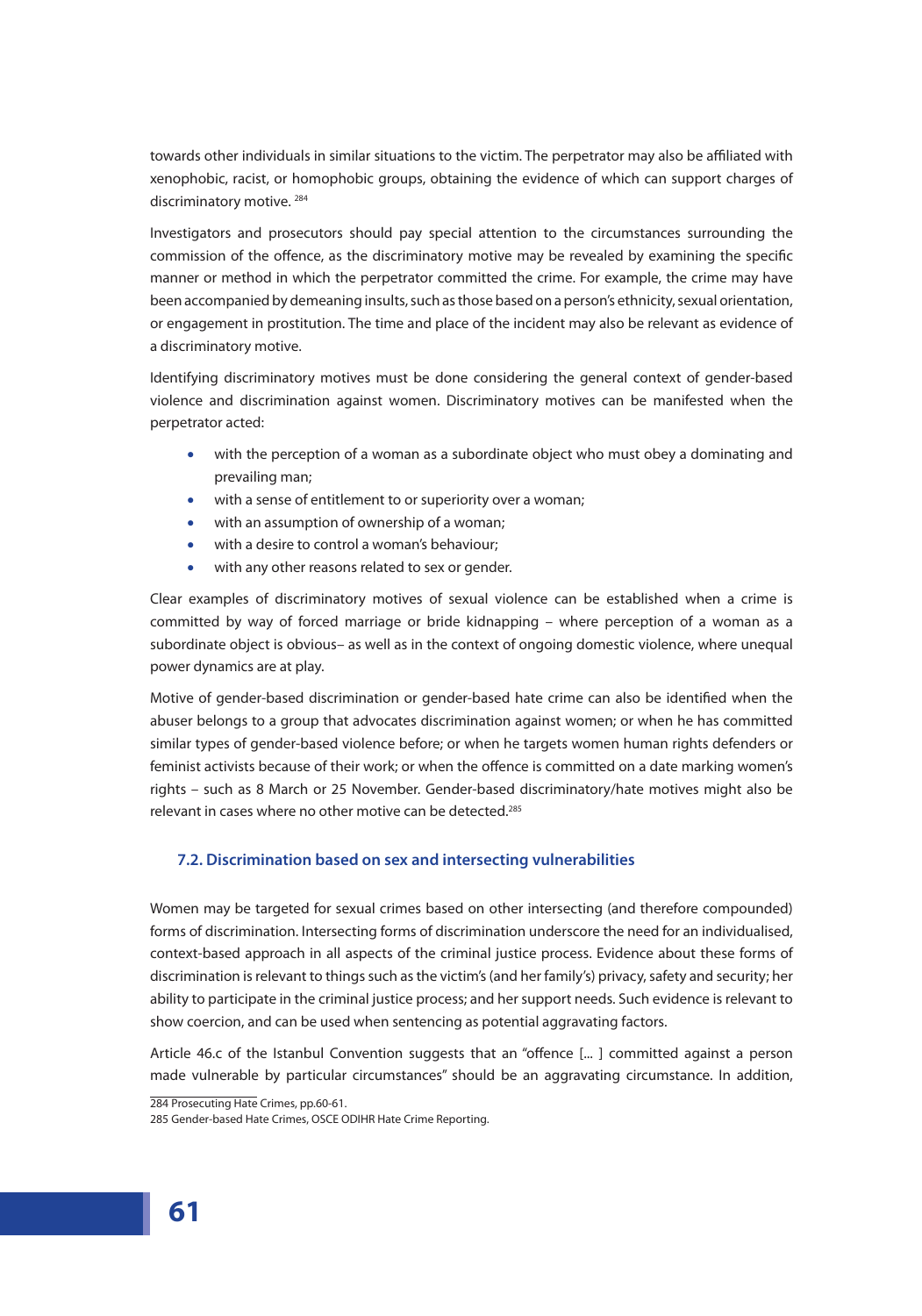towards other individuals in similar situations to the victim. The perpetrator may also be affiliated with xenophobic, racist, or homophobic groups, obtaining the evidence of which can support charges of discriminatory motive. [284]

Investigators and prosecutors should pay special attention to the circumstances surrounding the commission of the offence, as the discriminatory motive may be revealed by examining the specific manner or method in which the perpetrator committed the crime. For example, the crime may have been accompanied by demeaning insults, such as those based on a person's ethnicity, sexual orientation, or engagement in prostitution. The time and place of the incident may also be relevant as evidence of a discriminatory motive.

Identifying discriminatory motives must be done considering the general context of gender-based violence and discrimination against women. Discriminatory motives can be manifested when the perpetrator acted:

- with the perception of a woman as a subordinate object who must obey a dominating and prevailing man;
- with a sense of entitlement to or superiority over a woman;
- with an assumption of ownership of a woman;
- with a desire to control a woman's behaviour;
- with any other reasons related to sex or gender.

Clear examples of discriminatory motives of sexual violence can be established when a crime is committed by way of forced marriage or bride kidnapping – where perception of a woman as a subordinate object is obvious– as well as in the context of ongoing domestic violence, where unequal power dynamics are at play.

Motive of gender-based discrimination or gender-based hate crime can also be identified when the abuser belongs to a group that advocates discrimination against women; or when he has committed similar types of gender-based violence before; or when he targets women human rights defenders or feminist activists because of their work; or when the offence is committed on a date marking women's rights – such as 8 March or 25 November. Gender-based discriminatory/hate motives might also be relevant in cases where no other motive can be detected.[285]

### 7.2. Discrimination based on sex and intersecting vulnerabilities

Women may be targeted for sexual crimes based on other intersecting (and therefore compounded) forms of discrimination. Intersecting forms of discrimination underscore the need for an individualised, context-based approach in all aspects of the criminal justice process. Evidence about these forms of discrimination is relevant to things such as the victim's (and her family's) privacy, safety and security; her ability to participate in the criminal justice process; and her support needs. Such evidence is relevant to show coercion, and can be used when sentencing as potential aggravating factors.

Article 46.c of the Istanbul Convention suggests that an "offence [... ] committed against a person made vulnerable by particular circumstances" should be an aggravating circumstance. In addition,

284 Prosecuting Hate Crimes, pp.60-61.

285 Gender-based Hate Crimes, OSCE ODIHR Hate Crime Reporting.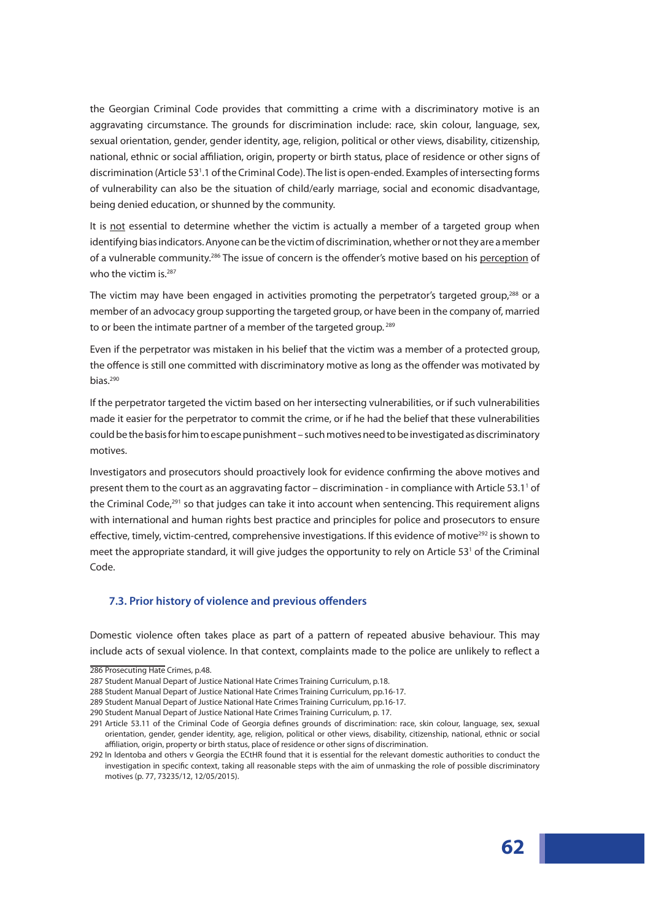the Georgian Criminal Code provides that committing a crime with a discriminatory motive is an aggravating circumstance. The grounds for discrimination include: race, skin colour, language, sex, sexual orientation, gender, gender identity, age, religion, political or other views, disability, citizenship, national, ethnic or social affiliation, origin, property or birth status, place of residence or other signs of discrimination (Article 53[1].1 of the Criminal Code). The list is open-ended. Examples of intersecting forms of vulnerability can also be the situation of child/early marriage, social and economic disadvantage, being denied education, or shunned by the community.

It is not essential to determine whether the victim is actually a member of a targeted group when identifying bias indicators. Anyone can be the victim of discrimination, whether or not they are a member of a vulnerable community.[286] The issue of concern is the offender's motive based on his perception of who the victim is.[287]

The victim may have been engaged in activities promoting the perpetrator's targeted group,[288] or a member of an advocacy group supporting the targeted group, or have been in the company of, married to or been the intimate partner of a member of the targeted group.[289]

Even if the perpetrator was mistaken in his belief that the victim was a member of a protected group, the offence is still one committed with discriminatory motive as long as the offender was motivated by bias.[290]

If the perpetrator targeted the victim based on her intersecting vulnerabilities, or if such vulnerabilities made it easier for the perpetrator to commit the crime, or if he had the belief that these vulnerabilities could be the basis for him to escape punishment – such motives need to be investigated as discriminatory motives.

Investigators and prosecutors should proactively look for evidence confirming the above motives and present them to the court as an aggravating factor – discrimination - in compliance with Article 53.1[1] of the Criminal Code,[291] so that judges can take it into account when sentencing. This requirement aligns with international and human rights best practice and principles for police and prosecutors to ensure effective, timely, victim-centred, comprehensive investigations. If this evidence of motive[292] is shown to meet the appropriate standard, it will give judges the opportunity to rely on Article 53[1] of the Criminal Code.

### 7.3. Prior history of violence and previous offenders

Domestic violence often takes place as part of a pattern of repeated abusive behaviour. This may include acts of sexual violence. In that context, complaints made to the police are unlikely to reflect a

---

286 Prosecuting Hate Crimes, p.48.

287 Student Manual Depart of Justice National Hate Crimes Training Curriculum, p.18.

288 Student Manual Depart of Justice National Hate Crimes Training Curriculum, pp.16-17.

289 Student Manual Depart of Justice National Hate Crimes Training Curriculum, pp.16-17.

290 Student Manual Depart of Justice National Hate Crimes Training Curriculum, p. 17.

291 Article 53.11 of the Criminal Code of Georgia defines grounds of discrimination: race, skin colour, language, sex, sexual orientation, gender, gender identity, age, religion, political or other views, disability, citizenship, national, ethnic or social affiliation, origin, property or birth status, place of residence or other signs of discrimination.

292 In Identoba and others v Georgia the ECtHR found that it is essential for the relevant domestic authorities to conduct the investigation in specific context, taking all reasonable steps with the aim of unmasking the role of possible discriminatory motives (p. 77, 73235/12, 12/05/2015).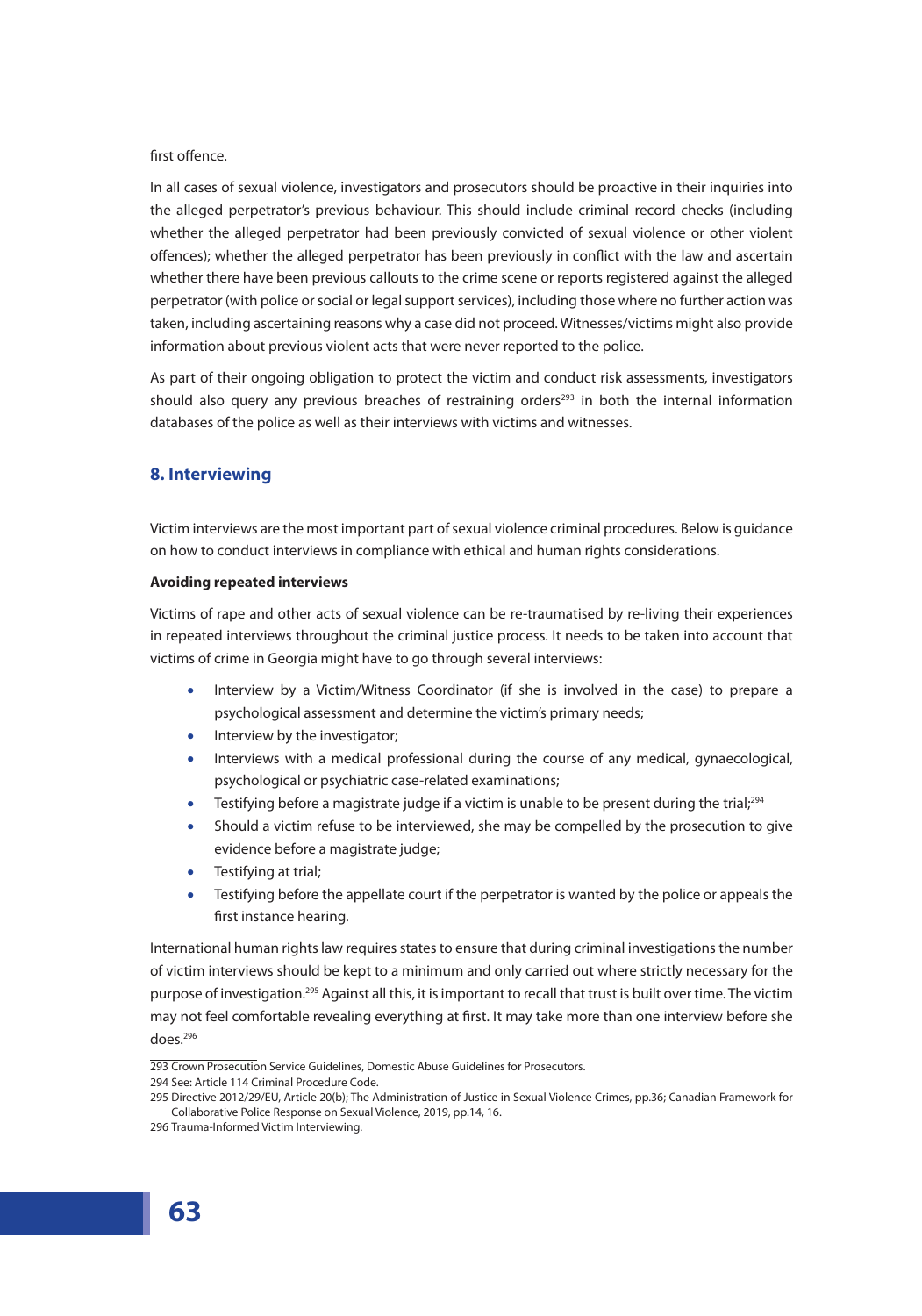first offence.

In all cases of sexual violence, investigators and prosecutors should be proactive in their inquiries into the alleged perpetrator's previous behaviour. This should include criminal record checks (including whether the alleged perpetrator had been previously convicted of sexual violence or other violent offences); whether the alleged perpetrator has been previously in conflict with the law and ascertain whether there have been previous callouts to the crime scene or reports registered against the alleged perpetrator (with police or social or legal support services), including those where no further action was taken, including ascertaining reasons why a case did not proceed. Witnesses/victims might also provide information about previous violent acts that were never reported to the police.

As part of their ongoing obligation to protect the victim and conduct risk assessments, investigators should also query any previous breaches of restraining orders[293] in both the internal information databases of the police as well as their interviews with victims and witnesses.

## 8. Interviewing

Victim interviews are the most important part of sexual violence criminal procedures. Below is guidance on how to conduct interviews in compliance with ethical and human rights considerations.

**Avoiding repeated interviews**

Victims of rape and other acts of sexual violence can be re-traumatised by re-living their experiences in repeated interviews throughout the criminal justice process. It needs to be taken into account that victims of crime in Georgia might have to go through several interviews:

- Interview by a Victim/Witness Coordinator (if she is involved in the case) to prepare a psychological assessment and determine the victim's primary needs;
- Interview by the investigator;
- Interviews with a medical professional during the course of any medical, gynaecological, psychological or psychiatric case-related examinations;
- Testifying before a magistrate judge if a victim is unable to be present during the trial;[294]
- Should a victim refuse to be interviewed, she may be compelled by the prosecution to give evidence before a magistrate judge;
- Testifying at trial;
- Testifying before the appellate court if the perpetrator is wanted by the police or appeals the first instance hearing.

International human rights law requires states to ensure that during criminal investigations the number of victim interviews should be kept to a minimum and only carried out where strictly necessary for the purpose of investigation.[295] Against all this, it is important to recall that trust is built over time. The victim may not feel comfortable revealing everything at first. It may take more than one interview before she does.[296]

---

293 Crown Prosecution Service Guidelines, Domestic Abuse Guidelines for Prosecutors.

294 See: Article 114 Criminal Procedure Code.

295 Directive 2012/29/EU, Article 20(b); The Administration of Justice in Sexual Violence Crimes, pp.36; Canadian Framework for Collaborative Police Response on Sexual Violence, 2019, pp.14, 16.

296 Trauma-Informed Victim Interviewing.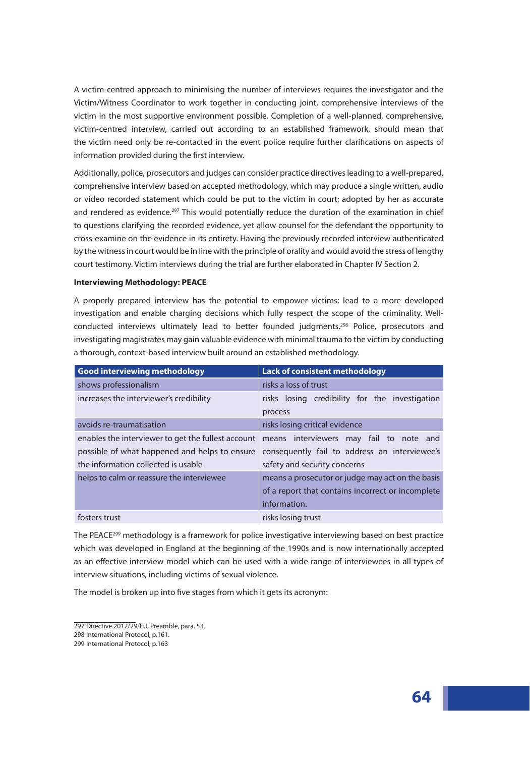A victim-centred approach to minimising the number of interviews requires the investigator and the Victim/Witness Coordinator to work together in conducting joint, comprehensive interviews of the victim in the most supportive environment possible. Completion of a well-planned, comprehensive, victim-centred interview, carried out according to an established framework, should mean that the victim need only be re-contacted in the event police require further clarifications on aspects of information provided during the first interview.

Additionally, police, prosecutors and judges can consider practice directives leading to a well-prepared, comprehensive interview based on accepted methodology, which may produce a single written, audio or video recorded statement which could be put to the victim in court; adopted by her as accurate and rendered as evidence.[297] This would potentially reduce the duration of the examination in chief to questions clarifying the recorded evidence, yet allow counsel for the defendant the opportunity to cross-examine on the evidence in its entirety. Having the previously recorded interview authenticated by the witness in court would be in line with the principle of orality and would avoid the stress of lengthy court testimony. Victim interviews during the trial are further elaborated in Chapter IV Section 2.

**Interviewing Methodology: PEACE**

A properly prepared interview has the potential to empower victims; lead to a more developed investigation and enable charging decisions which fully respect the scope of the criminality. Well-conducted interviews ultimately lead to better founded judgments.[298] Police, prosecutors and investigating magistrates may gain valuable evidence with minimal trauma to the victim by conducting a thorough, context-based interview built around an established methodology.

| Good interviewing methodology | Lack of consistent methodology |
|---|---|
| shows professionalism | risks a loss of trust |
| increases the interviewer's credibility | risks losing credibility for the investigation process |
| avoids re-traumatisation | risks losing critical evidence |
| enables the interviewer to get the fullest account possible of what happened and helps to ensure the information collected is usable | means interviewers may fail to note and consequently fail to address an interviewee's safety and security concerns |
| helps to calm or reassure the interviewee | means a prosecutor or judge may act on the basis of a report that contains incorrect or incomplete information. |
| fosters trust | risks losing trust |

The PEACE[299] methodology is a framework for police investigative interviewing based on best practice which was developed in England at the beginning of the 1990s and is now internationally accepted as an effective interview model which can be used with a wide range of interviewees in all types of interview situations, including victims of sexual violence.

The model is broken up into five stages from which it gets its acronym:

297 Directive 2012/29/EU, Preamble, para. 53.
298 International Protocol, p.161.
299 International Protocol, p.163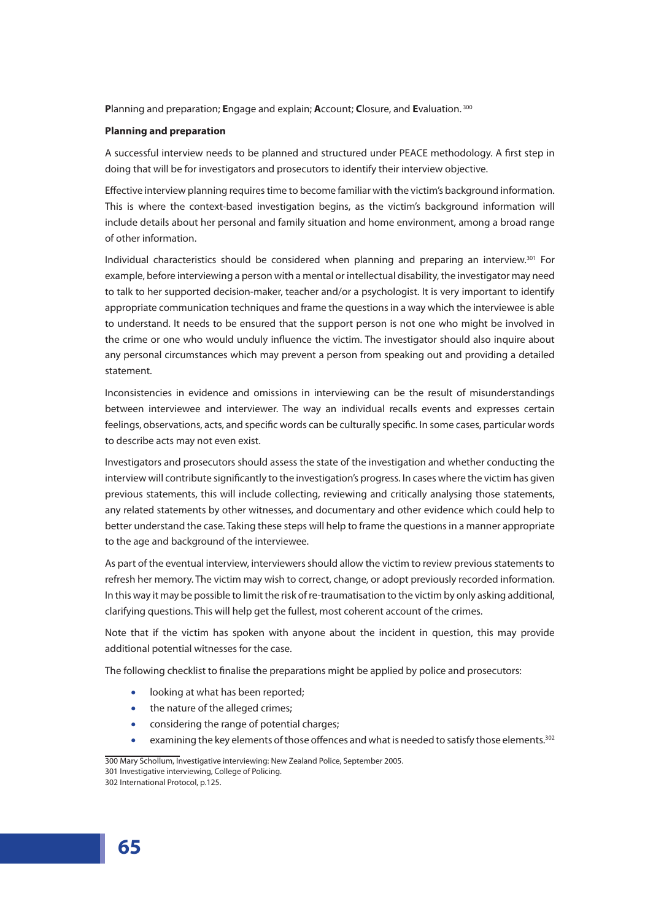**P**lanning and preparation; **E**ngage and explain; **A**ccount; **C**losure, and **E**valuation.[300]

**Planning and preparation**

A successful interview needs to be planned and structured under PEACE methodology. A first step in doing that will be for investigators and prosecutors to identify their interview objective.

Effective interview planning requires time to become familiar with the victim's background information. This is where the context-based investigation begins, as the victim's background information will include details about her personal and family situation and home environment, among a broad range of other information.

Individual characteristics should be considered when planning and preparing an interview.[301] For example, before interviewing a person with a mental or intellectual disability, the investigator may need to talk to her supported decision-maker, teacher and/or a psychologist. It is very important to identify appropriate communication techniques and frame the questions in a way which the interviewee is able to understand. It needs to be ensured that the support person is not one who might be involved in the crime or one who would unduly influence the victim. The investigator should also inquire about any personal circumstances which may prevent a person from speaking out and providing a detailed statement.

Inconsistencies in evidence and omissions in interviewing can be the result of misunderstandings between interviewee and interviewer. The way an individual recalls events and expresses certain feelings, observations, acts, and specific words can be culturally specific. In some cases, particular words to describe acts may not even exist.

Investigators and prosecutors should assess the state of the investigation and whether conducting the interview will contribute significantly to the investigation's progress. In cases where the victim has given previous statements, this will include collecting, reviewing and critically analysing those statements, any related statements by other witnesses, and documentary and other evidence which could help to better understand the case. Taking these steps will help to frame the questions in a manner appropriate to the age and background of the interviewee.

As part of the eventual interview, interviewers should allow the victim to review previous statements to refresh her memory. The victim may wish to correct, change, or adopt previously recorded information. In this way it may be possible to limit the risk of re-traumatisation to the victim by only asking additional, clarifying questions. This will help get the fullest, most coherent account of the crimes.

Note that if the victim has spoken with anyone about the incident in question, this may provide additional potential witnesses for the case.

The following checklist to finalise the preparations might be applied by police and prosecutors:

- looking at what has been reported;
- the nature of the alleged crimes;
- considering the range of potential charges;
- examining the key elements of those offences and what is needed to satisfy those elements.[302]

300 Mary Schollum, Investigative interviewing: New Zealand Police, September 2005.
301 Investigative interviewing, College of Policing.
302 International Protocol, p.125.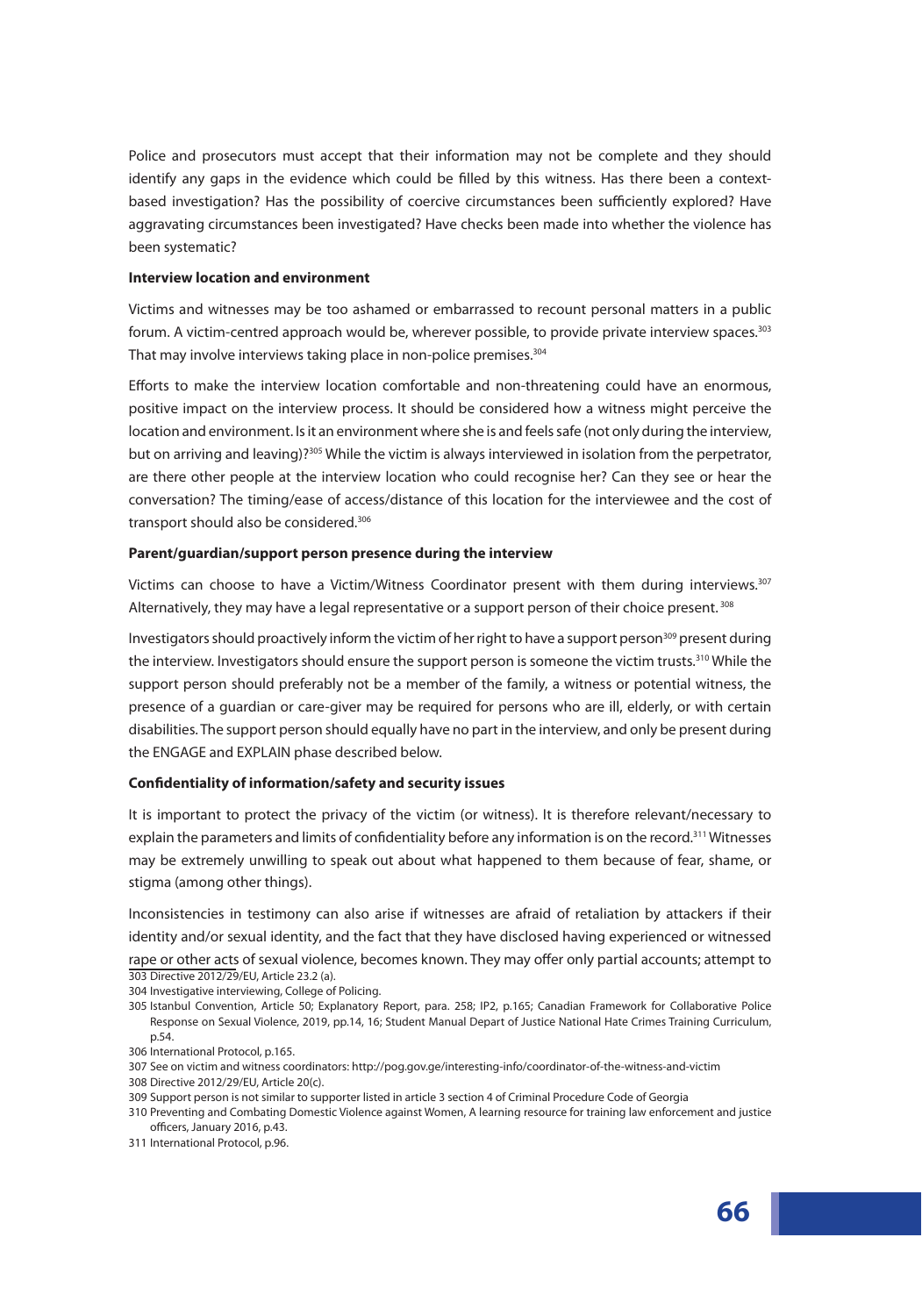Police and prosecutors must accept that their information may not be complete and they should identify any gaps in the evidence which could be filled by this witness. Has there been a context-based investigation? Has the possibility of coercive circumstances been sufficiently explored? Have aggravating circumstances been investigated? Have checks been made into whether the violence has been systematic?

**Interview location and environment**

Victims and witnesses may be too ashamed or embarrassed to recount personal matters in a public forum. A victim-centred approach would be, wherever possible, to provide private interview spaces.[303] That may involve interviews taking place in non-police premises.[304]

Efforts to make the interview location comfortable and non-threatening could have an enormous, positive impact on the interview process. It should be considered how a witness might perceive the location and environment. Is it an environment where she is and feels safe (not only during the interview, but on arriving and leaving)?[305] While the victim is always interviewed in isolation from the perpetrator, are there other people at the interview location who could recognise her? Can they see or hear the conversation? The timing/ease of access/distance of this location for the interviewee and the cost of transport should also be considered.[306]

**Parent/guardian/support person presence during the interview**

Victims can choose to have a Victim/Witness Coordinator present with them during interviews.[307] Alternatively, they may have a legal representative or a support person of their choice present.[308]

Investigators should proactively inform the victim of her right to have a support person[309] present during the interview. Investigators should ensure the support person is someone the victim trusts.[310] While the support person should preferably not be a member of the family, a witness or potential witness, the presence of a guardian or care-giver may be required for persons who are ill, elderly, or with certain disabilities. The support person should equally have no part in the interview, and only be present during the ENGAGE and EXPLAIN phase described below.

**Confidentiality of information/safety and security issues**

It is important to protect the privacy of the victim (or witness). It is therefore relevant/necessary to explain the parameters and limits of confidentiality before any information is on the record.[311] Witnesses may be extremely unwilling to speak out about what happened to them because of fear, shame, or stigma (among other things).

Inconsistencies in testimony can also arise if witnesses are afraid of retaliation by attackers if their identity and/or sexual identity, and the fact that they have disclosed having experienced or witnessed rape or other acts of sexual violence, becomes known. They may offer only partial accounts; attempt to

---

303 Directive 2012/29/EU, Article 23.2 (a).

304 Investigative interviewing, College of Policing.

305 Istanbul Convention, Article 50; Explanatory Report, para. 258; IP2, p.165; Canadian Framework for Collaborative Police Response on Sexual Violence, 2019, pp.14, 16; Student Manual Depart of Justice National Hate Crimes Training Curriculum, p.54.

306 International Protocol, p.165.

307 See on victim and witness coordinators: http://pog.gov.ge/interesting-info/coordinator-of-the-witness-and-victim

308 Directive 2012/29/EU, Article 20(c).

309 Support person is not similar to supporter listed in article 3 section 4 of Criminal Procedure Code of Georgia

310 Preventing and Combating Domestic Violence against Women, A learning resource for training law enforcement and justice officers, January 2016, p.43.

311 International Protocol, p.96.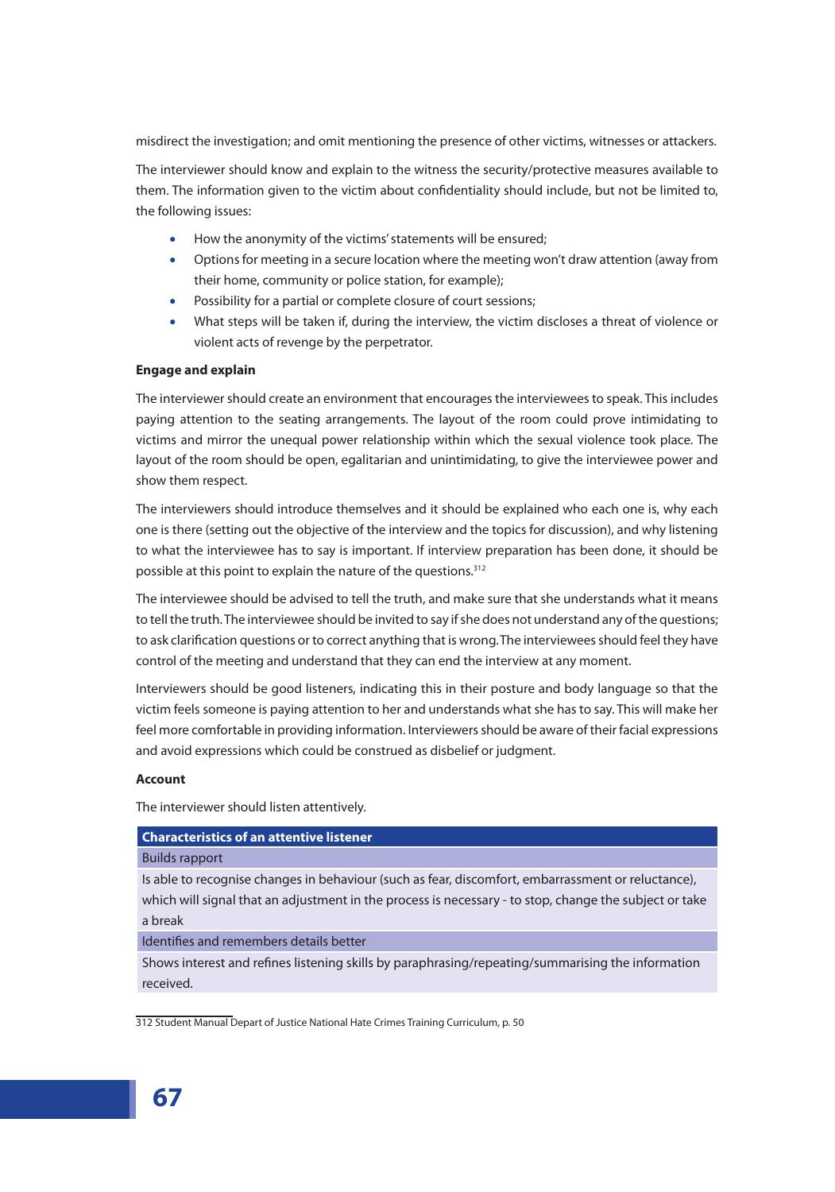misdirect the investigation; and omit mentioning the presence of other victims, witnesses or attackers.

The interviewer should know and explain to the witness the security/protective measures available to them. The information given to the victim about confidentiality should include, but not be limited to, the following issues:

- How the anonymity of the victims' statements will be ensured;
- Options for meeting in a secure location where the meeting won't draw attention (away from their home, community or police station, for example);
- Possibility for a partial or complete closure of court sessions;
- What steps will be taken if, during the interview, the victim discloses a threat of violence or violent acts of revenge by the perpetrator.

**Engage and explain**

The interviewer should create an environment that encourages the interviewees to speak. This includes paying attention to the seating arrangements. The layout of the room could prove intimidating to victims and mirror the unequal power relationship within which the sexual violence took place. The layout of the room should be open, egalitarian and unintimidating, to give the interviewee power and show them respect.

The interviewers should introduce themselves and it should be explained who each one is, why each one is there (setting out the objective of the interview and the topics for discussion), and why listening to what the interviewee has to say is important. If interview preparation has been done, it should be possible at this point to explain the nature of the questions.[312]

The interviewee should be advised to tell the truth, and make sure that she understands what it means to tell the truth. The interviewee should be invited to say if she does not understand any of the questions; to ask clarification questions or to correct anything that is wrong. The interviewees should feel they have control of the meeting and understand that they can end the interview at any moment.

Interviewers should be good listeners, indicating this in their posture and body language so that the victim feels someone is paying attention to her and understands what she has to say. This will make her feel more comfortable in providing information. Interviewers should be aware of their facial expressions and avoid expressions which could be construed as disbelief or judgment.

**Account**

The interviewer should listen attentively.

| Characteristics of an attentive listener |
|---|
| Builds rapport |
| Is able to recognise changes in behaviour (such as fear, discomfort, embarrassment or reluctance), which will signal that an adjustment in the process is necessary - to stop, change the subject or take a break |
| Identifies and remembers details better |
| Shows interest and refines listening skills by paraphrasing/repeating/summarising the information received. |

312 Student Manual Depart of Justice National Hate Crimes Training Curriculum, p. 50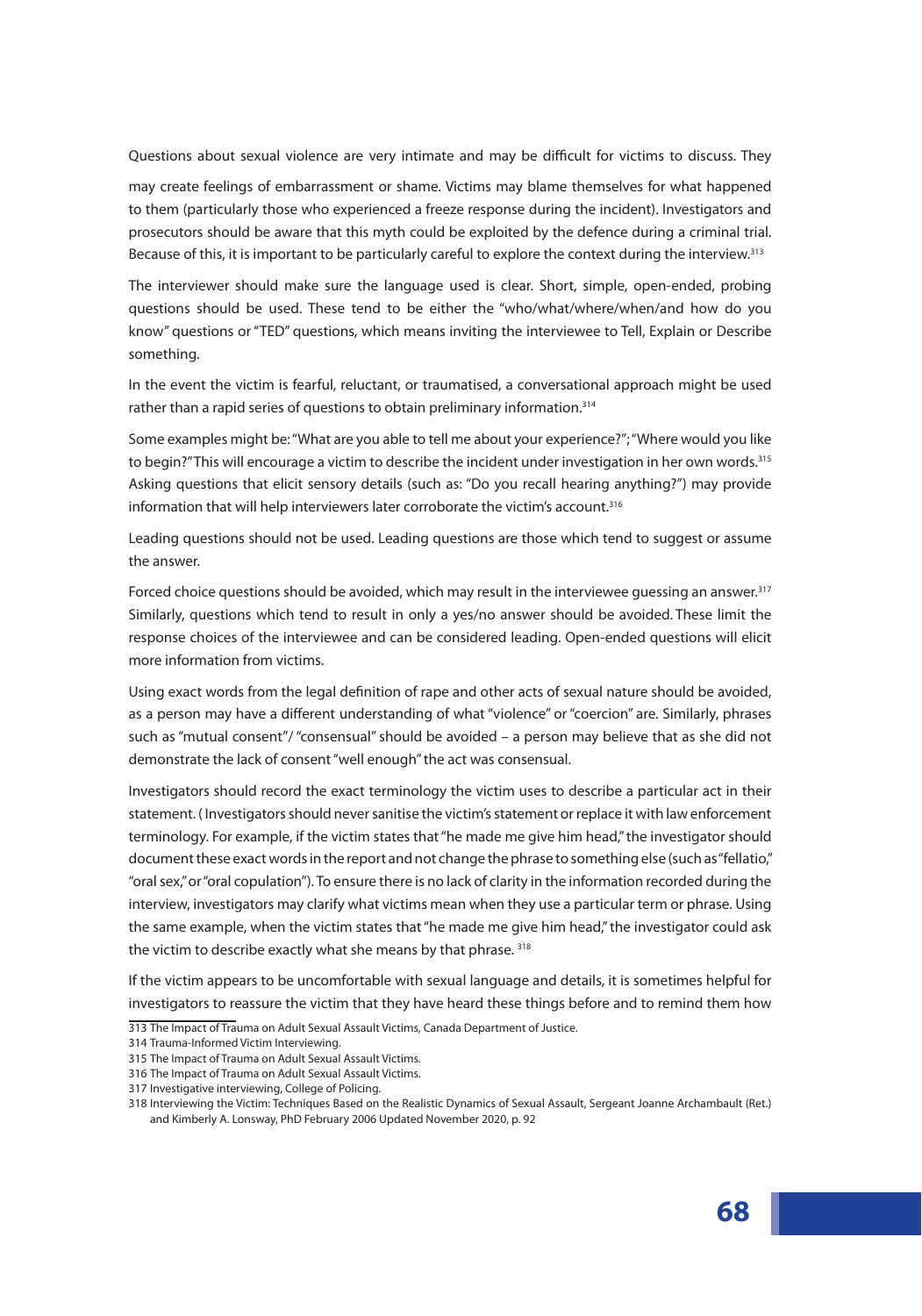Questions about sexual violence are very intimate and may be difficult for victims to discuss. They may create feelings of embarrassment or shame. Victims may blame themselves for what happened to them (particularly those who experienced a freeze response during the incident). Investigators and prosecutors should be aware that this myth could be exploited by the defence during a criminal trial. Because of this, it is important to be particularly careful to explore the context during the interview.[313]

The interviewer should make sure the language used is clear. Short, simple, open-ended, probing questions should be used. These tend to be either the "who/what/where/when/and how do you know" questions or "TED" questions, which means inviting the interviewee to Tell, Explain or Describe something.

In the event the victim is fearful, reluctant, or traumatised, a conversational approach might be used rather than a rapid series of questions to obtain preliminary information.[314]

Some examples might be: "What are you able to tell me about your experience?"; "Where would you like to begin?" This will encourage a victim to describe the incident under investigation in her own words.[315] Asking questions that elicit sensory details (such as: "Do you recall hearing anything?") may provide information that will help interviewers later corroborate the victim's account.[316]

Leading questions should not be used. Leading questions are those which tend to suggest or assume the answer.

Forced choice questions should be avoided, which may result in the interviewee guessing an answer.[317] Similarly, questions which tend to result in only a yes/no answer should be avoided. These limit the response choices of the interviewee and can be considered leading. Open-ended questions will elicit more information from victims.

Using exact words from the legal definition of rape and other acts of sexual nature should be avoided, as a person may have a different understanding of what "violence" or "coercion" are. Similarly, phrases such as "mutual consent"/ "consensual" should be avoided – a person may believe that as she did not demonstrate the lack of consent "well enough" the act was consensual.

Investigators should record the exact terminology the victim uses to describe a particular act in their statement. ( Investigators should never sanitise the victim's statement or replace it with law enforcement terminology. For example, if the victim states that "he made me give him head," the investigator should document these exact words in the report and not change the phrase to something else (such as "fellatio," "oral sex," or "oral copulation"). To ensure there is no lack of clarity in the information recorded during the interview, investigators may clarify what victims mean when they use a particular term or phrase. Using the same example, when the victim states that "he made me give him head," the investigator could ask the victim to describe exactly what she means by that phrase. [318]

If the victim appears to be uncomfortable with sexual language and details, it is sometimes helpful for investigators to reassure the victim that they have heard these things before and to remind them how

---

313 The Impact of Trauma on Adult Sexual Assault Victims, Canada Department of Justice.

314 Trauma-Informed Victim Interviewing.

315 The Impact of Trauma on Adult Sexual Assault Victims.

316 The Impact of Trauma on Adult Sexual Assault Victims.

317 Investigative interviewing, College of Policing.

318 Interviewing the Victim: Techniques Based on the Realistic Dynamics of Sexual Assault, Sergeant Joanne Archambault (Ret.) and Kimberly A. Lonsway, PhD February 2006 Updated November 2020, p. 92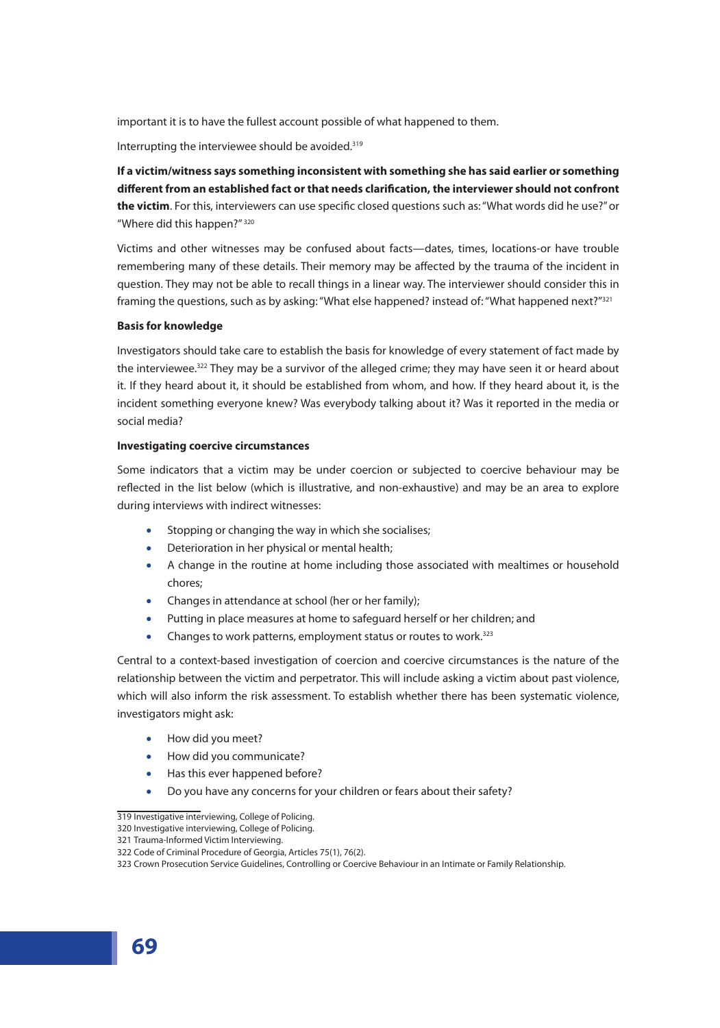important it is to have the fullest account possible of what happened to them.

Interrupting the interviewee should be avoided.[319]

**If a victim/witness says something inconsistent with something she has said earlier or something different from an established fact or that needs clarification, the interviewer should not confront the victim**. For this, interviewers can use specific closed questions such as: "What words did he use?" or "Where did this happen?" [320]

Victims and other witnesses may be confused about facts—dates, times, locations-or have trouble remembering many of these details. Their memory may be affected by the trauma of the incident in question. They may not be able to recall things in a linear way. The interviewer should consider this in framing the questions, such as by asking: "What else happened? instead of: "What happened next?"[321]

**Basis for knowledge**

Investigators should take care to establish the basis for knowledge of every statement of fact made by the interviewee.[322] They may be a survivor of the alleged crime; they may have seen it or heard about it. If they heard about it, it should be established from whom, and how. If they heard about it, is the incident something everyone knew? Was everybody talking about it? Was it reported in the media or social media?

**Investigating coercive circumstances**

Some indicators that a victim may be under coercion or subjected to coercive behaviour may be reflected in the list below (which is illustrative, and non-exhaustive) and may be an area to explore during interviews with indirect witnesses:

- Stopping or changing the way in which she socialises;
- Deterioration in her physical or mental health;
- A change in the routine at home including those associated with mealtimes or household chores;
- Changes in attendance at school (her or her family);
- Putting in place measures at home to safeguard herself or her children; and
- Changes to work patterns, employment status or routes to work.[323]

Central to a context-based investigation of coercion and coercive circumstances is the nature of the relationship between the victim and perpetrator. This will include asking a victim about past violence, which will also inform the risk assessment. To establish whether there has been systematic violence, investigators might ask:

- How did you meet?
- How did you communicate?
- Has this ever happened before?
- Do you have any concerns for your children or fears about their safety?

319 Investigative interviewing, College of Policing.
320 Investigative interviewing, College of Policing.
321 Trauma-Informed Victim Interviewing.
322 Code of Criminal Procedure of Georgia, Articles 75(1), 76(2).
323 Crown Prosecution Service Guidelines, Controlling or Coercive Behaviour in an Intimate or Family Relationship.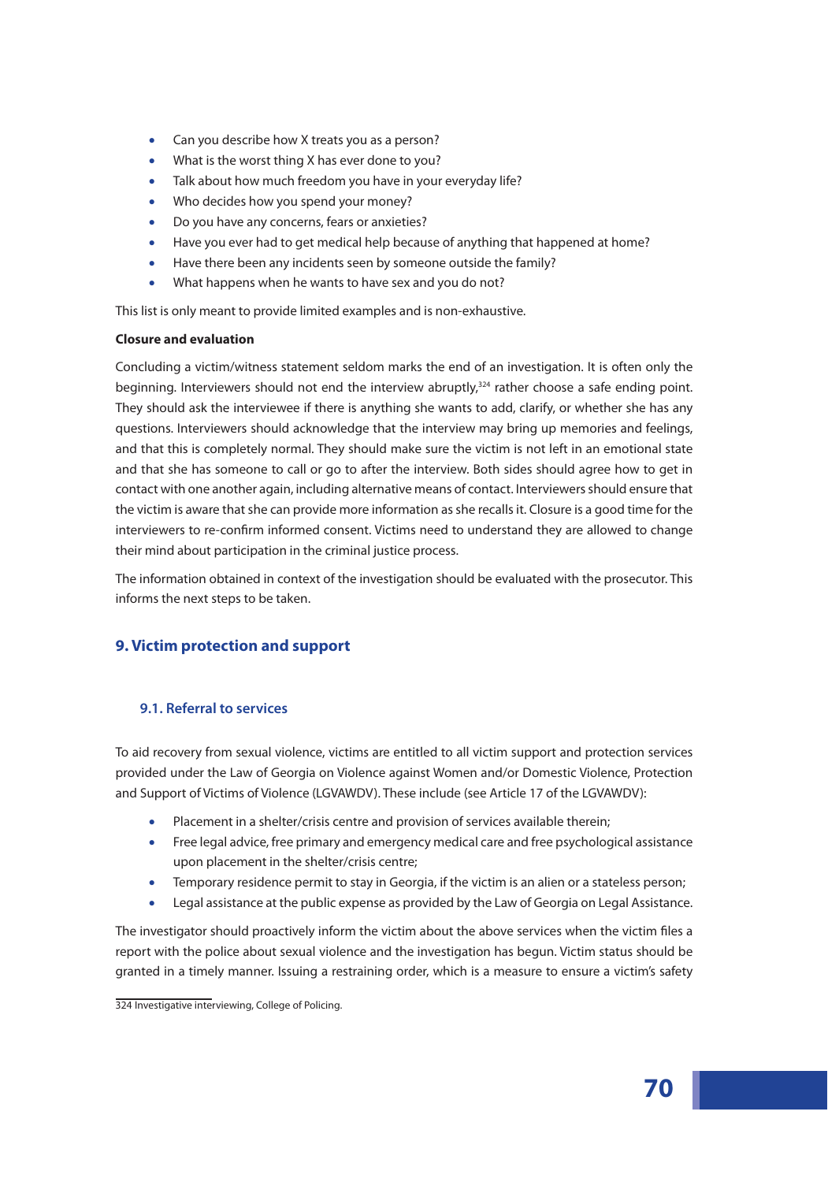- Can you describe how X treats you as a person?
- What is the worst thing X has ever done to you?
- Talk about how much freedom you have in your everyday life?
- Who decides how you spend your money?
- Do you have any concerns, fears or anxieties?
- Have you ever had to get medical help because of anything that happened at home?
- Have there been any incidents seen by someone outside the family?
- What happens when he wants to have sex and you do not?

This list is only meant to provide limited examples and is non-exhaustive.

**Closure and evaluation**

Concluding a victim/witness statement seldom marks the end of an investigation. It is often only the beginning. Interviewers should not end the interview abruptly,[324] rather choose a safe ending point. They should ask the interviewee if there is anything she wants to add, clarify, or whether she has any questions. Interviewers should acknowledge that the interview may bring up memories and feelings, and that this is completely normal. They should make sure the victim is not left in an emotional state and that she has someone to call or go to after the interview. Both sides should agree how to get in contact with one another again, including alternative means of contact. Interviewers should ensure that the victim is aware that she can provide more information as she recalls it. Closure is a good time for the interviewers to re-confirm informed consent. Victims need to understand they are allowed to change their mind about participation in the criminal justice process.

The information obtained in context of the investigation should be evaluated with the prosecutor. This informs the next steps to be taken.

## 9. Victim protection and support

### 9.1. Referral to services

To aid recovery from sexual violence, victims are entitled to all victim support and protection services provided under the Law of Georgia on Violence against Women and/or Domestic Violence, Protection and Support of Victims of Violence (LGVAWDV). These include (see Article 17 of the LGVAWDV):

- Placement in a shelter/crisis centre and provision of services available therein;
- Free legal advice, free primary and emergency medical care and free psychological assistance upon placement in the shelter/crisis centre;
- Temporary residence permit to stay in Georgia, if the victim is an alien or a stateless person;
- Legal assistance at the public expense as provided by the Law of Georgia on Legal Assistance.

The investigator should proactively inform the victim about the above services when the victim files a report with the police about sexual violence and the investigation has begun. Victim status should be granted in a timely manner. Issuing a restraining order, which is a measure to ensure a victim's safety

324 Investigative interviewing, College of Policing.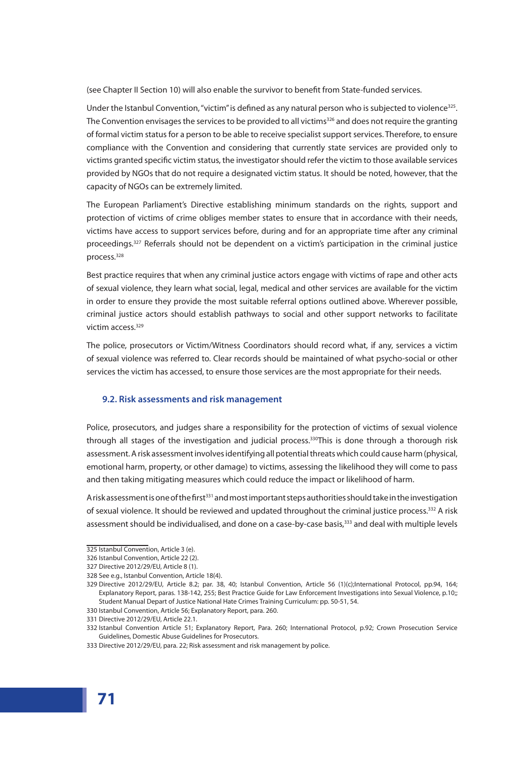(see Chapter II Section 10) will also enable the survivor to benefit from State-funded services.

Under the Istanbul Convention, "victim" is defined as any natural person who is subjected to violence[325]. The Convention envisages the services to be provided to all victims[326] and does not require the granting of formal victim status for a person to be able to receive specialist support services. Therefore, to ensure compliance with the Convention and considering that currently state services are provided only to victims granted specific victim status, the investigator should refer the victim to those available services provided by NGOs that do not require a designated victim status. It should be noted, however, that the capacity of NGOs can be extremely limited.

The European Parliament's Directive establishing minimum standards on the rights, support and protection of victims of crime obliges member states to ensure that in accordance with their needs, victims have access to support services before, during and for an appropriate time after any criminal proceedings.[327] Referrals should not be dependent on a victim's participation in the criminal justice process.[328]

Best practice requires that when any criminal justice actors engage with victims of rape and other acts of sexual violence, they learn what social, legal, medical and other services are available for the victim in order to ensure they provide the most suitable referral options outlined above. Wherever possible, criminal justice actors should establish pathways to social and other support networks to facilitate victim access.[329]

The police, prosecutors or Victim/Witness Coordinators should record what, if any, services a victim of sexual violence was referred to. Clear records should be maintained of what psycho-social or other services the victim has accessed, to ensure those services are the most appropriate for their needs.

### 9.2. Risk assessments and risk management

Police, prosecutors, and judges share a responsibility for the protection of victims of sexual violence through all stages of the investigation and judicial process.[330] This is done through a thorough risk assessment. A risk assessment involves identifying all potential threats which could cause harm (physical, emotional harm, property, or other damage) to victims, assessing the likelihood they will come to pass and then taking mitigating measures which could reduce the impact or likelihood of harm.

A risk assessment is one of the first[331] and most important steps authorities should take in the investigation of sexual violence. It should be reviewed and updated throughout the criminal justice process.[332] A risk assessment should be individualised, and done on a case-by-case basis,[333] and deal with multiple levels

---

325 Istanbul Convention, Article 3 (e).

326 Istanbul Convention, Article 22 (2).

327 Directive 2012/29/EU, Article 8 (1).

328 See e.g., Istanbul Convention, Article 18(4).

329 Directive 2012/29/EU, Article 8.2; par. 38, 40; Istanbul Convention, Article 56 (1)(c);International Protocol, pp.94, 164; Explanatory Report, paras. 138-142, 255; Best Practice Guide for Law Enforcement Investigations into Sexual Violence, p.10;; Student Manual Depart of Justice National Hate Crimes Training Curriculum: pp. 50-51, 54.

330 Istanbul Convention, Article 56; Explanatory Report, para. 260.

331 Directive 2012/29/EU, Article 22.1.

332 Istanbul Convention Article 51; Explanatory Report, Para. 260; International Protocol, p.92; Crown Prosecution Service Guidelines, Domestic Abuse Guidelines for Prosecutors.

333 Directive 2012/29/EU, para. 22; Risk assessment and risk management by police.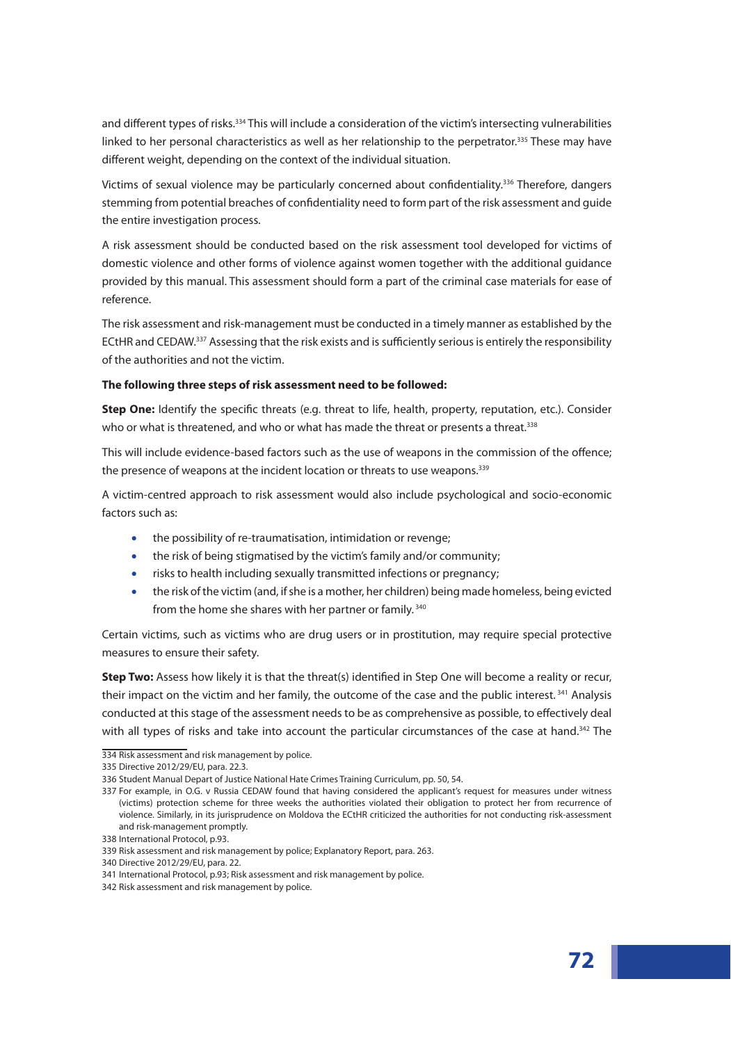and different types of risks.[334] This will include a consideration of the victim's intersecting vulnerabilities linked to her personal characteristics as well as her relationship to the perpetrator.[335] These may have different weight, depending on the context of the individual situation.

Victims of sexual violence may be particularly concerned about confidentiality.[336] Therefore, dangers stemming from potential breaches of confidentiality need to form part of the risk assessment and guide the entire investigation process.

A risk assessment should be conducted based on the risk assessment tool developed for victims of domestic violence and other forms of violence against women together with the additional guidance provided by this manual. This assessment should form a part of the criminal case materials for ease of reference.

The risk assessment and risk-management must be conducted in a timely manner as established by the ECtHR and CEDAW.[337] Assessing that the risk exists and is sufficiently serious is entirely the responsibility of the authorities and not the victim.

**The following three steps of risk assessment need to be followed:**

**Step One:** Identify the specific threats (e.g. threat to life, health, property, reputation, etc.). Consider who or what is threatened, and who or what has made the threat or presents a threat.[338]

This will include evidence-based factors such as the use of weapons in the commission of the offence; the presence of weapons at the incident location or threats to use weapons.[339]

A victim-centred approach to risk assessment would also include psychological and socio-economic factors such as:

- the possibility of re-traumatisation, intimidation or revenge;
- the risk of being stigmatised by the victim's family and/or community;
- risks to health including sexually transmitted infections or pregnancy;
- the risk of the victim (and, if she is a mother, her children) being made homeless, being evicted from the home she shares with her partner or family.[340]

Certain victims, such as victims who are drug users or in prostitution, may require special protective measures to ensure their safety.

**Step Two:** Assess how likely it is that the threat(s) identified in Step One will become a reality or recur, their impact on the victim and her family, the outcome of the case and the public interest.[341] Analysis conducted at this stage of the assessment needs to be as comprehensive as possible, to effectively deal with all types of risks and take into account the particular circumstances of the case at hand.[342] The

---

334 Risk assessment and risk management by police.

335 Directive 2012/29/EU, para. 22.3.

336 Student Manual Depart of Justice National Hate Crimes Training Curriculum, pp. 50, 54.

337 For example, in O.G. v Russia CEDAW found that having considered the applicant's request for measures under witness (victims) protection scheme for three weeks the authorities violated their obligation to protect her from recurrence of violence. Similarly, in its jurisprudence on Moldova the ECtHR criticized the authorities for not conducting risk-assessment and risk-management promptly.

338 International Protocol, p.93.

339 Risk assessment and risk management by police; Explanatory Report, para. 263.

340 Directive 2012/29/EU, para. 22.

341 International Protocol, p.93; Risk assessment and risk management by police.

342 Risk assessment and risk management by police.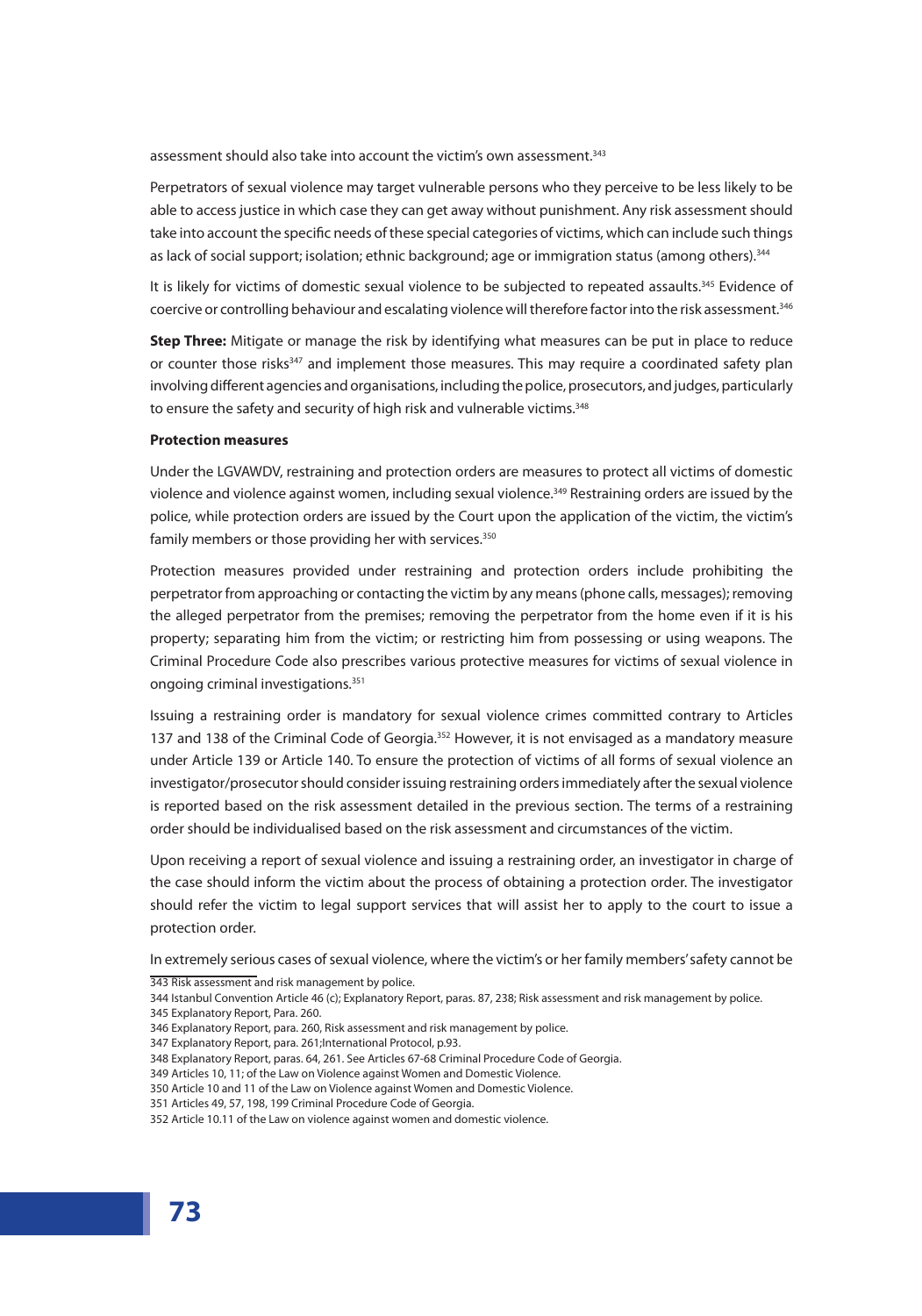assessment should also take into account the victim's own assessment.[343]

Perpetrators of sexual violence may target vulnerable persons who they perceive to be less likely to be able to access justice in which case they can get away without punishment. Any risk assessment should take into account the specific needs of these special categories of victims, which can include such things as lack of social support; isolation; ethnic background; age or immigration status (among others).[344]

It is likely for victims of domestic sexual violence to be subjected to repeated assaults.[345] Evidence of coercive or controlling behaviour and escalating violence will therefore factor into the risk assessment.[346]

**Step Three:** Mitigate or manage the risk by identifying what measures can be put in place to reduce or counter those risks[347] and implement those measures. This may require a coordinated safety plan involving different agencies and organisations, including the police, prosecutors, and judges, particularly to ensure the safety and security of high risk and vulnerable victims.[348]

**Protection measures**

Under the LGVAWDV, restraining and protection orders are measures to protect all victims of domestic violence and violence against women, including sexual violence.[349] Restraining orders are issued by the police, while protection orders are issued by the Court upon the application of the victim, the victim's family members or those providing her with services.[350]

Protection measures provided under restraining and protection orders include prohibiting the perpetrator from approaching or contacting the victim by any means (phone calls, messages); removing the alleged perpetrator from the premises; removing the perpetrator from the home even if it is his property; separating him from the victim; or restricting him from possessing or using weapons. The Criminal Procedure Code also prescribes various protective measures for victims of sexual violence in ongoing criminal investigations.[351]

Issuing a restraining order is mandatory for sexual violence crimes committed contrary to Articles 137 and 138 of the Criminal Code of Georgia.[352] However, it is not envisaged as a mandatory measure under Article 139 or Article 140. To ensure the protection of victims of all forms of sexual violence an investigator/prosecutor should consider issuing restraining orders immediately after the sexual violence is reported based on the risk assessment detailed in the previous section. The terms of a restraining order should be individualised based on the risk assessment and circumstances of the victim.

Upon receiving a report of sexual violence and issuing a restraining order, an investigator in charge of the case should inform the victim about the process of obtaining a protection order. The investigator should refer the victim to legal support services that will assist her to apply to the court to issue a protection order.

In extremely serious cases of sexual violence, where the victim's or her family members' safety cannot be

---

343 Risk assessment and risk management by police.

344 Istanbul Convention Article 46 (c); Explanatory Report, paras. 87, 238; Risk assessment and risk management by police.

345 Explanatory Report, Para. 260.

346 Explanatory Report, para. 260, Risk assessment and risk management by police.

347 Explanatory Report, para. 261;International Protocol, p.93.

348 Explanatory Report, paras. 64, 261. See Articles 67-68 Criminal Procedure Code of Georgia.

349 Articles 10, 11; of the Law on Violence against Women and Domestic Violence.

350 Article 10 and 11 of the Law on Violence against Women and Domestic Violence.

351 Articles 49, 57, 198, 199 Criminal Procedure Code of Georgia.

352 Article 10.11 of the Law on violence against women and domestic violence.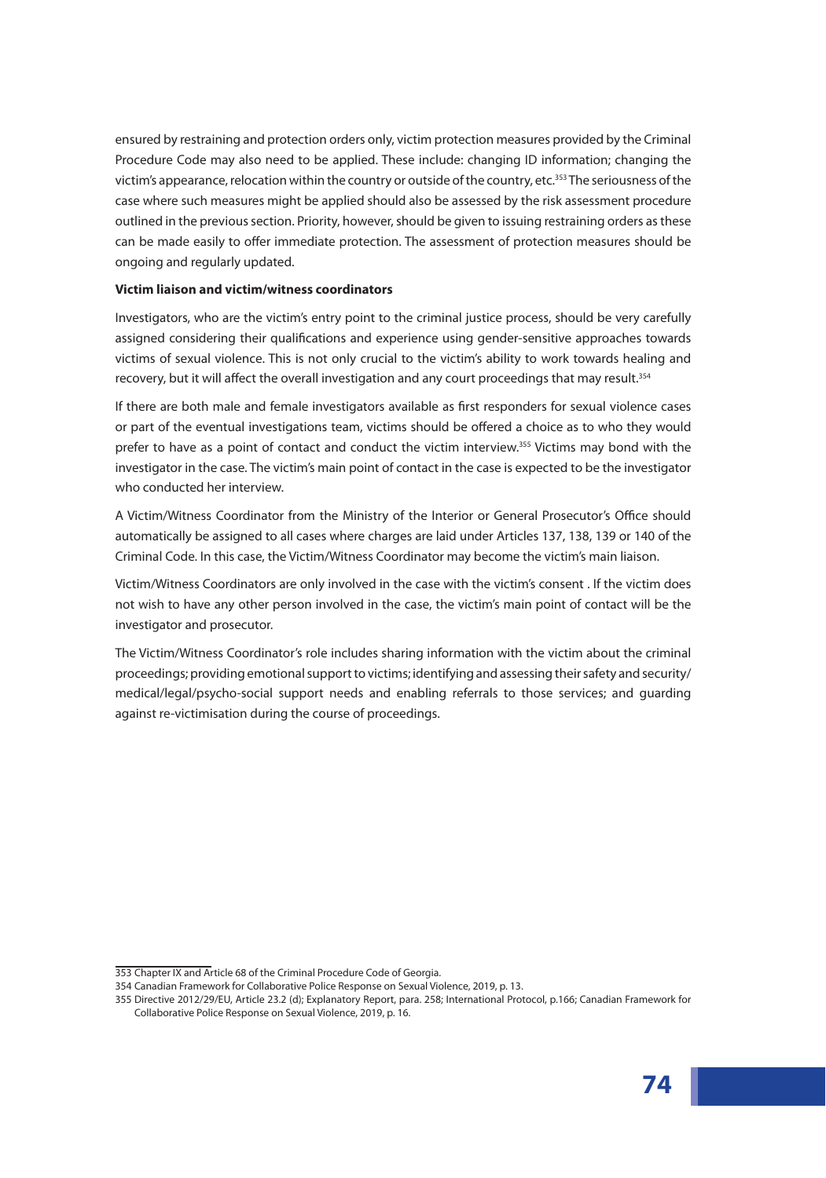ensured by restraining and protection orders only, victim protection measures provided by the Criminal Procedure Code may also need to be applied. These include: changing ID information; changing the victim's appearance, relocation within the country or outside of the country, etc.[353] The seriousness of the case where such measures might be applied should also be assessed by the risk assessment procedure outlined in the previous section. Priority, however, should be given to issuing restraining orders as these can be made easily to offer immediate protection. The assessment of protection measures should be ongoing and regularly updated.

**Victim liaison and victim/witness coordinators**

Investigators, who are the victim's entry point to the criminal justice process, should be very carefully assigned considering their qualifications and experience using gender-sensitive approaches towards victims of sexual violence. This is not only crucial to the victim's ability to work towards healing and recovery, but it will affect the overall investigation and any court proceedings that may result.[354]

If there are both male and female investigators available as first responders for sexual violence cases or part of the eventual investigations team, victims should be offered a choice as to who they would prefer to have as a point of contact and conduct the victim interview.[355] Victims may bond with the investigator in the case. The victim's main point of contact in the case is expected to be the investigator who conducted her interview.

A Victim/Witness Coordinator from the Ministry of the Interior or General Prosecutor's Office should automatically be assigned to all cases where charges are laid under Articles 137, 138, 139 or 140 of the Criminal Code. In this case, the Victim/Witness Coordinator may become the victim's main liaison.

Victim/Witness Coordinators are only involved in the case with the victim's consent . If the victim does not wish to have any other person involved in the case, the victim's main point of contact will be the investigator and prosecutor.

The Victim/Witness Coordinator's role includes sharing information with the victim about the criminal proceedings; providing emotional support to victims; identifying and assessing their safety and security/ medical/legal/psycho-social support needs and enabling referrals to those services; and guarding against re-victimisation during the course of proceedings.

---

353 Chapter IX and Article 68 of the Criminal Procedure Code of Georgia.

354 Canadian Framework for Collaborative Police Response on Sexual Violence, 2019, p. 13.

355 Directive 2012/29/EU, Article 23.2 (d); Explanatory Report, para. 258; International Protocol, p.166; Canadian Framework for Collaborative Police Response on Sexual Violence, 2019, p. 16.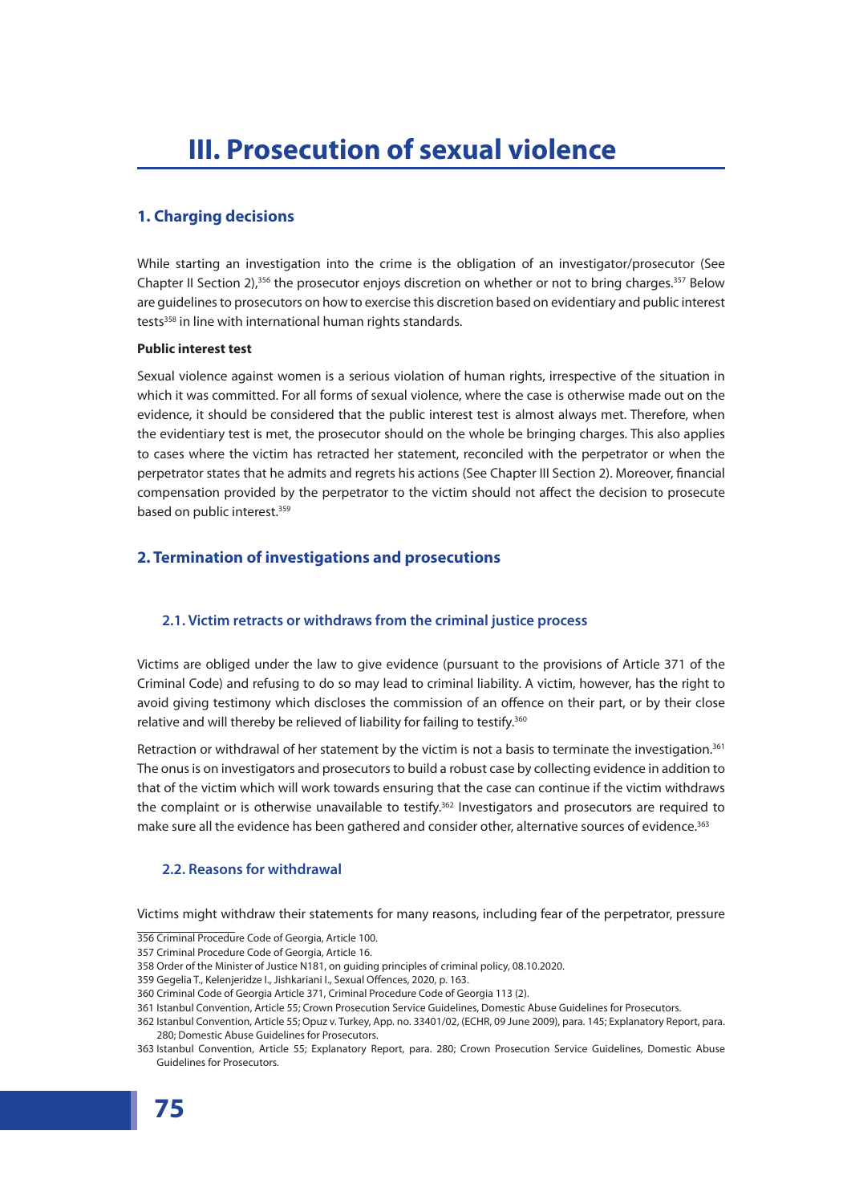# III. Prosecution of sexual violence

## 1. Charging decisions

While starting an investigation into the crime is the obligation of an investigator/prosecutor (See Chapter II Section 2),[356] the prosecutor enjoys discretion on whether or not to bring charges.[357] Below are guidelines to prosecutors on how to exercise this discretion based on evidentiary and public interest tests[358] in line with international human rights standards.

**Public interest test**

Sexual violence against women is a serious violation of human rights, irrespective of the situation in which it was committed. For all forms of sexual violence, where the case is otherwise made out on the evidence, it should be considered that the public interest test is almost always met. Therefore, when the evidentiary test is met, the prosecutor should on the whole be bringing charges. This also applies to cases where the victim has retracted her statement, reconciled with the perpetrator or when the perpetrator states that he admits and regrets his actions (See Chapter III Section 2). Moreover, financial compensation provided by the perpetrator to the victim should not affect the decision to prosecute based on public interest.[359]

## 2. Termination of investigations and prosecutions

### 2.1. Victim retracts or withdraws from the criminal justice process

Victims are obliged under the law to give evidence (pursuant to the provisions of Article 371 of the Criminal Code) and refusing to do so may lead to criminal liability. A victim, however, has the right to avoid giving testimony which discloses the commission of an offence on their part, or by their close relative and will thereby be relieved of liability for failing to testify.[360]

Retraction or withdrawal of her statement by the victim is not a basis to terminate the investigation.[361] The onus is on investigators and prosecutors to build a robust case by collecting evidence in addition to that of the victim which will work towards ensuring that the case can continue if the victim withdraws the complaint or is otherwise unavailable to testify.[362] Investigators and prosecutors are required to make sure all the evidence has been gathered and consider other, alternative sources of evidence.[363]

### 2.2. Reasons for withdrawal

Victims might withdraw their statements for many reasons, including fear of the perpetrator, pressure

---

356 Criminal Procedure Code of Georgia, Article 100.

357 Criminal Procedure Code of Georgia, Article 16.

358 Order of the Minister of Justice N181, on guiding principles of criminal policy, 08.10.2020.

359 Gegelia T., Kelenjeridze I., Jishkariani I., Sexual Offences, 2020, p. 163.

360 Criminal Code of Georgia Article 371, Criminal Procedure Code of Georgia 113 (2).

361 Istanbul Convention, Article 55; Crown Prosecution Service Guidelines, Domestic Abuse Guidelines for Prosecutors.

362 Istanbul Convention, Article 55; Opuz v. Turkey, App. no. 33401/02, (ECHR, 09 June 2009), para. 145; Explanatory Report, para. 280; Domestic Abuse Guidelines for Prosecutors.

363 Istanbul Convention, Article 55; Explanatory Report, para. 280; Crown Prosecution Service Guidelines, Domestic Abuse Guidelines for Prosecutors.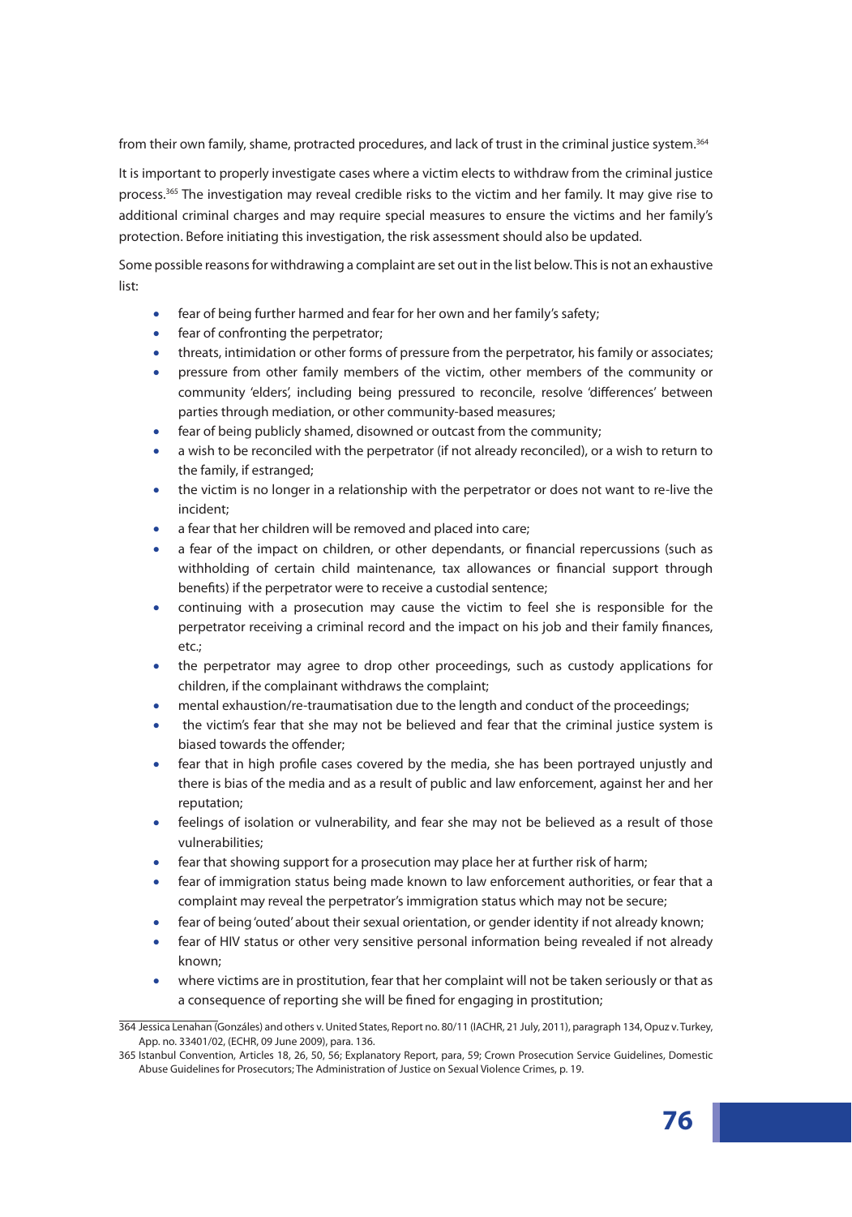from their own family, shame, protracted procedures, and lack of trust in the criminal justice system.[364]

It is important to properly investigate cases where a victim elects to withdraw from the criminal justice process.[365] The investigation may reveal credible risks to the victim and her family. It may give rise to additional criminal charges and may require special measures to ensure the victims and her family's protection. Before initiating this investigation, the risk assessment should also be updated.

Some possible reasons for withdrawing a complaint are set out in the list below. This is not an exhaustive list:

- fear of being further harmed and fear for her own and her family's safety;
- fear of confronting the perpetrator;
- threats, intimidation or other forms of pressure from the perpetrator, his family or associates;
- pressure from other family members of the victim, other members of the community or community 'elders', including being pressured to reconcile, resolve 'differences' between parties through mediation, or other community-based measures;
- fear of being publicly shamed, disowned or outcast from the community;
- a wish to be reconciled with the perpetrator (if not already reconciled), or a wish to return to the family, if estranged;
- the victim is no longer in a relationship with the perpetrator or does not want to re-live the incident;
- a fear that her children will be removed and placed into care;
- a fear of the impact on children, or other dependants, or financial repercussions (such as withholding of certain child maintenance, tax allowances or financial support through benefits) if the perpetrator were to receive a custodial sentence;
- continuing with a prosecution may cause the victim to feel she is responsible for the perpetrator receiving a criminal record and the impact on his job and their family finances, etc.;
- the perpetrator may agree to drop other proceedings, such as custody applications for children, if the complainant withdraws the complaint;
- mental exhaustion/re-traumatisation due to the length and conduct of the proceedings;
- the victim's fear that she may not be believed and fear that the criminal justice system is biased towards the offender;
- fear that in high profile cases covered by the media, she has been portrayed unjustly and there is bias of the media and as a result of public and law enforcement, against her and her reputation;
- feelings of isolation or vulnerability, and fear she may not be believed as a result of those vulnerabilities;
- fear that showing support for a prosecution may place her at further risk of harm;
- fear of immigration status being made known to law enforcement authorities, or fear that a complaint may reveal the perpetrator's immigration status which may not be secure;
- fear of being 'outed' about their sexual orientation, or gender identity if not already known;
- fear of HIV status or other very sensitive personal information being revealed if not already known;
- where victims are in prostitution, fear that her complaint will not be taken seriously or that as a consequence of reporting she will be fined for engaging in prostitution;

---

364 Jessica Lenahan (Gonzáles) and others v. United States, Report no. 80/11 (IACHR, 21 July, 2011), paragraph 134, Opuz v. Turkey, App. no. 33401/02, (ECHR, 09 June 2009), para. 136.

365 Istanbul Convention, Articles 18, 26, 50, 56; Explanatory Report, para, 59; Crown Prosecution Service Guidelines, Domestic Abuse Guidelines for Prosecutors; The Administration of Justice on Sexual Violence Crimes, p. 19.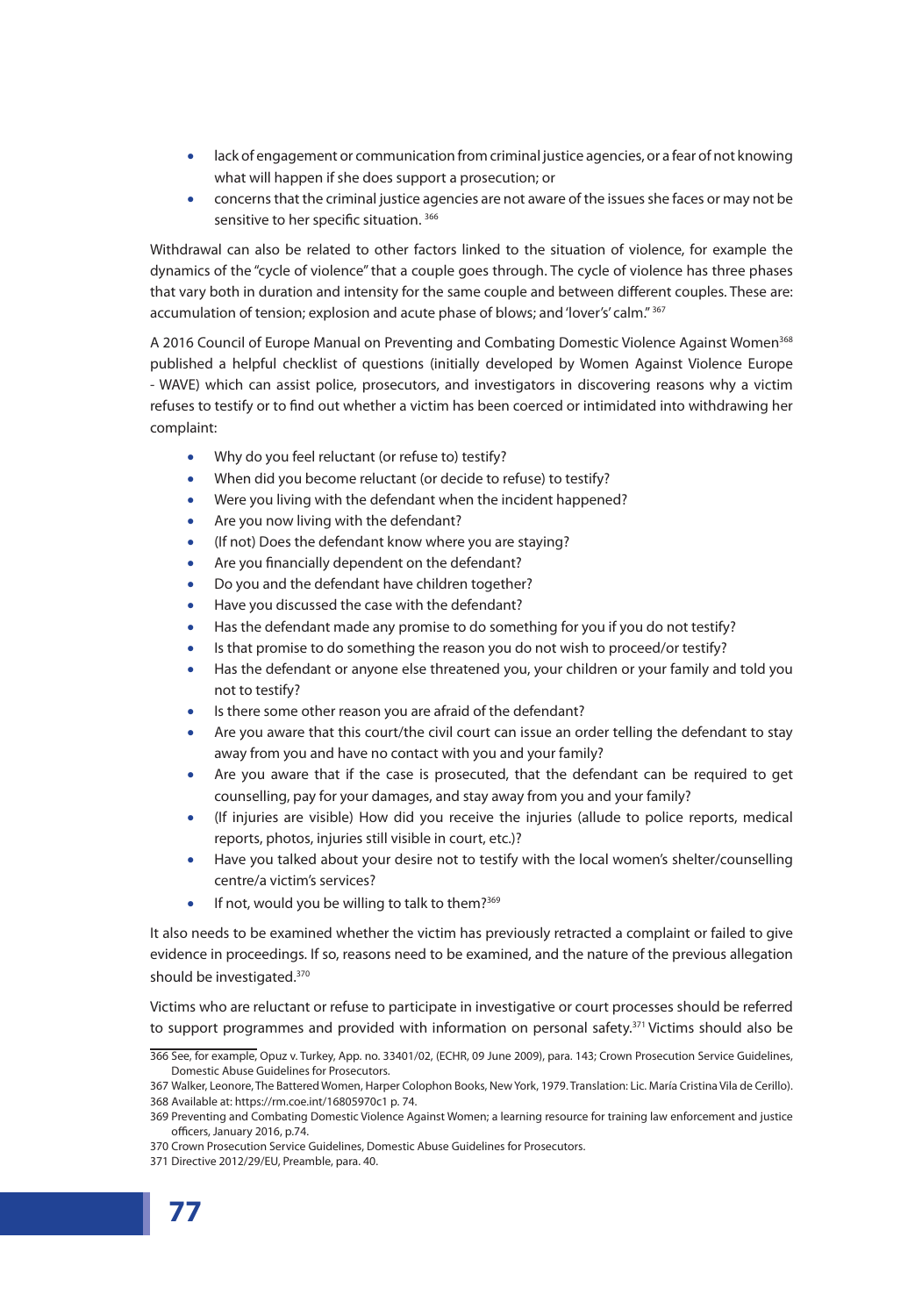- lack of engagement or communication from criminal justice agencies, or a fear of not knowing what will happen if she does support a prosecution; or
- concerns that the criminal justice agencies are not aware of the issues she faces or may not be sensitive to her specific situation. [366]

Withdrawal can also be related to other factors linked to the situation of violence, for example the dynamics of the "cycle of violence" that a couple goes through. The cycle of violence has three phases that vary both in duration and intensity for the same couple and between different couples. These are: accumulation of tension; explosion and acute phase of blows; and 'lover's' calm." [367]

A 2016 Council of Europe Manual on Preventing and Combating Domestic Violence Against Women[368] published a helpful checklist of questions (initially developed by Women Against Violence Europe - WAVE) which can assist police, prosecutors, and investigators in discovering reasons why a victim refuses to testify or to find out whether a victim has been coerced or intimidated into withdrawing her complaint:

- Why do you feel reluctant (or refuse to) testify?
- When did you become reluctant (or decide to refuse) to testify?
- Were you living with the defendant when the incident happened?
- Are you now living with the defendant?
- (If not) Does the defendant know where you are staying?
- Are you financially dependent on the defendant?
- Do you and the defendant have children together?
- Have you discussed the case with the defendant?
- Has the defendant made any promise to do something for you if you do not testify?
- Is that promise to do something the reason you do not wish to proceed/or testify?
- Has the defendant or anyone else threatened you, your children or your family and told you not to testify?
- Is there some other reason you are afraid of the defendant?
- Are you aware that this court/the civil court can issue an order telling the defendant to stay away from you and have no contact with you and your family?
- Are you aware that if the case is prosecuted, that the defendant can be required to get counselling, pay for your damages, and stay away from you and your family?
- (If injuries are visible) How did you receive the injuries (allude to police reports, medical reports, photos, injuries still visible in court, etc.)?
- Have you talked about your desire not to testify with the local women's shelter/counselling centre/a victim's services?
- If not, would you be willing to talk to them?[369]

It also needs to be examined whether the victim has previously retracted a complaint or failed to give evidence in proceedings. If so, reasons need to be examined, and the nature of the previous allegation should be investigated.[370]

Victims who are reluctant or refuse to participate in investigative or court processes should be referred to support programmes and provided with information on personal safety.[371] Victims should also be

---

366 See, for example, Opuz v. Turkey, App. no. 33401/02, (ECHR, 09 June 2009), para. 143; Crown Prosecution Service Guidelines, Domestic Abuse Guidelines for Prosecutors.

367 Walker, Leonore, The Battered Women, Harper Colophon Books, New York, 1979. Translation: Lic. María Cristina Vila de Cerillo).

368 Available at: https://rm.coe.int/16805970c1 p. 74.

369 Preventing and Combating Domestic Violence Against Women; a learning resource for training law enforcement and justice officers, January 2016, p.74.

370 Crown Prosecution Service Guidelines, Domestic Abuse Guidelines for Prosecutors.

371 Directive 2012/29/EU, Preamble, para. 40.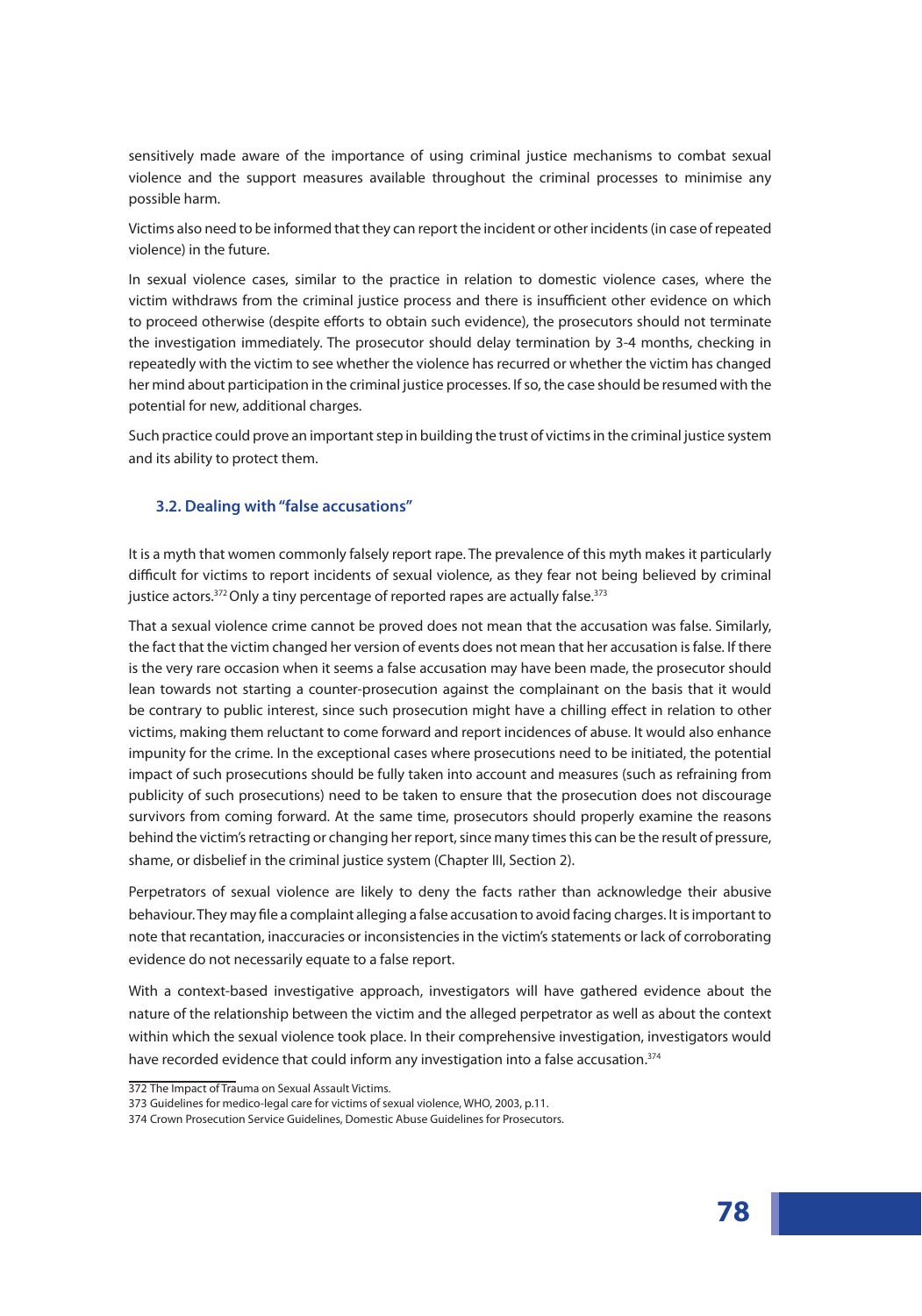sensitively made aware of the importance of using criminal justice mechanisms to combat sexual violence and the support measures available throughout the criminal processes to minimise any possible harm.

Victims also need to be informed that they can report the incident or other incidents (in case of repeated violence) in the future.

In sexual violence cases, similar to the practice in relation to domestic violence cases, where the victim withdraws from the criminal justice process and there is insufficient other evidence on which to proceed otherwise (despite efforts to obtain such evidence), the prosecutors should not terminate the investigation immediately. The prosecutor should delay termination by 3-4 months, checking in repeatedly with the victim to see whether the violence has recurred or whether the victim has changed her mind about participation in the criminal justice processes. If so, the case should be resumed with the potential for new, additional charges.

Such practice could prove an important step in building the trust of victims in the criminal justice system and its ability to protect them.

### 3.2. Dealing with "false accusations"

It is a myth that women commonly falsely report rape. The prevalence of this myth makes it particularly difficult for victims to report incidents of sexual violence, as they fear not being believed by criminal justice actors.[372] Only a tiny percentage of reported rapes are actually false.[373]

That a sexual violence crime cannot be proved does not mean that the accusation was false. Similarly, the fact that the victim changed her version of events does not mean that her accusation is false. If there is the very rare occasion when it seems a false accusation may have been made, the prosecutor should lean towards not starting a counter-prosecution against the complainant on the basis that it would be contrary to public interest, since such prosecution might have a chilling effect in relation to other victims, making them reluctant to come forward and report incidences of abuse. It would also enhance impunity for the crime. In the exceptional cases where prosecutions need to be initiated, the potential impact of such prosecutions should be fully taken into account and measures (such as refraining from publicity of such prosecutions) need to be taken to ensure that the prosecution does not discourage survivors from coming forward. At the same time, prosecutors should properly examine the reasons behind the victim's retracting or changing her report, since many times this can be the result of pressure, shame, or disbelief in the criminal justice system (Chapter III, Section 2).

Perpetrators of sexual violence are likely to deny the facts rather than acknowledge their abusive behaviour. They may file a complaint alleging a false accusation to avoid facing charges. It is important to note that recantation, inaccuracies or inconsistencies in the victim's statements or lack of corroborating evidence do not necessarily equate to a false report.

With a context-based investigative approach, investigators will have gathered evidence about the nature of the relationship between the victim and the alleged perpetrator as well as about the context within which the sexual violence took place. In their comprehensive investigation, investigators would have recorded evidence that could inform any investigation into a false accusation.[374]

---

372 The Impact of Trauma on Sexual Assault Victims.

373 Guidelines for medico-legal care for victims of sexual violence, WHO, 2003, p.11.

374 Crown Prosecution Service Guidelines, Domestic Abuse Guidelines for Prosecutors.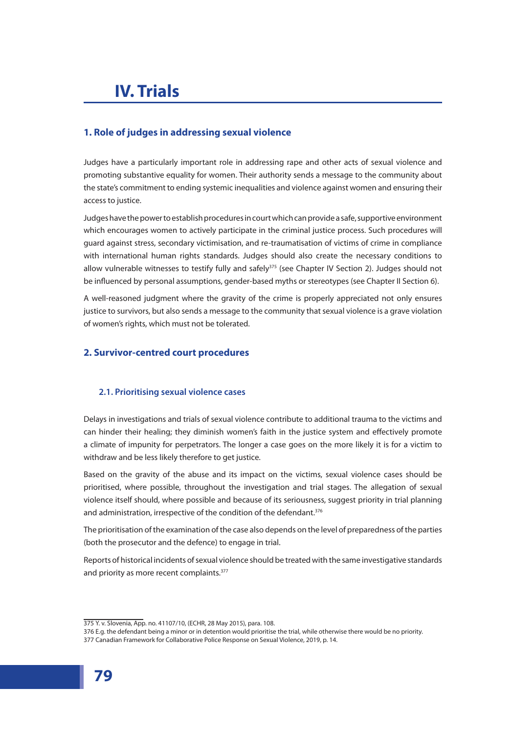# IV. Trials

## 1. Role of judges in addressing sexual violence

Judges have a particularly important role in addressing rape and other acts of sexual violence and promoting substantive equality for women. Their authority sends a message to the community about the state's commitment to ending systemic inequalities and violence against women and ensuring their access to justice.

Judges have the power to establish procedures in court which can provide a safe, supportive environment which encourages women to actively participate in the criminal justice process. Such procedures will guard against stress, secondary victimisation, and re-traumatisation of victims of crime in compliance with international human rights standards. Judges should also create the necessary conditions to allow vulnerable witnesses to testify fully and safely[375] (see Chapter IV Section 2). Judges should not be influenced by personal assumptions, gender-based myths or stereotypes (see Chapter II Section 6).

A well-reasoned judgment where the gravity of the crime is properly appreciated not only ensures justice to survivors, but also sends a message to the community that sexual violence is a grave violation of women's rights, which must not be tolerated.

## 2. Survivor-centred court procedures

### 2.1. Prioritising sexual violence cases

Delays in investigations and trials of sexual violence contribute to additional trauma to the victims and can hinder their healing; they diminish women's faith in the justice system and effectively promote a climate of impunity for perpetrators. The longer a case goes on the more likely it is for a victim to withdraw and be less likely therefore to get justice.

Based on the gravity of the abuse and its impact on the victims, sexual violence cases should be prioritised, where possible, throughout the investigation and trial stages. The allegation of sexual violence itself should, where possible and because of its seriousness, suggest priority in trial planning and administration, irrespective of the condition of the defendant.[376]

The prioritisation of the examination of the case also depends on the level of preparedness of the parties (both the prosecutor and the defence) to engage in trial.

Reports of historical incidents of sexual violence should be treated with the same investigative standards and priority as more recent complaints.[377]

---

375 Y. v. Slovenia, App. no. 41107/10, (ECHR, 28 May 2015), para. 108.

376 E.g. the defendant being a minor or in detention would prioritise the trial, while otherwise there would be no priority.

377 Canadian Framework for Collaborative Police Response on Sexual Violence, 2019, p. 14.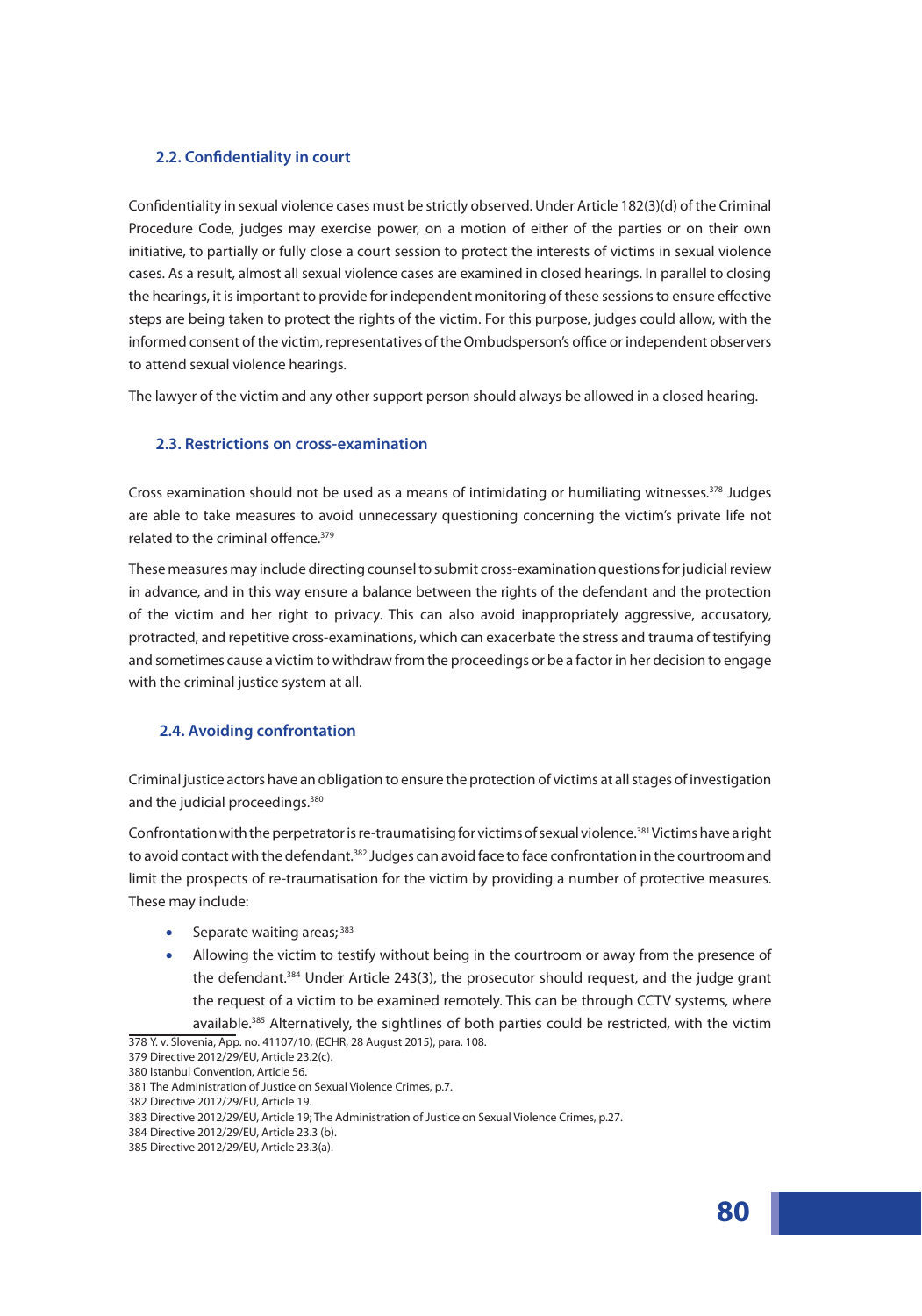## 2.2. Confidentiality in court

Confidentiality in sexual violence cases must be strictly observed. Under Article 182(3)(d) of the Criminal Procedure Code, judges may exercise power, on a motion of either of the parties or on their own initiative, to partially or fully close a court session to protect the interests of victims in sexual violence cases. As a result, almost all sexual violence cases are examined in closed hearings. In parallel to closing the hearings, it is important to provide for independent monitoring of these sessions to ensure effective steps are being taken to protect the rights of the victim. For this purpose, judges could allow, with the informed consent of the victim, representatives of the Ombudsperson's office or independent observers to attend sexual violence hearings.

The lawyer of the victim and any other support person should always be allowed in a closed hearing.

## 2.3. Restrictions on cross-examination

Cross examination should not be used as a means of intimidating or humiliating witnesses.[378] Judges are able to take measures to avoid unnecessary questioning concerning the victim's private life not related to the criminal offence.[379]

These measures may include directing counsel to submit cross-examination questions for judicial review in advance, and in this way ensure a balance between the rights of the defendant and the protection of the victim and her right to privacy. This can also avoid inappropriately aggressive, accusatory, protracted, and repetitive cross-examinations, which can exacerbate the stress and trauma of testifying and sometimes cause a victim to withdraw from the proceedings or be a factor in her decision to engage with the criminal justice system at all.

## 2.4. Avoiding confrontation

Criminal justice actors have an obligation to ensure the protection of victims at all stages of investigation and the judicial proceedings.[380]

Confrontation with the perpetrator is re-traumatising for victims of sexual violence.[381] Victims have a right to avoid contact with the defendant.[382] Judges can avoid face to face confrontation in the courtroom and limit the prospects of re-traumatisation for the victim by providing a number of protective measures. These may include:

- Separate waiting areas;[383]
- Allowing the victim to testify without being in the courtroom or away from the presence of the defendant.[384] Under Article 243(3), the prosecutor should request, and the judge grant the request of a victim to be examined remotely. This can be through CCTV systems, where available.[385] Alternatively, the sightlines of both parties could be restricted, with the victim

---

378 Y. v. Slovenia, App. no. 41107/10, (ECHR, 28 August 2015), para. 108.

379 Directive 2012/29/EU, Article 23.2(c).

380 Istanbul Convention, Article 56.

381 The Administration of Justice on Sexual Violence Crimes, p.7.

382 Directive 2012/29/EU, Article 19.

383 Directive 2012/29/EU, Article 19; The Administration of Justice on Sexual Violence Crimes, p.27.

384 Directive 2012/29/EU, Article 23.3 (b).

385 Directive 2012/29/EU, Article 23.3(a).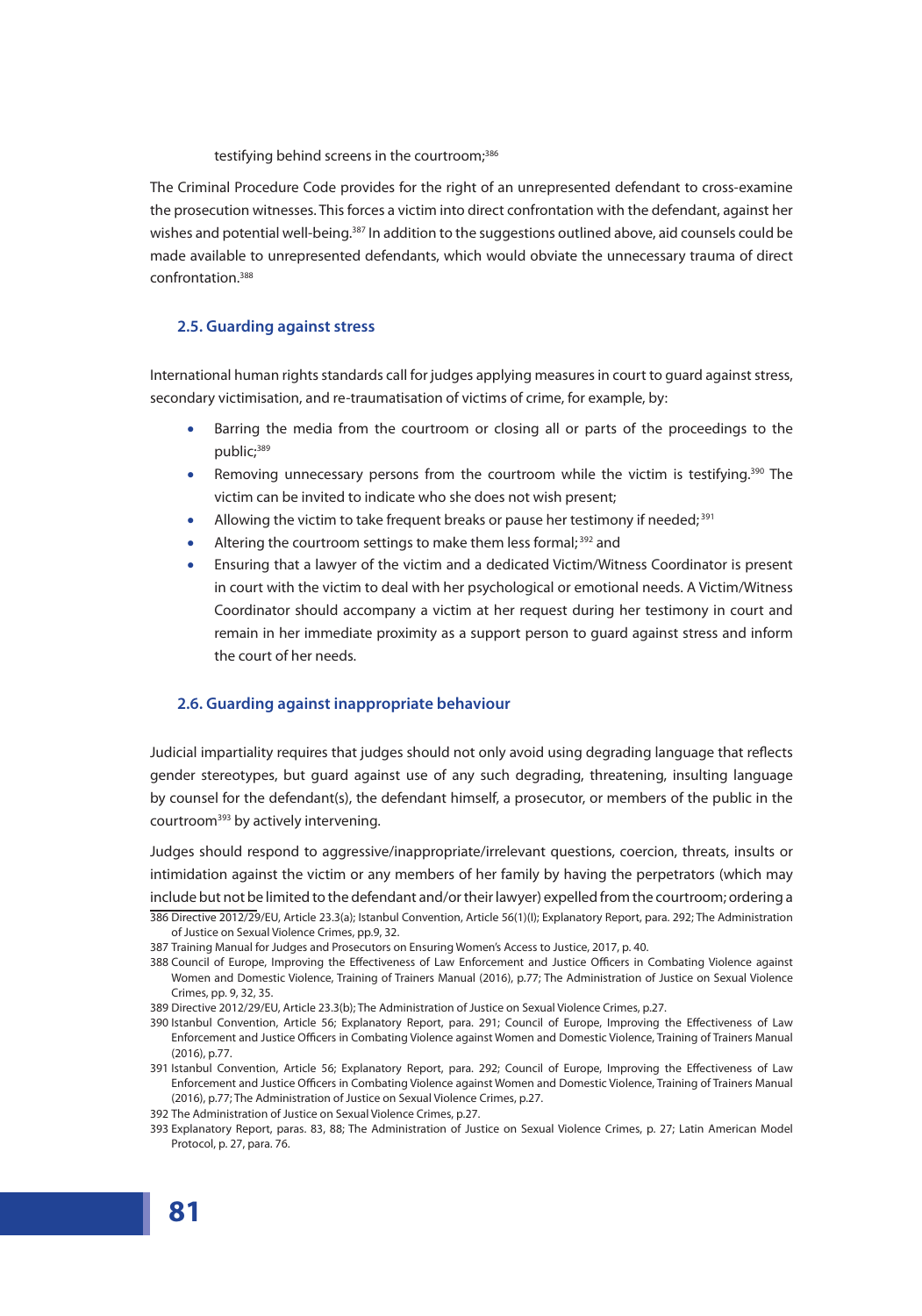- testifying behind screens in the courtroom;[386]

The Criminal Procedure Code provides for the right of an unrepresented defendant to cross-examine the prosecution witnesses. This forces a victim into direct confrontation with the defendant, against her wishes and potential well-being.[387] In addition to the suggestions outlined above, aid counsels could be made available to unrepresented defendants, which would obviate the unnecessary trauma of direct confrontation.[388]

### 2.5. Guarding against stress

International human rights standards call for judges applying measures in court to guard against stress, secondary victimisation, and re-traumatisation of victims of crime, for example, by:

- Barring the media from the courtroom or closing all or parts of the proceedings to the public;[389]
- Removing unnecessary persons from the courtroom while the victim is testifying.[390] The victim can be invited to indicate who she does not wish present;
- Allowing the victim to take frequent breaks or pause her testimony if needed;[391]
- Altering the courtroom settings to make them less formal;[392] and
- Ensuring that a lawyer of the victim and a dedicated Victim/Witness Coordinator is present in court with the victim to deal with her psychological or emotional needs. A Victim/Witness Coordinator should accompany a victim at her request during her testimony in court and remain in her immediate proximity as a support person to guard against stress and inform the court of her needs.

### 2.6. Guarding against inappropriate behaviour

Judicial impartiality requires that judges should not only avoid using degrading language that reflects gender stereotypes, but guard against use of any such degrading, threatening, insulting language by counsel for the defendant(s), the defendant himself, a prosecutor, or members of the public in the courtroom[393] by actively intervening.

Judges should respond to aggressive/inappropriate/irrelevant questions, coercion, threats, insults or intimidation against the victim or any members of her family by having the perpetrators (which may include but not be limited to the defendant and/or their lawyer) expelled from the courtroom; ordering a

---

386 Directive 2012/29/EU, Article 23.3(a); Istanbul Convention, Article 56(1)(I); Explanatory Report, para. 292; The Administration of Justice on Sexual Violence Crimes, pp.9, 32.

387 Training Manual for Judges and Prosecutors on Ensuring Women's Access to Justice, 2017, p. 40.

388 Council of Europe, Improving the Effectiveness of Law Enforcement and Justice Officers in Combating Violence against Women and Domestic Violence, Training of Trainers Manual (2016), p.77; The Administration of Justice on Sexual Violence Crimes, pp. 9, 32, 35.

389 Directive 2012/29/EU, Article 23.3(b); The Administration of Justice on Sexual Violence Crimes, p.27.

390 Istanbul Convention, Article 56; Explanatory Report, para. 291; Council of Europe, Improving the Effectiveness of Law Enforcement and Justice Officers in Combating Violence against Women and Domestic Violence, Training of Trainers Manual (2016), p.77.

391 Istanbul Convention, Article 56; Explanatory Report, para. 292; Council of Europe, Improving the Effectiveness of Law Enforcement and Justice Officers in Combating Violence against Women and Domestic Violence, Training of Trainers Manual (2016), p.77; The Administration of Justice on Sexual Violence Crimes, p.27.

392 The Administration of Justice on Sexual Violence Crimes, p.27.

393 Explanatory Report, paras. 83, 88; The Administration of Justice on Sexual Violence Crimes, p. 27; Latin American Model Protocol, p. 27, para. 76.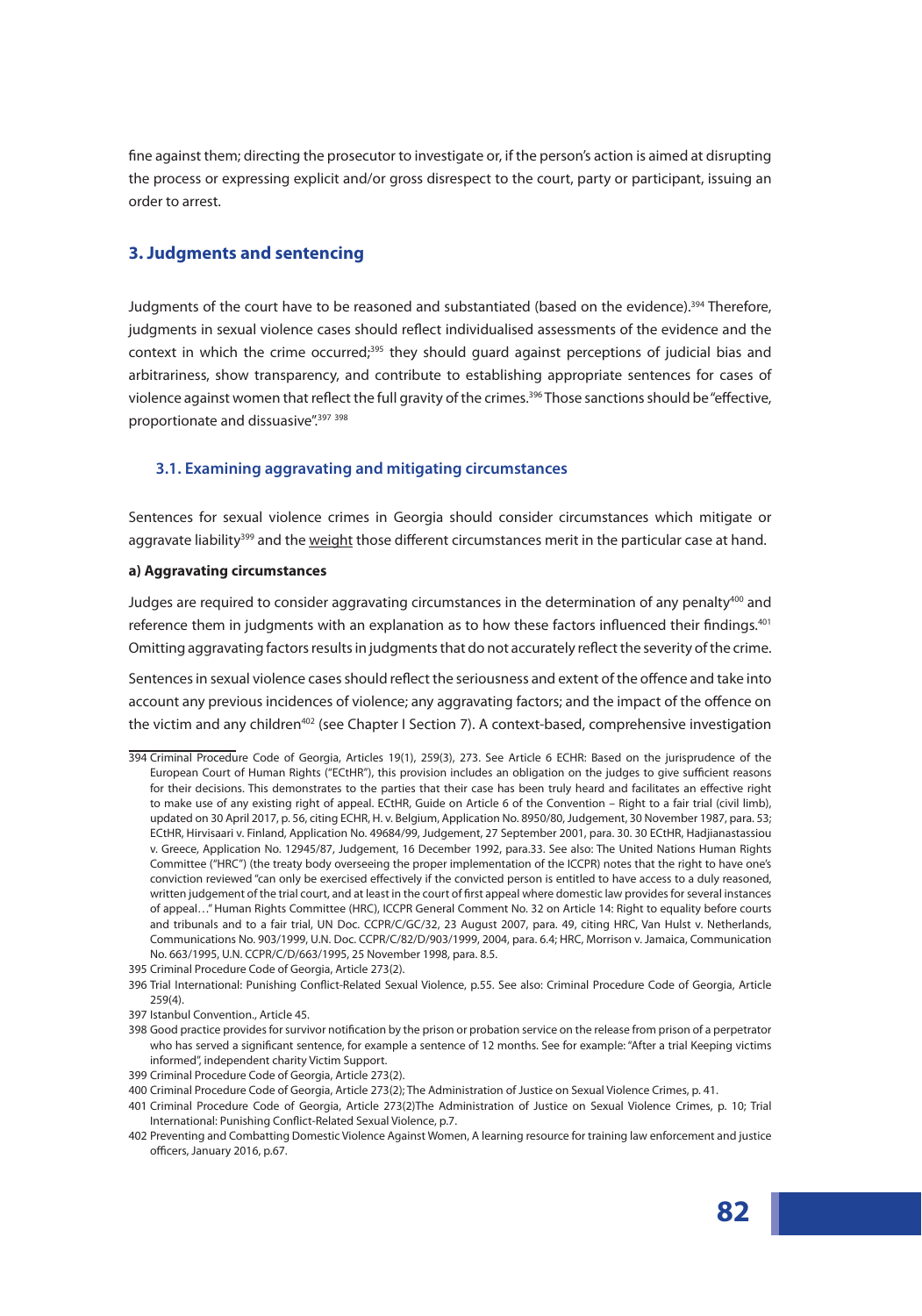fine against them; directing the prosecutor to investigate or, if the person's action is aimed at disrupting the process or expressing explicit and/or gross disrespect to the court, party or participant, issuing an order to arrest.

## 3. Judgments and sentencing

Judgments of the court have to be reasoned and substantiated (based on the evidence).[394] Therefore, judgments in sexual violence cases should reflect individualised assessments of the evidence and the context in which the crime occurred;[395] they should guard against perceptions of judicial bias and arbitrariness, show transparency, and contribute to establishing appropriate sentences for cases of violence against women that reflect the full gravity of the crimes.[396] Those sanctions should be "effective, proportionate and dissuasive".[397] [398]

### 3.1. Examining aggravating and mitigating circumstances

Sentences for sexual violence crimes in Georgia should consider circumstances which mitigate or aggravate liability[399] and the weight those different circumstances merit in the particular case at hand.

**a) Aggravating circumstances**

Judges are required to consider aggravating circumstances in the determination of any penalty[400] and reference them in judgments with an explanation as to how these factors influenced their findings.[401] Omitting aggravating factors results in judgments that do not accurately reflect the severity of the crime.

Sentences in sexual violence cases should reflect the seriousness and extent of the offence and take into account any previous incidences of violence; any aggravating factors; and the impact of the offence on the victim and any children[402] (see Chapter I Section 7). A context-based, comprehensive investigation

---

394 Criminal Procedure Code of Georgia, Articles 19(1), 259(3), 273. See Article 6 ECHR: Based on the jurisprudence of the European Court of Human Rights ("ECtHR"), this provision includes an obligation on the judges to give sufficient reasons for their decisions. This demonstrates to the parties that their case has been truly heard and facilitates an effective right to make use of any existing right of appeal. ECtHR, Guide on Article 6 of the Convention – Right to a fair trial (civil limb), updated on 30 April 2017, p. 56, citing ECHR, H. v. Belgium, Application No. 8950/80, Judgement, 30 November 1987, para. 53; ECtHR, Hirvisaari v. Finland, Application No. 49684/99, Judgement, 27 September 2001, para. 30. 30 ECtHR, Hadjianastassiou v. Greece, Application No. 12945/87, Judgement, 16 December 1992, para.33. See also: The United Nations Human Rights Committee ("HRC") (the treaty body overseeing the proper implementation of the ICCPR) notes that the right to have one's conviction reviewed "can only be exercised effectively if the convicted person is entitled to have access to a duly reasoned, written judgement of the trial court, and at least in the court of first appeal where domestic law provides for several instances of appeal…" Human Rights Committee (HRC), ICCPR General Comment No. 32 on Article 14: Right to equality before courts and tribunals and to a fair trial, UN Doc. CCPR/C/GC/32, 23 August 2007, para. 49, citing HRC, Van Hulst v. Netherlands, Communications No. 903/1999, U.N. Doc. CCPR/C/82/D/903/1999, 2004, para. 6.4; HRC, Morrison v. Jamaica, Communication No. 663/1995, U.N. CCPR/C/D/663/1995, 25 November 1998, para. 8.5.

395 Criminal Procedure Code of Georgia, Article 273(2).

396 Trial International: Punishing Conflict-Related Sexual Violence, p.55. See also: Criminal Procedure Code of Georgia, Article 259(4).

397 Istanbul Convention., Article 45.

398 Good practice provides for survivor notification by the prison or probation service on the release from prison of a perpetrator who has served a significant sentence, for example a sentence of 12 months. See for example: "After a trial Keeping victims informed", independent charity Victim Support.

399 Criminal Procedure Code of Georgia, Article 273(2).

400 Criminal Procedure Code of Georgia, Article 273(2); The Administration of Justice on Sexual Violence Crimes, p. 41.

401 Criminal Procedure Code of Georgia, Article 273(2)The Administration of Justice on Sexual Violence Crimes, p. 10; Trial International: Punishing Conflict-Related Sexual Violence, p.7.

402 Preventing and Combatting Domestic Violence Against Women, A learning resource for training law enforcement and justice officers, January 2016, p.67.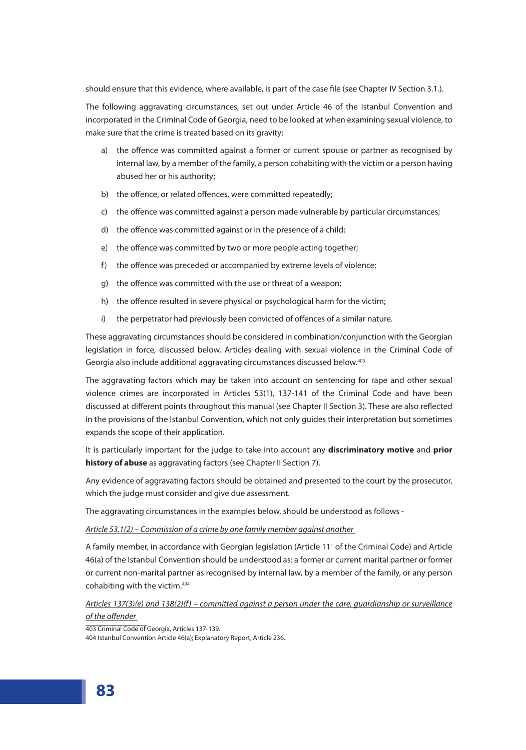should ensure that this evidence, where available, is part of the case file (see Chapter IV Section 3.1.).

The following aggravating circumstances, set out under Article 46 of the Istanbul Convention and incorporated in the Criminal Code of Georgia, need to be looked at when examining sexual violence, to make sure that the crime is treated based on its gravity:

a) the offence was committed against a former or current spouse or partner as recognised by internal law, by a member of the family, a person cohabiting with the victim or a person having abused her or his authority;

b) the offence, or related offences, were committed repeatedly;

c) the offence was committed against a person made vulnerable by particular circumstances;

d) the offence was committed against or in the presence of a child;

e) the offence was committed by two or more people acting together;

f) the offence was preceded or accompanied by extreme levels of violence;

g) the offence was committed with the use or threat of a weapon;

h) the offence resulted in severe physical or psychological harm for the victim;

i) the perpetrator had previously been convicted of offences of a similar nature.

These aggravating circumstances should be considered in combination/conjunction with the Georgian legislation in force, discussed below. Articles dealing with sexual violence in the Criminal Code of Georgia also include additional aggravating circumstances discussed below.[403]

The aggravating factors which may be taken into account on sentencing for rape and other sexual violence crimes are incorporated in Articles 53(1), 137-141 of the Criminal Code and have been discussed at different points throughout this manual (see Chapter II Section 3). These are also reflected in the provisions of the Istanbul Convention, which not only guides their interpretation but sometimes expands the scope of their application.

It is particularly important for the judge to take into account any **discriminatory motive** and **prior history of abuse** as aggravating factors (see Chapter II Section 7).

Any evidence of aggravating factors should be obtained and presented to the court by the prosecutor, which the judge must consider and give due assessment.

The aggravating circumstances in the examples below, should be understood as follows -

*Article 53.1(2) – Commission of a crime by one family member against another*

A family member, in accordance with Georgian legislation (Article 11[1] of the Criminal Code) and Article 46(a) of the Istanbul Convention should be understood as: a former or current marital partner or former or current non-marital partner as recognised by internal law, by a member of the family, or any person cohabiting with the victim.[404]

*Articles 137(3)(e) and 138(2)(f) – committed against a person under the care, guardianship or surveillance of the offender*

403 Criminal Code of Georgia, Articles 137-139.

404 Istanbul Convention Article 46(a); Explanatory Report, Article 236.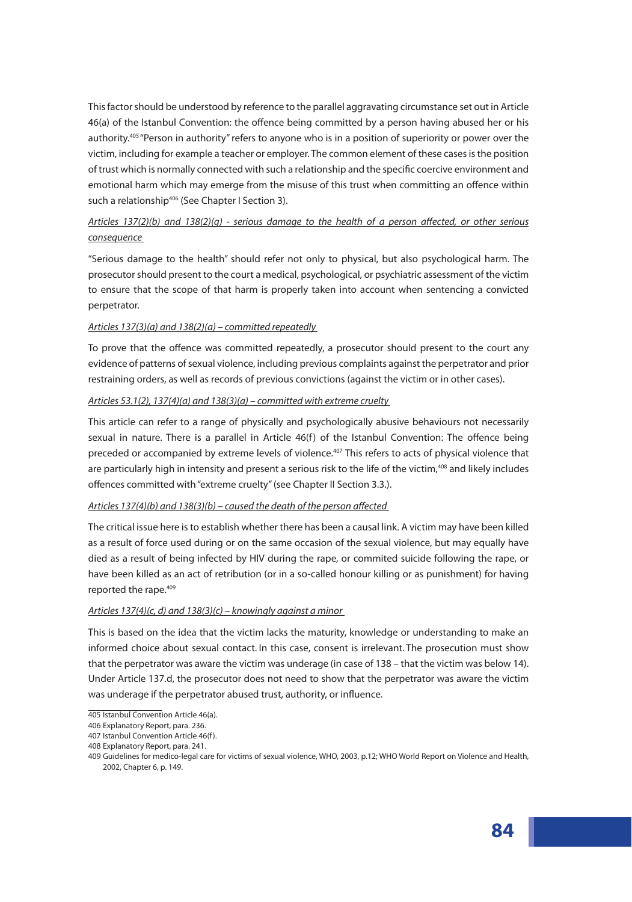This factor should be understood by reference to the parallel aggravating circumstance set out in Article 46(a) of the Istanbul Convention: the offence being committed by a person having abused her or his authority.[405] "Person in authority" refers to anyone who is in a position of superiority or power over the victim, including for example a teacher or employer. The common element of these cases is the position of trust which is normally connected with such a relationship and the specific coercive environment and emotional harm which may emerge from the misuse of this trust when committing an offence within such a relationship[406] (See Chapter I Section 3).

*Articles 137(2)(b) and 138(2)(g) - serious damage to the health of a person affected, or other serious consequence*

"Serious damage to the health" should refer not only to physical, but also psychological harm. The prosecutor should present to the court a medical, psychological, or psychiatric assessment of the victim to ensure that the scope of that harm is properly taken into account when sentencing a convicted perpetrator.

*Articles 137(3)(a) and 138(2)(a) – committed repeatedly*

To prove that the offence was committed repeatedly, a prosecutor should present to the court any evidence of patterns of sexual violence, including previous complaints against the perpetrator and prior restraining orders, as well as records of previous convictions (against the victim or in other cases).

*Articles 53.1(2), 137(4)(a) and 138(3)(a) – committed with extreme cruelty*

This article can refer to a range of physically and psychologically abusive behaviours not necessarily sexual in nature. There is a parallel in Article 46(f) of the Istanbul Convention: The offence being preceded or accompanied by extreme levels of violence.[407] This refers to acts of physical violence that are particularly high in intensity and present a serious risk to the life of the victim,[408] and likely includes offences committed with "extreme cruelty" (see Chapter II Section 3.3.).

*Articles 137(4)(b) and 138(3)(b) – caused the death of the person affected*

The critical issue here is to establish whether there has been a causal link. A victim may have been killed as a result of force used during or on the same occasion of the sexual violence, but may equally have died as a result of being infected by HIV during the rape, or commited suicide following the rape, or have been killed as an act of retribution (or in a so-called honour killing or as punishment) for having reported the rape.[409]

*Articles 137(4(c, d) and 138(3)(c) – knowingly against a minor*

This is based on the idea that the victim lacks the maturity, knowledge or understanding to make an informed choice about sexual contact. In this case, consent is irrelevant. The prosecution must show that the perpetrator was aware the victim was underage (in case of 138 – that the victim was below 14). Under Article 137.d, the prosecutor does not need to show that the perpetrator was aware the victim was underage if the perpetrator abused trust, authority, or influence.

---

405 Istanbul Convention Article 46(a).

406 Explanatory Report, para. 236.

407 Istanbul Convention Article 46(f).

408 Explanatory Report, para. 241.

409 Guidelines for medico-legal care for victims of sexual violence, WHO, 2003, p.12; WHO World Report on Violence and Health, 2002, Chapter 6, p. 149.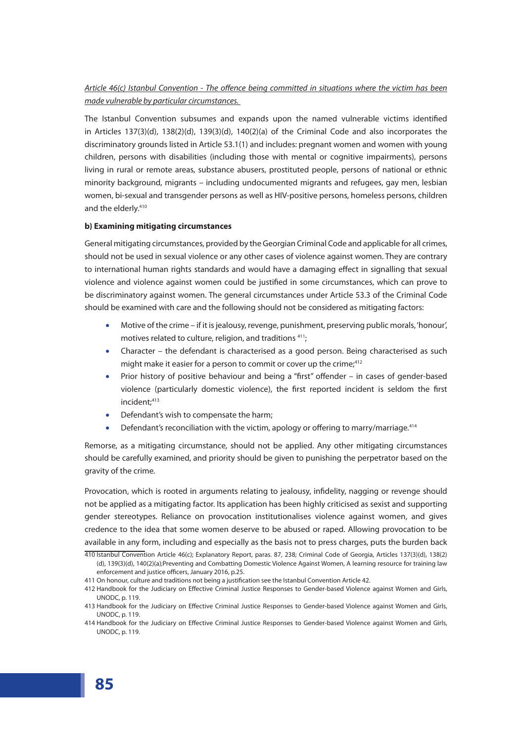*Article 46(c) Istanbul Convention - The offence being committed in situations where the victim has been made vulnerable by particular circumstances.*

The Istanbul Convention subsumes and expands upon the named vulnerable victims identified in Articles 137(3)(d), 138(2)(d), 139(3)(d), 140(2)(a) of the Criminal Code and also incorporates the discriminatory grounds listed in Article 53.1(1) and includes: pregnant women and women with young children, persons with disabilities (including those with mental or cognitive impairments), persons living in rural or remote areas, substance abusers, prostituted people, persons of national or ethnic minority background, migrants – including undocumented migrants and refugees, gay men, lesbian women, bi-sexual and transgender persons as well as HIV-positive persons, homeless persons, children and the elderly.[410]

**b) Examining mitigating circumstances**

General mitigating circumstances, provided by the Georgian Criminal Code and applicable for all crimes, should not be used in sexual violence or any other cases of violence against women. They are contrary to international human rights standards and would have a damaging effect in signalling that sexual violence and violence against women could be justified in some circumstances, which can prove to be discriminatory against women. The general circumstances under Article 53.3 of the Criminal Code should be examined with care and the following should not be considered as mitigating factors:

- Motive of the crime – if it is jealousy, revenge, punishment, preserving public morals, 'honour', motives related to culture, religion, and traditions [411];
- Character – the defendant is characterised as a good person. Being characterised as such might make it easier for a person to commit or cover up the crime;[412]
- Prior history of positive behaviour and being a "first" offender – in cases of gender-based violence (particularly domestic violence), the first reported incident is seldom the first incident;[413]
- Defendant's wish to compensate the harm;
- Defendant's reconciliation with the victim, apology or offering to marry/marriage.[414]

Remorse, as a mitigating circumstance, should not be applied. Any other mitigating circumstances should be carefully examined, and priority should be given to punishing the perpetrator based on the gravity of the crime.

Provocation, which is rooted in arguments relating to jealousy, infidelity, nagging or revenge should not be applied as a mitigating factor. Its application has been highly criticised as sexist and supporting gender stereotypes. Reliance on provocation institutionalises violence against women, and gives credence to the idea that some women deserve to be abused or raped. Allowing provocation to be available in any form, including and especially as the basis not to press charges, puts the burden back

410 Istanbul Convention Article 46(c); Explanatory Report, paras. 87, 238; Criminal Code of Georgia, Articles 137(3)(d), 138(2)(d), 139(3)(d), 140(2)(a);Preventing and Combatting Domestic Violence Against Women, A learning resource for training law enforcement and justice officers, January 2016, p.25.

411 On honour, culture and traditions not being a justification see the Istanbul Convention Article 42.

412 Handbook for the Judiciary on Effective Criminal Justice Responses to Gender-based Violence against Women and Girls, UNODC, p. 119.

413 Handbook for the Judiciary on Effective Criminal Justice Responses to Gender-based Violence against Women and Girls, UNODC, p. 119.

414 Handbook for the Judiciary on Effective Criminal Justice Responses to Gender-based Violence against Women and Girls, UNODC, p. 119.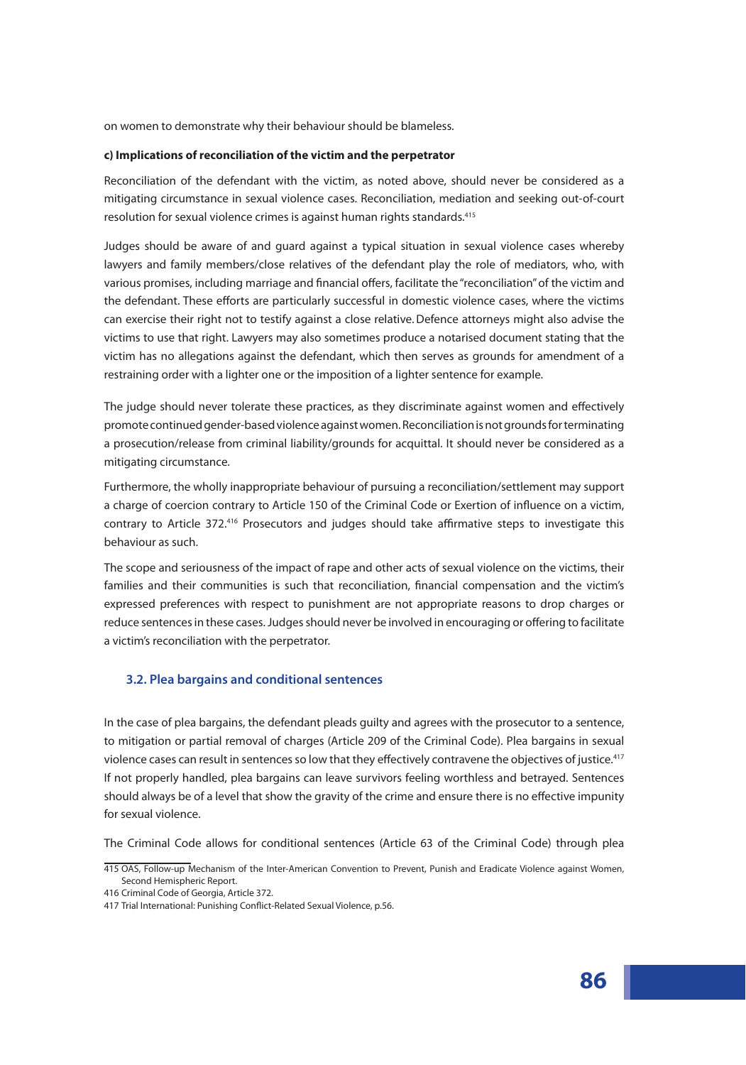on women to demonstrate why their behaviour should be blameless.

**c) Implications of reconciliation of the victim and the perpetrator**

Reconciliation of the defendant with the victim, as noted above, should never be considered as a mitigating circumstance in sexual violence cases. Reconciliation, mediation and seeking out-of-court resolution for sexual violence crimes is against human rights standards.[415]

Judges should be aware of and guard against a typical situation in sexual violence cases whereby lawyers and family members/close relatives of the defendant play the role of mediators, who, with various promises, including marriage and financial offers, facilitate the "reconciliation" of the victim and the defendant. These efforts are particularly successful in domestic violence cases, where the victims can exercise their right not to testify against a close relative. Defence attorneys might also advise the victims to use that right. Lawyers may also sometimes produce a notarised document stating that the victim has no allegations against the defendant, which then serves as grounds for amendment of a restraining order with a lighter one or the imposition of a lighter sentence for example.

The judge should never tolerate these practices, as they discriminate against women and effectively promote continued gender-based violence against women. Reconciliation is not grounds for terminating a prosecution/release from criminal liability/grounds for acquittal. It should never be considered as a mitigating circumstance.

Furthermore, the wholly inappropriate behaviour of pursuing a reconciliation/settlement may support a charge of coercion contrary to Article 150 of the Criminal Code or Exertion of influence on a victim, contrary to Article 372.[416] Prosecutors and judges should take affirmative steps to investigate this behaviour as such.

The scope and seriousness of the impact of rape and other acts of sexual violence on the victims, their families and their communities is such that reconciliation, financial compensation and the victim's expressed preferences with respect to punishment are not appropriate reasons to drop charges or reduce sentences in these cases. Judges should never be involved in encouraging or offering to facilitate a victim's reconciliation with the perpetrator.

## 3.2. Plea bargains and conditional sentences

In the case of plea bargains, the defendant pleads guilty and agrees with the prosecutor to a sentence, to mitigation or partial removal of charges (Article 209 of the Criminal Code). Plea bargains in sexual violence cases can result in sentences so low that they effectively contravene the objectives of justice.[417] If not properly handled, plea bargains can leave survivors feeling worthless and betrayed. Sentences should always be of a level that show the gravity of the crime and ensure there is no effective impunity for sexual violence.

The Criminal Code allows for conditional sentences (Article 63 of the Criminal Code) through plea

---

415 OAS, Follow-up Mechanism of the Inter-American Convention to Prevent, Punish and Eradicate Violence against Women, Second Hemispheric Report.

416 Criminal Code of Georgia, Article 372.

417 Trial International: Punishing Conflict-Related Sexual Violence, p.56.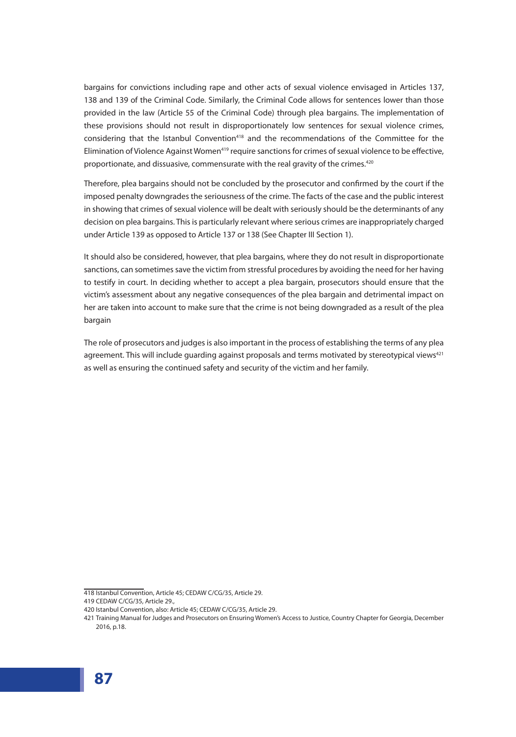bargains for convictions including rape and other acts of sexual violence envisaged in Articles 137, 138 and 139 of the Criminal Code. Similarly, the Criminal Code allows for sentences lower than those provided in the law (Article 55 of the Criminal Code) through plea bargains. The implementation of these provisions should not result in disproportionately low sentences for sexual violence crimes, considering that the Istanbul Convention[418] and the recommendations of the Committee for the Elimination of Violence Against Women[419] require sanctions for crimes of sexual violence to be effective, proportionate, and dissuasive, commensurate with the real gravity of the crimes.[420]

Therefore, plea bargains should not be concluded by the prosecutor and confirmed by the court if the imposed penalty downgrades the seriousness of the crime. The facts of the case and the public interest in showing that crimes of sexual violence will be dealt with seriously should be the determinants of any decision on plea bargains. This is particularly relevant where serious crimes are inappropriately charged under Article 139 as opposed to Article 137 or 138 (See Chapter III Section 1).

It should also be considered, however, that plea bargains, where they do not result in disproportionate sanctions, can sometimes save the victim from stressful procedures by avoiding the need for her having to testify in court. In deciding whether to accept a plea bargain, prosecutors should ensure that the victim's assessment about any negative consequences of the plea bargain and detrimental impact on her are taken into account to make sure that the crime is not being downgraded as a result of the plea bargain

The role of prosecutors and judges is also important in the process of establishing the terms of any plea agreement. This will include guarding against proposals and terms motivated by stereotypical views[421] as well as ensuring the continued safety and security of the victim and her family.

---

418 Istanbul Convention, Article 45; CEDAW C/CG/35, Article 29.

419 CEDAW C/CG/35, Article 29.,

420 Istanbul Convention, also: Article 45; CEDAW C/CG/35, Article 29.

421 Training Manual for Judges and Prosecutors on Ensuring Women's Access to Justice, Country Chapter for Georgia, December 2016, p.18.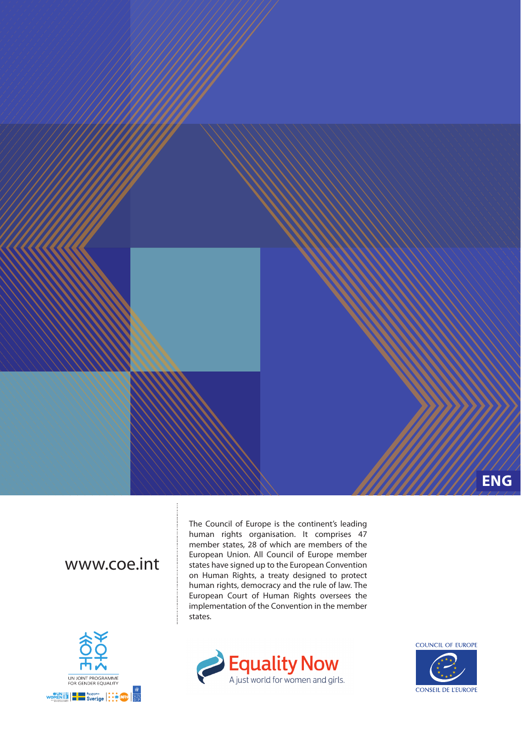ENG

www.coe.int

The Council of Europe is the continent's leading human rights organisation. It comprises 47 member states, 28 of which are members of the European Union. All Council of Europe member states have signed up to the European Convention on Human Rights, a treaty designed to protect human rights, democracy and the rule of law. The European Court of Human Rights oversees the implementation of the Convention in the member states.

UN JOINT PROGRAMME FOR GENDER EQUALITY

Equality Now

A just world for women and girls.

COUNCIL OF EUROPE

CONSEIL DE L'EUROPE